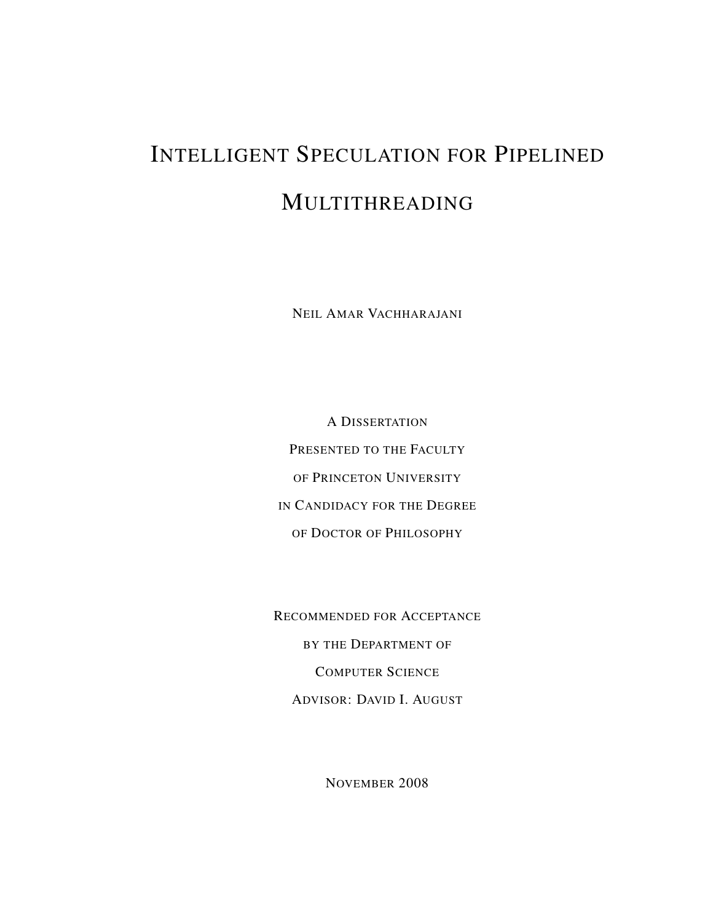# Intelligent Speculation for Pipelined Multithreading

Neil Amar Vachharajani

A Dissertation
Presented to the Faculty
of Princeton University
in Candidacy for the Degree
of Doctor of Philosophy

Recommended for Acceptance
by the Department of
Computer Science
Advisor: David I. August

November 2008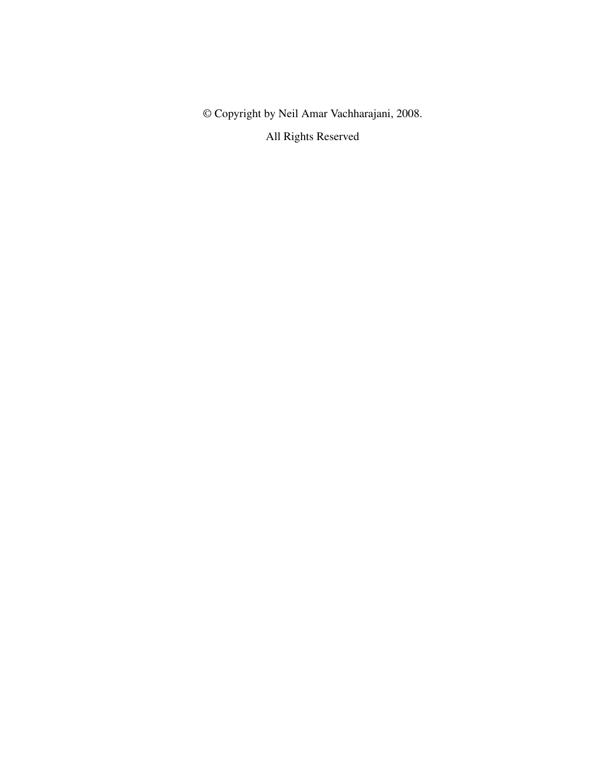© Copyright by Neil Amar Vachharajani, 2008.

All Rights Reserved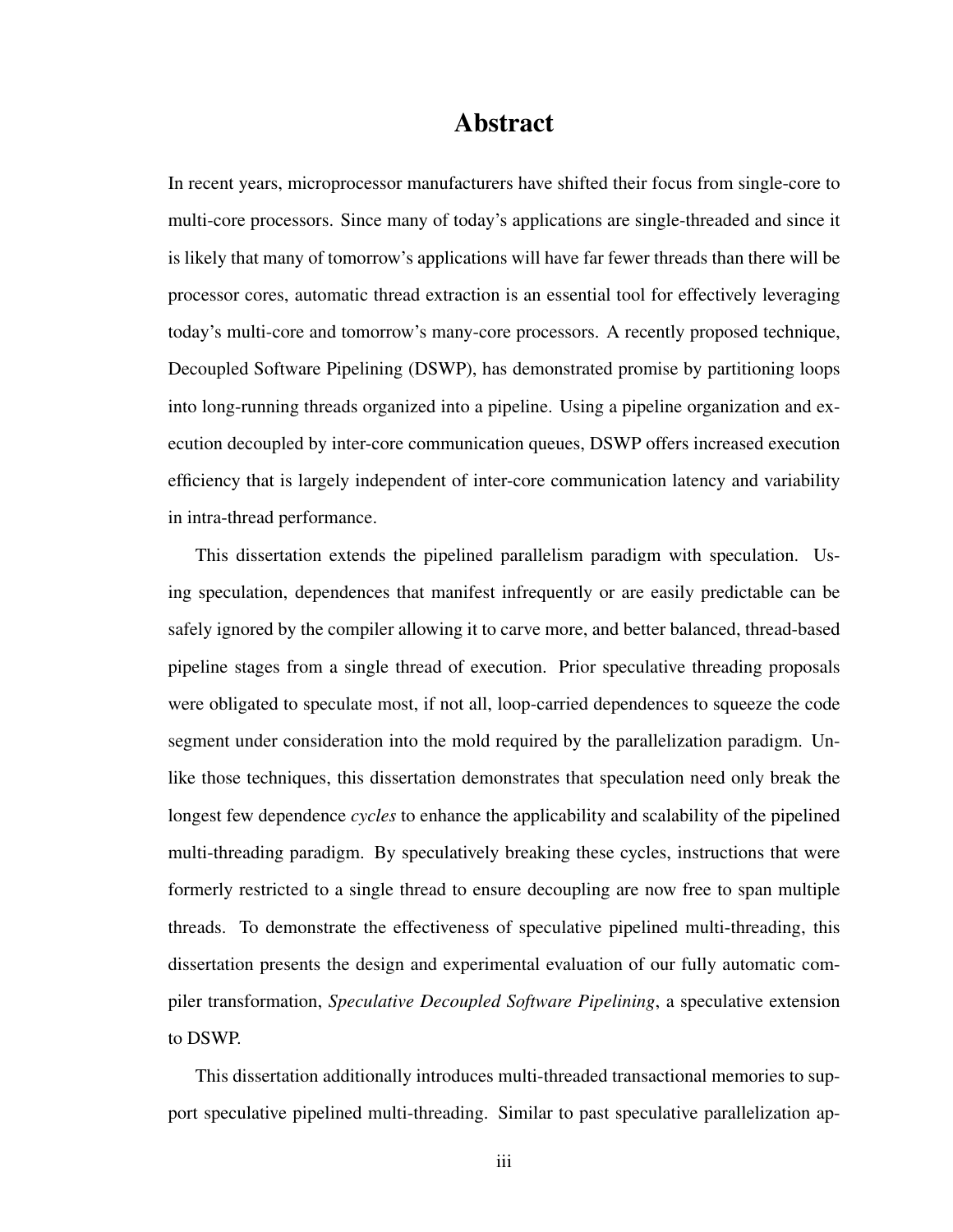# Abstract

In recent years, microprocessor manufacturers have shifted their focus from single-core to multi-core processors. Since many of today's applications are single-threaded and since it is likely that many of tomorrow's applications will have far fewer threads than there will be processor cores, automatic thread extraction is an essential tool for effectively leveraging today's multi-core and tomorrow's many-core processors. A recently proposed technique, Decoupled Software Pipelining (DSWP), has demonstrated promise by partitioning loops into long-running threads organized into a pipeline. Using a pipeline organization and execution decoupled by inter-core communication queues, DSWP offers increased execution efficiency that is largely independent of inter-core communication latency and variability in intra-thread performance.

This dissertation extends the pipelined parallelism paradigm with speculation. Using speculation, dependences that manifest infrequently or are easily predictable can be safely ignored by the compiler allowing it to carve more, and better balanced, thread-based pipeline stages from a single thread of execution. Prior speculative threading proposals were obligated to speculate most, if not all, loop-carried dependences to squeeze the code segment under consideration into the mold required by the parallelization paradigm. Unlike those techniques, this dissertation demonstrates that speculation need only break the longest few dependence *cycles* to enhance the applicability and scalability of the pipelined multi-threading paradigm. By speculatively breaking these cycles, instructions that were formerly restricted to a single thread to ensure decoupling are now free to span multiple threads. To demonstrate the effectiveness of speculative pipelined multi-threading, this dissertation presents the design and experimental evaluation of our fully automatic compiler transformation, *Speculative Decoupled Software Pipelining*, a speculative extension to DSWP.

This dissertation additionally introduces multi-threaded transactional memories to support speculative pipelined multi-threading. Similar to past speculative parallelization ap-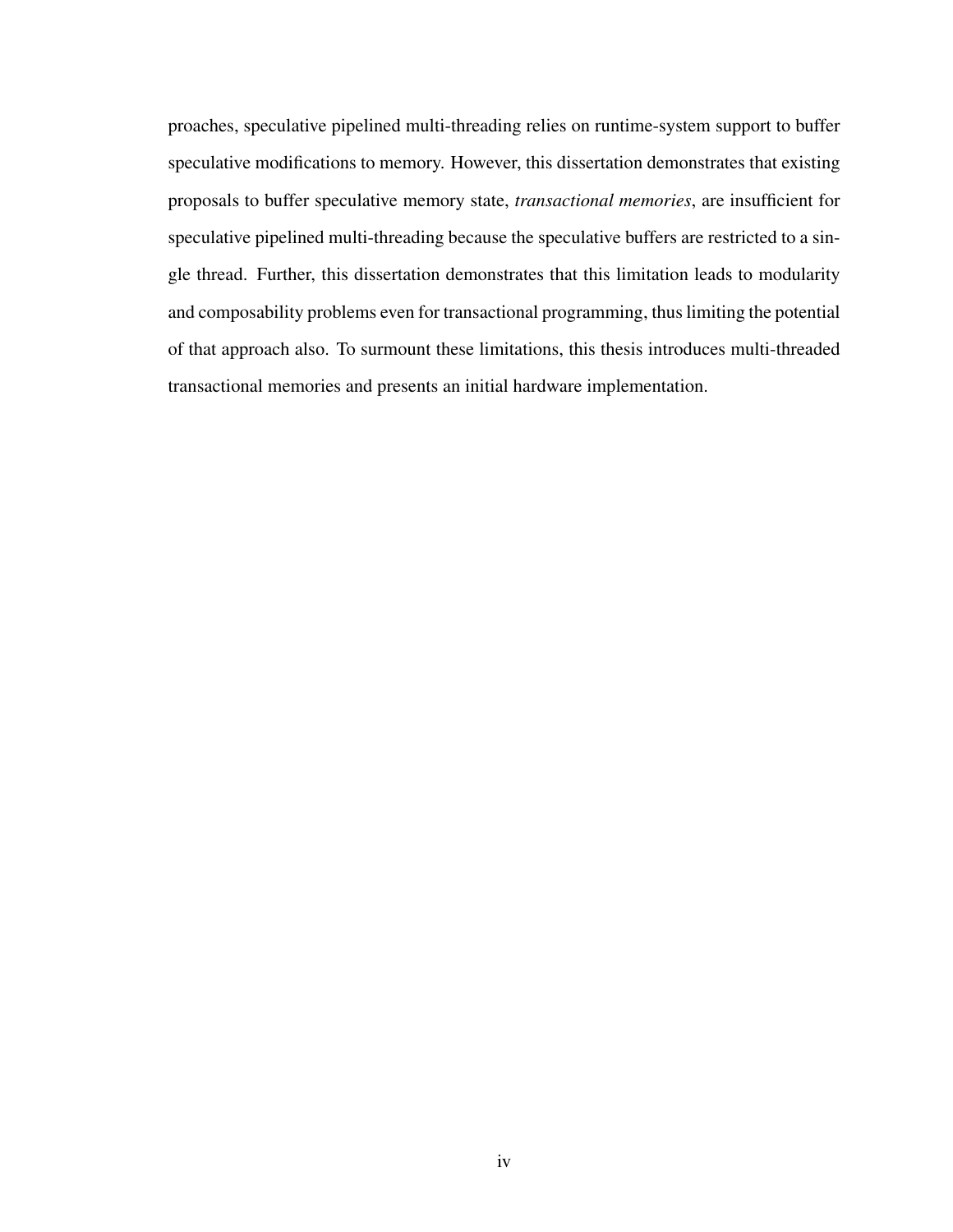proaches, speculative pipelined multi-threading relies on runtime-system support to buffer speculative modifications to memory. However, this dissertation demonstrates that existing proposals to buffer speculative memory state, *transactional memories*, are insufficient for speculative pipelined multi-threading because the speculative buffers are restricted to a single thread. Further, this dissertation demonstrates that this limitation leads to modularity and composability problems even for transactional programming, thus limiting the potential of that approach also. To surmount these limitations, this thesis introduces multi-threaded transactional memories and presents an initial hardware implementation.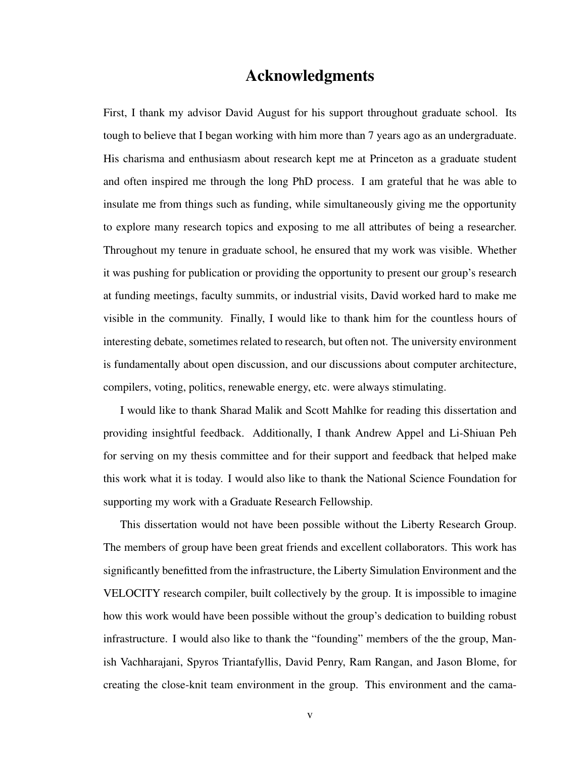# Acknowledgments

First, I thank my advisor David August for his support throughout graduate school. Its tough to believe that I began working with him more than 7 years ago as an undergraduate. His charisma and enthusiasm about research kept me at Princeton as a graduate student and often inspired me through the long PhD process. I am grateful that he was able to insulate me from things such as funding, while simultaneously giving me the opportunity to explore many research topics and exposing to me all attributes of being a researcher. Throughout my tenure in graduate school, he ensured that my work was visible. Whether it was pushing for publication or providing the opportunity to present our group's research at funding meetings, faculty summits, or industrial visits, David worked hard to make me visible in the community. Finally, I would like to thank him for the countless hours of interesting debate, sometimes related to research, but often not. The university environment is fundamentally about open discussion, and our discussions about computer architecture, compilers, voting, politics, renewable energy, etc. were always stimulating.

I would like to thank Sharad Malik and Scott Mahlke for reading this dissertation and providing insightful feedback. Additionally, I thank Andrew Appel and Li-Shiuan Peh for serving on my thesis committee and for their support and feedback that helped make this work what it is today. I would also like to thank the National Science Foundation for supporting my work with a Graduate Research Fellowship.

This dissertation would not have been possible without the Liberty Research Group. The members of group have been great friends and excellent collaborators. This work has significantly benefitted from the infrastructure, the Liberty Simulation Environment and the VELOCITY research compiler, built collectively by the group. It is impossible to imagine how this work would have been possible without the group's dedication to building robust infrastructure. I would also like to thank the "founding" members of the the group, Manish Vachharajani, Spyros Triantafyllis, David Penry, Ram Rangan, and Jason Blome, for creating the close-knit team environment in the group. This environment and the cama-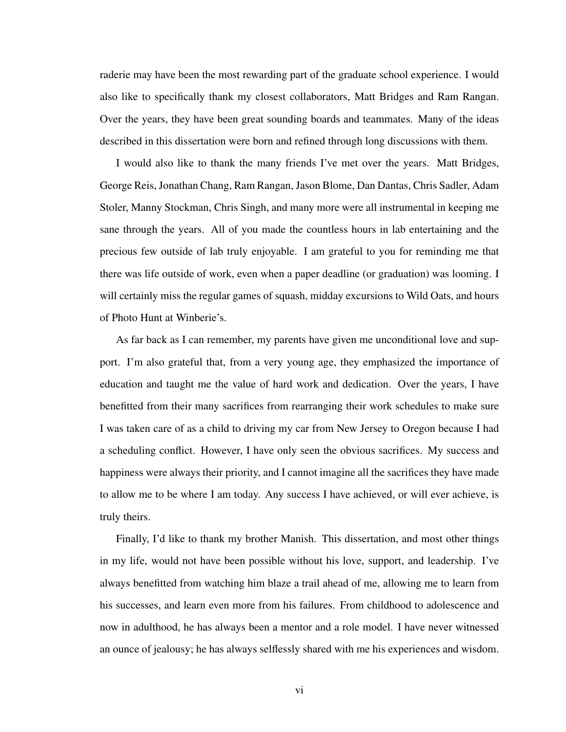raderie may have been the most rewarding part of the graduate school experience. I would also like to specifically thank my closest collaborators, Matt Bridges and Ram Rangan. Over the years, they have been great sounding boards and teammates. Many of the ideas described in this dissertation were born and refined through long discussions with them.

I would also like to thank the many friends I've met over the years. Matt Bridges, George Reis, Jonathan Chang, Ram Rangan, Jason Blome, Dan Dantas, Chris Sadler, Adam Stoler, Manny Stockman, Chris Singh, and many more were all instrumental in keeping me sane through the years. All of you made the countless hours in lab entertaining and the precious few outside of lab truly enjoyable. I am grateful to you for reminding me that there was life outside of work, even when a paper deadline (or graduation) was looming. I will certainly miss the regular games of squash, midday excursions to Wild Oats, and hours of Photo Hunt at Winberie's.

As far back as I can remember, my parents have given me unconditional love and support. I'm also grateful that, from a very young age, they emphasized the importance of education and taught me the value of hard work and dedication. Over the years, I have benefitted from their many sacrifices from rearranging their work schedules to make sure I was taken care of as a child to driving my car from New Jersey to Oregon because I had a scheduling conflict. However, I have only seen the obvious sacrifices. My success and happiness were always their priority, and I cannot imagine all the sacrifices they have made to allow me to be where I am today. Any success I have achieved, or will ever achieve, is truly theirs.

Finally, I'd like to thank my brother Manish. This dissertation, and most other things in my life, would not have been possible without his love, support, and leadership. I've always benefitted from watching him blaze a trail ahead of me, allowing me to learn from his successes, and learn even more from his failures. From childhood to adolescence and now in adulthood, he has always been a mentor and a role model. I have never witnessed an ounce of jealousy; he has always selflessly shared with me his experiences and wisdom.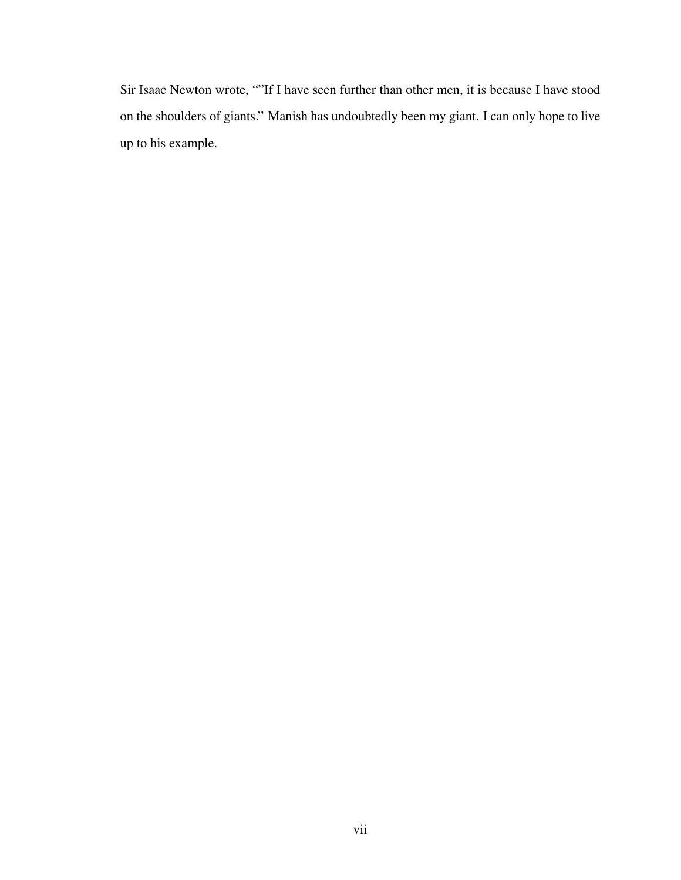Sir Isaac Newton wrote, “”If I have seen further than other men, it is because I have stood on the shoulders of giants.” Manish has undoubtedly been my giant. I can only hope to live up to his example.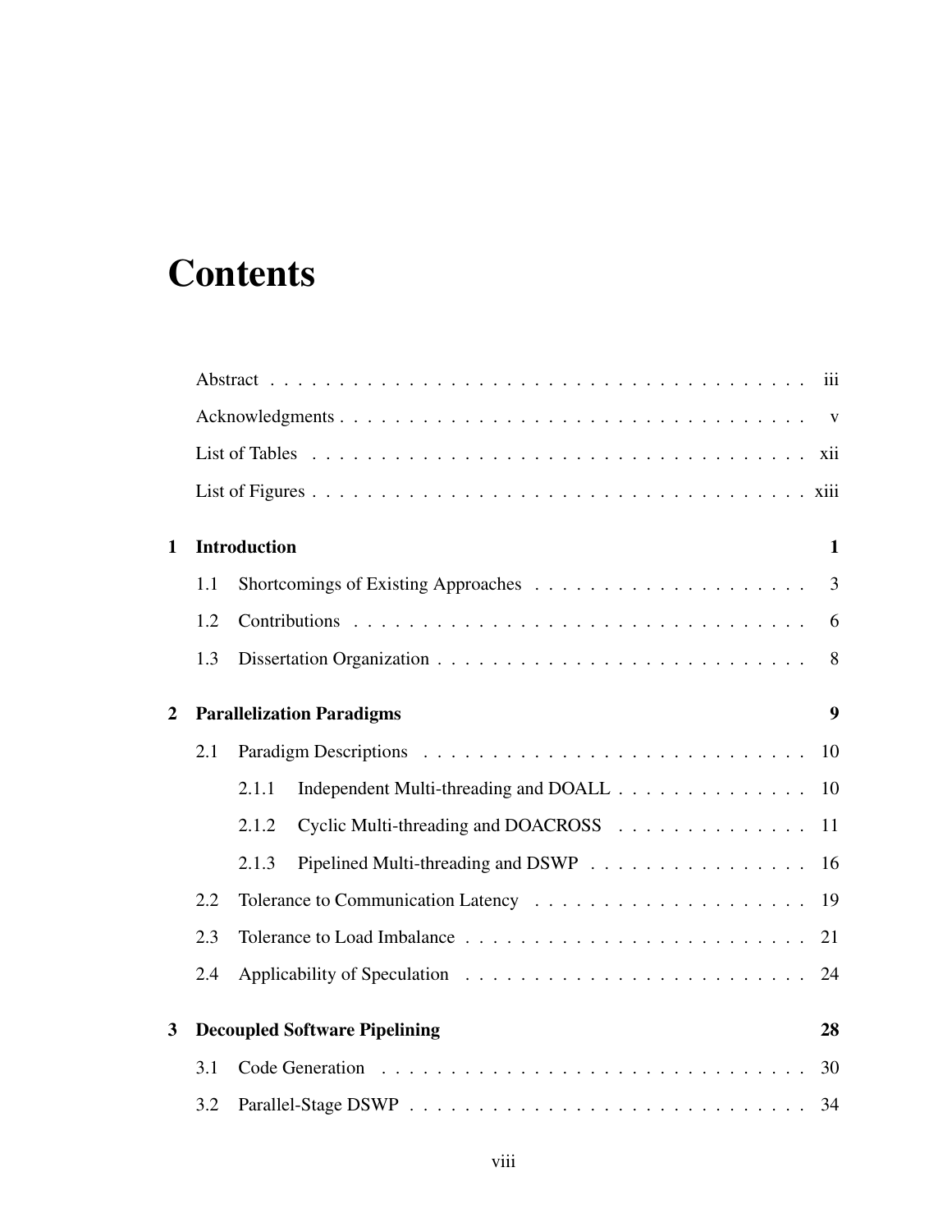# Contents

Abstract . . . iii

Acknowledgments . . . v

List of Tables . . . xii

List of Figures . . . xiii

**1 Introduction** **1**

1.1 Shortcomings of Existing Approaches . . . 3

1.2 Contributions . . . 6

1.3 Dissertation Organization . . . 8

**2 Parallelization Paradigms** **9**

2.1 Paradigm Descriptions . . . 10

2.1.1 Independent Multi-threading and DOALL . . . 10

2.1.2 Cyclic Multi-threading and DOACROSS . . . 11

2.1.3 Pipelined Multi-threading and DSWP . . . 16

2.2 Tolerance to Communication Latency . . . 19

2.3 Tolerance to Load Imbalance . . . 21

2.4 Applicability of Speculation . . . 24

**3 Decoupled Software Pipelining** **28**

3.1 Code Generation . . . 30

3.2 Parallel-Stage DSWP . . . 34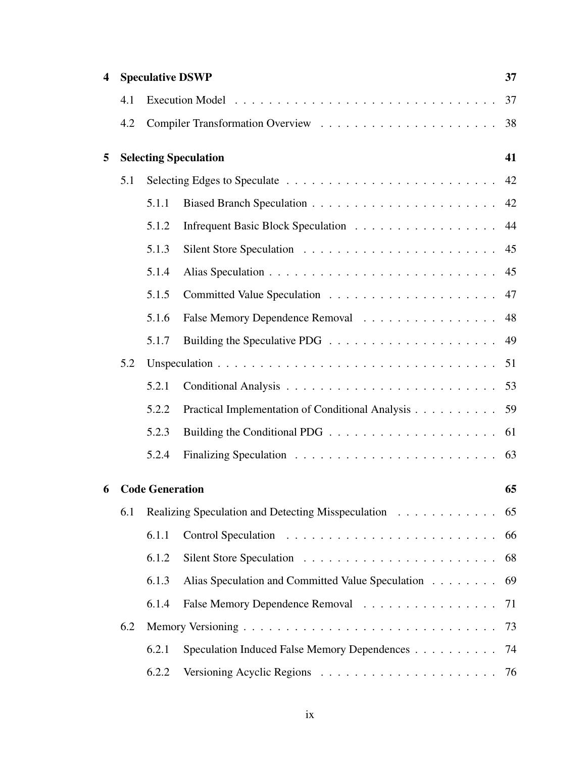**4 Speculative DSWP** **37**

- 4.1 Execution Model . . . . . . . . . . 37
- 4.2 Compiler Transformation Overview . . . . . . . . . . 38

**5 Selecting Speculation** **41**

- 5.1 Selecting Edges to Speculate . . . . . . . . . . 42
  - 5.1.1 Biased Branch Speculation . . . . . . . . . . 42
  - 5.1.2 Infrequent Basic Block Speculation . . . . . . . . . . 44
  - 5.1.3 Silent Store Speculation . . . . . . . . . . 45
  - 5.1.4 Alias Speculation . . . . . . . . . . 45
  - 5.1.5 Committed Value Speculation . . . . . . . . . . 47
  - 5.1.6 False Memory Dependence Removal . . . . . . . . . . 48
  - 5.1.7 Building the Speculative PDG . . . . . . . . . . 49
- 5.2 Unspeculation . . . . . . . . . . 51
  - 5.2.1 Conditional Analysis . . . . . . . . . . 53
  - 5.2.2 Practical Implementation of Conditional Analysis . . . . . . . . . . 59
  - 5.2.3 Building the Conditional PDG . . . . . . . . . . 61
  - 5.2.4 Finalizing Speculation . . . . . . . . . . 63

**6 Code Generation** **65**

- 6.1 Realizing Speculation and Detecting Misspeculation . . . . . . . . . . 65
  - 6.1.1 Control Speculation . . . . . . . . . . 66
  - 6.1.2 Silent Store Speculation . . . . . . . . . . 68
  - 6.1.3 Alias Speculation and Committed Value Speculation . . . . . . . . . . 69
  - 6.1.4 False Memory Dependence Removal . . . . . . . . . . 71
- 6.2 Memory Versioning . . . . . . . . . . 73
  - 6.2.1 Speculation Induced False Memory Dependences . . . . . . . . . . 74
  - 6.2.2 Versioning Acyclic Regions . . . . . . . . . . 76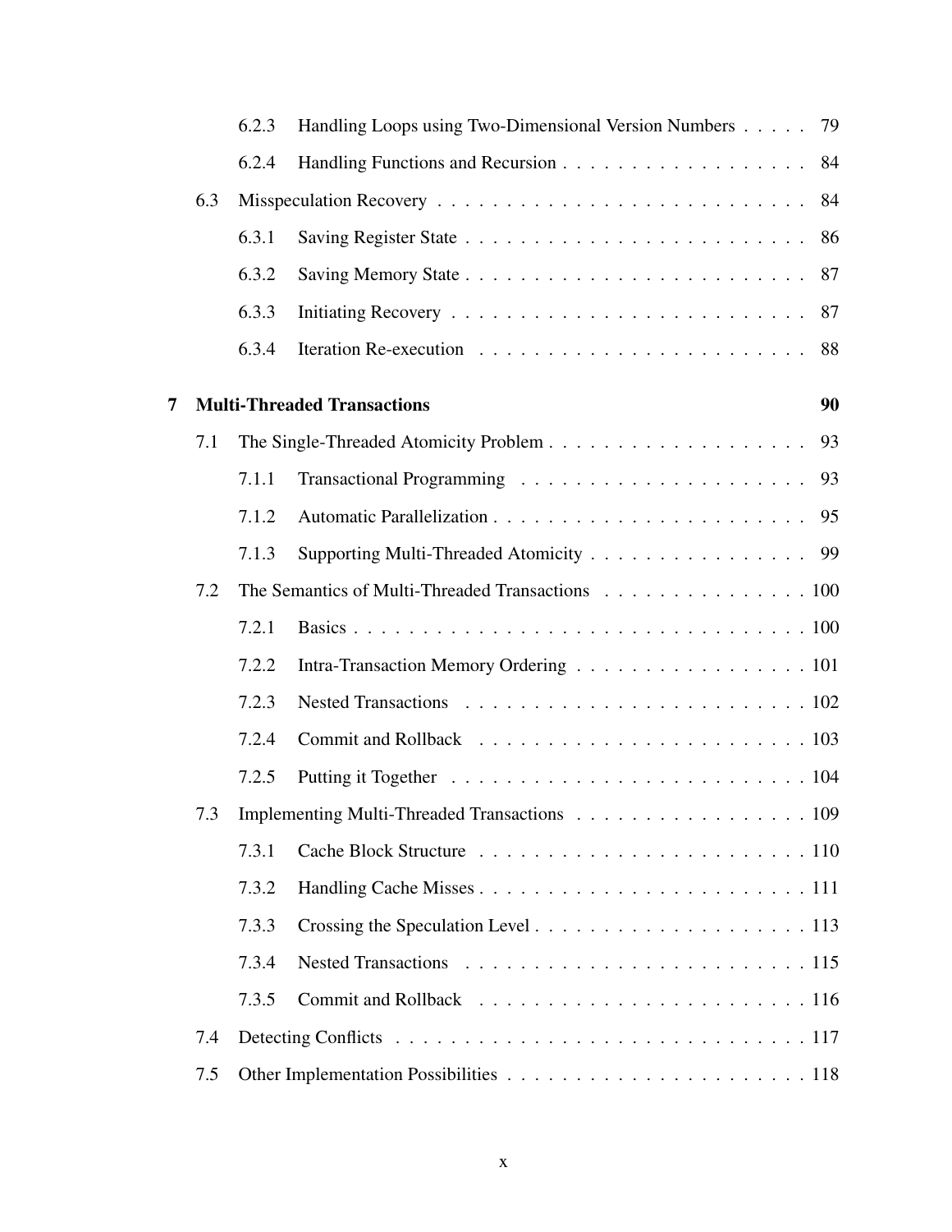6.2.3 Handling Loops using Two-Dimensional Version Numbers . . . . . 79

6.2.4 Handling Functions and Recursion . . . . . . . . . . . . . . . . . . 84

6.3 Misspeculation Recovery . . . . . . . . . . . . . . . . . . . . . . . . . . . 84

6.3.1 Saving Register State . . . . . . . . . . . . . . . . . . . . . . . . . 86

6.3.2 Saving Memory State . . . . . . . . . . . . . . . . . . . . . . . . . 87

6.3.3 Initiating Recovery . . . . . . . . . . . . . . . . . . . . . . . . . . 87

6.3.4 Iteration Re-execution . . . . . . . . . . . . . . . . . . . . . . . . 88

**7 Multi-Threaded Transactions 90**

7.1 The Single-Threaded Atomicity Problem . . . . . . . . . . . . . . . . . . . 93

7.1.1 Transactional Programming . . . . . . . . . . . . . . . . . . . . . 93

7.1.2 Automatic Parallelization . . . . . . . . . . . . . . . . . . . . . . . 95

7.1.3 Supporting Multi-Threaded Atomicity . . . . . . . . . . . . . . . . 99

7.2 The Semantics of Multi-Threaded Transactions . . . . . . . . . . . . . . . 100

7.2.1 Basics . . . . . . . . . . . . . . . . . . . . . . . . . . . . . . . . . 100

7.2.2 Intra-Transaction Memory Ordering . . . . . . . . . . . . . . . . . 101

7.2.3 Nested Transactions . . . . . . . . . . . . . . . . . . . . . . . . . 102

7.2.4 Commit and Rollback . . . . . . . . . . . . . . . . . . . . . . . . . 103

7.2.5 Putting it Together . . . . . . . . . . . . . . . . . . . . . . . . . . 104

7.3 Implementing Multi-Threaded Transactions . . . . . . . . . . . . . . . . . 109

7.3.1 Cache Block Structure . . . . . . . . . . . . . . . . . . . . . . . . 110

7.3.2 Handling Cache Misses . . . . . . . . . . . . . . . . . . . . . . . . 111

7.3.3 Crossing the Speculation Level . . . . . . . . . . . . . . . . . . . . 113

7.3.4 Nested Transactions . . . . . . . . . . . . . . . . . . . . . . . . . 115

7.3.5 Commit and Rollback . . . . . . . . . . . . . . . . . . . . . . . . . 116

7.4 Detecting Conflicts . . . . . . . . . . . . . . . . . . . . . . . . . . . . . . 117

7.5 Other Implementation Possibilities . . . . . . . . . . . . . . . . . . . . . . 118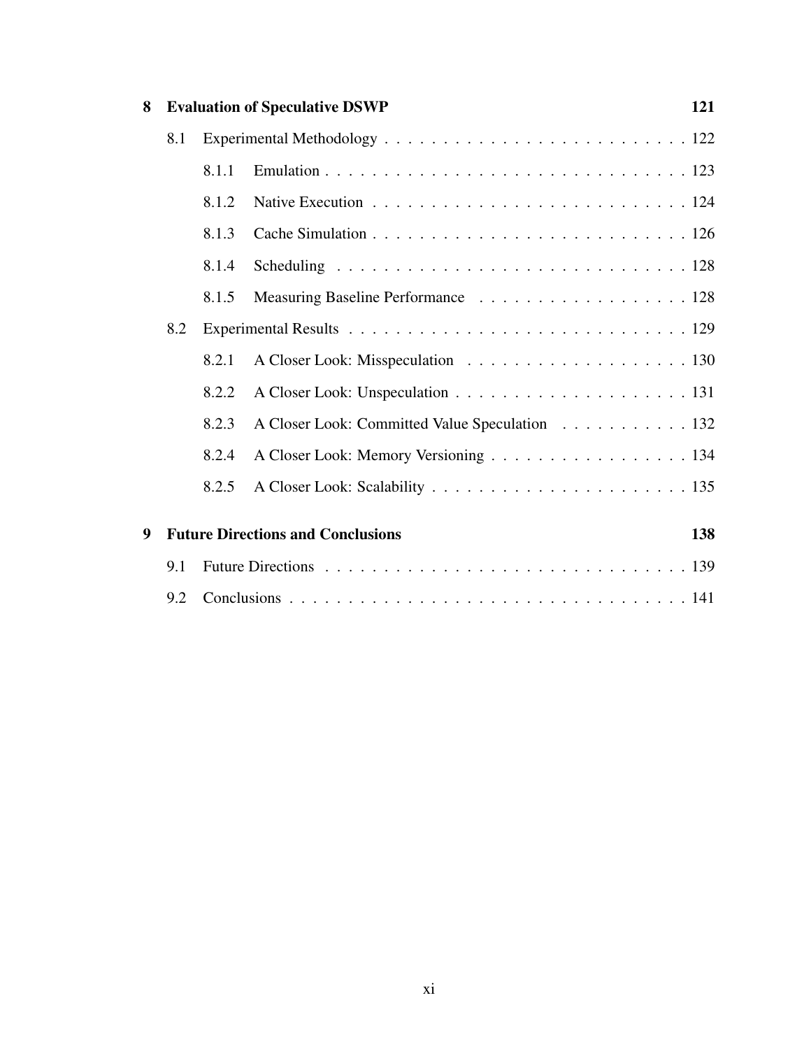**8 Evaluation of Speculative DSWP** 121

- 8.1 Experimental Methodology . . . . . . . . . . . . . . . . . . . . . . . . . . 122
  - 8.1.1 Emulation . . . . . . . . . . . . . . . . . . . . . . . . . . . . . . . . 123
  - 8.1.2 Native Execution . . . . . . . . . . . . . . . . . . . . . . . . . . . 124
  - 8.1.3 Cache Simulation . . . . . . . . . . . . . . . . . . . . . . . . . . . 126
  - 8.1.4 Scheduling . . . . . . . . . . . . . . . . . . . . . . . . . . . . . . 128
  - 8.1.5 Measuring Baseline Performance . . . . . . . . . . . . . . . . . . 128
- 8.2 Experimental Results . . . . . . . . . . . . . . . . . . . . . . . . . . . . . 129
  - 8.2.1 A Closer Look: Misspeculation . . . . . . . . . . . . . . . . . . . 130
  - 8.2.2 A Closer Look: Unspeculation . . . . . . . . . . . . . . . . . . . . 131
  - 8.2.3 A Closer Look: Committed Value Speculation . . . . . . . . . . . 132
  - 8.2.4 A Closer Look: Memory Versioning . . . . . . . . . . . . . . . . . 134
  - 8.2.5 A Closer Look: Scalability . . . . . . . . . . . . . . . . . . . . . . 135

**9 Future Directions and Conclusions** 138

- 9.1 Future Directions . . . . . . . . . . . . . . . . . . . . . . . . . . . . . . . 139
- 9.2 Conclusions . . . . . . . . . . . . . . . . . . . . . . . . . . . . . . . . . . 141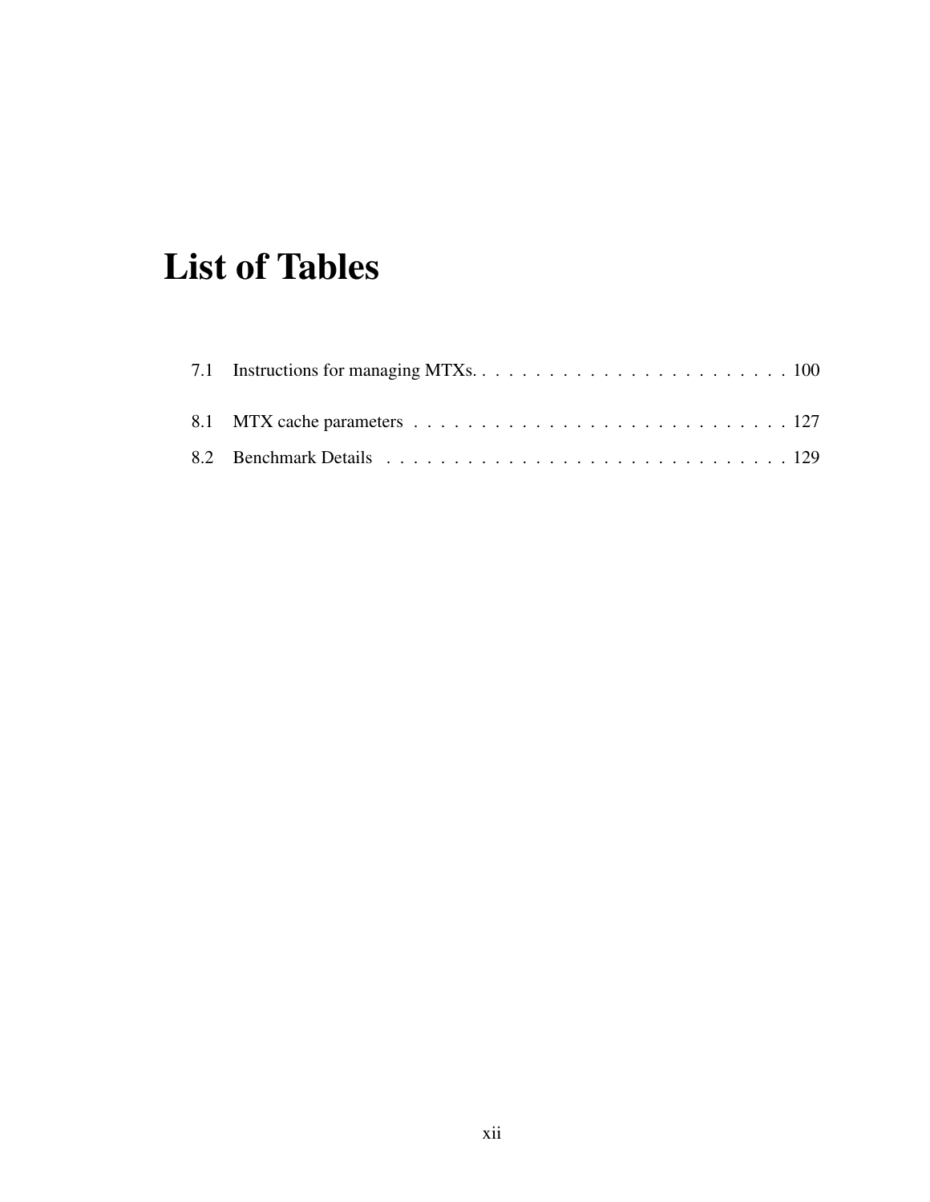# List of Tables

7.1 Instructions for managing MTXs. . . . . . . . . . . . . . . . . . . . . . . . 100

8.1 MTX cache parameters . . . . . . . . . . . . . . . . . . . . . . . . . . . . . 127

8.2 Benchmark Details . . . . . . . . . . . . . . . . . . . . . . . . . . . . . . . 129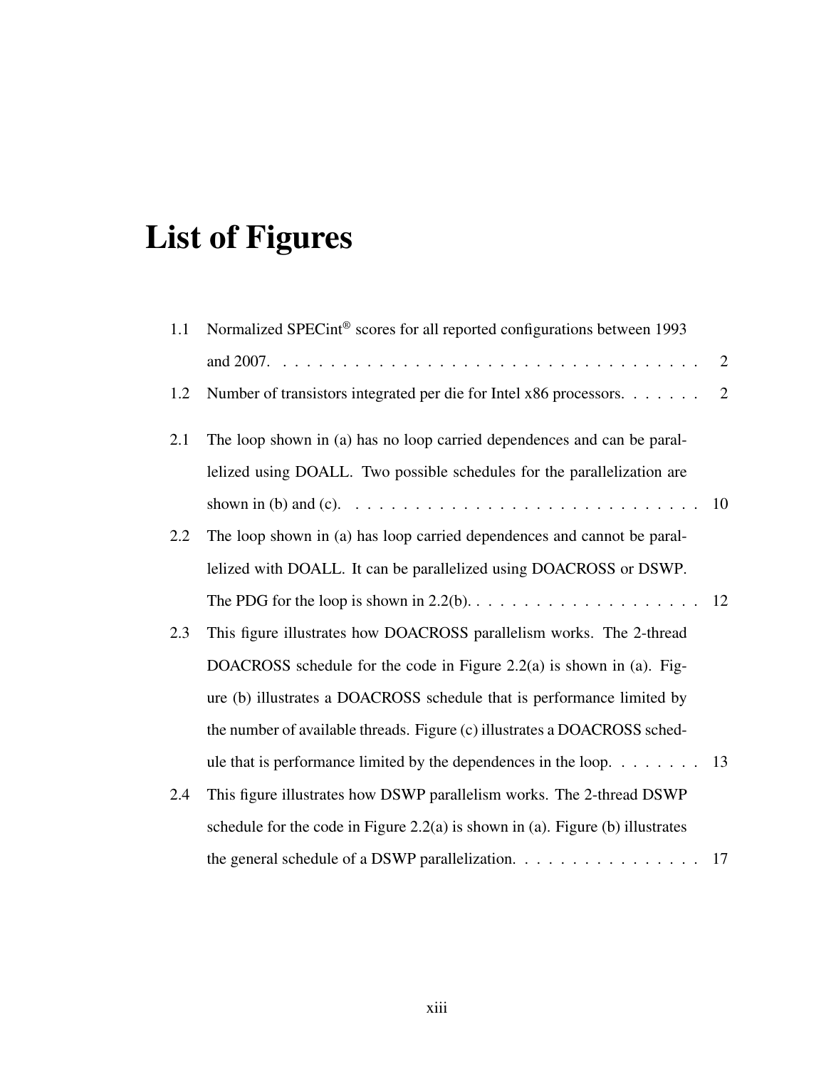# List of Figures

1.1 Normalized SPECint® scores for all reported configurations between 1993 and 2007. . . . . . . . . . 2

1.2 Number of transistors integrated per die for Intel x86 processors. . . . . . . 2

2.1 The loop shown in (a) has no loop carried dependences and can be parallelized using DOALL. Two possible schedules for the parallelization are shown in (b) and (c). . . . . . . . . . 10

2.2 The loop shown in (a) has loop carried dependences and cannot be parallelized with DOALL. It can be parallelized using DOACROSS or DSWP. The PDG for the loop is shown in 2.2(b). . . . . . . . . . 12

2.3 This figure illustrates how DOACROSS parallelism works. The 2-thread DOACROSS schedule for the code in Figure 2.2(a) is shown in (a). Figure (b) illustrates a DOACROSS schedule that is performance limited by the number of available threads. Figure (c) illustrates a DOACROSS schedule that is performance limited by the dependences in the loop. . . . . . . . 13

2.4 This figure illustrates how DSWP parallelism works. The 2-thread DSWP schedule for the code in Figure 2.2(a) is shown in (a). Figure (b) illustrates the general schedule of a DSWP parallelization. . . . . . . . . . 17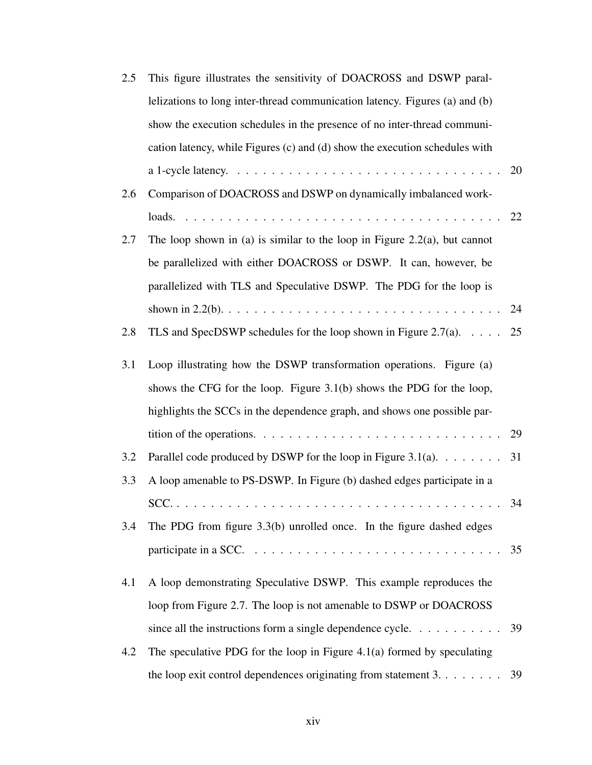| | | |
|---|---|---|
| 2.5 | This figure illustrates the sensitivity of DOACROSS and DSWP parallelizations to long inter-thread communication latency. Figures (a) and (b) show the execution schedules in the presence of no inter-thread communication latency, while Figures (c) and (d) show the execution schedules with a 1-cycle latency. | 20 |
| 2.6 | Comparison of DOACROSS and DSWP on dynamically imbalanced workloads. | 22 |
| 2.7 | The loop shown in (a) is similar to the loop in Figure 2.2(a), but cannot be parallelized with either DOACROSS or DSWP. It can, however, be parallelized with TLS and Speculative DSWP. The PDG for the loop is shown in 2.2(b). | 24 |
| 2.8 | TLS and SpecDSWP schedules for the loop shown in Figure 2.7(a). | 25 |
| 3.1 | Loop illustrating how the DSWP transformation operations. Figure (a) shows the CFG for the loop. Figure 3.1(b) shows the PDG for the loop, highlights the SCCs in the dependence graph, and shows one possible partition of the operations. | 29 |
| 3.2 | Parallel code produced by DSWP for the loop in Figure 3.1(a). | 31 |
| 3.3 | A loop amenable to PS-DSWP. In Figure (b) dashed edges participate in a SCC. | 34 |
| 3.4 | The PDG from figure 3.3(b) unrolled once. In the figure dashed edges participate in a SCC. | 35 |
| 4.1 | A loop demonstrating Speculative DSWP. This example reproduces the loop from Figure 2.7. The loop is not amenable to DSWP or DOACROSS since all the instructions form a single dependence cycle. | 39 |
| 4.2 | The speculative PDG for the loop in Figure 4.1(a) formed by speculating the loop exit control dependences originating from statement 3. | 39 |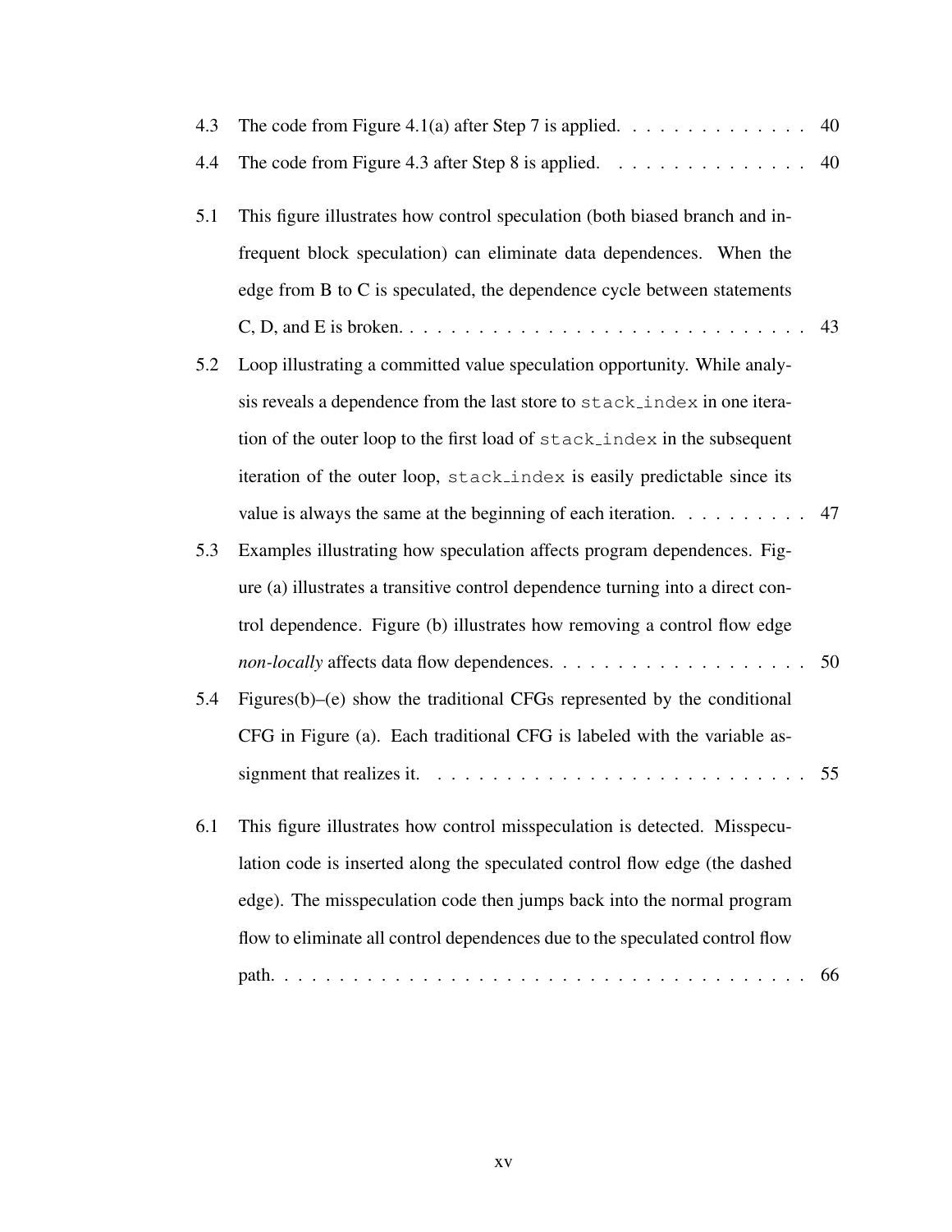4.3 The code from Figure 4.1(a) after Step 7 is applied. . . . . . . . . . . . . . 40

4.4 The code from Figure 4.3 after Step 8 is applied. . . . . . . . . . . . . . . 40

5.1 This figure illustrates how control speculation (both biased branch and infrequent block speculation) can eliminate data dependences. When the edge from B to C is speculated, the dependence cycle between statements C, D, and E is broken. . . . . . . . . . . . . . . . . . . . . . . . . . . . . . 43

5.2 Loop illustrating a committed value speculation opportunity. While analysis reveals a dependence from the last store to `stack_index` in one iteration of the outer loop to the first load of `stack_index` in the subsequent iteration of the outer loop, `stack_index` is easily predictable since its value is always the same at the beginning of each iteration. . . . . . . . . . 47

5.3 Examples illustrating how speculation affects program dependences. Figure (a) illustrates a transitive control dependence turning into a direct control dependence. Figure (b) illustrates how removing a control flow edge *non-locally* affects data flow dependences. . . . . . . . . . . . . . . . . . . 50

5.4 Figures(b)–(e) show the traditional CFGs represented by the conditional CFG in Figure (a). Each traditional CFG is labeled with the variable assignment that realizes it. . . . . . . . . . . . . . . . . . . . . . . . . . . 55

6.1 This figure illustrates how control misspeculation is detected. Misspeculation code is inserted along the speculated control flow edge (the dashed edge). The misspeculation code then jumps back into the normal program flow to eliminate all control dependences due to the speculated control flow path. . . . . . . . . . . . . . . . . . . . . . . . . . . . . . . . . . . . . . . 66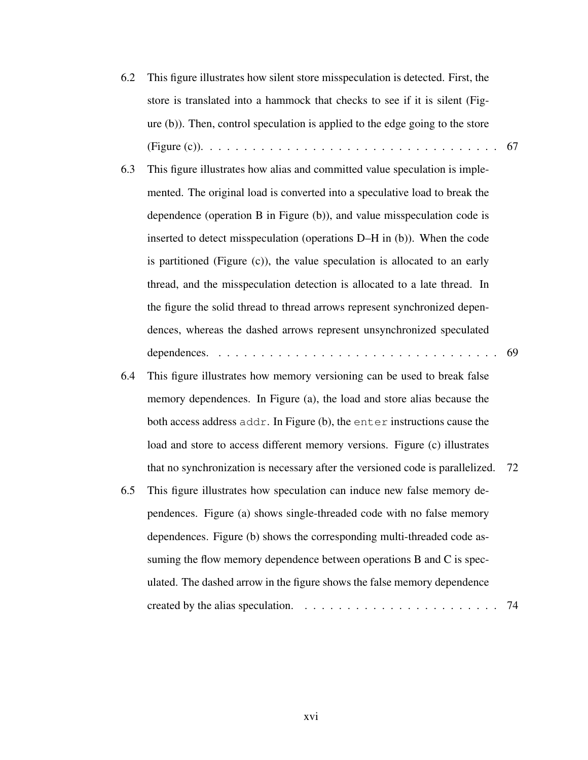6.2 This figure illustrates how silent store misspeculation is detected. First, the store is translated into a hammock that checks to see if it is silent (Figure (b)). Then, control speculation is applied to the edge going to the store (Figure (c)). . . . . . . . . . . . . . . . . . . . . . . . . . . . . . . . . . . . 67

6.3 This figure illustrates how alias and committed value speculation is implemented. The original load is converted into a speculative load to break the dependence (operation B in Figure (b)), and value misspeculation code is inserted to detect misspeculation (operations D–H in (b)). When the code is partitioned (Figure (c)), the value speculation is allocated to an early thread, and the misspeculation detection is allocated to a late thread. In the figure the solid thread to thread arrows represent synchronized dependences, whereas the dashed arrows represent unsynchronized speculated dependences. . . . . . . . . . . . . . . . . . . . . . . . . . . . . . . . . . . 69

6.4 This figure illustrates how memory versioning can be used to break false memory dependences. In Figure (a), the load and store alias because the both access address `addr`. In Figure (b), the `enter` instructions cause the load and store to access different memory versions. Figure (c) illustrates that no synchronization is necessary after the versioned code is parallelized. 72

6.5 This figure illustrates how speculation can induce new false memory dependences. Figure (a) shows single-threaded code with no false memory dependences. Figure (b) shows the corresponding multi-threaded code assuming the flow memory dependence between operations B and C is speculated. The dashed arrow in the figure shows the false memory dependence created by the alias speculation. . . . . . . . . . . . . . . . . . . . . . . . 74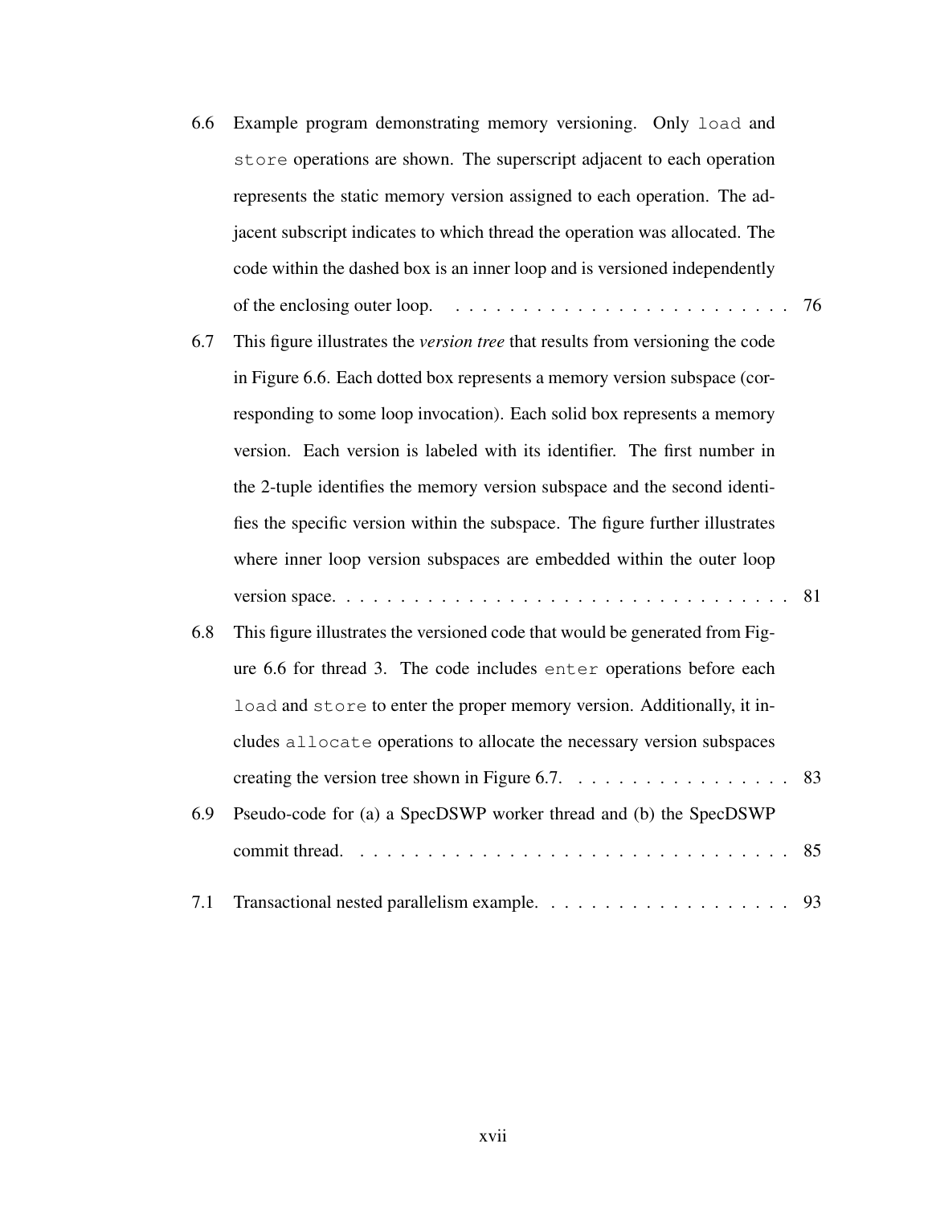6.6 Example program demonstrating memory versioning. Only `load` and `store` operations are shown. The superscript adjacent to each operation represents the static memory version assigned to each operation. The adjacent subscript indicates to which thread the operation was allocated. The code within the dashed box is an inner loop and is versioned independently of the enclosing outer loop. . . . . . . . . . . . . . . . . . . . . . . . . 76

6.7 This figure illustrates the *version tree* that results from versioning the code in Figure 6.6. Each dotted box represents a memory version subspace (corresponding to some loop invocation). Each solid box represents a memory version. Each version is labeled with its identifier. The first number in the 2-tuple identifies the memory version subspace and the second identifies the specific version within the subspace. The figure further illustrates where inner loop version subspaces are embedded within the outer loop version space. . . . . . . . . . . . . . . . . . . . . . . . . . . . . . . . . . 81

6.8 This figure illustrates the versioned code that would be generated from Figure 6.6 for thread 3. The code includes `enter` operations before each `load` and `store` to enter the proper memory version. Additionally, it includes `allocate` operations to allocate the necessary version subspaces creating the version tree shown in Figure 6.7. . . . . . . . . . . . . . . . . 83

6.9 Pseudo-code for (a) a SpecDSWP worker thread and (b) the SpecDSWP commit thread. . . . . . . . . . . . . . . . . . . . . . . . . . . . . . . . . 85

7.1 Transactional nested parallelism example. . . . . . . . . . . . . . . . . . . 93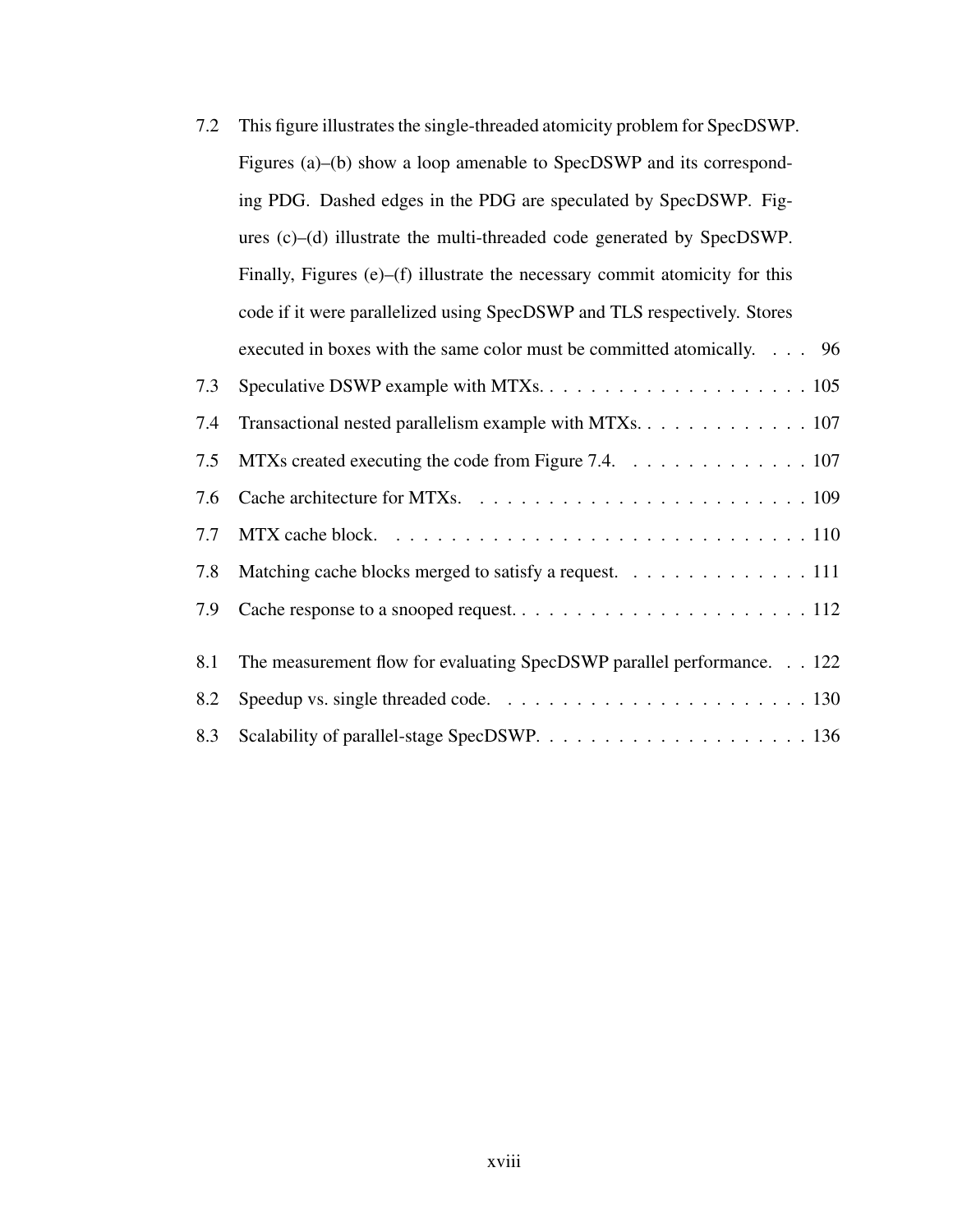7.2 This figure illustrates the single-threaded atomicity problem for SpecDSWP. Figures (a)–(b) show a loop amenable to SpecDSWP and its corresponding PDG. Dashed edges in the PDG are speculated by SpecDSWP. Figures (c)–(d) illustrate the multi-threaded code generated by SpecDSWP. Finally, Figures (e)–(f) illustrate the necessary commit atomicity for this code if it were parallelized using SpecDSWP and TLS respectively. Stores executed in boxes with the same color must be committed atomically. . . . 96

7.3 Speculative DSWP example with MTXs. . . . . . . . . . . . . . . . . . . . . 105

7.4 Transactional nested parallelism example with MTXs. . . . . . . . . . . . . . 107

7.5 MTXs created executing the code from Figure 7.4. . . . . . . . . . . . . . 107

7.6 Cache architecture for MTXs. . . . . . . . . . . . . . . . . . . . . . . . . . 109

7.7 MTX cache block. . . . . . . . . . . . . . . . . . . . . . . . . . . . . . . . . 110

7.8 Matching cache blocks merged to satisfy a request. . . . . . . . . . . . . . 111

7.9 Cache response to a snooped request. . . . . . . . . . . . . . . . . . . . . . 112

8.1 The measurement flow for evaluating SpecDSWP parallel performance. . . 122

8.2 Speedup vs. single threaded code. . . . . . . . . . . . . . . . . . . . . . . 130

8.3 Scalability of parallel-stage SpecDSWP. . . . . . . . . . . . . . . . . . . . 136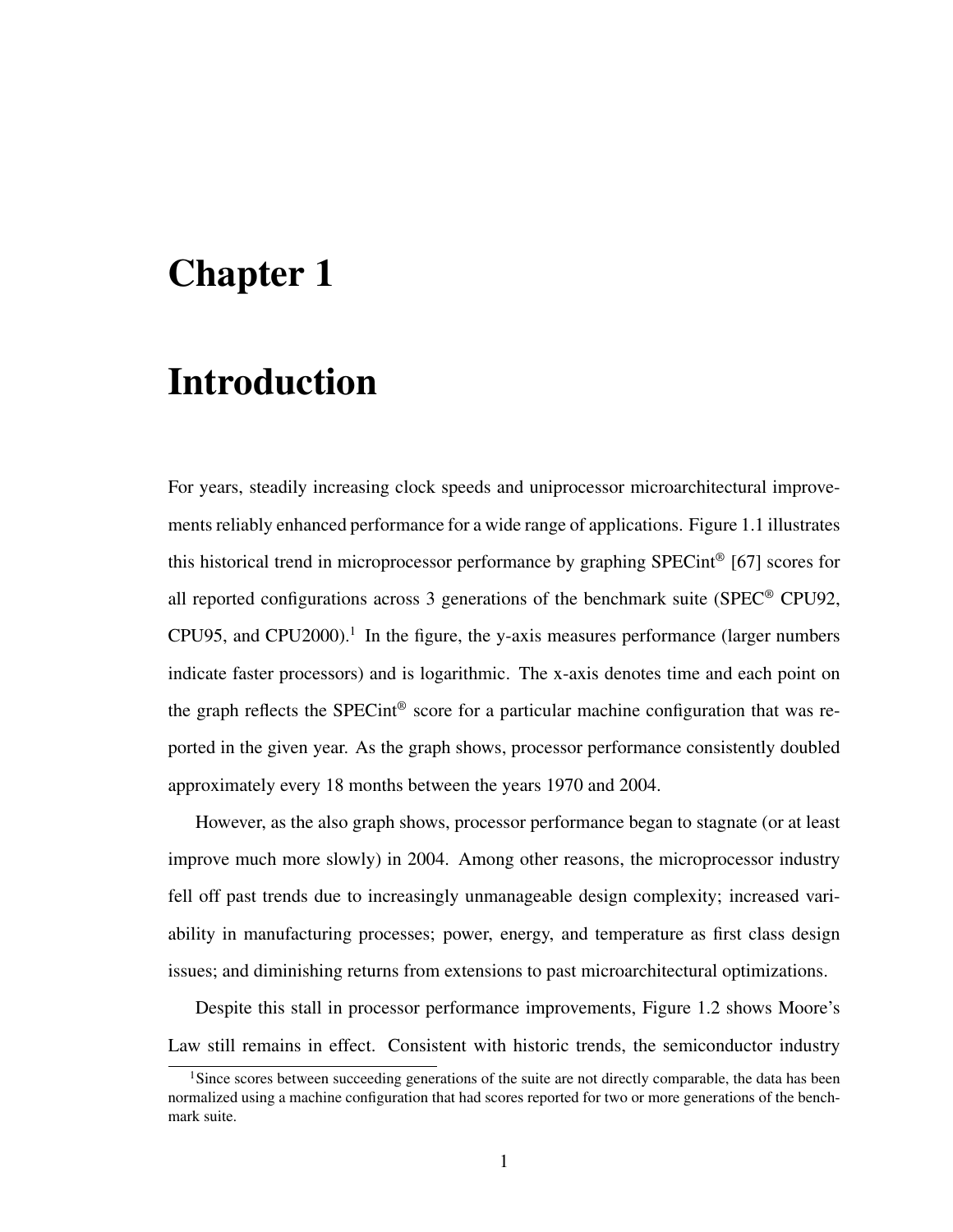# Chapter 1

# Introduction

For years, steadily increasing clock speeds and uniprocessor microarchitectural improvements reliably enhanced performance for a wide range of applications. Figure 1.1 illustrates this historical trend in microprocessor performance by graphing SPECint® [67] scores for all reported configurations across 3 generations of the benchmark suite (SPEC® CPU92, CPU95, and CPU2000).[1] In the figure, the y-axis measures performance (larger numbers indicate faster processors) and is logarithmic. The x-axis denotes time and each point on the graph reflects the SPECint® score for a particular machine configuration that was reported in the given year. As the graph shows, processor performance consistently doubled approximately every 18 months between the years 1970 and 2004.

However, as the also graph shows, processor performance began to stagnate (or at least improve much more slowly) in 2004. Among other reasons, the microprocessor industry fell off past trends due to increasingly unmanageable design complexity; increased variability in manufacturing processes; power, energy, and temperature as first class design issues; and diminishing returns from extensions to past microarchitectural optimizations.

Despite this stall in processor performance improvements, Figure 1.2 shows Moore's Law still remains in effect. Consistent with historic trends, the semiconductor industry

[1] Since scores between succeeding generations of the suite are not directly comparable, the data has been normalized using a machine configuration that had scores reported for two or more generations of the benchmark suite.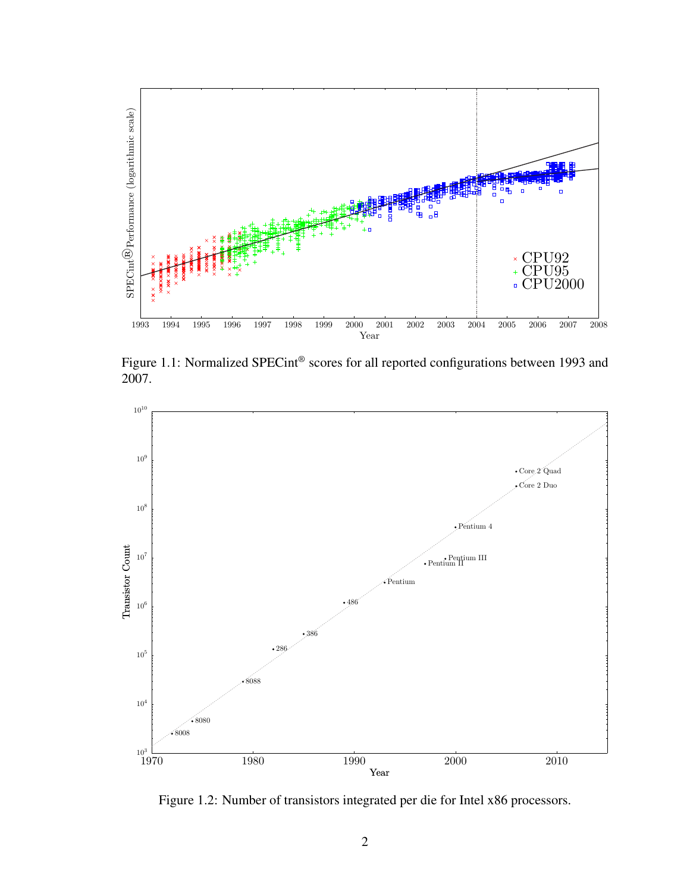Figure 1.1: Normalized SPECint® scores for all reported configurations between 1993 and 2007.

Figure 1.2: Number of transistors integrated per die for Intel x86 processors.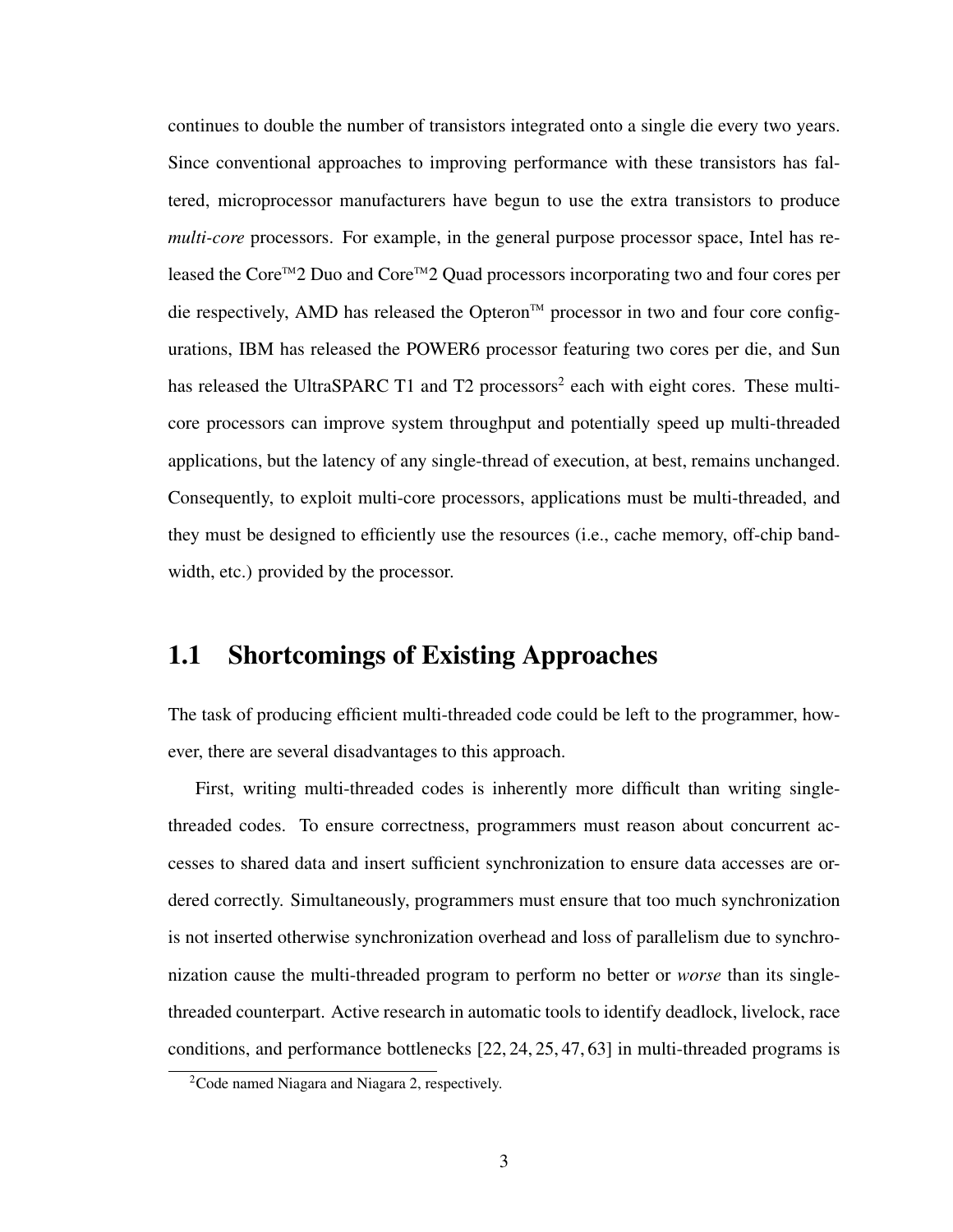continues to double the number of transistors integrated onto a single die every two years. Since conventional approaches to improving performance with these transistors has faltered, microprocessor manufacturers have begun to use the extra transistors to produce *multi-core* processors. For example, in the general purpose processor space, Intel has released the Core™2 Duo and Core™2 Quad processors incorporating two and four cores per die respectively, AMD has released the Opteron™ processor in two and four core configurations, IBM has released the POWER6 processor featuring two cores per die, and Sun has released the UltraSPARC T1 and T2 processors[2] each with eight cores. These multi-core processors can improve system throughput and potentially speed up multi-threaded applications, but the latency of any single-thread of execution, at best, remains unchanged. Consequently, to exploit multi-core processors, applications must be multi-threaded, and they must be designed to efficiently use the resources (i.e., cache memory, off-chip bandwidth, etc.) provided by the processor.

## 1.1 Shortcomings of Existing Approaches

The task of producing efficient multi-threaded code could be left to the programmer, however, there are several disadvantages to this approach.

First, writing multi-threaded codes is inherently more difficult than writing single-threaded codes. To ensure correctness, programmers must reason about concurrent accesses to shared data and insert sufficient synchronization to ensure data accesses are ordered correctly. Simultaneously, programmers must ensure that too much synchronization is not inserted otherwise synchronization overhead and loss of parallelism due to synchronization cause the multi-threaded program to perform no better or *worse* than its single-threaded counterpart. Active research in automatic tools to identify deadlock, livelock, race conditions, and performance bottlenecks [22, 24, 25, 47, 63] in multi-threaded programs is

[2] Code named Niagara and Niagara 2, respectively.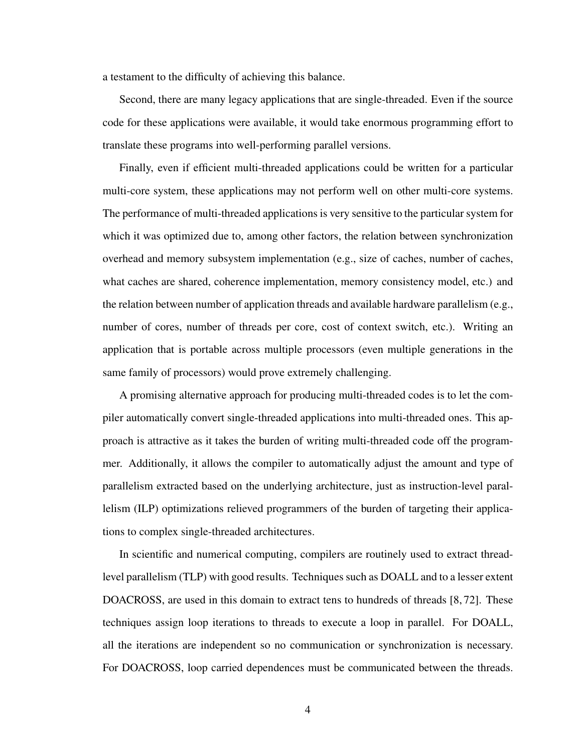a testament to the difficulty of achieving this balance.

Second, there are many legacy applications that are single-threaded. Even if the source code for these applications were available, it would take enormous programming effort to translate these programs into well-performing parallel versions.

Finally, even if efficient multi-threaded applications could be written for a particular multi-core system, these applications may not perform well on other multi-core systems. The performance of multi-threaded applications is very sensitive to the particular system for which it was optimized due to, among other factors, the relation between synchronization overhead and memory subsystem implementation (e.g., size of caches, number of caches, what caches are shared, coherence implementation, memory consistency model, etc.) and the relation between number of application threads and available hardware parallelism (e.g., number of cores, number of threads per core, cost of context switch, etc.). Writing an application that is portable across multiple processors (even multiple generations in the same family of processors) would prove extremely challenging.

A promising alternative approach for producing multi-threaded codes is to let the compiler automatically convert single-threaded applications into multi-threaded ones. This approach is attractive as it takes the burden of writing multi-threaded code off the programmer. Additionally, it allows the compiler to automatically adjust the amount and type of parallelism extracted based on the underlying architecture, just as instruction-level parallelism (ILP) optimizations relieved programmers of the burden of targeting their applications to complex single-threaded architectures.

In scientific and numerical computing, compilers are routinely used to extract thread-level parallelism (TLP) with good results. Techniques such as DOALL and to a lesser extent DOACROSS, are used in this domain to extract tens to hundreds of threads [8, 72]. These techniques assign loop iterations to threads to execute a loop in parallel. For DOALL, all the iterations are independent so no communication or synchronization is necessary. For DOACROSS, loop carried dependences must be communicated between the threads.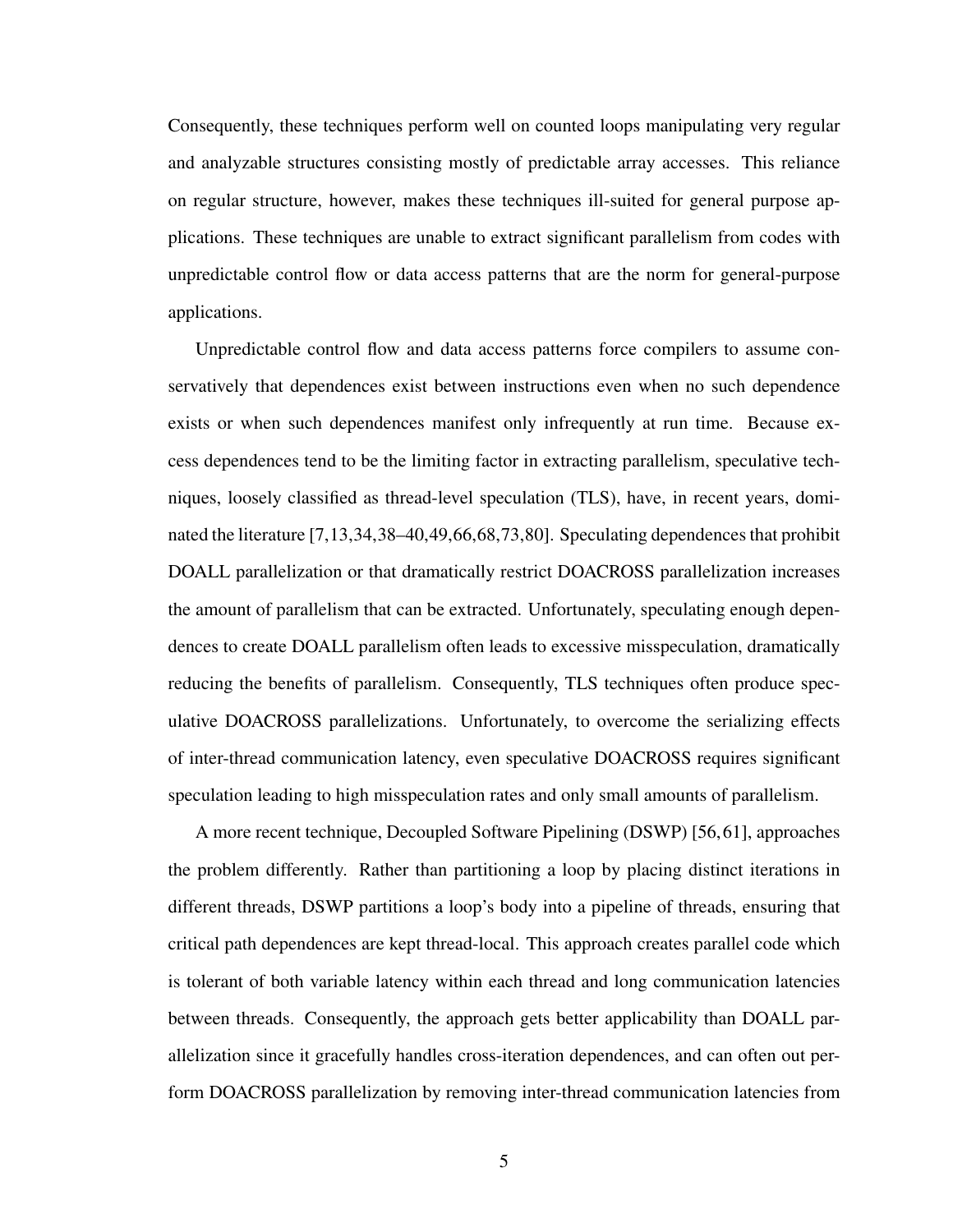Consequently, these techniques perform well on counted loops manipulating very regular and analyzable structures consisting mostly of predictable array accesses. This reliance on regular structure, however, makes these techniques ill-suited for general purpose applications. These techniques are unable to extract significant parallelism from codes with unpredictable control flow or data access patterns that are the norm for general-purpose applications.

Unpredictable control flow and data access patterns force compilers to assume conservatively that dependences exist between instructions even when no such dependence exists or when such dependences manifest only infrequently at run time. Because excess dependences tend to be the limiting factor in extracting parallelism, speculative techniques, loosely classified as thread-level speculation (TLS), have, in recent years, dominated the literature [7,13,34,38–40,49,66,68,73,80]. Speculating dependences that prohibit DOALL parallelization or that dramatically restrict DOACROSS parallelization increases the amount of parallelism that can be extracted. Unfortunately, speculating enough dependences to create DOALL parallelism often leads to excessive misspeculation, dramatically reducing the benefits of parallelism. Consequently, TLS techniques often produce speculative DOACROSS parallelizations. Unfortunately, to overcome the serializing effects of inter-thread communication latency, even speculative DOACROSS requires significant speculation leading to high misspeculation rates and only small amounts of parallelism.

A more recent technique, Decoupled Software Pipelining (DSWP) [56,61], approaches the problem differently. Rather than partitioning a loop by placing distinct iterations in different threads, DSWP partitions a loop's body into a pipeline of threads, ensuring that critical path dependences are kept thread-local. This approach creates parallel code which is tolerant of both variable latency within each thread and long communication latencies between threads. Consequently, the approach gets better applicability than DOALL parallelization since it gracefully handles cross-iteration dependences, and can often out perform DOACROSS parallelization by removing inter-thread communication latencies from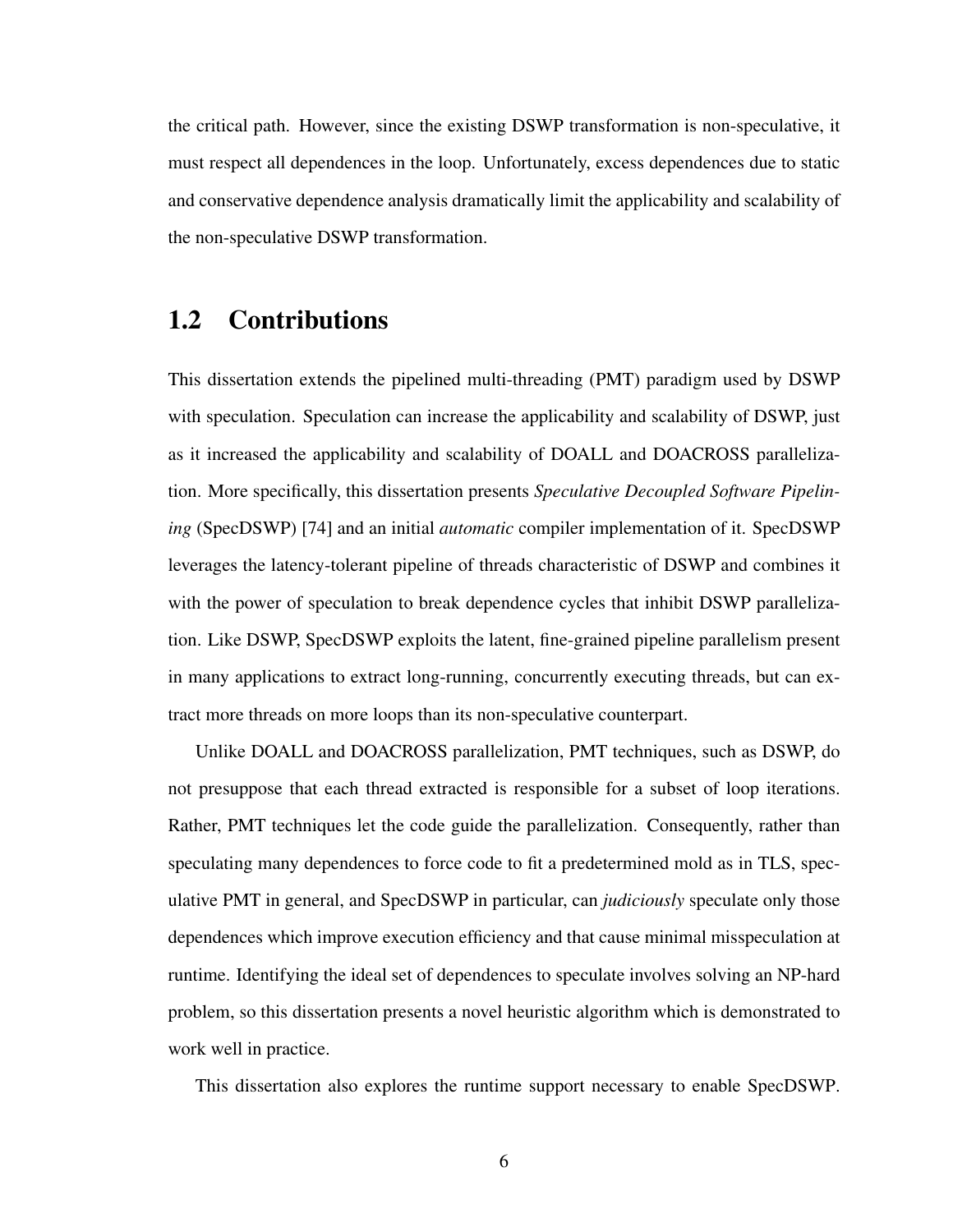the critical path. However, since the existing DSWP transformation is non-speculative, it must respect all dependences in the loop. Unfortunately, excess dependences due to static and conservative dependence analysis dramatically limit the applicability and scalability of the non-speculative DSWP transformation.

## 1.2 Contributions

This dissertation extends the pipelined multi-threading (PMT) paradigm used by DSWP with speculation. Speculation can increase the applicability and scalability of DSWP, just as it increased the applicability and scalability of DOALL and DOACROSS parallelization. More specifically, this dissertation presents *Speculative Decoupled Software Pipelining* (SpecDSWP) [74] and an initial *automatic* compiler implementation of it. SpecDSWP leverages the latency-tolerant pipeline of threads characteristic of DSWP and combines it with the power of speculation to break dependence cycles that inhibit DSWP parallelization. Like DSWP, SpecDSWP exploits the latent, fine-grained pipeline parallelism present in many applications to extract long-running, concurrently executing threads, but can extract more threads on more loops than its non-speculative counterpart.

Unlike DOALL and DOACROSS parallelization, PMT techniques, such as DSWP, do not presuppose that each thread extracted is responsible for a subset of loop iterations. Rather, PMT techniques let the code guide the parallelization. Consequently, rather than speculating many dependences to force code to fit a predetermined mold as in TLS, speculative PMT in general, and SpecDSWP in particular, can *judiciously* speculate only those dependences which improve execution efficiency and that cause minimal misspeculation at runtime. Identifying the ideal set of dependences to speculate involves solving an NP-hard problem, so this dissertation presents a novel heuristic algorithm which is demonstrated to work well in practice.

This dissertation also explores the runtime support necessary to enable SpecDSWP.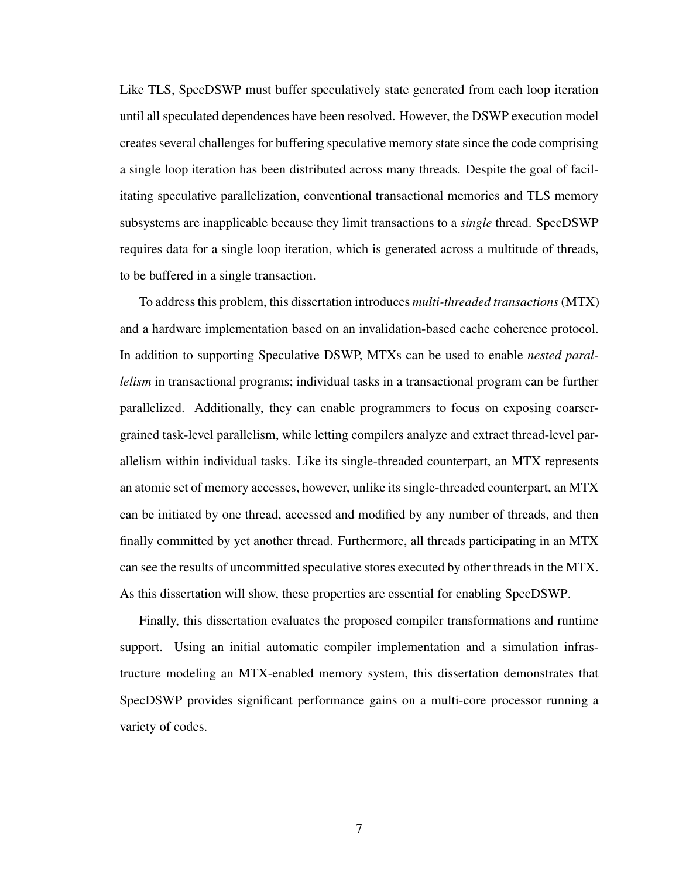Like TLS, SpecDSWP must buffer speculatively state generated from each loop iteration until all speculated dependences have been resolved. However, the DSWP execution model creates several challenges for buffering speculative memory state since the code comprising a single loop iteration has been distributed across many threads. Despite the goal of facilitating speculative parallelization, conventional transactional memories and TLS memory subsystems are inapplicable because they limit transactions to a *single* thread. SpecDSWP requires data for a single loop iteration, which is generated across a multitude of threads, to be buffered in a single transaction.

To address this problem, this dissertation introduces *multi-threaded transactions* (MTX) and a hardware implementation based on an invalidation-based cache coherence protocol. In addition to supporting Speculative DSWP, MTXs can be used to enable *nested parallelism* in transactional programs; individual tasks in a transactional program can be further parallelized. Additionally, they can enable programmers to focus on exposing coarser-grained task-level parallelism, while letting compilers analyze and extract thread-level parallelism within individual tasks. Like its single-threaded counterpart, an MTX represents an atomic set of memory accesses, however, unlike its single-threaded counterpart, an MTX can be initiated by one thread, accessed and modified by any number of threads, and then finally committed by yet another thread. Furthermore, all threads participating in an MTX can see the results of uncommitted speculative stores executed by other threads in the MTX. As this dissertation will show, these properties are essential for enabling SpecDSWP.

Finally, this dissertation evaluates the proposed compiler transformations and runtime support. Using an initial automatic compiler implementation and a simulation infrastructure modeling an MTX-enabled memory system, this dissertation demonstrates that SpecDSWP provides significant performance gains on a multi-core processor running a variety of codes.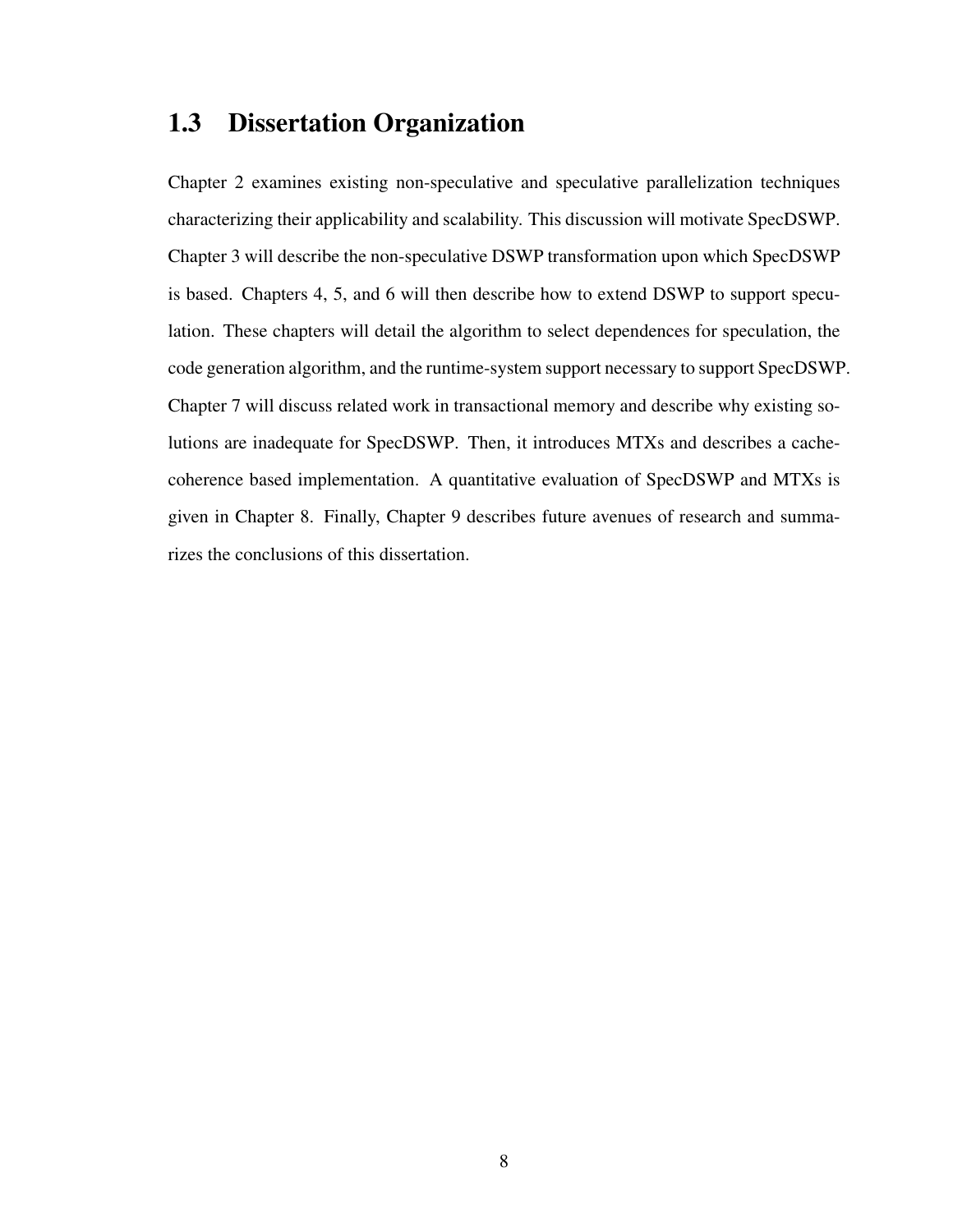## 1.3 Dissertation Organization

Chapter 2 examines existing non-speculative and speculative parallelization techniques characterizing their applicability and scalability. This discussion will motivate SpecDSWP. Chapter 3 will describe the non-speculative DSWP transformation upon which SpecDSWP is based. Chapters 4, 5, and 6 will then describe how to extend DSWP to support speculation. These chapters will detail the algorithm to select dependences for speculation, the code generation algorithm, and the runtime-system support necessary to support SpecDSWP. Chapter 7 will discuss related work in transactional memory and describe why existing solutions are inadequate for SpecDSWP. Then, it introduces MTXs and describes a cache-coherence based implementation. A quantitative evaluation of SpecDSWP and MTXs is given in Chapter 8. Finally, Chapter 9 describes future avenues of research and summarizes the conclusions of this dissertation.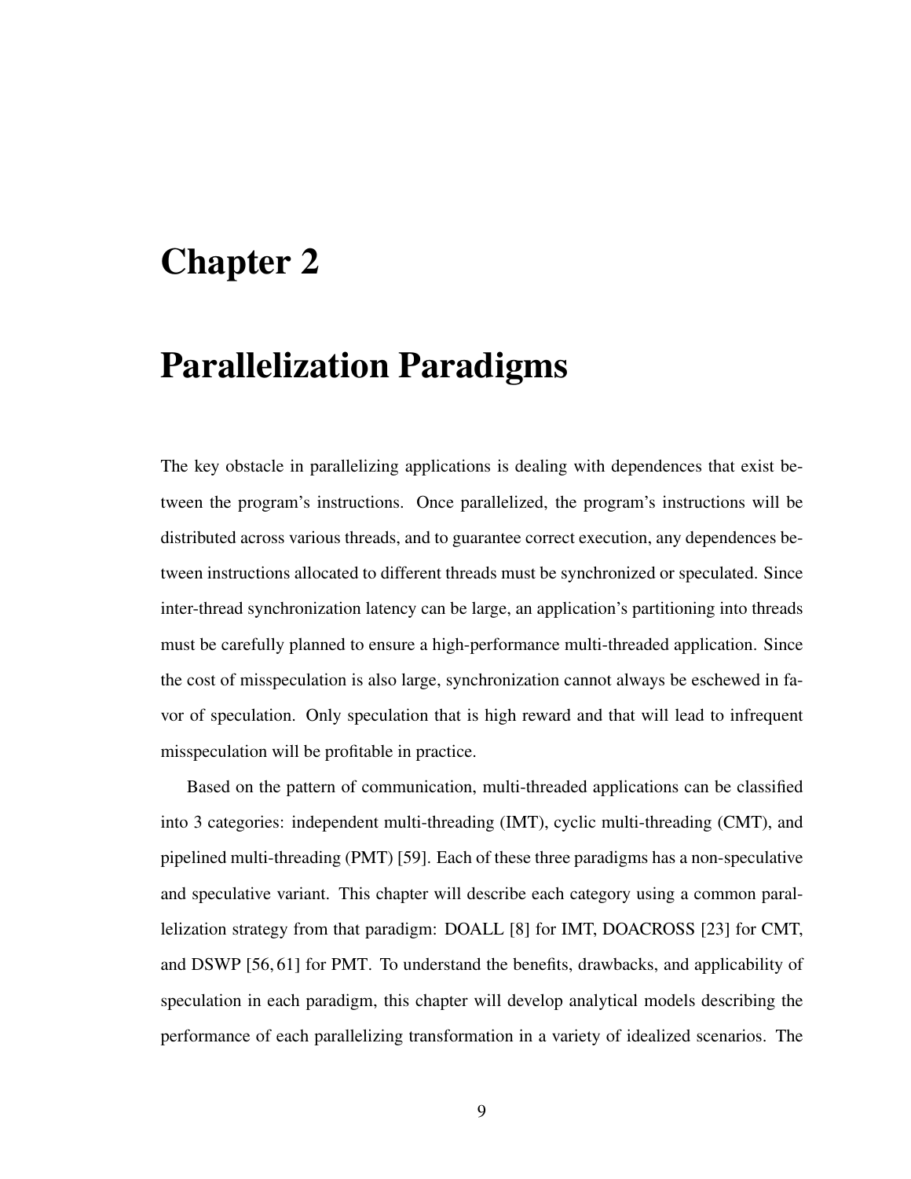# Chapter 2

# Parallelization Paradigms

The key obstacle in parallelizing applications is dealing with dependences that exist between the program's instructions. Once parallelized, the program's instructions will be distributed across various threads, and to guarantee correct execution, any dependences between instructions allocated to different threads must be synchronized or speculated. Since inter-thread synchronization latency can be large, an application's partitioning into threads must be carefully planned to ensure a high-performance multi-threaded application. Since the cost of misspeculation is also large, synchronization cannot always be eschewed in favor of speculation. Only speculation that is high reward and that will lead to infrequent misspeculation will be profitable in practice.

Based on the pattern of communication, multi-threaded applications can be classified into 3 categories: independent multi-threading (IMT), cyclic multi-threading (CMT), and pipelined multi-threading (PMT) [59]. Each of these three paradigms has a non-speculative and speculative variant. This chapter will describe each category using a common parallelization strategy from that paradigm: DOALL [8] for IMT, DOACROSS [23] for CMT, and DSWP [56, 61] for PMT. To understand the benefits, drawbacks, and applicability of speculation in each paradigm, this chapter will develop analytical models describing the performance of each parallelizing transformation in a variety of idealized scenarios. The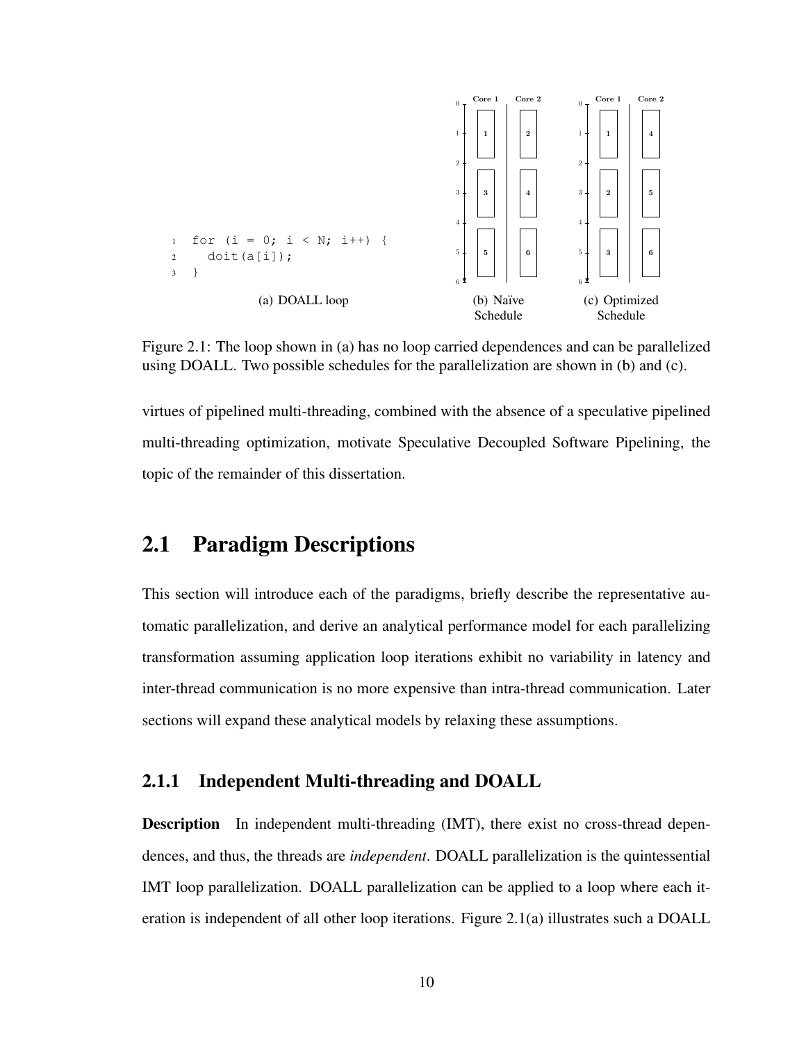```
for (i = 0; i < N; i++) {
  doit(a[i]);
}
```

(a) DOALL loop

(b) Naïve Schedule

(c) Optimized Schedule

Figure 2.1: The loop shown in (a) has no loop carried dependences and can be parallelized using DOALL. Two possible schedules for the parallelization are shown in (b) and (c).

virtues of pipelined multi-threading, combined with the absence of a speculative pipelined multi-threading optimization, motivate Speculative Decoupled Software Pipelining, the topic of the remainder of this dissertation.

## 2.1 Paradigm Descriptions

This section will introduce each of the paradigms, briefly describe the representative automatic parallelization, and derive an analytical performance model for each parallelizing transformation assuming application loop iterations exhibit no variability in latency and inter-thread communication is no more expensive than intra-thread communication. Later sections will expand these analytical models by relaxing these assumptions.

### 2.1.1 Independent Multi-threading and DOALL

**Description** In independent multi-threading (IMT), there exist no cross-thread dependences, and thus, the threads are *independent*. DOALL parallelization is the quintessential IMT loop parallelization. DOALL parallelization can be applied to a loop where each iteration is independent of all other loop iterations. Figure 2.1(a) illustrates such a DOALL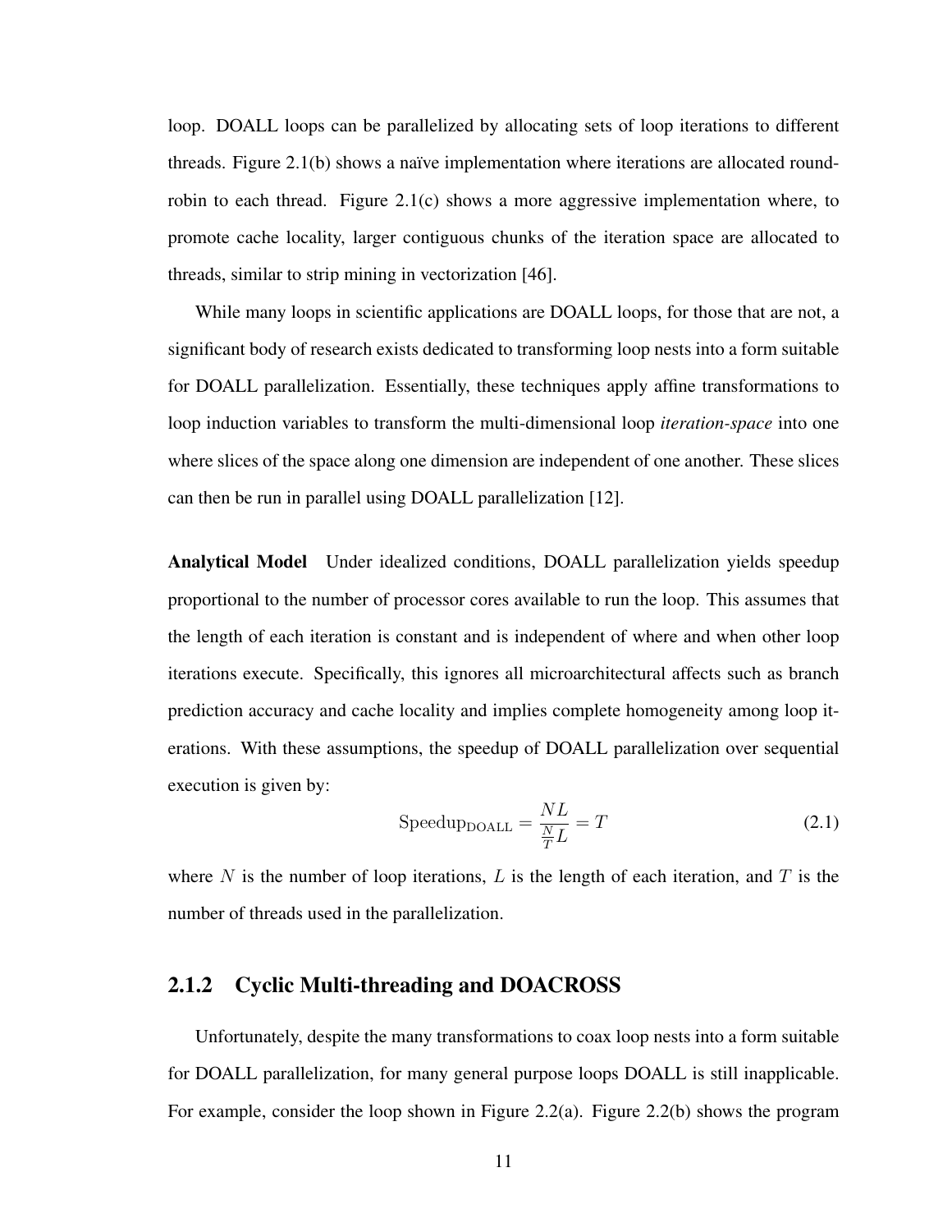loop. DOALL loops can be parallelized by allocating sets of loop iterations to different threads. Figure 2.1(b) shows a naïve implementation where iterations are allocated round-robin to each thread. Figure 2.1(c) shows a more aggressive implementation where, to promote cache locality, larger contiguous chunks of the iteration space are allocated to threads, similar to strip mining in vectorization [46].

While many loops in scientific applications are DOALL loops, for those that are not, a significant body of research exists dedicated to transforming loop nests into a form suitable for DOALL parallelization. Essentially, these techniques apply affine transformations to loop induction variables to transform the multi-dimensional loop *iteration-space* into one where slices of the space along one dimension are independent of one another. These slices can then be run in parallel using DOALL parallelization [12].

**Analytical Model** Under idealized conditions, DOALL parallelization yields speedup proportional to the number of processor cores available to run the loop. This assumes that the length of each iteration is constant and is independent of where and when other loop iterations execute. Specifically, this ignores all microarchitectural affects such as branch prediction accuracy and cache locality and implies complete homogeneity among loop iterations. With these assumptions, the speedup of DOALL parallelization over sequential execution is given by:

$$\text{Speedup}_{\text{DOALL}} = \frac{NL}{\frac{N}{T}L} = T \tag{2.1}$$

where $N$ is the number of loop iterations, $L$ is the length of each iteration, and $T$ is the number of threads used in the parallelization.

### 2.1.2 Cyclic Multi-threading and DOACROSS

Unfortunately, despite the many transformations to coax loop nests into a form suitable for DOALL parallelization, for many general purpose loops DOALL is still inapplicable. For example, consider the loop shown in Figure 2.2(a). Figure 2.2(b) shows the program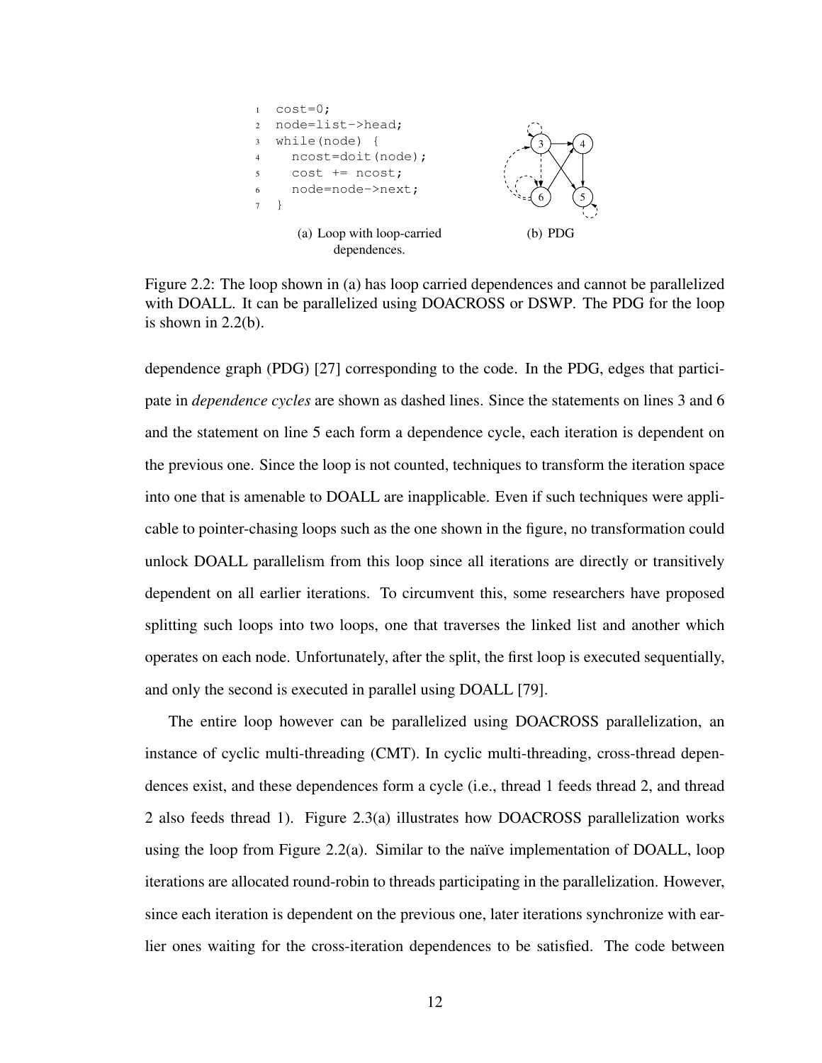```
1  cost=0;
2  node=list->head;
3  while(node) {
4    ncost=doit(node);
5    cost += ncost;
6    node=node->next;
7  }
```

(a) Loop with loop-carried dependences.

(b) PDG

Figure 2.2: The loop shown in (a) has loop carried dependences and cannot be parallelized with DOALL. It can be parallelized using DOACROSS or DSWP. The PDG for the loop is shown in 2.2(b).

dependence graph (PDG) [27] corresponding to the code. In the PDG, edges that participate in *dependence cycles* are shown as dashed lines. Since the statements on lines 3 and 6 and the statement on line 5 each form a dependence cycle, each iteration is dependent on the previous one. Since the loop is not counted, techniques to transform the iteration space into one that is amenable to DOALL are inapplicable. Even if such techniques were applicable to pointer-chasing loops such as the one shown in the figure, no transformation could unlock DOALL parallelism from this loop since all iterations are directly or transitively dependent on all earlier iterations. To circumvent this, some researchers have proposed splitting such loops into two loops, one that traverses the linked list and another which operates on each node. Unfortunately, after the split, the first loop is executed sequentially, and only the second is executed in parallel using DOALL [79].

The entire loop however can be parallelized using DOACROSS parallelization, an instance of cyclic multi-threading (CMT). In cyclic multi-threading, cross-thread dependences exist, and these dependences form a cycle (i.e., thread 1 feeds thread 2, and thread 2 also feeds thread 1). Figure 2.3(a) illustrates how DOACROSS parallelization works using the loop from Figure 2.2(a). Similar to the naïve implementation of DOALL, loop iterations are allocated round-robin to threads participating in the parallelization. However, since each iteration is dependent on the previous one, later iterations synchronize with earlier ones waiting for the cross-iteration dependences to be satisfied. The code between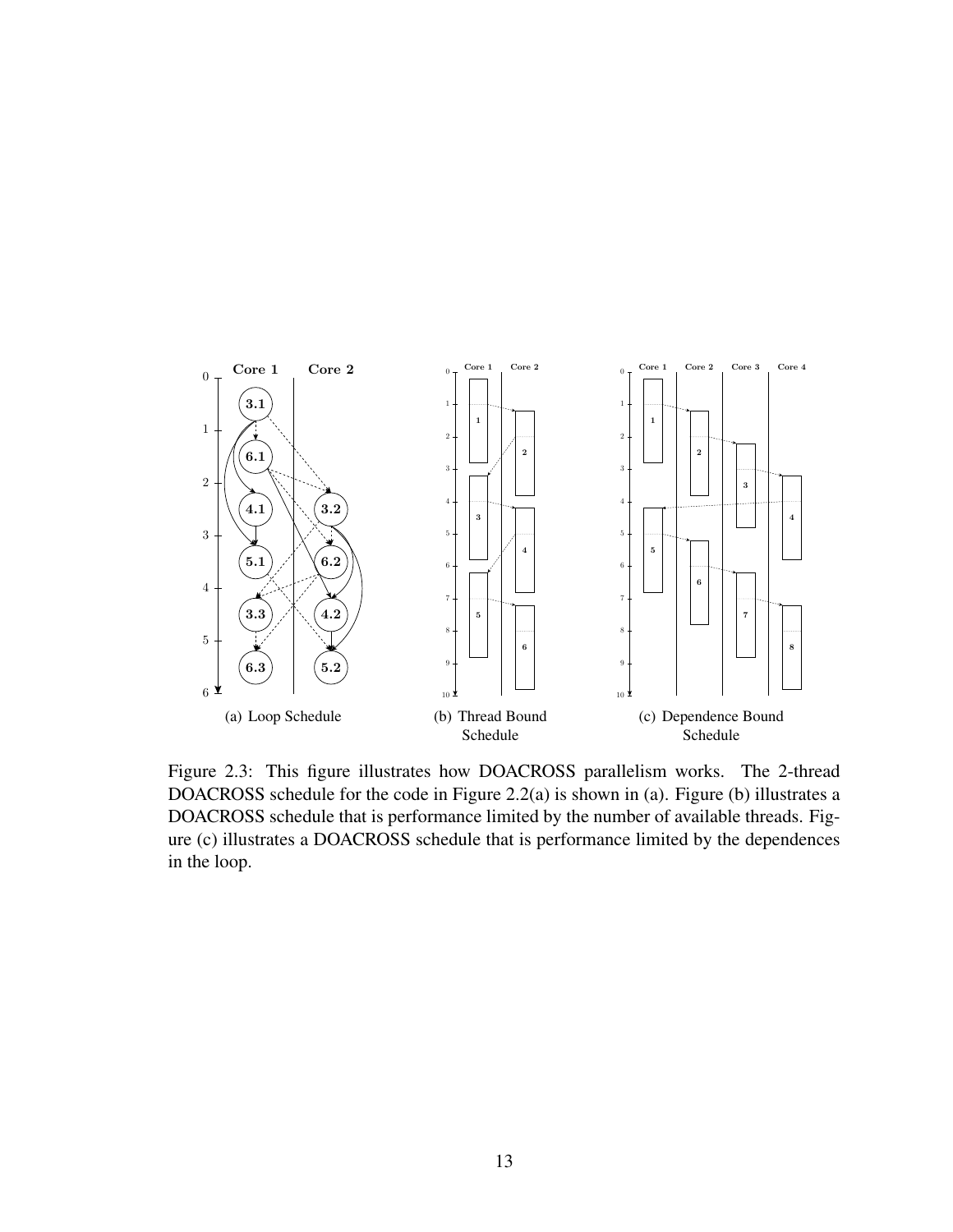(a) Loop Schedule

(b) Thread Bound Schedule

(c) Dependence Bound Schedule

Figure 2.3: This figure illustrates how DOACROSS parallelism works. The 2-thread DOACROSS schedule for the code in Figure 2.2(a) is shown in (a). Figure (b) illustrates a DOACROSS schedule that is performance limited by the number of available threads. Figure (c) illustrates a DOACROSS schedule that is performance limited by the dependences in the loop.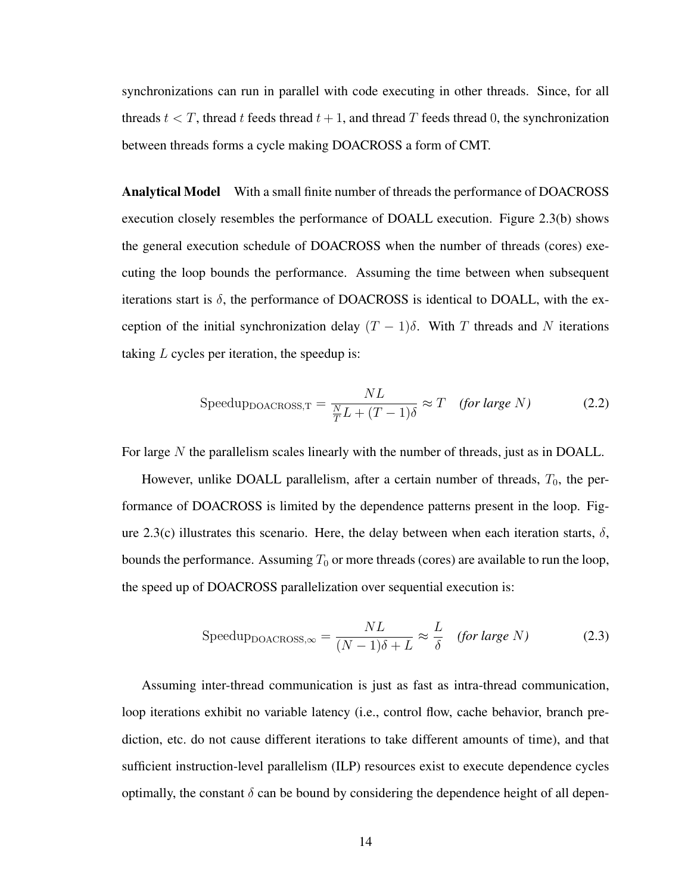synchronizations can run in parallel with code executing in other threads. Since, for all threads $t < T$, thread $t$ feeds thread $t + 1$, and thread $T$ feeds thread 0, the synchronization between threads forms a cycle making DOACROSS a form of CMT.

**Analytical Model** With a small finite number of threads the performance of DOACROSS execution closely resembles the performance of DOALL execution. Figure 2.3(b) shows the general execution schedule of DOACROSS when the number of threads (cores) executing the loop bounds the performance. Assuming the time between when subsequent iterations start is $\delta$, the performance of DOACROSS is identical to DOALL, with the exception of the initial synchronization delay $(T - 1)\delta$. With $T$ threads and $N$ iterations taking $L$ cycles per iteration, the speedup is:

$$\text{Speedup}_{\text{DOACROSS,T}} = \frac{NL}{\frac{N}{T}L + (T-1)\delta} \approx T \quad \textit{(for large } N\textit{)} \tag{2.2}$$

For large $N$ the parallelism scales linearly with the number of threads, just as in DOALL.

However, unlike DOALL parallelism, after a certain number of threads, $T_0$, the performance of DOACROSS is limited by the dependence patterns present in the loop. Figure 2.3(c) illustrates this scenario. Here, the delay between when each iteration starts, $\delta$, bounds the performance. Assuming $T_0$ or more threads (cores) are available to run the loop, the speed up of DOACROSS parallelization over sequential execution is:

$$\text{Speedup}_{\text{DOACROSS},\infty} = \frac{NL}{(N-1)\delta + L} \approx \frac{L}{\delta} \quad \textit{(for large } N\textit{)} \tag{2.3}$$

Assuming inter-thread communication is just as fast as intra-thread communication, loop iterations exhibit no variable latency (i.e., control flow, cache behavior, branch prediction, etc. do not cause different iterations to take different amounts of time), and that sufficient instruction-level parallelism (ILP) resources exist to execute dependence cycles optimally, the constant $\delta$ can be bound by considering the dependence height of all depen-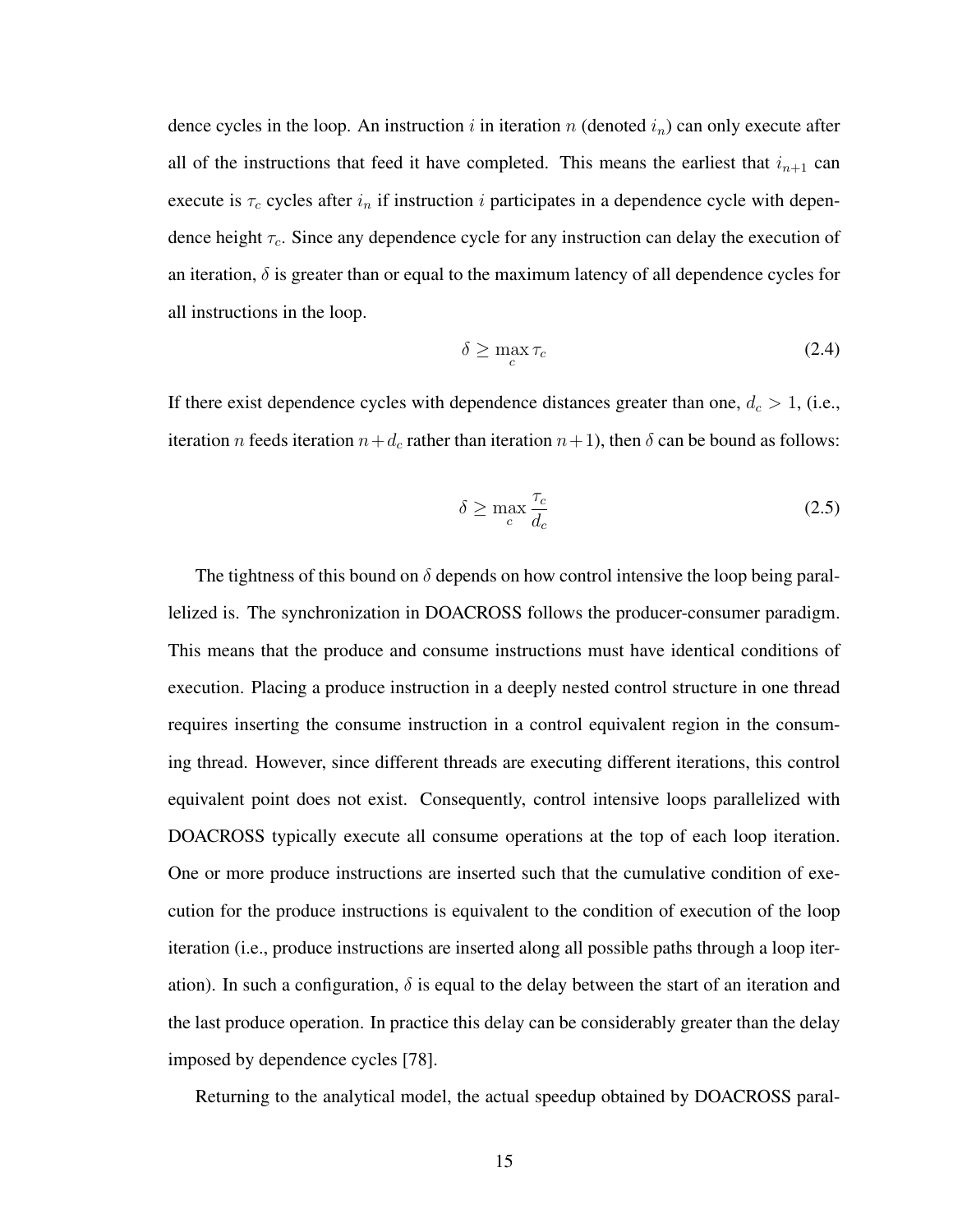dence cycles in the loop. An instruction $i$ in iteration $n$ (denoted $i_n$) can only execute after all of the instructions that feed it have completed. This means the earliest that $i_{n+1}$ can execute is $\tau_c$ cycles after $i_n$ if instruction $i$ participates in a dependence cycle with dependence height $\tau_c$. Since any dependence cycle for any instruction can delay the execution of an iteration, $\delta$ is greater than or equal to the maximum latency of all dependence cycles for all instructions in the loop.

$$\delta \geq \max_c \tau_c \tag{2.4}$$

If there exist dependence cycles with dependence distances greater than one, $d_c > 1$, (i.e., iteration $n$ feeds iteration $n + d_c$ rather than iteration $n+1$), then $\delta$ can be bound as follows:

$$\delta \geq \max_c \frac{\tau_c}{d_c} \tag{2.5}$$

The tightness of this bound on $\delta$ depends on how control intensive the loop being parallelized is. The synchronization in DOACROSS follows the producer-consumer paradigm. This means that the produce and consume instructions must have identical conditions of execution. Placing a produce instruction in a deeply nested control structure in one thread requires inserting the consume instruction in a control equivalent region in the consuming thread. However, since different threads are executing different iterations, this control equivalent point does not exist. Consequently, control intensive loops parallelized with DOACROSS typically execute all consume operations at the top of each loop iteration. One or more produce instructions are inserted such that the cumulative condition of execution for the produce instructions is equivalent to the condition of execution of the loop iteration (i.e., produce instructions are inserted along all possible paths through a loop iteration). In such a configuration, $\delta$ is equal to the delay between the start of an iteration and the last produce operation. In practice this delay can be considerably greater than the delay imposed by dependence cycles [78].

Returning to the analytical model, the actual speedup obtained by DOACROSS paral-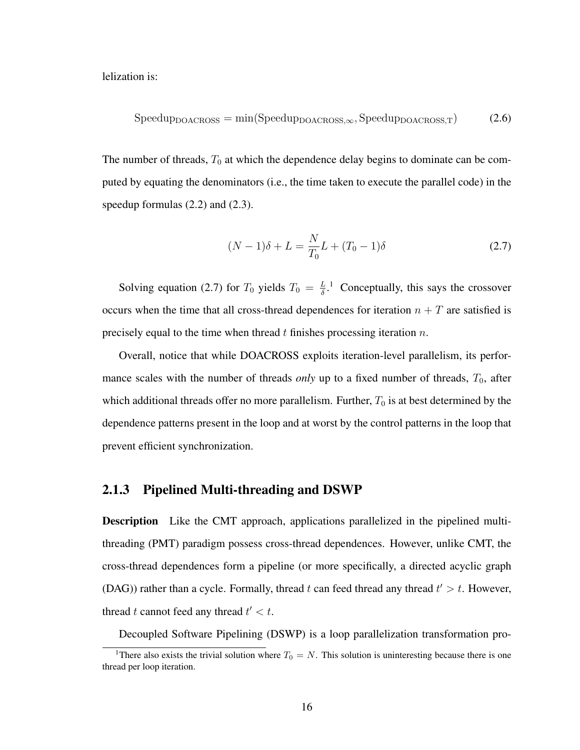lelization is:

$$\text{Speedup}_{\text{DOACROSS}} = \min(\text{Speedup}_{\text{DOACROSS},\infty}, \text{Speedup}_{\text{DOACROSS,T}}) \tag{2.6}$$

The number of threads, $T_0$ at which the dependence delay begins to dominate can be computed by equating the denominators (i.e., the time taken to execute the parallel code) in the speedup formulas (2.2) and (2.3).

$$(N-1)\delta + L = \frac{N}{T_0}L + (T_0 - 1)\delta \tag{2.7}$$

Solving equation (2.7) for $T_0$ yields $T_0 = \frac{L}{\delta}$.[1] Conceptually, this says the crossover occurs when the time that all cross-thread dependences for iteration $n + T$ are satisfied is precisely equal to the time when thread $t$ finishes processing iteration $n$.

Overall, notice that while DOACROSS exploits iteration-level parallelism, its performance scales with the number of threads *only* up to a fixed number of threads, $T_0$, after which additional threads offer no more parallelism. Further, $T_0$ is at best determined by the dependence patterns present in the loop and at worst by the control patterns in the loop that prevent efficient synchronization.

### 2.1.3 Pipelined Multi-threading and DSWP

**Description** Like the CMT approach, applications parallelized in the pipelined multi-threading (PMT) paradigm possess cross-thread dependences. However, unlike CMT, the cross-thread dependences form a pipeline (or more specifically, a directed acyclic graph (DAG)) rather than a cycle. Formally, thread $t$ can feed thread any thread $t' > t$. However, thread $t$ cannot feed any thread $t' < t$.

Decoupled Software Pipelining (DSWP) is a loop parallelization transformation pro-

[1] There also exists the trivial solution where $T_0 = N$. This solution is uninteresting because there is one thread per loop iteration.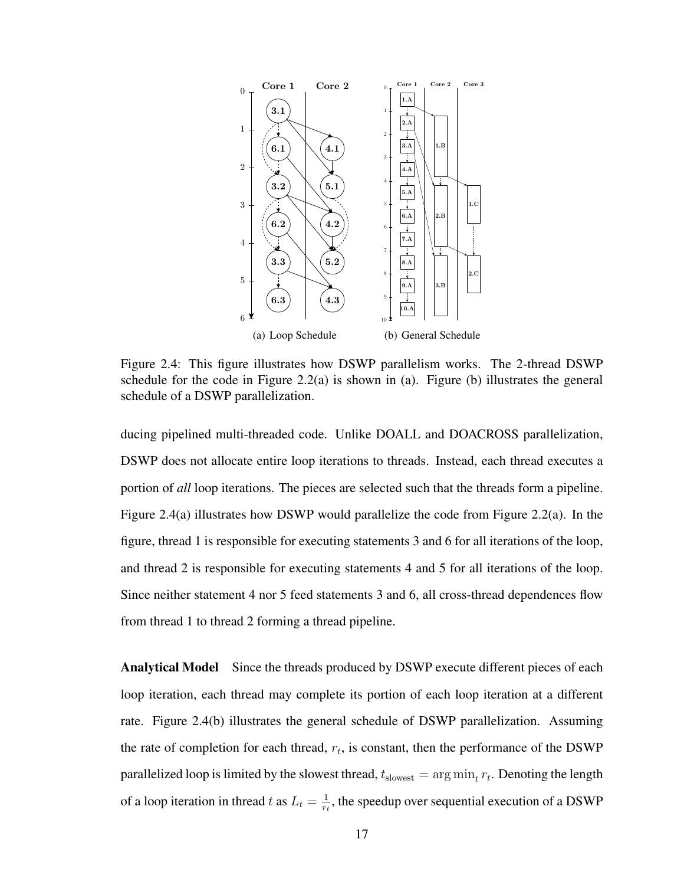(a) Loop Schedule

(b) General Schedule

Figure 2.4: This figure illustrates how DSWP parallelism works. The 2-thread DSWP schedule for the code in Figure 2.2(a) is shown in (a). Figure (b) illustrates the general schedule of a DSWP parallelization.

ducing pipelined multi-threaded code. Unlike DOALL and DOACROSS parallelization, DSWP does not allocate entire loop iterations to threads. Instead, each thread executes a portion of *all* loop iterations. The pieces are selected such that the threads form a pipeline. Figure 2.4(a) illustrates how DSWP would parallelize the code from Figure 2.2(a). In the figure, thread 1 is responsible for executing statements 3 and 6 for all iterations of the loop, and thread 2 is responsible for executing statements 4 and 5 for all iterations of the loop. Since neither statement 4 nor 5 feed statements 3 and 6, all cross-thread dependences flow from thread 1 to thread 2 forming a thread pipeline.

**Analytical Model** Since the threads produced by DSWP execute different pieces of each loop iteration, each thread may complete its portion of each loop iteration at a different rate. Figure 2.4(b) illustrates the general schedule of DSWP parallelization. Assuming the rate of completion for each thread, $r_t$, is constant, then the performance of the DSWP parallelized loop is limited by the slowest thread, $t_{\text{slowest}} = \arg\min_t r_t$. Denoting the length of a loop iteration in thread $t$ as $L_t = \frac{1}{r_t}$, the speedup over sequential execution of a DSWP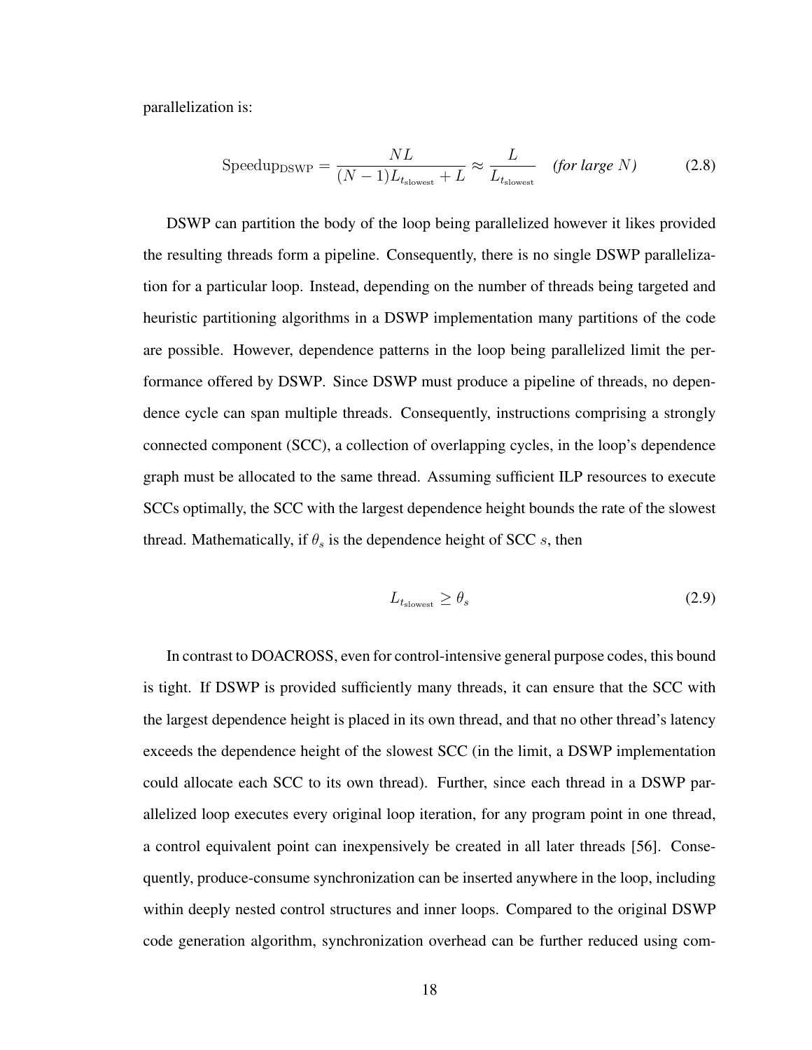parallelization is:

$$\text{Speedup}_{\text{DSWP}} = \frac{NL}{(N-1)L_{t_{\text{slowest}}} + L} \approx \frac{L}{L_{t_{\text{slowest}}}} \quad \textit{(for large } N\textit{)} \tag{2.8}$$

DSWP can partition the body of the loop being parallelized however it likes provided the resulting threads form a pipeline. Consequently, there is no single DSWP parallelization for a particular loop. Instead, depending on the number of threads being targeted and heuristic partitioning algorithms in a DSWP implementation many partitions of the code are possible. However, dependence patterns in the loop being parallelized limit the performance offered by DSWP. Since DSWP must produce a pipeline of threads, no dependence cycle can span multiple threads. Consequently, instructions comprising a strongly connected component (SCC), a collection of overlapping cycles, in the loop's dependence graph must be allocated to the same thread. Assuming sufficient ILP resources to execute SCCs optimally, the SCC with the largest dependence height bounds the rate of the slowest thread. Mathematically, if $\theta_s$ is the dependence height of SCC $s$, then

$$L_{t_{\text{slowest}}} \geq \theta_s \tag{2.9}$$

In contrast to DOACROSS, even for control-intensive general purpose codes, this bound is tight. If DSWP is provided sufficiently many threads, it can ensure that the SCC with the largest dependence height is placed in its own thread, and that no other thread's latency exceeds the dependence height of the slowest SCC (in the limit, a DSWP implementation could allocate each SCC to its own thread). Further, since each thread in a DSWP parallelized loop executes every original loop iteration, for any program point in one thread, a control equivalent point can inexpensively be created in all later threads [56]. Consequently, produce-consume synchronization can be inserted anywhere in the loop, including within deeply nested control structures and inner loops. Compared to the original DSWP code generation algorithm, synchronization overhead can be further reduced using com-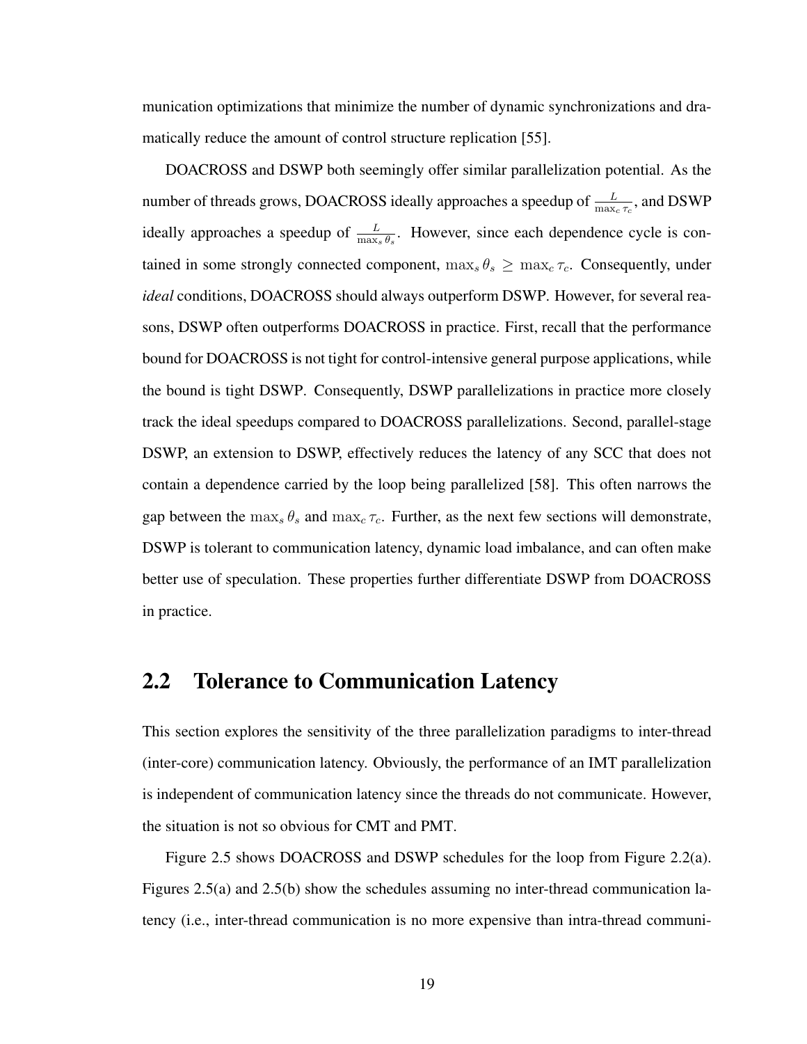munication optimizations that minimize the number of dynamic synchronizations and dramatically reduce the amount of control structure replication [55].

DOACROSS and DSWP both seemingly offer similar parallelization potential. As the number of threads grows, DOACROSS ideally approaches a speedup of $\frac{L}{\max_c \tau_c}$, and DSWP ideally approaches a speedup of $\frac{L}{\max_s \theta_s}$. However, since each dependence cycle is contained in some strongly connected component, $\max_s \theta_s \geq \max_c \tau_c$. Consequently, under *ideal* conditions, DOACROSS should always outperform DSWP. However, for several reasons, DSWP often outperforms DOACROSS in practice. First, recall that the performance bound for DOACROSS is not tight for control-intensive general purpose applications, while the bound is tight DSWP. Consequently, DSWP parallelizations in practice more closely track the ideal speedups compared to DOACROSS parallelizations. Second, parallel-stage DSWP, an extension to DSWP, effectively reduces the latency of any SCC that does not contain a dependence carried by the loop being parallelized [58]. This often narrows the gap between the $\max_s \theta_s$ and $\max_c \tau_c$. Further, as the next few sections will demonstrate, DSWP is tolerant to communication latency, dynamic load imbalance, and can often make better use of speculation. These properties further differentiate DSWP from DOACROSS in practice.

## 2.2 Tolerance to Communication Latency

This section explores the sensitivity of the three parallelization paradigms to inter-thread (inter-core) communication latency. Obviously, the performance of an IMT parallelization is independent of communication latency since the threads do not communicate. However, the situation is not so obvious for CMT and PMT.

Figure 2.5 shows DOACROSS and DSWP schedules for the loop from Figure 2.2(a). Figures 2.5(a) and 2.5(b) show the schedules assuming no inter-thread communication latency (i.e., inter-thread communication is no more expensive than intra-thread communi-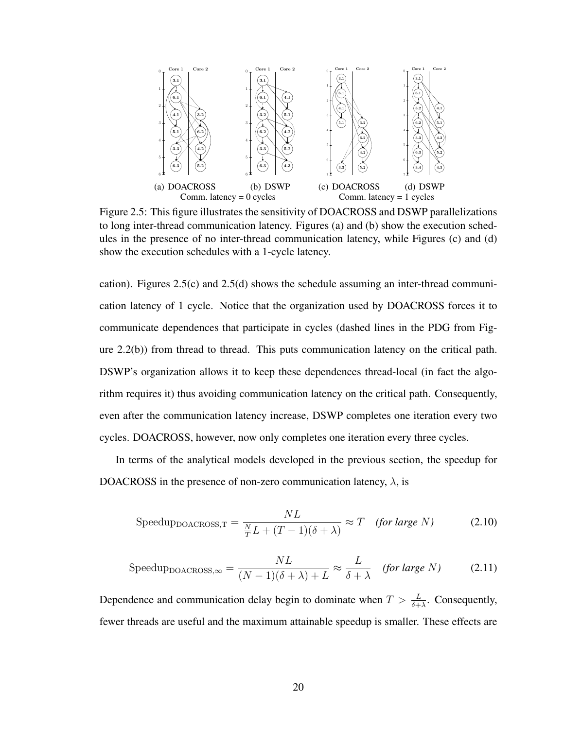(a) DOACROSS (b) DSWP (c) DOACROSS (d) DSWP

Comm. latency = 0 cycles Comm. latency = 1 cycles

Figure 2.5: This figure illustrates the sensitivity of DOACROSS and DSWP parallelizations to long inter-thread communication latency. Figures (a) and (b) show the execution schedules in the presence of no inter-thread communication latency, while Figures (c) and (d) show the execution schedules with a 1-cycle latency.

cation). Figures 2.5(c) and 2.5(d) shows the schedule assuming an inter-thread communication latency of 1 cycle. Notice that the organization used by DOACROSS forces it to communicate dependences that participate in cycles (dashed lines in the PDG from Figure 2.2(b)) from thread to thread. This puts communication latency on the critical path. DSWP's organization allows it to keep these dependences thread-local (in fact the algorithm requires it) thus avoiding communication latency on the critical path. Consequently, even after the communication latency increase, DSWP completes one iteration every two cycles. DOACROSS, however, now only completes one iteration every three cycles.

In terms of the analytical models developed in the previous section, the speedup for DOACROSS in the presence of non-zero communication latency, $\lambda$, is

$$\text{Speedup}_{\text{DOACROSS,T}} = \frac{NL}{\frac{N}{T}L + (T-1)(\delta + \lambda)} \approx T \quad \textit{(for large } N\textit{)} \tag{2.10}$$

$$\text{Speedup}_{\text{DOACROSS},\infty} = \frac{NL}{(N-1)(\delta + \lambda) + L} \approx \frac{L}{\delta + \lambda} \quad \textit{(for large } N\textit{)} \tag{2.11}$$

Dependence and communication delay begin to dominate when $T > \frac{L}{\delta+\lambda}$. Consequently, fewer threads are useful and the maximum attainable speedup is smaller. These effects are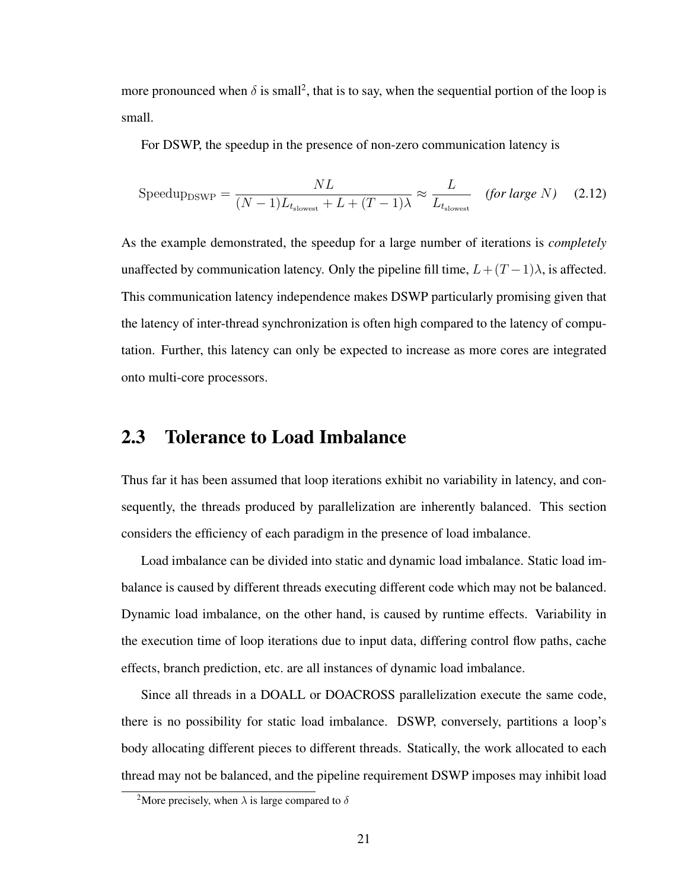more pronounced when $\delta$ is small[2], that is to say, when the sequential portion of the loop is small.

For DSWP, the speedup in the presence of non-zero communication latency is

$$\text{Speedup}_{\text{DSWP}} = \frac{NL}{(N-1)L_{t_{\text{slowest}}} + L + (T-1)\lambda} \approx \frac{L}{L_{t_{\text{slowest}}}} \quad \textit{(for large } N\textit{)} \qquad (2.12)$$

As the example demonstrated, the speedup for a large number of iterations is *completely* unaffected by communication latency. Only the pipeline fill time, $L + (T-1)\lambda$, is affected. This communication latency independence makes DSWP particularly promising given that the latency of inter-thread synchronization is often high compared to the latency of computation. Further, this latency can only be expected to increase as more cores are integrated onto multi-core processors.

## 2.3 Tolerance to Load Imbalance

Thus far it has been assumed that loop iterations exhibit no variability in latency, and consequently, the threads produced by parallelization are inherently balanced. This section considers the efficiency of each paradigm in the presence of load imbalance.

Load imbalance can be divided into static and dynamic load imbalance. Static load imbalance is caused by different threads executing different code which may not be balanced. Dynamic load imbalance, on the other hand, is caused by runtime effects. Variability in the execution time of loop iterations due to input data, differing control flow paths, cache effects, branch prediction, etc. are all instances of dynamic load imbalance.

Since all threads in a DOALL or DOACROSS parallelization execute the same code, there is no possibility for static load imbalance. DSWP, conversely, partitions a loop's body allocating different pieces to different threads. Statically, the work allocated to each thread may not be balanced, and the pipeline requirement DSWP imposes may inhibit load

[2] More precisely, when $\lambda$ is large compared to $\delta$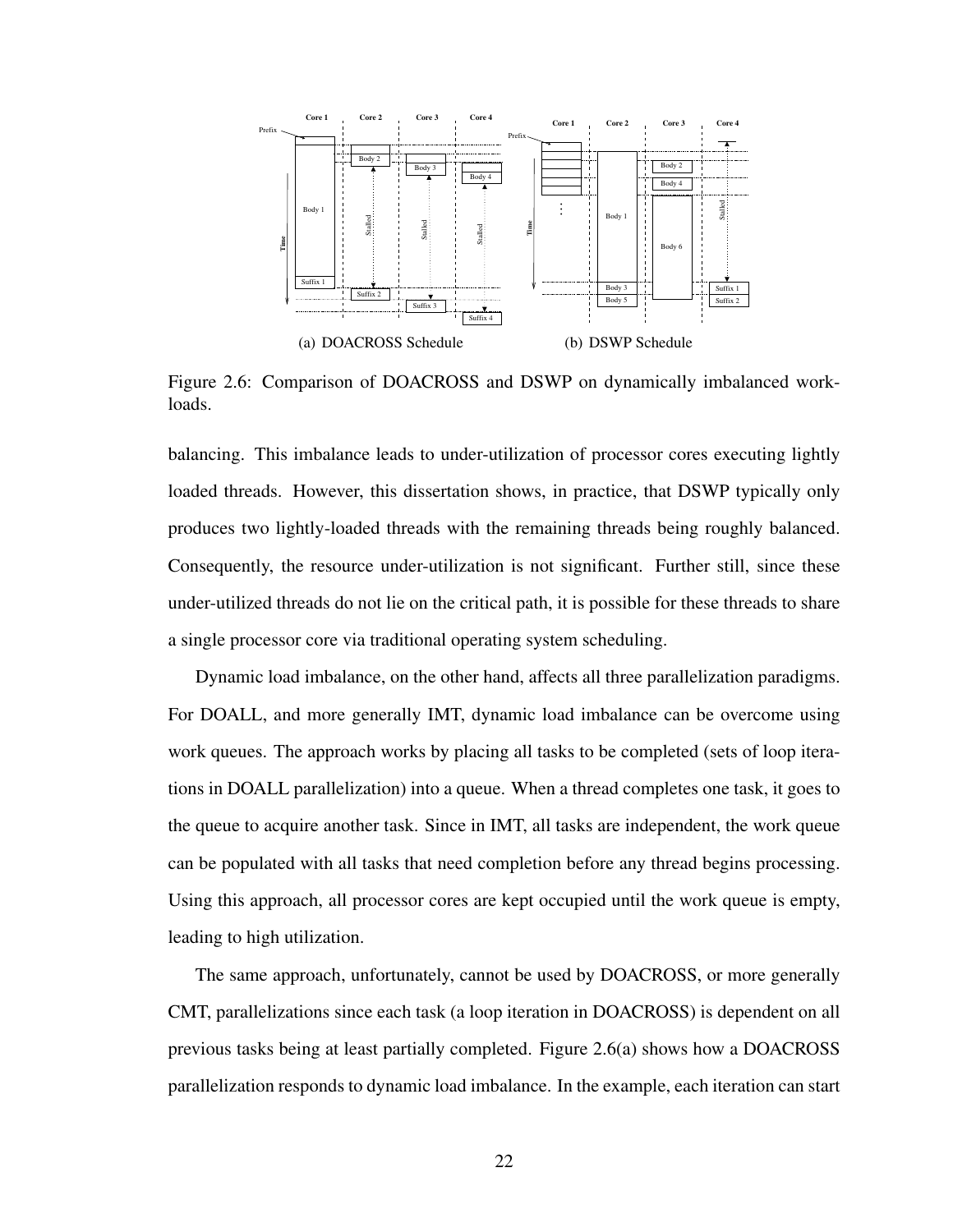(a) DOACROSS Schedule

(b) DSWP Schedule

Figure 2.6: Comparison of DOACROSS and DSWP on dynamically imbalanced workloads.

balancing. This imbalance leads to under-utilization of processor cores executing lightly loaded threads. However, this dissertation shows, in practice, that DSWP typically only produces two lightly-loaded threads with the remaining threads being roughly balanced. Consequently, the resource under-utilization is not significant. Further still, since these under-utilized threads do not lie on the critical path, it is possible for these threads to share a single processor core via traditional operating system scheduling.

Dynamic load imbalance, on the other hand, affects all three parallelization paradigms. For DOALL, and more generally IMT, dynamic load imbalance can be overcome using work queues. The approach works by placing all tasks to be completed (sets of loop iterations in DOALL parallelization) into a queue. When a thread completes one task, it goes to the queue to acquire another task. Since in IMT, all tasks are independent, the work queue can be populated with all tasks that need completion before any thread begins processing. Using this approach, all processor cores are kept occupied until the work queue is empty, leading to high utilization.

The same approach, unfortunately, cannot be used by DOACROSS, or more generally CMT, parallelizations since each task (a loop iteration in DOACROSS) is dependent on all previous tasks being at least partially completed. Figure 2.6(a) shows how a DOACROSS parallelization responds to dynamic load imbalance. In the example, each iteration can start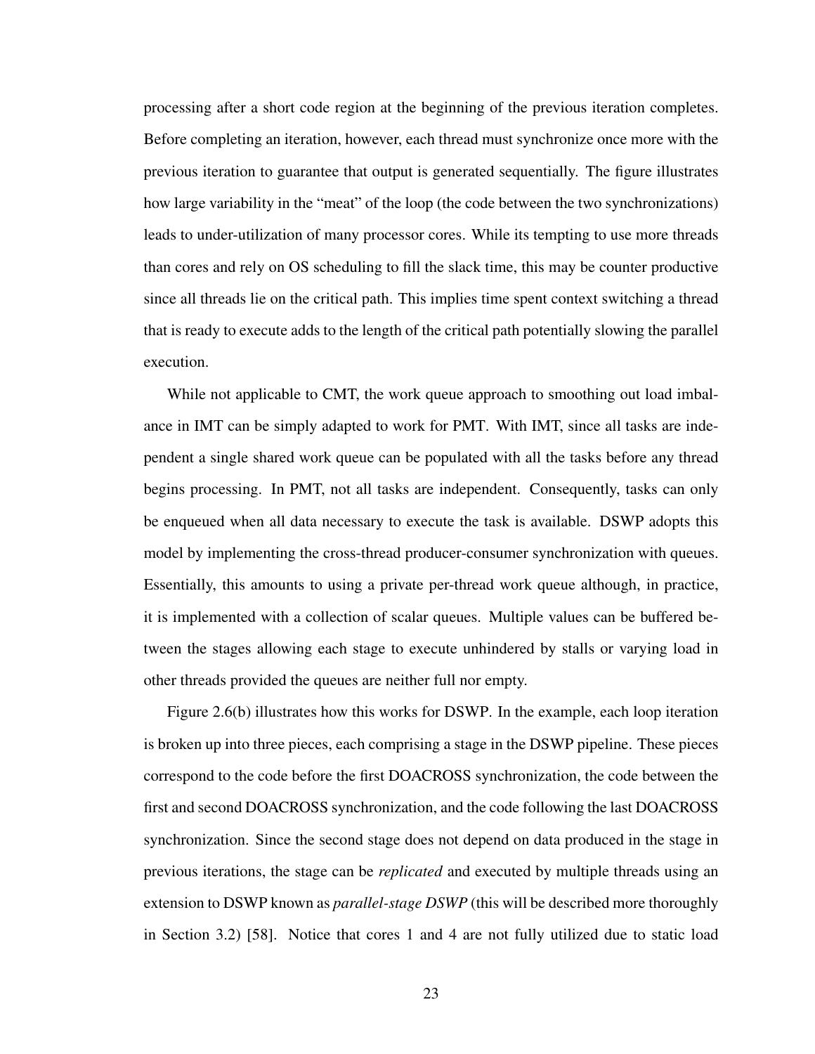processing after a short code region at the beginning of the previous iteration completes. Before completing an iteration, however, each thread must synchronize once more with the previous iteration to guarantee that output is generated sequentially. The figure illustrates how large variability in the "meat" of the loop (the code between the two synchronizations) leads to under-utilization of many processor cores. While its tempting to use more threads than cores and rely on OS scheduling to fill the slack time, this may be counter productive since all threads lie on the critical path. This implies time spent context switching a thread that is ready to execute adds to the length of the critical path potentially slowing the parallel execution.

While not applicable to CMT, the work queue approach to smoothing out load imbalance in IMT can be simply adapted to work for PMT. With IMT, since all tasks are independent a single shared work queue can be populated with all the tasks before any thread begins processing. In PMT, not all tasks are independent. Consequently, tasks can only be enqueued when all data necessary to execute the task is available. DSWP adopts this model by implementing the cross-thread producer-consumer synchronization with queues. Essentially, this amounts to using a private per-thread work queue although, in practice, it is implemented with a collection of scalar queues. Multiple values can be buffered between the stages allowing each stage to execute unhindered by stalls or varying load in other threads provided the queues are neither full nor empty.

Figure 2.6(b) illustrates how this works for DSWP. In the example, each loop iteration is broken up into three pieces, each comprising a stage in the DSWP pipeline. These pieces correspond to the code before the first DOACROSS synchronization, the code between the first and second DOACROSS synchronization, and the code following the last DOACROSS synchronization. Since the second stage does not depend on data produced in the stage in previous iterations, the stage can be *replicated* and executed by multiple threads using an extension to DSWP known as *parallel-stage DSWP* (this will be described more thoroughly in Section 3.2) [58]. Notice that cores 1 and 4 are not fully utilized due to static load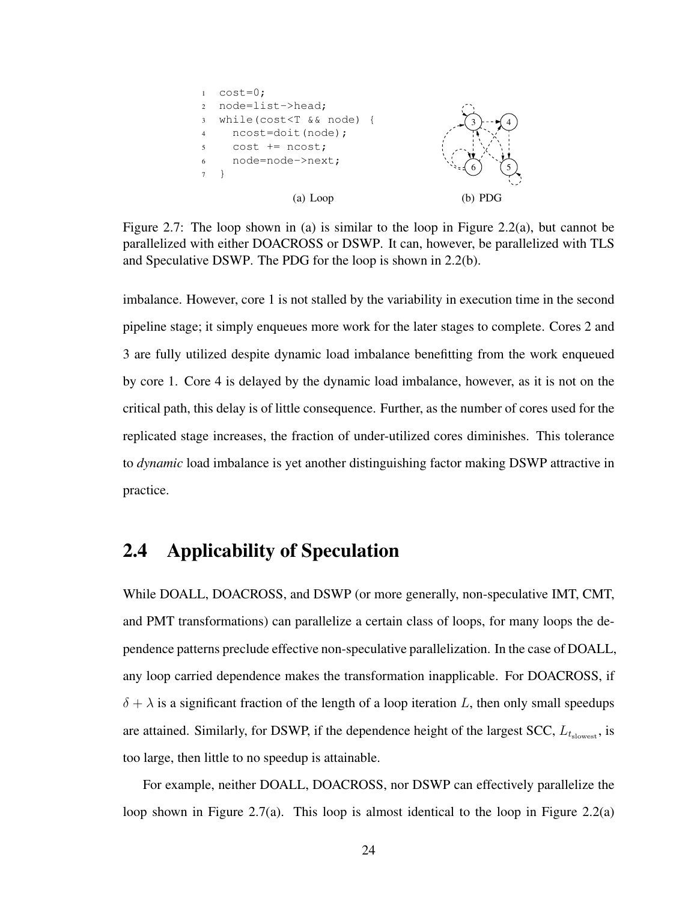```
1  cost=0;
2  node=list->head;
3  while(cost<T && node) {
4    ncost=doit(node);
5    cost += ncost;
6    node=node->next;
7  }
```

(a) Loop

(b) PDG

Figure 2.7: The loop shown in (a) is similar to the loop in Figure 2.2(a), but cannot be parallelized with either DOACROSS or DSWP. It can, however, be parallelized with TLS and Speculative DSWP. The PDG for the loop is shown in 2.2(b).

imbalance. However, core 1 is not stalled by the variability in execution time in the second pipeline stage; it simply enqueues more work for the later stages to complete. Cores 2 and 3 are fully utilized despite dynamic load imbalance benefitting from the work enqueued by core 1. Core 4 is delayed by the dynamic load imbalance, however, as it is not on the critical path, this delay is of little consequence. Further, as the number of cores used for the replicated stage increases, the fraction of under-utilized cores diminishes. This tolerance to *dynamic* load imbalance is yet another distinguishing factor making DSWP attractive in practice.

## 2.4 Applicability of Speculation

While DOALL, DOACROSS, and DSWP (or more generally, non-speculative IMT, CMT, and PMT transformations) can parallelize a certain class of loops, for many loops the dependence patterns preclude effective non-speculative parallelization. In the case of DOALL, any loop carried dependence makes the transformation inapplicable. For DOACROSS, if $\delta + \lambda$ is a significant fraction of the length of a loop iteration $L$, then only small speedups are attained. Similarly, for DSWP, if the dependence height of the largest SCC, $L_{t_{\text{slowest}}}$, is too large, then little to no speedup is attainable.

For example, neither DOALL, DOACROSS, nor DSWP can effectively parallelize the loop shown in Figure 2.7(a). This loop is almost identical to the loop in Figure 2.2(a)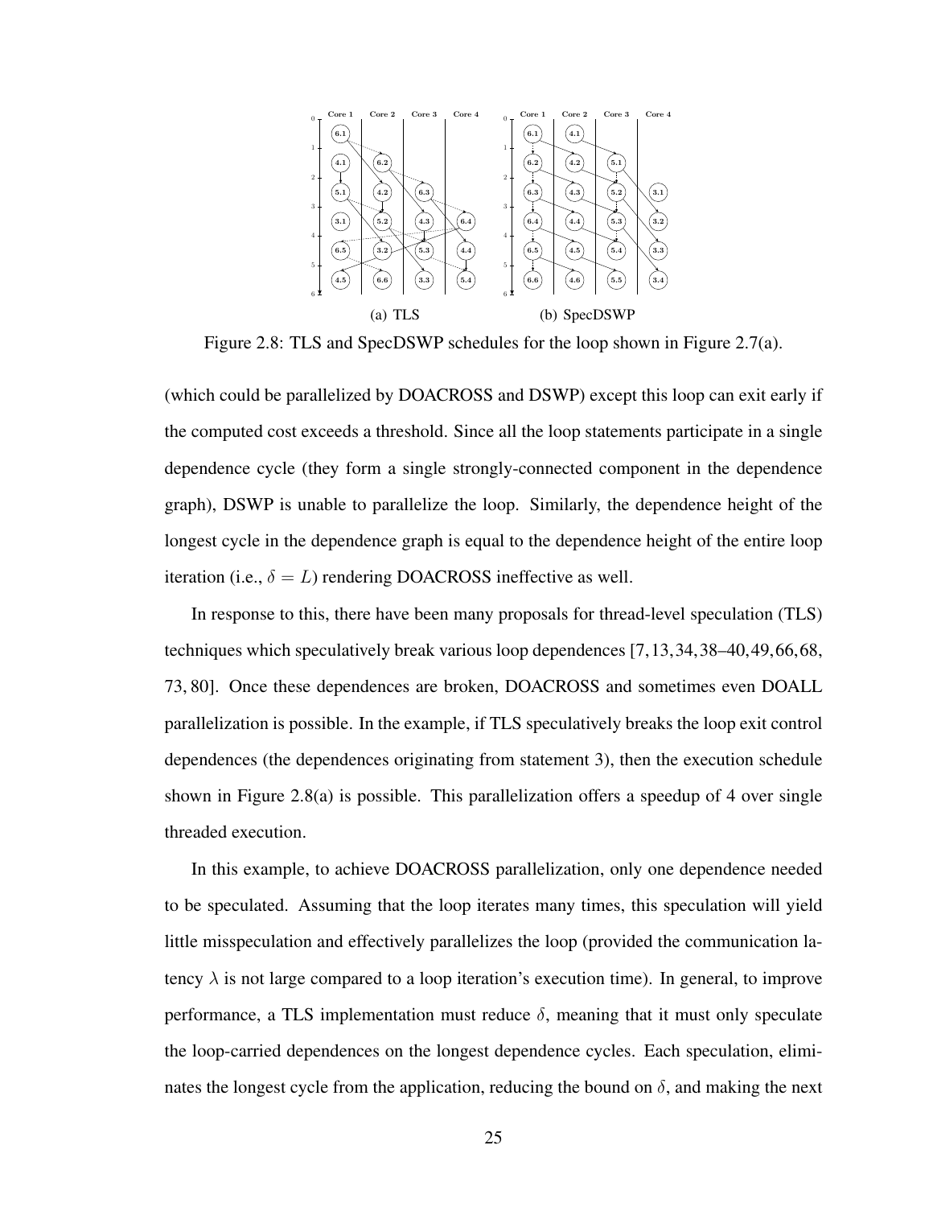Figure 2.8: TLS and SpecDSWP schedules for the loop shown in Figure 2.7(a).

(which could be parallelized by DOACROSS and DSWP) except this loop can exit early if the computed cost exceeds a threshold. Since all the loop statements participate in a single dependence cycle (they form a single strongly-connected component in the dependence graph), DSWP is unable to parallelize the loop. Similarly, the dependence height of the longest cycle in the dependence graph is equal to the dependence height of the entire loop iteration (i.e., $\delta = L$) rendering DOACROSS ineffective as well.

In response to this, there have been many proposals for thread-level speculation (TLS) techniques which speculatively break various loop dependences [7,13,34,38–40,49,66,68, 73,80]. Once these dependences are broken, DOACROSS and sometimes even DOALL parallelization is possible. In the example, if TLS speculatively breaks the loop exit control dependences (the dependences originating from statement 3), then the execution schedule shown in Figure 2.8(a) is possible. This parallelization offers a speedup of 4 over single threaded execution.

In this example, to achieve DOACROSS parallelization, only one dependence needed to be speculated. Assuming that the loop iterates many times, this speculation will yield little misspeculation and effectively parallelizes the loop (provided the communication latency $\lambda$ is not large compared to a loop iteration's execution time). In general, to improve performance, a TLS implementation must reduce $\delta$, meaning that it must only speculate the loop-carried dependences on the longest dependence cycles. Each speculation, eliminates the longest cycle from the application, reducing the bound on $\delta$, and making the next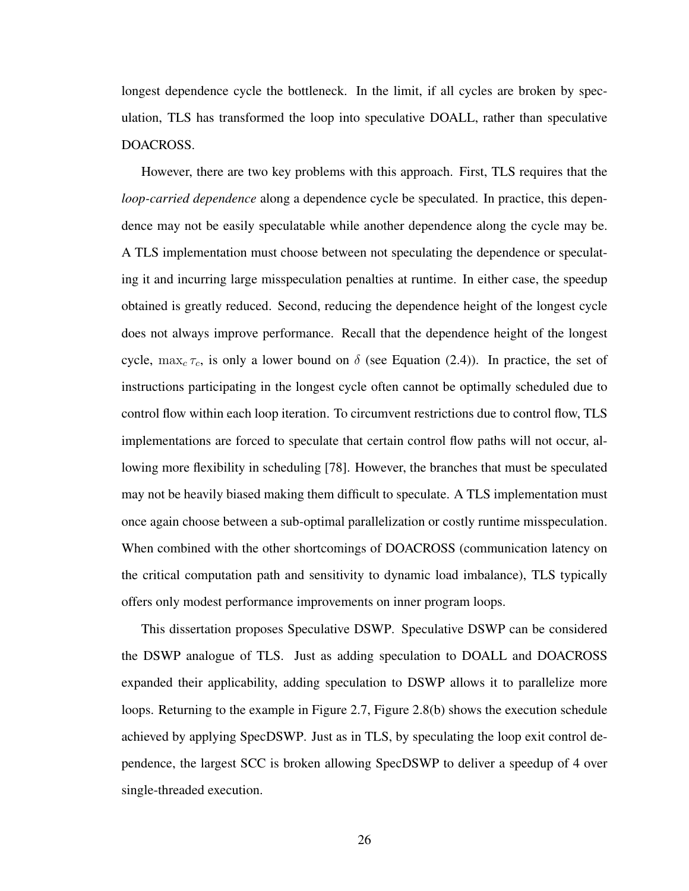longest dependence cycle the bottleneck. In the limit, if all cycles are broken by speculation, TLS has transformed the loop into speculative DOALL, rather than speculative DOACROSS.

However, there are two key problems with this approach. First, TLS requires that the *loop-carried dependence* along a dependence cycle be speculated. In practice, this dependence may not be easily speculatable while another dependence along the cycle may be. A TLS implementation must choose between not speculating the dependence or speculating it and incurring large misspeculation penalties at runtime. In either case, the speedup obtained is greatly reduced. Second, reducing the dependence height of the longest cycle does not always improve performance. Recall that the dependence height of the longest cycle, $\max_c \tau_c$, is only a lower bound on $\delta$ (see Equation (2.4)). In practice, the set of instructions participating in the longest cycle often cannot be optimally scheduled due to control flow within each loop iteration. To circumvent restrictions due to control flow, TLS implementations are forced to speculate that certain control flow paths will not occur, allowing more flexibility in scheduling [78]. However, the branches that must be speculated may not be heavily biased making them difficult to speculate. A TLS implementation must once again choose between a sub-optimal parallelization or costly runtime misspeculation. When combined with the other shortcomings of DOACROSS (communication latency on the critical computation path and sensitivity to dynamic load imbalance), TLS typically offers only modest performance improvements on inner program loops.

This dissertation proposes Speculative DSWP. Speculative DSWP can be considered the DSWP analogue of TLS. Just as adding speculation to DOALL and DOACROSS expanded their applicability, adding speculation to DSWP allows it to parallelize more loops. Returning to the example in Figure 2.7, Figure 2.8(b) shows the execution schedule achieved by applying SpecDSWP. Just as in TLS, by speculating the loop exit control dependence, the largest SCC is broken allowing SpecDSWP to deliver a speedup of 4 over single-threaded execution.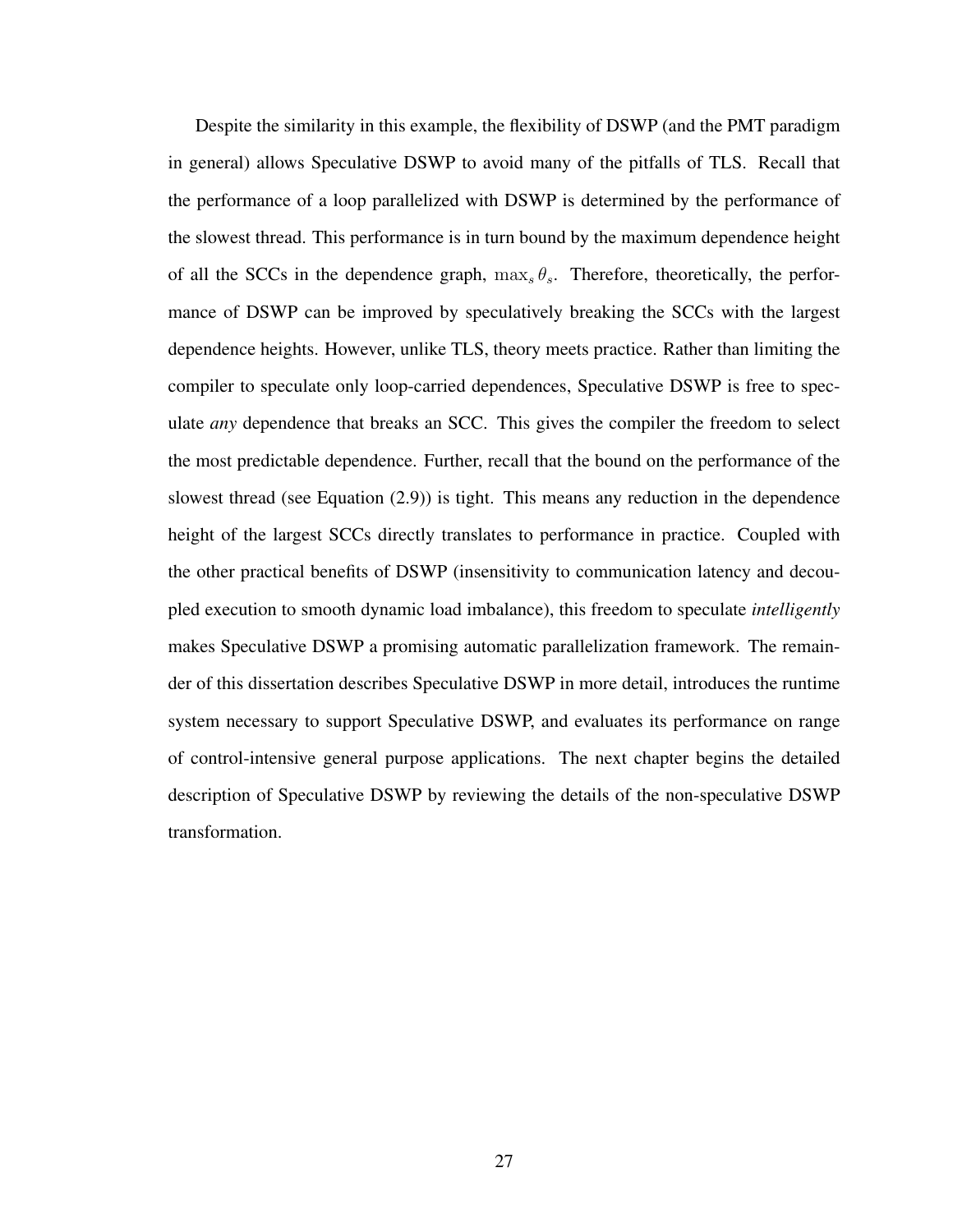Despite the similarity in this example, the flexibility of DSWP (and the PMT paradigm in general) allows Speculative DSWP to avoid many of the pitfalls of TLS. Recall that the performance of a loop parallelized with DSWP is determined by the performance of the slowest thread. This performance is in turn bound by the maximum dependence height of all the SCCs in the dependence graph, $\max_s \theta_s$. Therefore, theoretically, the performance of DSWP can be improved by speculatively breaking the SCCs with the largest dependence heights. However, unlike TLS, theory meets practice. Rather than limiting the compiler to speculate only loop-carried dependences, Speculative DSWP is free to speculate *any* dependence that breaks an SCC. This gives the compiler the freedom to select the most predictable dependence. Further, recall that the bound on the performance of the slowest thread (see Equation (2.9)) is tight. This means any reduction in the dependence height of the largest SCCs directly translates to performance in practice. Coupled with the other practical benefits of DSWP (insensitivity to communication latency and decoupled execution to smooth dynamic load imbalance), this freedom to speculate *intelligently* makes Speculative DSWP a promising automatic parallelization framework. The remainder of this dissertation describes Speculative DSWP in more detail, introduces the runtime system necessary to support Speculative DSWP, and evaluates its performance on range of control-intensive general purpose applications. The next chapter begins the detailed description of Speculative DSWP by reviewing the details of the non-speculative DSWP transformation.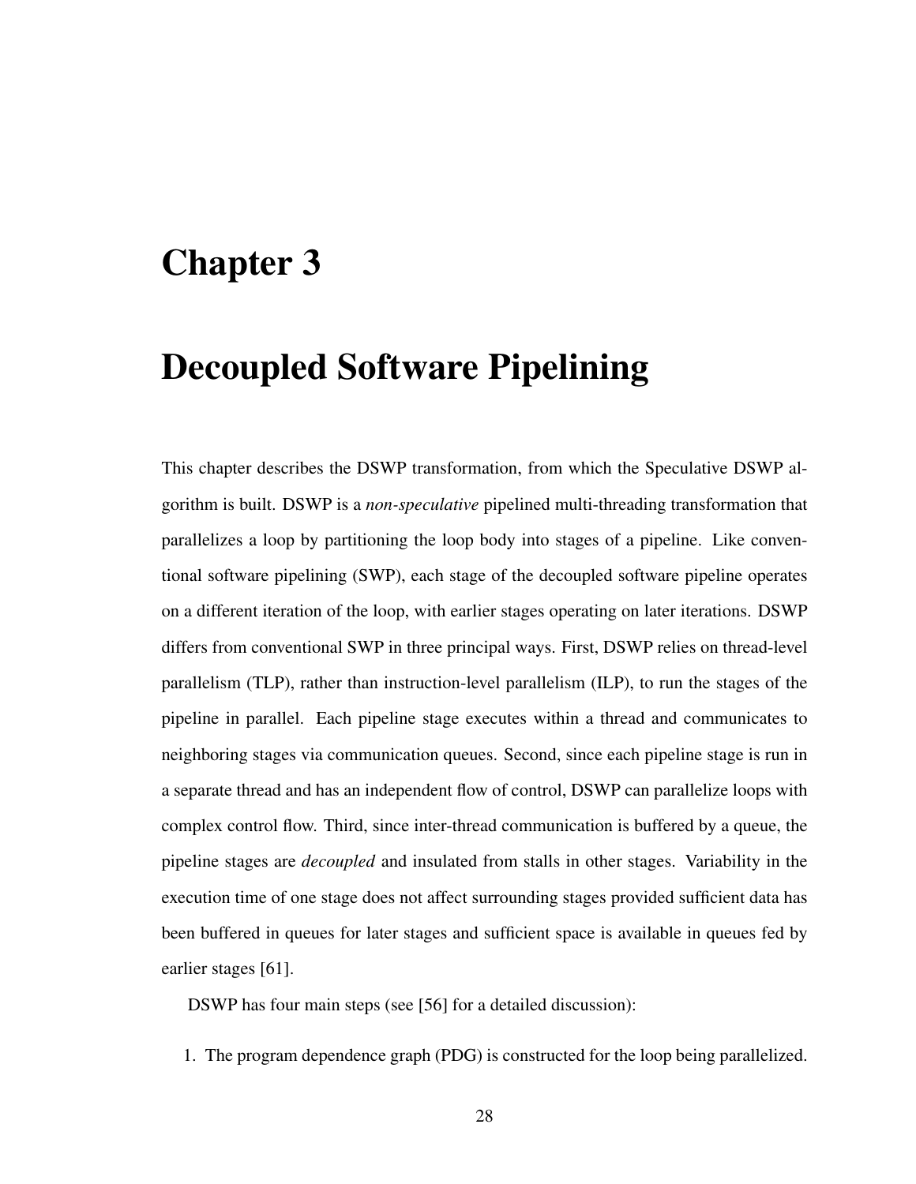# Chapter 3

# Decoupled Software Pipelining

This chapter describes the DSWP transformation, from which the Speculative DSWP algorithm is built. DSWP is a *non-speculative* pipelined multi-threading transformation that parallelizes a loop by partitioning the loop body into stages of a pipeline. Like conventional software pipelining (SWP), each stage of the decoupled software pipeline operates on a different iteration of the loop, with earlier stages operating on later iterations. DSWP differs from conventional SWP in three principal ways. First, DSWP relies on thread-level parallelism (TLP), rather than instruction-level parallelism (ILP), to run the stages of the pipeline in parallel. Each pipeline stage executes within a thread and communicates to neighboring stages via communication queues. Second, since each pipeline stage is run in a separate thread and has an independent flow of control, DSWP can parallelize loops with complex control flow. Third, since inter-thread communication is buffered by a queue, the pipeline stages are *decoupled* and insulated from stalls in other stages. Variability in the execution time of one stage does not affect surrounding stages provided sufficient data has been buffered in queues for later stages and sufficient space is available in queues fed by earlier stages [61].

DSWP has four main steps (see [56] for a detailed discussion):

1. The program dependence graph (PDG) is constructed for the loop being parallelized.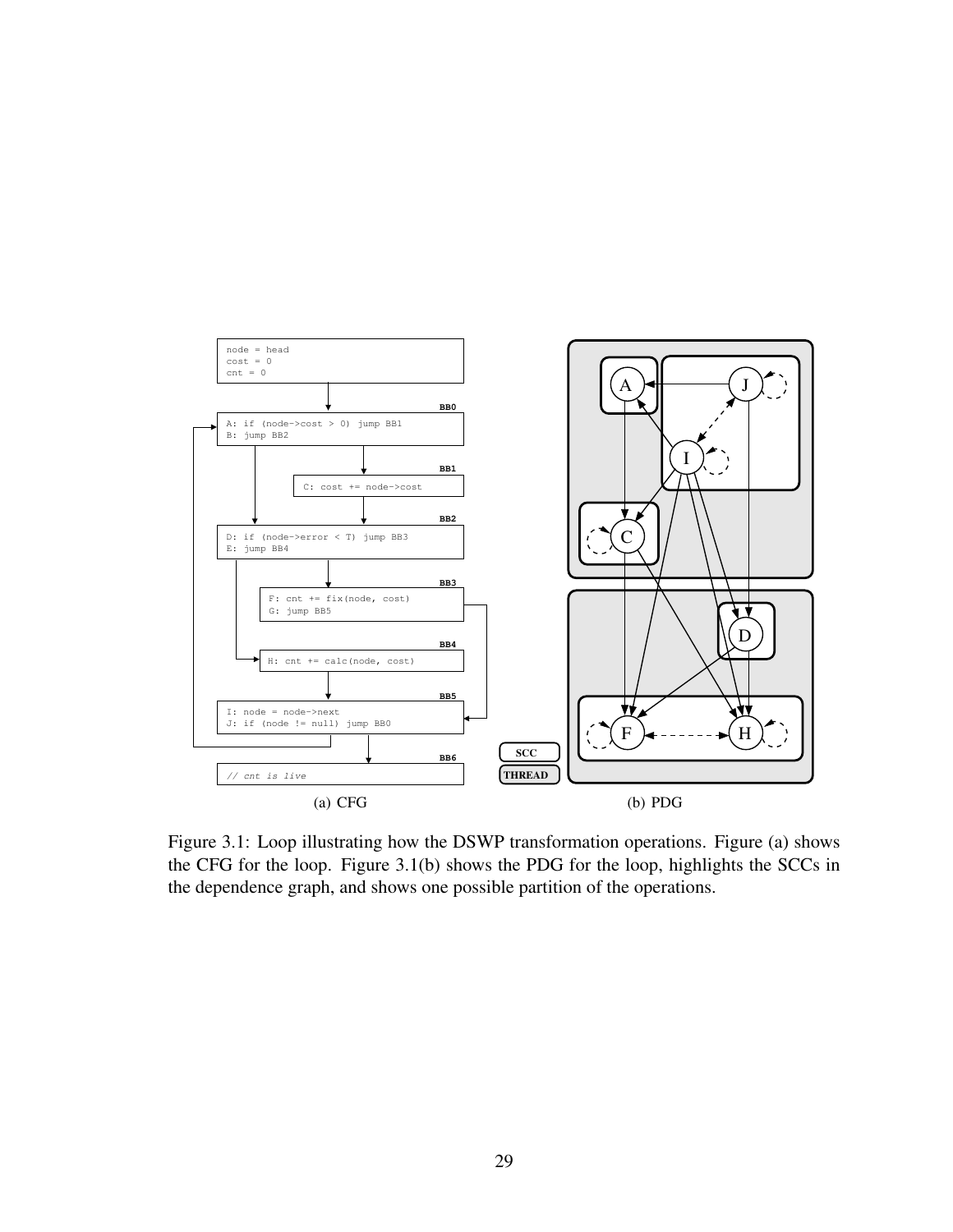```
node = head
cost = 0
cnt = 0
```

**BB0**

```
A: if (node->cost > 0) jump BB1
B: jump BB2
```

**BB1**

```
C: cost += node->cost
```

**BB2**

```
D: if (node->error < T) jump BB3
E: jump BB4
```

**BB3**

```
F: cnt += fix(node, cost)
G: jump BB5
```

**BB4**

```
H: cnt += calc(node, cost)
```

**BB5**

```
I: node = node->next
J: if (node != null) jump BB0
```

**BB6**

```
// cnt is live
```

(a) CFG

(b) PDG

Figure 3.1: Loop illustrating how the DSWP transformation operations. Figure (a) shows the CFG for the loop. Figure 3.1(b) shows the PDG for the loop, highlights the SCCs in the dependence graph, and shows one possible partition of the operations.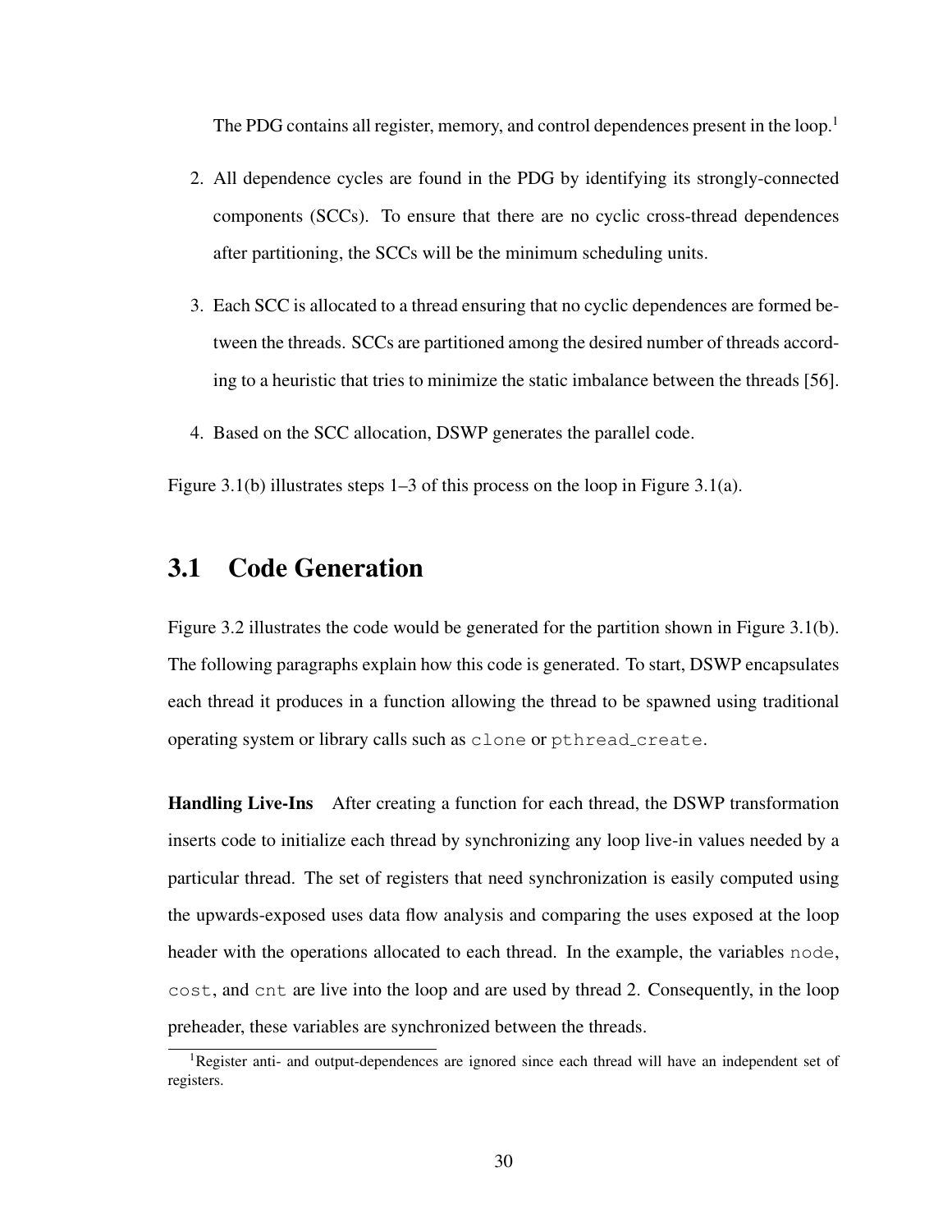The PDG contains all register, memory, and control dependences present in the loop.[1]

2. All dependence cycles are found in the PDG by identifying its strongly-connected components (SCCs). To ensure that there are no cyclic cross-thread dependences after partitioning, the SCCs will be the minimum scheduling units.

3. Each SCC is allocated to a thread ensuring that no cyclic dependences are formed between the threads. SCCs are partitioned among the desired number of threads according to a heuristic that tries to minimize the static imbalance between the threads [56].

4. Based on the SCC allocation, DSWP generates the parallel code.

Figure 3.1(b) illustrates steps 1–3 of this process on the loop in Figure 3.1(a).

## 3.1 Code Generation

Figure 3.2 illustrates the code would be generated for the partition shown in Figure 3.1(b). The following paragraphs explain how this code is generated. To start, DSWP encapsulates each thread it produces in a function allowing the thread to be spawned using traditional operating system or library calls such as `clone` or `pthread_create`.

**Handling Live-Ins** After creating a function for each thread, the DSWP transformation inserts code to initialize each thread by synchronizing any loop live-in values needed by a particular thread. The set of registers that need synchronization is easily computed using the upwards-exposed uses data flow analysis and comparing the uses exposed at the loop header with the operations allocated to each thread. In the example, the variables `node`, `cost`, and `cnt` are live into the loop and are used by thread 2. Consequently, in the loop preheader, these variables are synchronized between the threads.

[1] Register anti- and output-dependences are ignored since each thread will have an independent set of registers.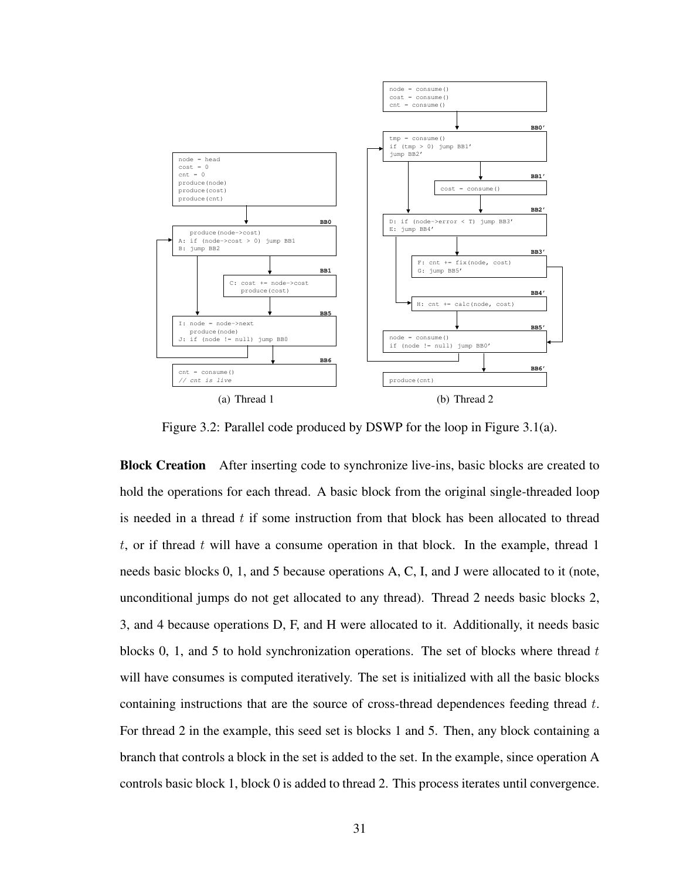```
node = head
cost = 0
cnt = 0
produce(node)
produce(cost)
produce(cnt)

BB0
   produce(node->cost)
A: if (node->cost > 0) jump BB1
B: jump BB2

BB1
C: cost += node->cost
   produce(cost)

BB5
I: node = node->next
   produce(node)
J: if (node != null) jump BB0

BB6
cnt = consume()
// cnt is live
```

(a) Thread 1

```
node = consume()
cost = consume()
cnt = consume()

BB0'
tmp = consume()
if (tmp > 0) jump BB1'
jump BB2'

BB1'
cost = consume()

BB2'
D: if (node->error < T) jump BB3'
E: jump BB4'

BB3'
F: cnt += fix(node, cost)
G: jump BB5'

BB4'
H: cnt += calc(node, cost)

BB5'
node = consume()
if (node != null) jump BB0'

BB6'
produce(cnt)
```

(b) Thread 2

Figure 3.2: Parallel code produced by DSWP for the loop in Figure 3.1(a).

**Block Creation** After inserting code to synchronize live-ins, basic blocks are created to hold the operations for each thread. A basic block from the original single-threaded loop is needed in a thread $t$ if some instruction from that block has been allocated to thread $t$, or if thread $t$ will have a consume operation in that block. In the example, thread 1 needs basic blocks 0, 1, and 5 because operations A, C, I, and J were allocated to it (note, unconditional jumps do not get allocated to any thread). Thread 2 needs basic blocks 2, 3, and 4 because operations D, F, and H were allocated to it. Additionally, it needs basic blocks 0, 1, and 5 to hold synchronization operations. The set of blocks where thread $t$ will have consumes is computed iteratively. The set is initialized with all the basic blocks containing instructions that are the source of cross-thread dependences feeding thread $t$. For thread 2 in the example, this seed set is blocks 1 and 5. Then, any block containing a branch that controls a block in the set is added to the set. In the example, since operation A controls basic block 1, block 0 is added to thread 2. This process iterates until convergence.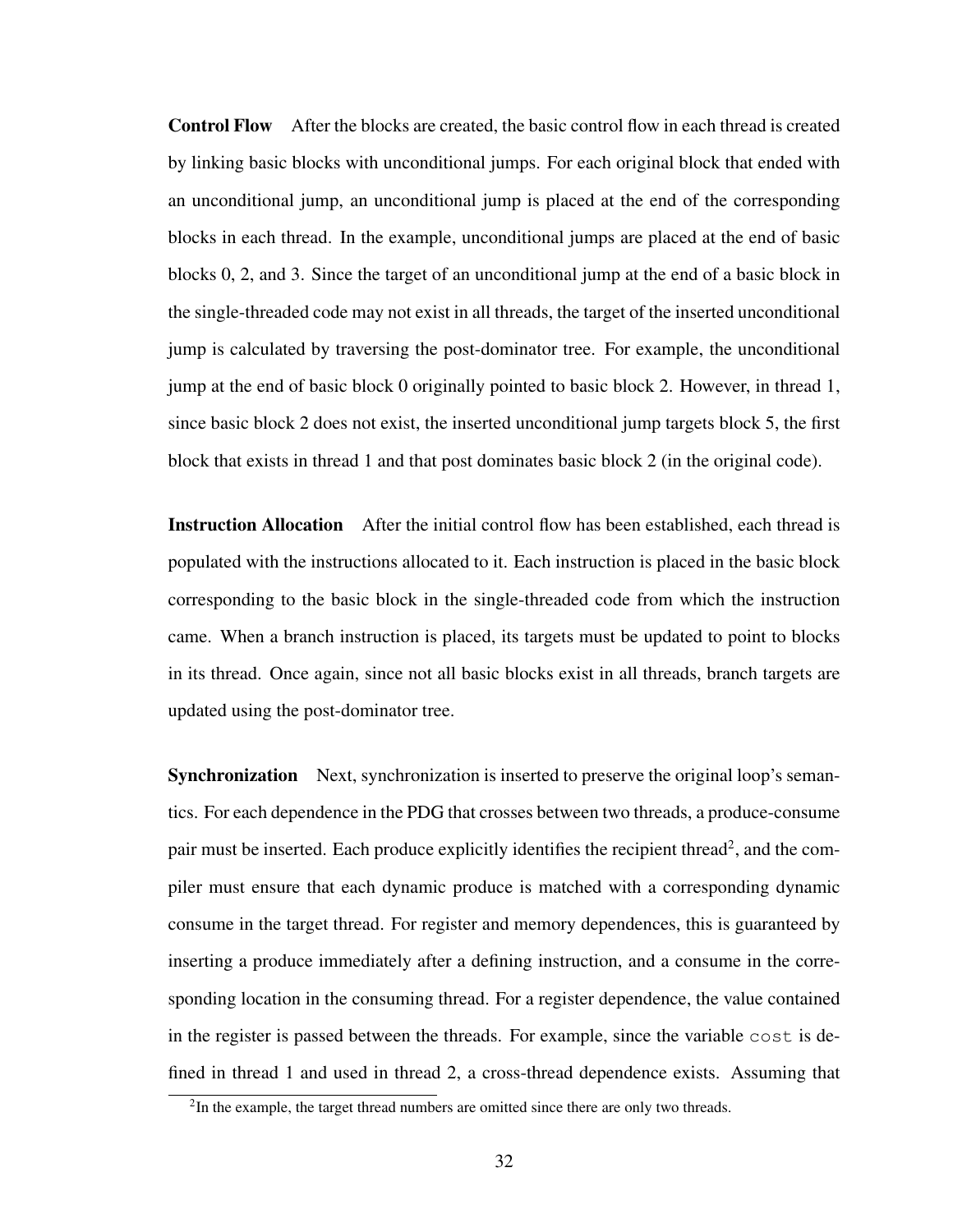**Control Flow** After the blocks are created, the basic control flow in each thread is created by linking basic blocks with unconditional jumps. For each original block that ended with an unconditional jump, an unconditional jump is placed at the end of the corresponding blocks in each thread. In the example, unconditional jumps are placed at the end of basic blocks 0, 2, and 3. Since the target of an unconditional jump at the end of a basic block in the single-threaded code may not exist in all threads, the target of the inserted unconditional jump is calculated by traversing the post-dominator tree. For example, the unconditional jump at the end of basic block 0 originally pointed to basic block 2. However, in thread 1, since basic block 2 does not exist, the inserted unconditional jump targets block 5, the first block that exists in thread 1 and that post dominates basic block 2 (in the original code).

**Instruction Allocation** After the initial control flow has been established, each thread is populated with the instructions allocated to it. Each instruction is placed in the basic block corresponding to the basic block in the single-threaded code from which the instruction came. When a branch instruction is placed, its targets must be updated to point to blocks in its thread. Once again, since not all basic blocks exist in all threads, branch targets are updated using the post-dominator tree.

**Synchronization** Next, synchronization is inserted to preserve the original loop's semantics. For each dependence in the PDG that crosses between two threads, a produce-consume pair must be inserted. Each produce explicitly identifies the recipient thread[2], and the compiler must ensure that each dynamic produce is matched with a corresponding dynamic consume in the target thread. For register and memory dependences, this is guaranteed by inserting a produce immediately after a defining instruction, and a consume in the corresponding location in the consuming thread. For a register dependence, the value contained in the register is passed between the threads. For example, since the variable `cost` is defined in thread 1 and used in thread 2, a cross-thread dependence exists. Assuming that

[2] In the example, the target thread numbers are omitted since there are only two threads.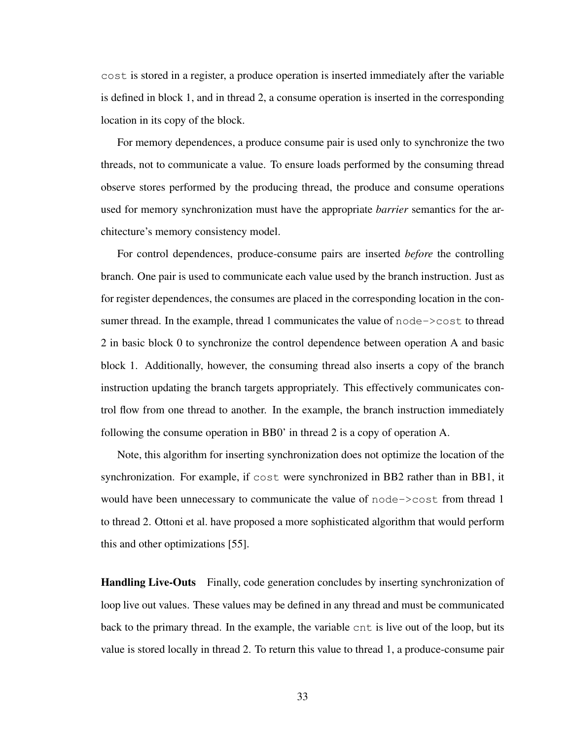`cost` is stored in a register, a produce operation is inserted immediately after the variable is defined in block 1, and in thread 2, a consume operation is inserted in the corresponding location in its copy of the block.

For memory dependences, a produce consume pair is used only to synchronize the two threads, not to communicate a value. To ensure loads performed by the consuming thread observe stores performed by the producing thread, the produce and consume operations used for memory synchronization must have the appropriate *barrier* semantics for the architecture's memory consistency model.

For control dependences, produce-consume pairs are inserted *before* the controlling branch. One pair is used to communicate each value used by the branch instruction. Just as for register dependences, the consumes are placed in the corresponding location in the consumer thread. In the example, thread 1 communicates the value of `node->cost` to thread 2 in basic block 0 to synchronize the control dependence between operation A and basic block 1. Additionally, however, the consuming thread also inserts a copy of the branch instruction updating the branch targets appropriately. This effectively communicates control flow from one thread to another. In the example, the branch instruction immediately following the consume operation in BB0' in thread 2 is a copy of operation A.

Note, this algorithm for inserting synchronization does not optimize the location of the synchronization. For example, if `cost` were synchronized in BB2 rather than in BB1, it would have been unnecessary to communicate the value of `node->cost` from thread 1 to thread 2. Ottoni et al. have proposed a more sophisticated algorithm that would perform this and other optimizations [55].

**Handling Live-Outs** Finally, code generation concludes by inserting synchronization of loop live out values. These values may be defined in any thread and must be communicated back to the primary thread. In the example, the variable `cnt` is live out of the loop, but its value is stored locally in thread 2. To return this value to thread 1, a produce-consume pair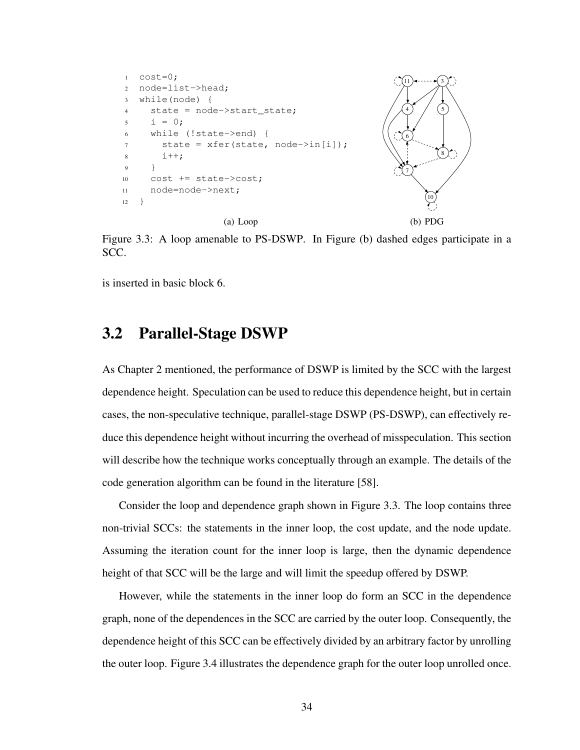```
1  cost=0;
2  node=list->head;
3  while(node) {
4    state = node->start_state;
5    i = 0;
6    while (!state->end) {
7      state = xfer(state, node->in[i]);
8      i++;
9    }
10   cost += state->cost;
11   node=node->next;
12 }
```

(a) Loop

(b) PDG

Figure 3.3: A loop amenable to PS-DSWP. In Figure (b) dashed edges participate in a SCC.

is inserted in basic block 6.

## 3.2 Parallel-Stage DSWP

As Chapter 2 mentioned, the performance of DSWP is limited by the SCC with the largest dependence height. Speculation can be used to reduce this dependence height, but in certain cases, the non-speculative technique, parallel-stage DSWP (PS-DSWP), can effectively reduce this dependence height without incurring the overhead of misspeculation. This section will describe how the technique works conceptually through an example. The details of the code generation algorithm can be found in the literature [58].

Consider the loop and dependence graph shown in Figure 3.3. The loop contains three non-trivial SCCs: the statements in the inner loop, the cost update, and the node update. Assuming the iteration count for the inner loop is large, then the dynamic dependence height of that SCC will be the large and will limit the speedup offered by DSWP.

However, while the statements in the inner loop do form an SCC in the dependence graph, none of the dependences in the SCC are carried by the outer loop. Consequently, the dependence height of this SCC can be effectively divided by an arbitrary factor by unrolling the outer loop. Figure 3.4 illustrates the dependence graph for the outer loop unrolled once.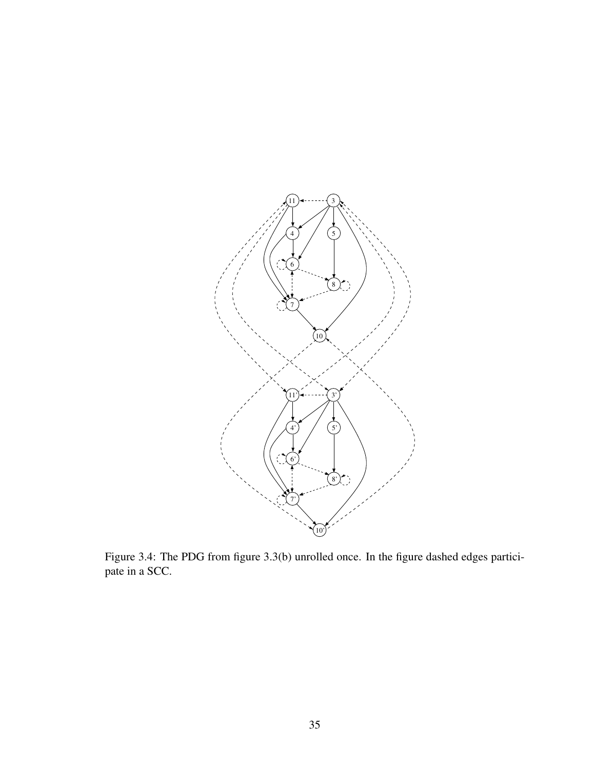Figure 3.4: The PDG from figure 3.3(b) unrolled once. In the figure dashed edges participate in a SCC.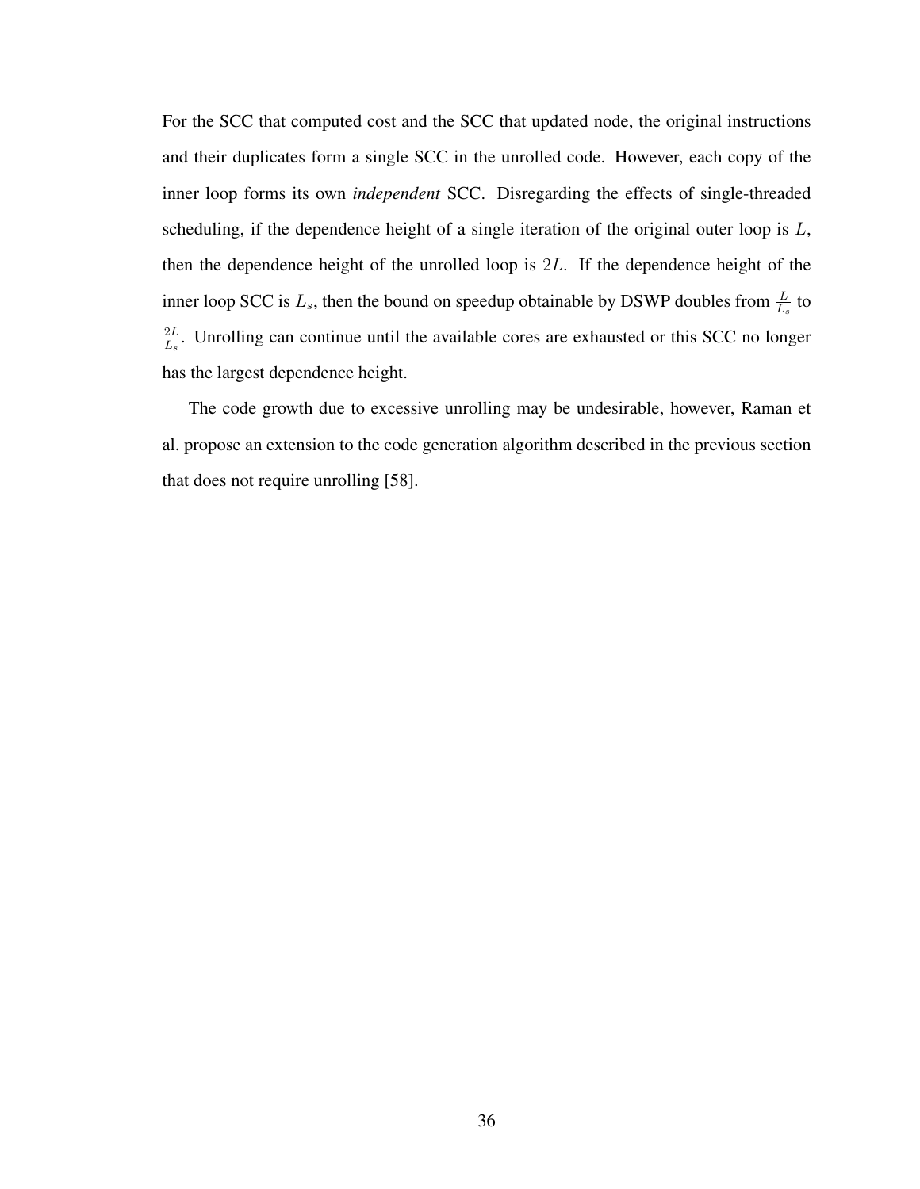For the SCC that computed cost and the SCC that updated node, the original instructions and their duplicates form a single SCC in the unrolled code. However, each copy of the inner loop forms its own *independent* SCC. Disregarding the effects of single-threaded scheduling, if the dependence height of a single iteration of the original outer loop is $L$, then the dependence height of the unrolled loop is $2L$. If the dependence height of the inner loop SCC is $L_s$, then the bound on speedup obtainable by DSWP doubles from $\frac{L}{L_s}$ to $\frac{2L}{L_s}$. Unrolling can continue until the available cores are exhausted or this SCC no longer has the largest dependence height.

The code growth due to excessive unrolling may be undesirable, however, Raman et al. propose an extension to the code generation algorithm described in the previous section that does not require unrolling [58].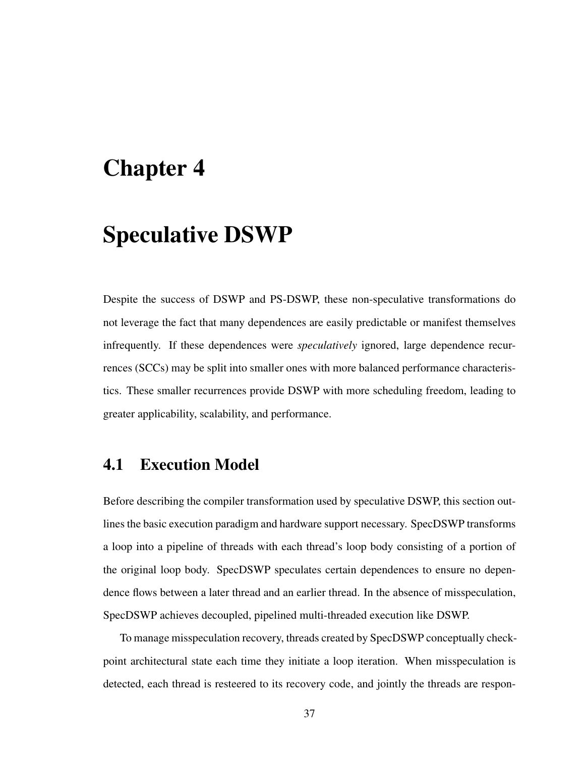# Chapter 4

# Speculative DSWP

Despite the success of DSWP and PS-DSWP, these non-speculative transformations do not leverage the fact that many dependences are easily predictable or manifest themselves infrequently. If these dependences were *speculatively* ignored, large dependence recurrences (SCCs) may be split into smaller ones with more balanced performance characteristics. These smaller recurrences provide DSWP with more scheduling freedom, leading to greater applicability, scalability, and performance.

## 4.1 Execution Model

Before describing the compiler transformation used by speculative DSWP, this section outlines the basic execution paradigm and hardware support necessary. SpecDSWP transforms a loop into a pipeline of threads with each thread's loop body consisting of a portion of the original loop body. SpecDSWP speculates certain dependences to ensure no dependence flows between a later thread and an earlier thread. In the absence of misspeculation, SpecDSWP achieves decoupled, pipelined multi-threaded execution like DSWP.

To manage misspeculation recovery, threads created by SpecDSWP conceptually checkpoint architectural state each time they initiate a loop iteration. When misspeculation is detected, each thread is resteered to its recovery code, and jointly the threads are respon-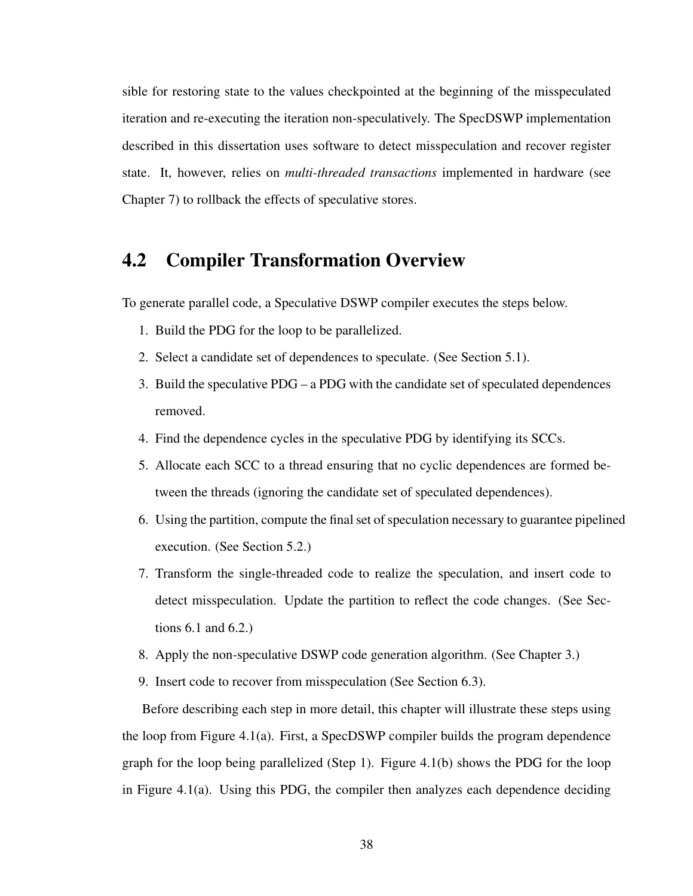sible for restoring state to the values checkpointed at the beginning of the misspeculated iteration and re-executing the iteration non-speculatively. The SpecDSWP implementation described in this dissertation uses software to detect misspeculation and recover register state. It, however, relies on *multi-threaded transactions* implemented in hardware (see Chapter 7) to rollback the effects of speculative stores.

## 4.2 Compiler Transformation Overview

To generate parallel code, a Speculative DSWP compiler executes the steps below.

1. Build the PDG for the loop to be parallelized.
2. Select a candidate set of dependences to speculate. (See Section 5.1).
3. Build the speculative PDG – a PDG with the candidate set of speculated dependences removed.
4. Find the dependence cycles in the speculative PDG by identifying its SCCs.
5. Allocate each SCC to a thread ensuring that no cyclic dependences are formed between the threads (ignoring the candidate set of speculated dependences).
6. Using the partition, compute the final set of speculation necessary to guarantee pipelined execution. (See Section 5.2.)
7. Transform the single-threaded code to realize the speculation, and insert code to detect misspeculation. Update the partition to reflect the code changes. (See Sections 6.1 and 6.2.)
8. Apply the non-speculative DSWP code generation algorithm. (See Chapter 3.)
9. Insert code to recover from misspeculation (See Section 6.3).

Before describing each step in more detail, this chapter will illustrate these steps using the loop from Figure 4.1(a). First, a SpecDSWP compiler builds the program dependence graph for the loop being parallelized (Step 1). Figure 4.1(b) shows the PDG for the loop in Figure 4.1(a). Using this PDG, the compiler then analyzes each dependence deciding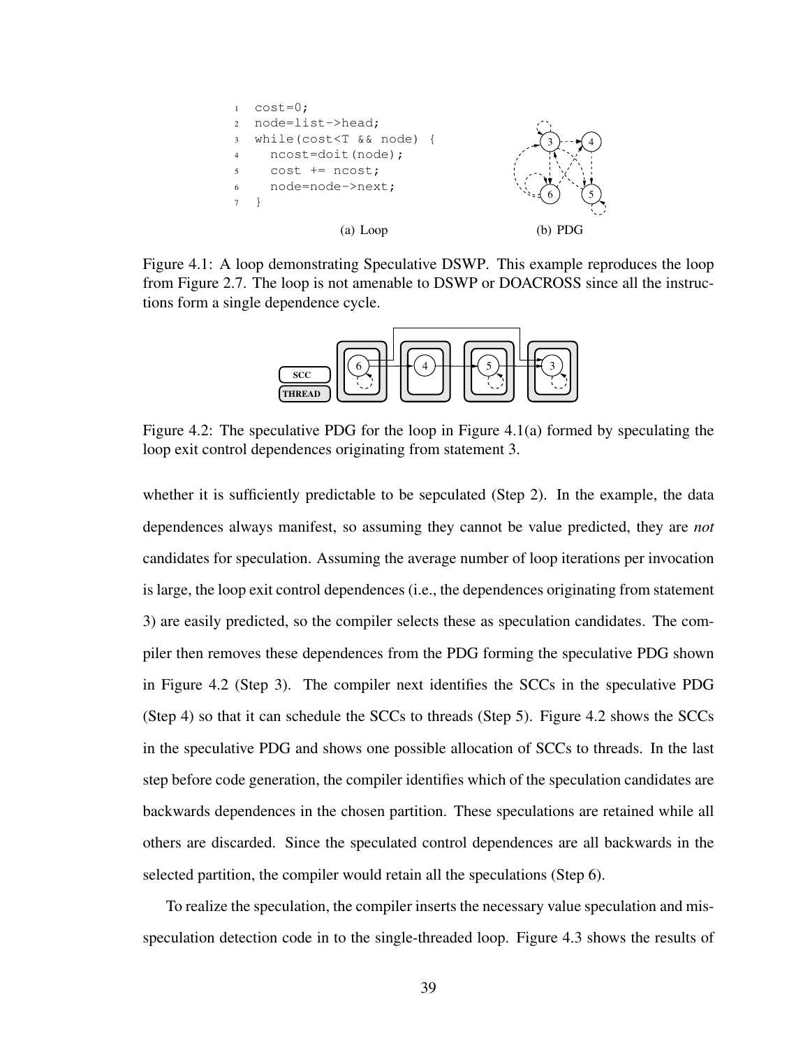```
1  cost=0;
2  node=list->head;
3  while(cost<T && node) {
4    ncost=doit(node);
5    cost += ncost;
6    node=node->next;
7  }
```

(a) Loop

(b) PDG

Figure 4.1: A loop demonstrating Speculative DSWP. This example reproduces the loop from Figure 2.7. The loop is not amenable to DSWP or DOACROSS since all the instructions form a single dependence cycle.

Figure 4.2: The speculative PDG for the loop in Figure 4.1(a) formed by speculating the loop exit control dependences originating from statement 3.

whether it is sufficiently predictable to be sepculated (Step 2). In the example, the data dependences always manifest, so assuming they cannot be value predicted, they are *not* candidates for speculation. Assuming the average number of loop iterations per invocation is large, the loop exit control dependences (i.e., the dependences originating from statement 3) are easily predicted, so the compiler selects these as speculation candidates. The compiler then removes these dependences from the PDG forming the speculative PDG shown in Figure 4.2 (Step 3). The compiler next identifies the SCCs in the speculative PDG (Step 4) so that it can schedule the SCCs to threads (Step 5). Figure 4.2 shows the SCCs in the speculative PDG and shows one possible allocation of SCCs to threads. In the last step before code generation, the compiler identifies which of the speculation candidates are backwards dependences in the chosen partition. These speculations are retained while all others are discarded. Since the speculated control dependences are all backwards in the selected partition, the compiler would retain all the speculations (Step 6).

To realize the speculation, the compiler inserts the necessary value speculation and misspeculation detection code in to the single-threaded loop. Figure 4.3 shows the results of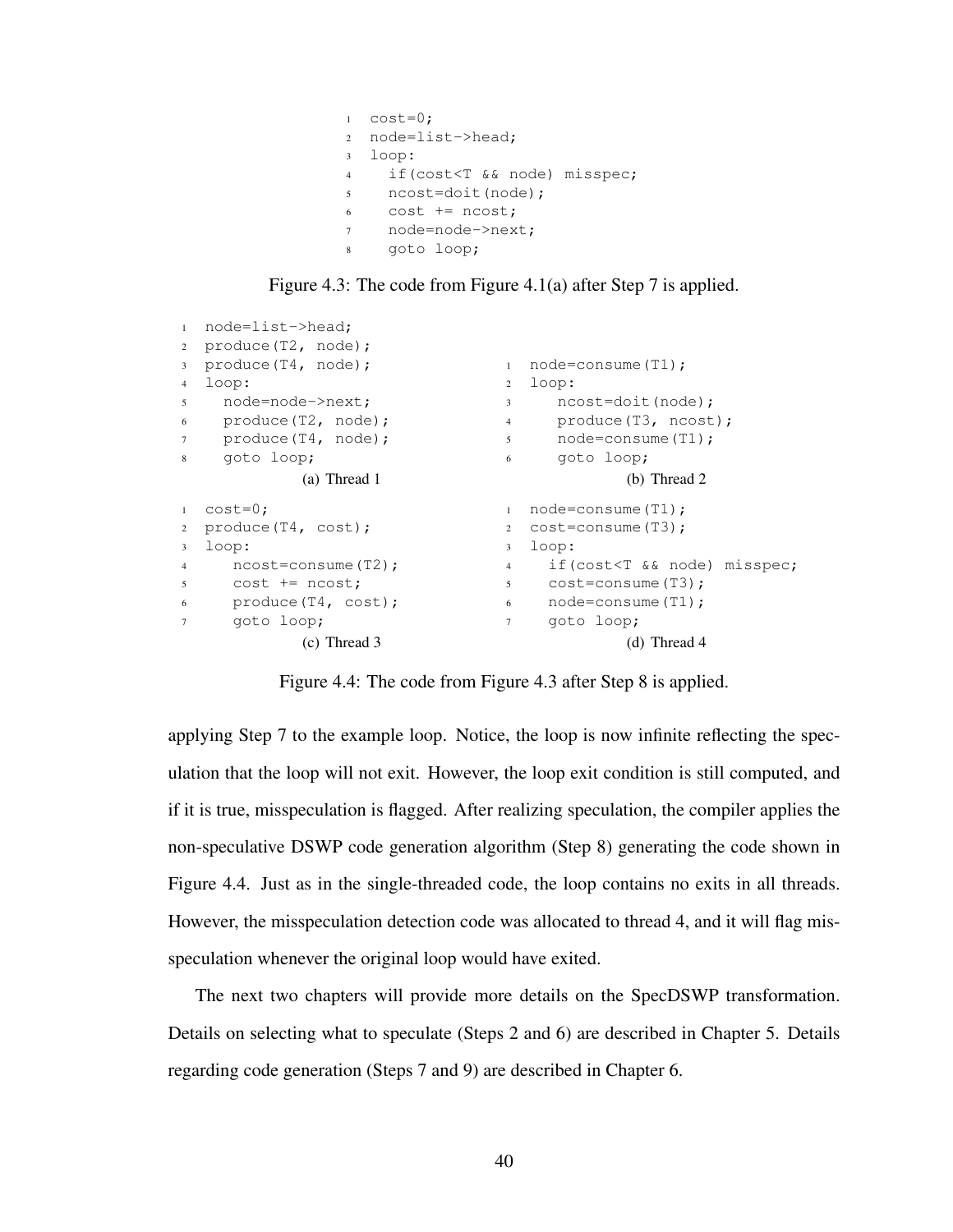```
cost=0;
node=list->head;
loop:
  if(cost<T && node) misspec;
  ncost=doit(node);
  cost += ncost;
  node=node->next;
  goto loop;
```

Figure 4.3: The code from Figure 4.1(a) after Step 7 is applied.

```
node=list->head;
produce(T2, node);
produce(T4, node);
loop:
  node=node->next;
  produce(T2, node);
  produce(T4, node);
  goto loop;
```

(a) Thread 1

```
node=consume(T1);
loop:
   ncost=doit(node);
   produce(T3, ncost);
   node=consume(T1);
   goto loop;
```

(b) Thread 2

```
cost=0;
produce(T4, cost);
loop:
   ncost=consume(T2);
   cost += ncost;
   produce(T4, cost);
   goto loop;
```

(c) Thread 3

```
node=consume(T1);
cost=consume(T3);
loop:
  if(cost<T && node) misspec;
  cost=consume(T3);
  node=consume(T1);
  goto loop;
```

(d) Thread 4

Figure 4.4: The code from Figure 4.3 after Step 8 is applied.

applying Step 7 to the example loop. Notice, the loop is now infinite reflecting the speculation that the loop will not exit. However, the loop exit condition is still computed, and if it is true, misspeculation is flagged. After realizing speculation, the compiler applies the non-speculative DSWP code generation algorithm (Step 8) generating the code shown in Figure 4.4. Just as in the single-threaded code, the loop contains no exits in all threads. However, the misspeculation detection code was allocated to thread 4, and it will flag misspeculation whenever the original loop would have exited.

The next two chapters will provide more details on the SpecDSWP transformation. Details on selecting what to speculate (Steps 2 and 6) are described in Chapter 5. Details regarding code generation (Steps 7 and 9) are described in Chapter 6.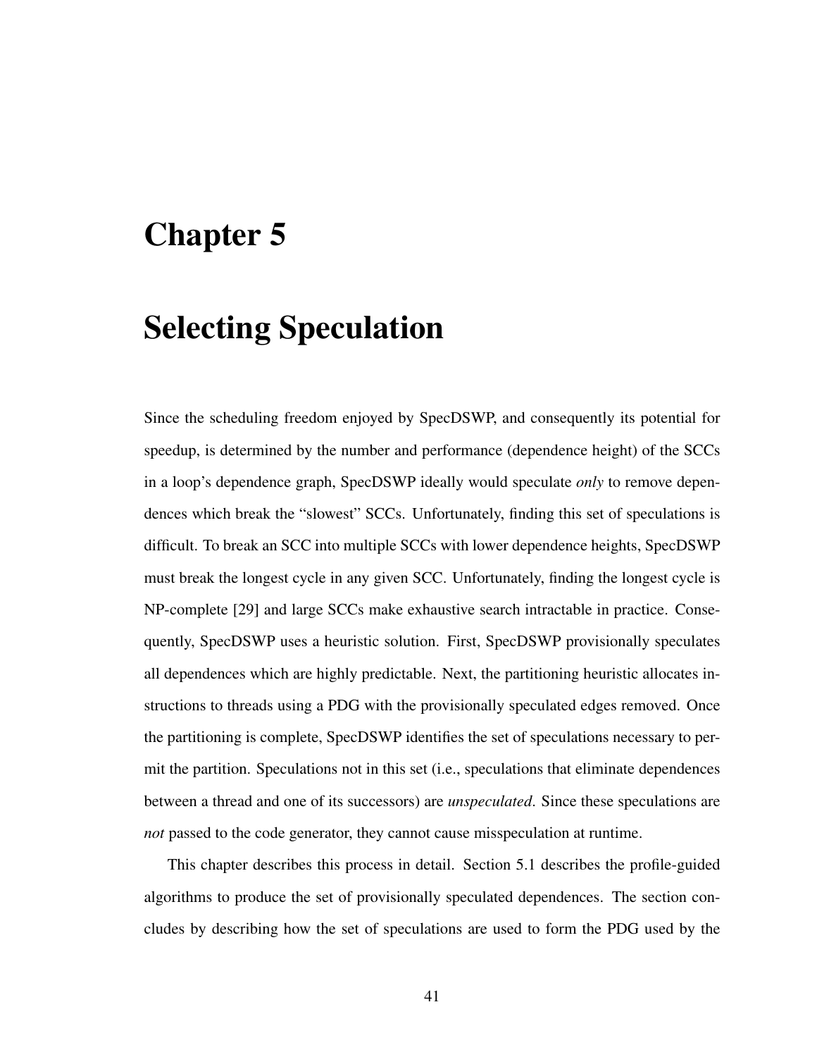# Chapter 5

# Selecting Speculation

Since the scheduling freedom enjoyed by SpecDSWP, and consequently its potential for speedup, is determined by the number and performance (dependence height) of the SCCs in a loop's dependence graph, SpecDSWP ideally would speculate *only* to remove dependences which break the "slowest" SCCs. Unfortunately, finding this set of speculations is difficult. To break an SCC into multiple SCCs with lower dependence heights, SpecDSWP must break the longest cycle in any given SCC. Unfortunately, finding the longest cycle is NP-complete [29] and large SCCs make exhaustive search intractable in practice. Consequently, SpecDSWP uses a heuristic solution. First, SpecDSWP provisionally speculates all dependences which are highly predictable. Next, the partitioning heuristic allocates instructions to threads using a PDG with the provisionally speculated edges removed. Once the partitioning is complete, SpecDSWP identifies the set of speculations necessary to permit the partition. Speculations not in this set (i.e., speculations that eliminate dependences between a thread and one of its successors) are *unspeculated*. Since these speculations are *not* passed to the code generator, they cannot cause misspeculation at runtime.

This chapter describes this process in detail. Section 5.1 describes the profile-guided algorithms to produce the set of provisionally speculated dependences. The section concludes by describing how the set of speculations are used to form the PDG used by the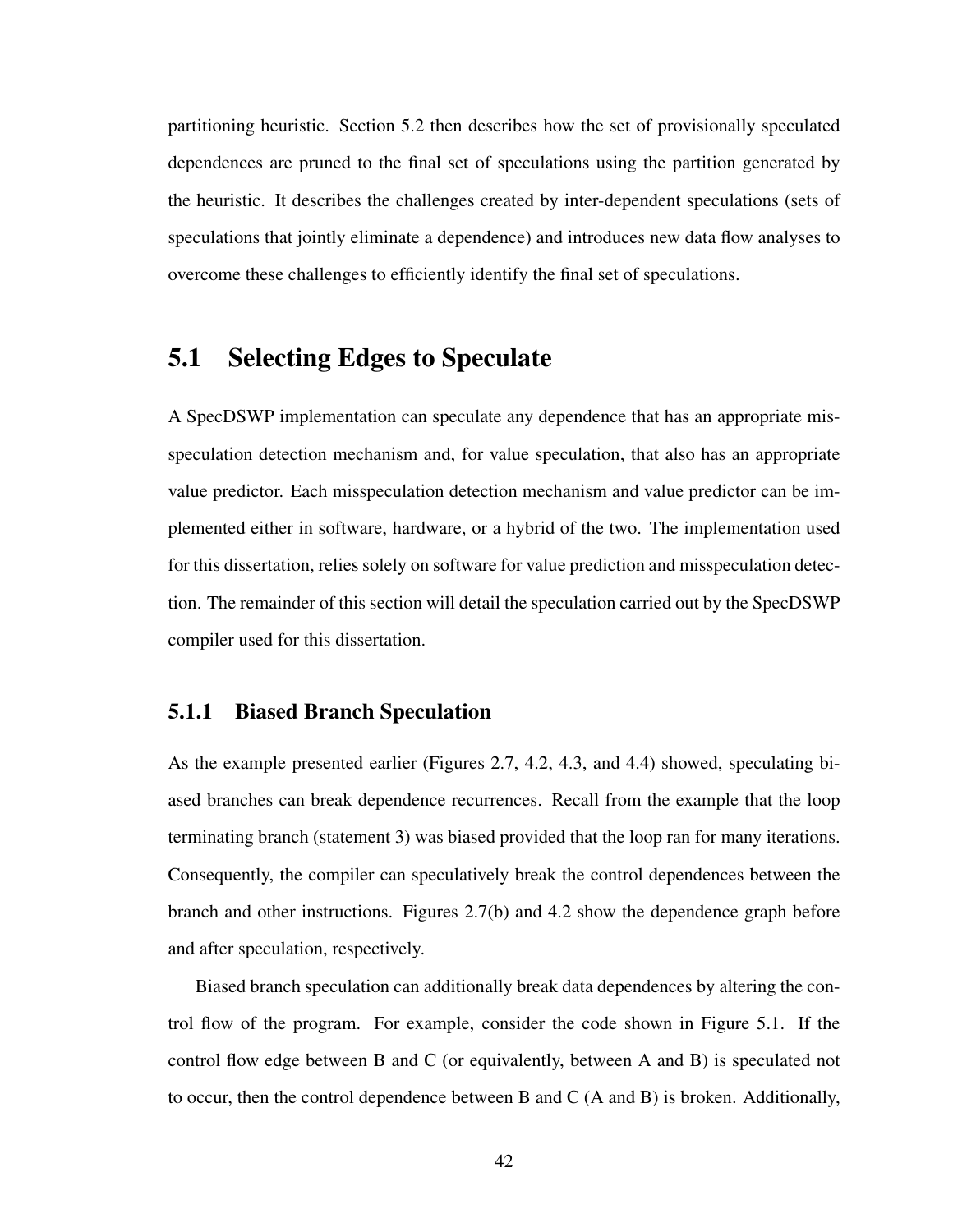partitioning heuristic. Section 5.2 then describes how the set of provisionally speculated dependences are pruned to the final set of speculations using the partition generated by the heuristic. It describes the challenges created by inter-dependent speculations (sets of speculations that jointly eliminate a dependence) and introduces new data flow analyses to overcome these challenges to efficiently identify the final set of speculations.

## 5.1 Selecting Edges to Speculate

A SpecDSWP implementation can speculate any dependence that has an appropriate misspeculation detection mechanism and, for value speculation, that also has an appropriate value predictor. Each misspeculation detection mechanism and value predictor can be implemented either in software, hardware, or a hybrid of the two. The implementation used for this dissertation, relies solely on software for value prediction and misspeculation detection. The remainder of this section will detail the speculation carried out by the SpecDSWP compiler used for this dissertation.

### 5.1.1 Biased Branch Speculation

As the example presented earlier (Figures 2.7, 4.2, 4.3, and 4.4) showed, speculating biased branches can break dependence recurrences. Recall from the example that the loop terminating branch (statement 3) was biased provided that the loop ran for many iterations. Consequently, the compiler can speculatively break the control dependences between the branch and other instructions. Figures 2.7(b) and 4.2 show the dependence graph before and after speculation, respectively.

Biased branch speculation can additionally break data dependences by altering the control flow of the program. For example, consider the code shown in Figure 5.1. If the control flow edge between B and C (or equivalently, between A and B) is speculated not to occur, then the control dependence between B and C (A and B) is broken. Additionally,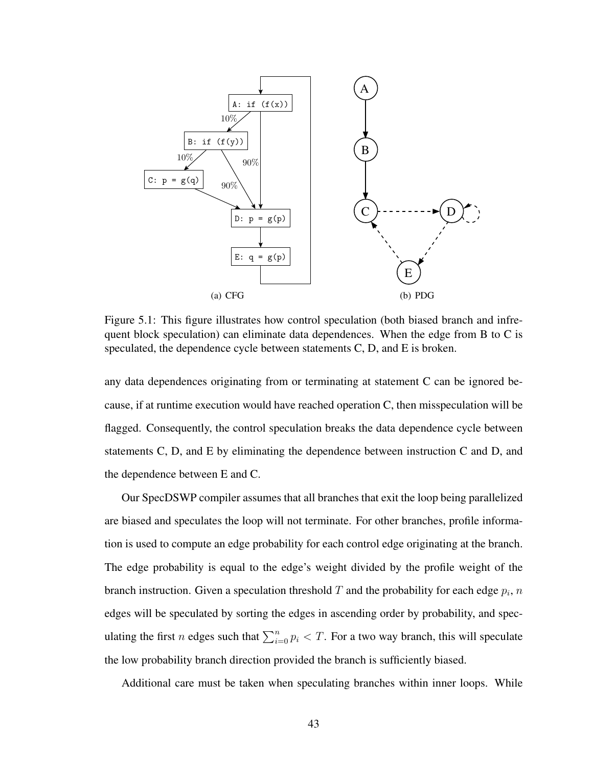(a) CFG

(b) PDG

Figure 5.1: This figure illustrates how control speculation (both biased branch and infrequent block speculation) can eliminate data dependences. When the edge from B to C is speculated, the dependence cycle between statements C, D, and E is broken.

any data dependences originating from or terminating at statement C can be ignored because, if at runtime execution would have reached operation C, then misspeculation will be flagged. Consequently, the control speculation breaks the data dependence cycle between statements C, D, and E by eliminating the dependence between instruction C and D, and the dependence between E and C.

Our SpecDSWP compiler assumes that all branches that exit the loop being parallelized are biased and speculates the loop will not terminate. For other branches, profile information is used to compute an edge probability for each control edge originating at the branch. The edge probability is equal to the edge's weight divided by the profile weight of the branch instruction. Given a speculation threshold $T$ and the probability for each edge $p_i$, $n$ edges will be speculated by sorting the edges in ascending order by probability, and speculating the first $n$ edges such that $\sum_{i=0}^{n} p_i < T$. For a two way branch, this will speculate the low probability branch direction provided the branch is sufficiently biased.

Additional care must be taken when speculating branches within inner loops. While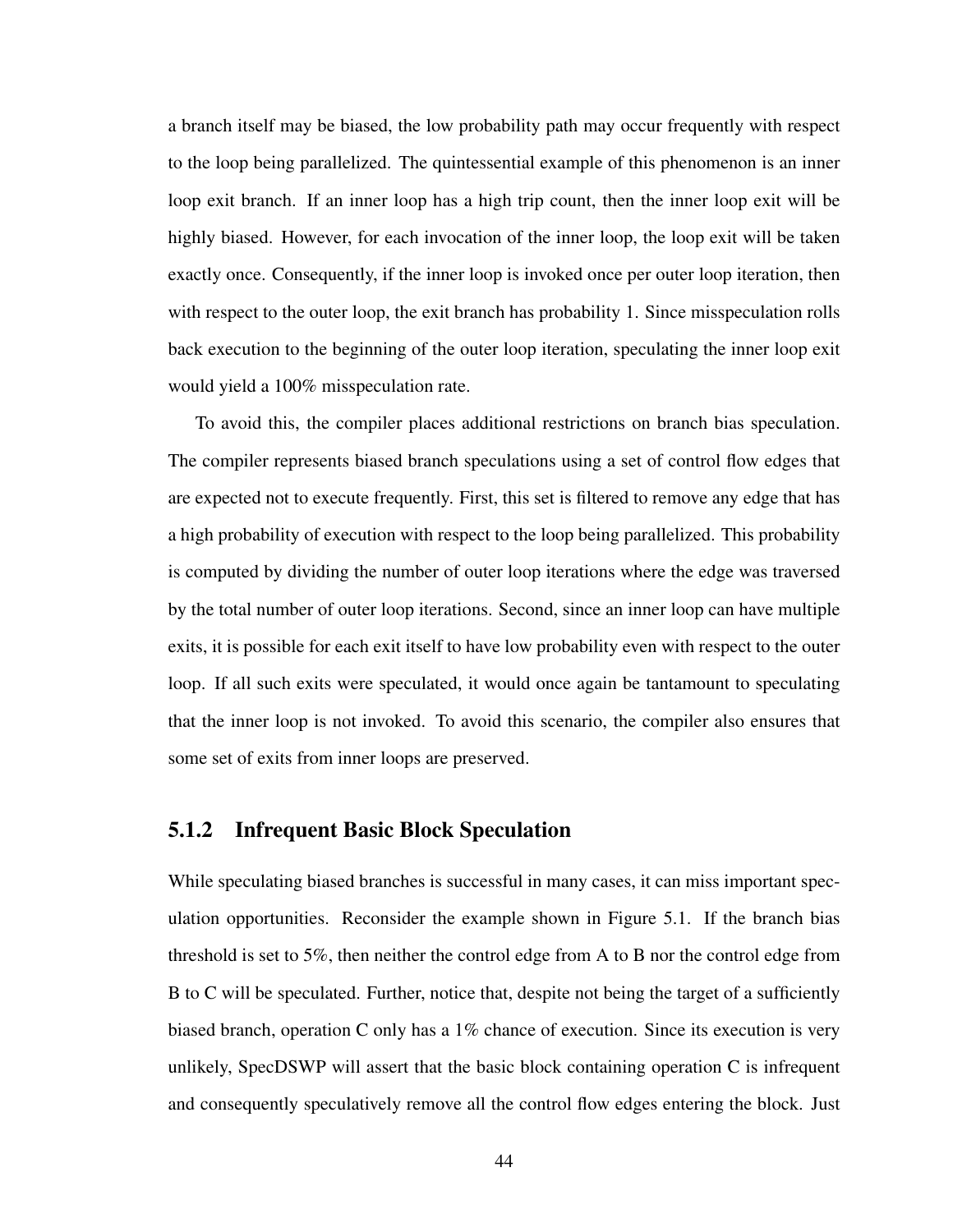a branch itself may be biased, the low probability path may occur frequently with respect to the loop being parallelized. The quintessential example of this phenomenon is an inner loop exit branch. If an inner loop has a high trip count, then the inner loop exit will be highly biased. However, for each invocation of the inner loop, the loop exit will be taken exactly once. Consequently, if the inner loop is invoked once per outer loop iteration, then with respect to the outer loop, the exit branch has probability 1. Since misspeculation rolls back execution to the beginning of the outer loop iteration, speculating the inner loop exit would yield a 100% misspeculation rate.

To avoid this, the compiler places additional restrictions on branch bias speculation. The compiler represents biased branch speculations using a set of control flow edges that are expected not to execute frequently. First, this set is filtered to remove any edge that has a high probability of execution with respect to the loop being parallelized. This probability is computed by dividing the number of outer loop iterations where the edge was traversed by the total number of outer loop iterations. Second, since an inner loop can have multiple exits, it is possible for each exit itself to have low probability even with respect to the outer loop. If all such exits were speculated, it would once again be tantamount to speculating that the inner loop is not invoked. To avoid this scenario, the compiler also ensures that some set of exits from inner loops are preserved.

### 5.1.2 Infrequent Basic Block Speculation

While speculating biased branches is successful in many cases, it can miss important speculation opportunities. Reconsider the example shown in Figure 5.1. If the branch bias threshold is set to 5%, then neither the control edge from A to B nor the control edge from B to C will be speculated. Further, notice that, despite not being the target of a sufficiently biased branch, operation C only has a 1% chance of execution. Since its execution is very unlikely, SpecDSWP will assert that the basic block containing operation C is infrequent and consequently speculatively remove all the control flow edges entering the block. Just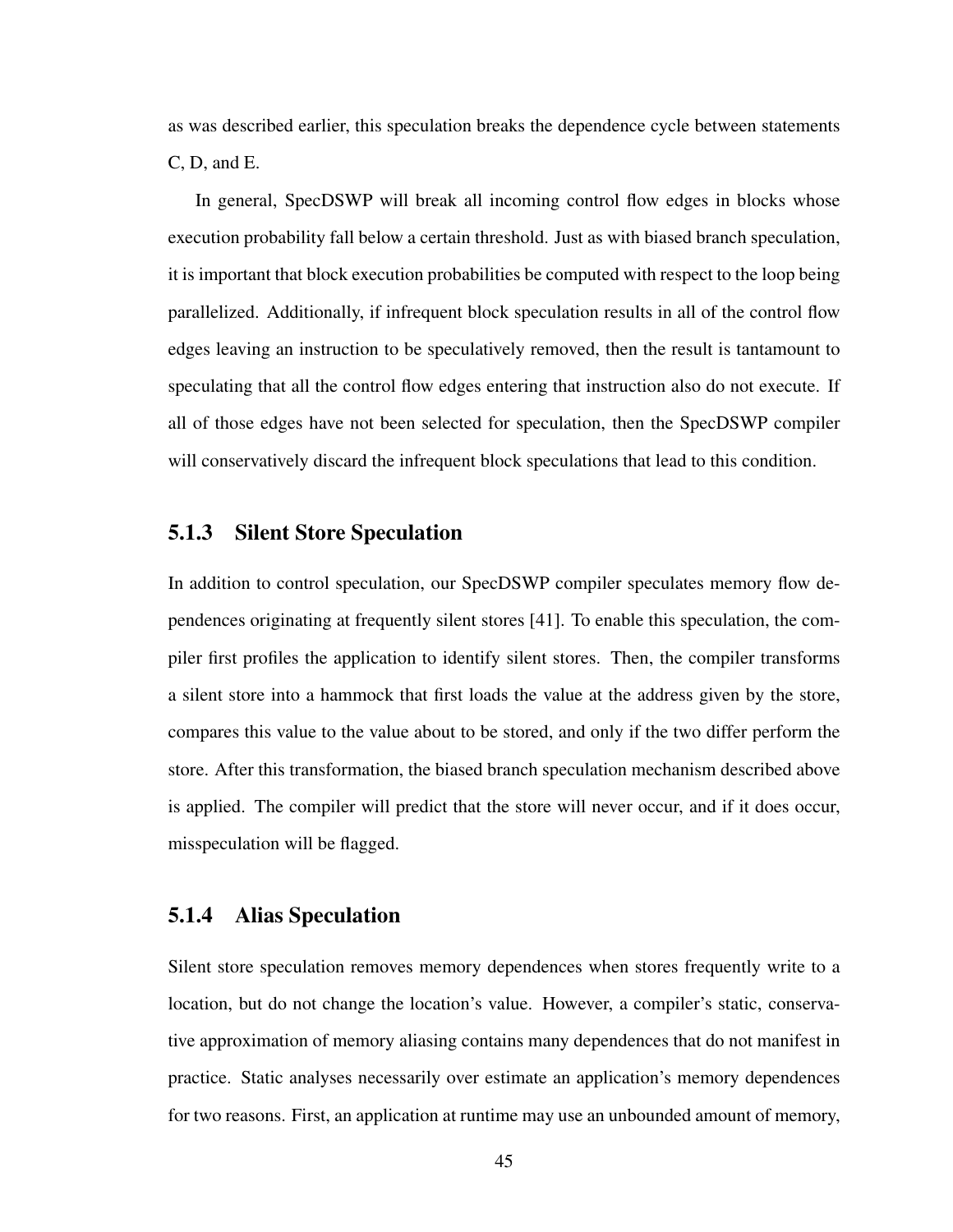as was described earlier, this speculation breaks the dependence cycle between statements C, D, and E.

In general, SpecDSWP will break all incoming control flow edges in blocks whose execution probability fall below a certain threshold. Just as with biased branch speculation, it is important that block execution probabilities be computed with respect to the loop being parallelized. Additionally, if infrequent block speculation results in all of the control flow edges leaving an instruction to be speculatively removed, then the result is tantamount to speculating that all the control flow edges entering that instruction also do not execute. If all of those edges have not been selected for speculation, then the SpecDSWP compiler will conservatively discard the infrequent block speculations that lead to this condition.

### 5.1.3 Silent Store Speculation

In addition to control speculation, our SpecDSWP compiler speculates memory flow dependences originating at frequently silent stores [41]. To enable this speculation, the compiler first profiles the application to identify silent stores. Then, the compiler transforms a silent store into a hammock that first loads the value at the address given by the store, compares this value to the value about to be stored, and only if the two differ perform the store. After this transformation, the biased branch speculation mechanism described above is applied. The compiler will predict that the store will never occur, and if it does occur, misspeculation will be flagged.

### 5.1.4 Alias Speculation

Silent store speculation removes memory dependences when stores frequently write to a location, but do not change the location's value. However, a compiler's static, conservative approximation of memory aliasing contains many dependences that do not manifest in practice. Static analyses necessarily over estimate an application's memory dependences for two reasons. First, an application at runtime may use an unbounded amount of memory,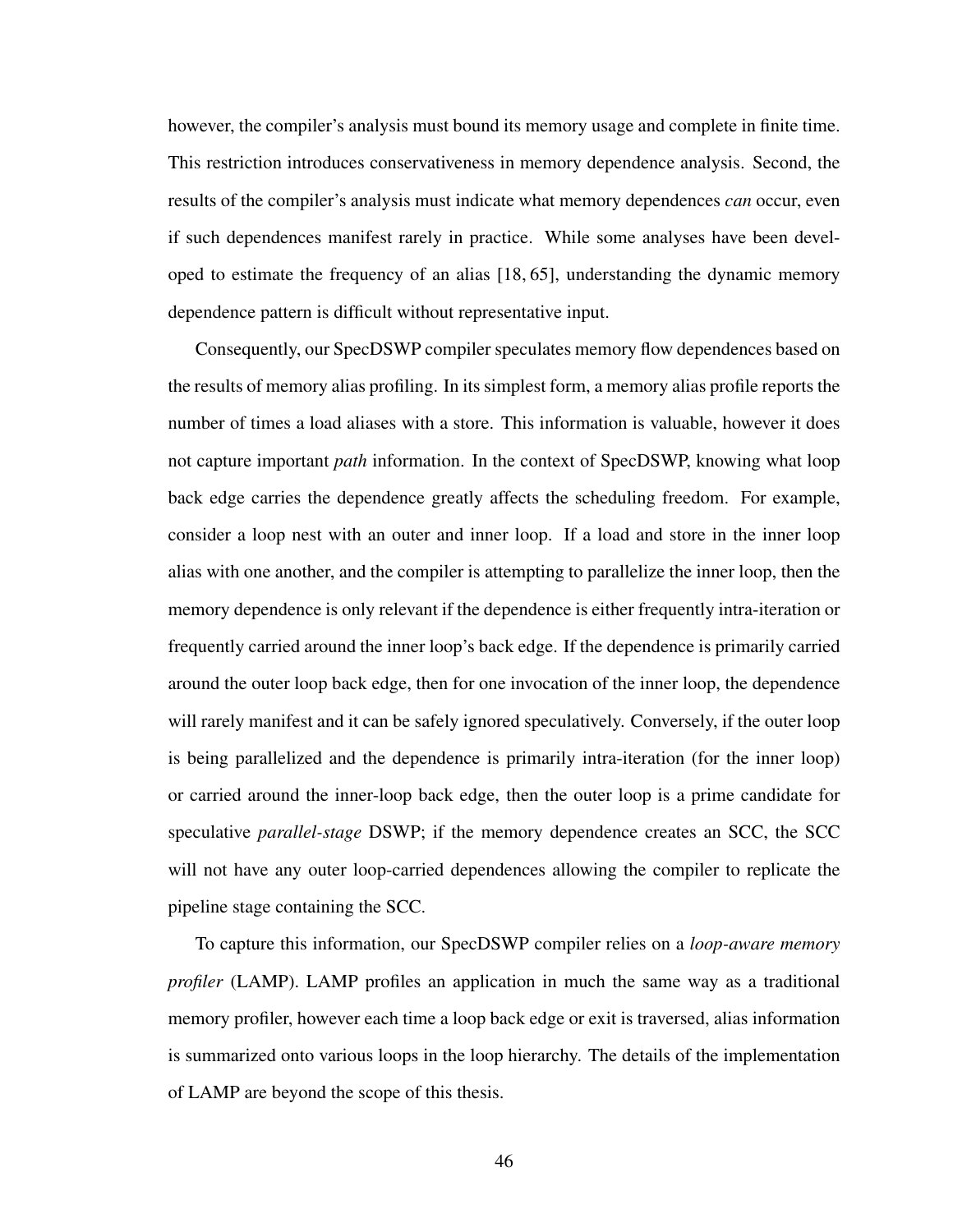however, the compiler's analysis must bound its memory usage and complete in finite time. This restriction introduces conservativeness in memory dependence analysis. Second, the results of the compiler's analysis must indicate what memory dependences *can* occur, even if such dependences manifest rarely in practice. While some analyses have been developed to estimate the frequency of an alias [18, 65], understanding the dynamic memory dependence pattern is difficult without representative input.

Consequently, our SpecDSWP compiler speculates memory flow dependences based on the results of memory alias profiling. In its simplest form, a memory alias profile reports the number of times a load aliases with a store. This information is valuable, however it does not capture important *path* information. In the context of SpecDSWP, knowing what loop back edge carries the dependence greatly affects the scheduling freedom. For example, consider a loop nest with an outer and inner loop. If a load and store in the inner loop alias with one another, and the compiler is attempting to parallelize the inner loop, then the memory dependence is only relevant if the dependence is either frequently intra-iteration or frequently carried around the inner loop's back edge. If the dependence is primarily carried around the outer loop back edge, then for one invocation of the inner loop, the dependence will rarely manifest and it can be safely ignored speculatively. Conversely, if the outer loop is being parallelized and the dependence is primarily intra-iteration (for the inner loop) or carried around the inner-loop back edge, then the outer loop is a prime candidate for speculative *parallel-stage* DSWP; if the memory dependence creates an SCC, the SCC will not have any outer loop-carried dependences allowing the compiler to replicate the pipeline stage containing the SCC.

To capture this information, our SpecDSWP compiler relies on a *loop-aware memory profiler* (LAMP). LAMP profiles an application in much the same way as a traditional memory profiler, however each time a loop back edge or exit is traversed, alias information is summarized onto various loops in the loop hierarchy. The details of the implementation of LAMP are beyond the scope of this thesis.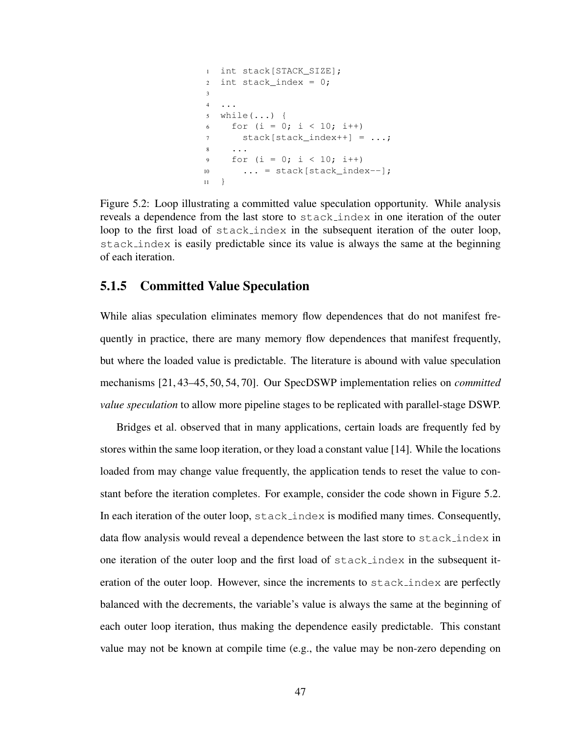```c
int stack[STACK_SIZE];
int stack_index = 0;

...
while(...) {
  for (i = 0; i < 10; i++)
    stack[stack_index++] = ...;
  ...
  for (i = 0; i < 10; i++)
    ... = stack[stack_index--];
}
```

Figure 5.2: Loop illustrating a committed value speculation opportunity. While analysis reveals a dependence from the last store to stack_index in one iteration of the outer loop to the first load of stack_index in the subsequent iteration of the outer loop, stack_index is easily predictable since its value is always the same at the beginning of each iteration.

### 5.1.5 Committed Value Speculation

While alias speculation eliminates memory flow dependences that do not manifest frequently in practice, there are many memory flow dependences that manifest frequently, but where the loaded value is predictable. The literature is abound with value speculation mechanisms [21, 43–45, 50, 54, 70]. Our SpecDSWP implementation relies on *committed value speculation* to allow more pipeline stages to be replicated with parallel-stage DSWP.

Bridges et al. observed that in many applications, certain loads are frequently fed by stores within the same loop iteration, or they load a constant value [14]. While the locations loaded from may change value frequently, the application tends to reset the value to constant before the iteration completes. For example, consider the code shown in Figure 5.2. In each iteration of the outer loop, stack_index is modified many times. Consequently, data flow analysis would reveal a dependence between the last store to stack_index in one iteration of the outer loop and the first load of stack_index in the subsequent iteration of the outer loop. However, since the increments to stack_index are perfectly balanced with the decrements, the variable's value is always the same at the beginning of each outer loop iteration, thus making the dependence easily predictable. This constant value may not be known at compile time (e.g., the value may be non-zero depending on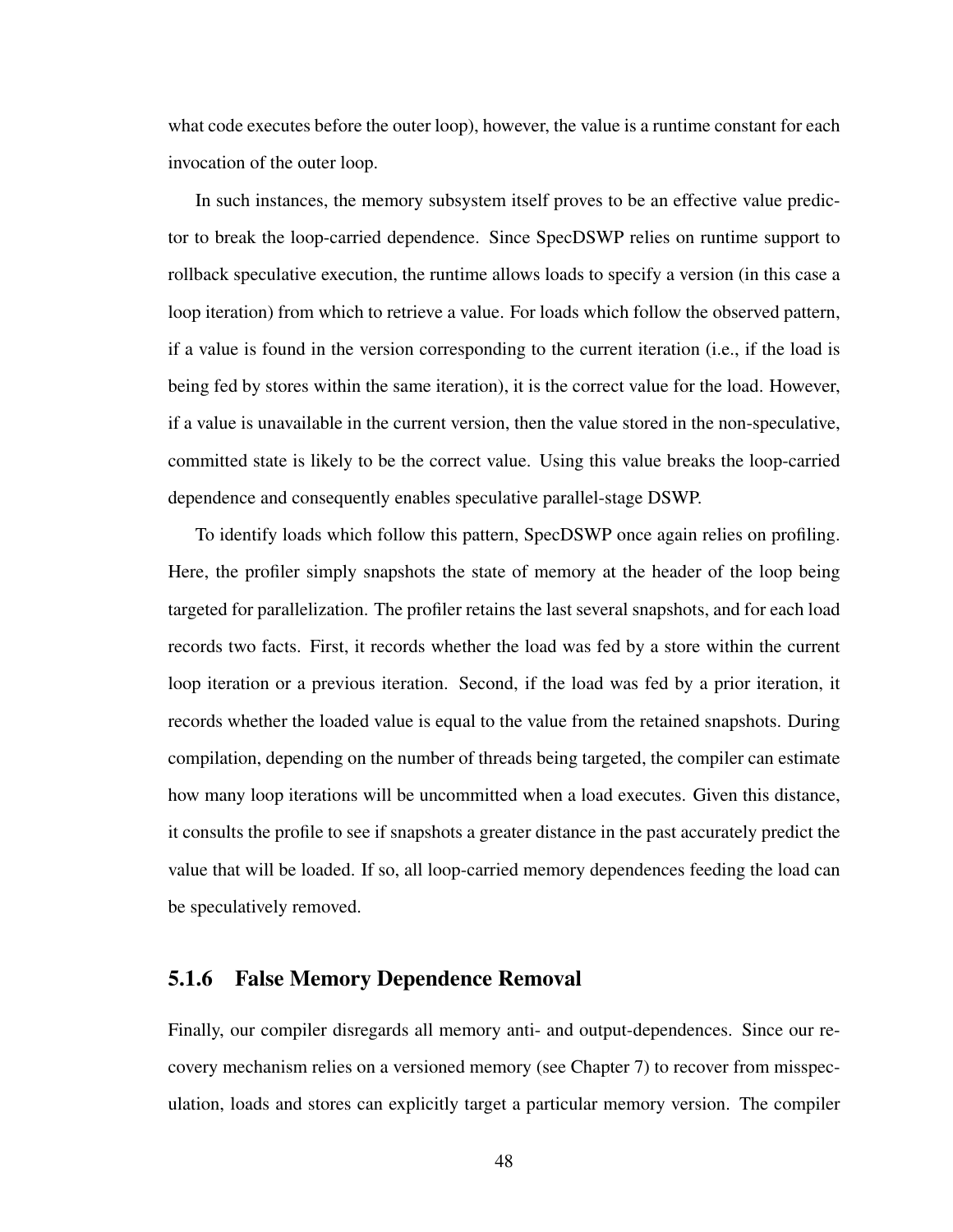what code executes before the outer loop), however, the value is a runtime constant for each invocation of the outer loop.

In such instances, the memory subsystem itself proves to be an effective value predictor to break the loop-carried dependence. Since SpecDSWP relies on runtime support to rollback speculative execution, the runtime allows loads to specify a version (in this case a loop iteration) from which to retrieve a value. For loads which follow the observed pattern, if a value is found in the version corresponding to the current iteration (i.e., if the load is being fed by stores within the same iteration), it is the correct value for the load. However, if a value is unavailable in the current version, then the value stored in the non-speculative, committed state is likely to be the correct value. Using this value breaks the loop-carried dependence and consequently enables speculative parallel-stage DSWP.

To identify loads which follow this pattern, SpecDSWP once again relies on profiling. Here, the profiler simply snapshots the state of memory at the header of the loop being targeted for parallelization. The profiler retains the last several snapshots, and for each load records two facts. First, it records whether the load was fed by a store within the current loop iteration or a previous iteration. Second, if the load was fed by a prior iteration, it records whether the loaded value is equal to the value from the retained snapshots. During compilation, depending on the number of threads being targeted, the compiler can estimate how many loop iterations will be uncommitted when a load executes. Given this distance, it consults the profile to see if snapshots a greater distance in the past accurately predict the value that will be loaded. If so, all loop-carried memory dependences feeding the load can be speculatively removed.

### 5.1.6 False Memory Dependence Removal

Finally, our compiler disregards all memory anti- and output-dependences. Since our recovery mechanism relies on a versioned memory (see Chapter 7) to recover from misspeculation, loads and stores can explicitly target a particular memory version. The compiler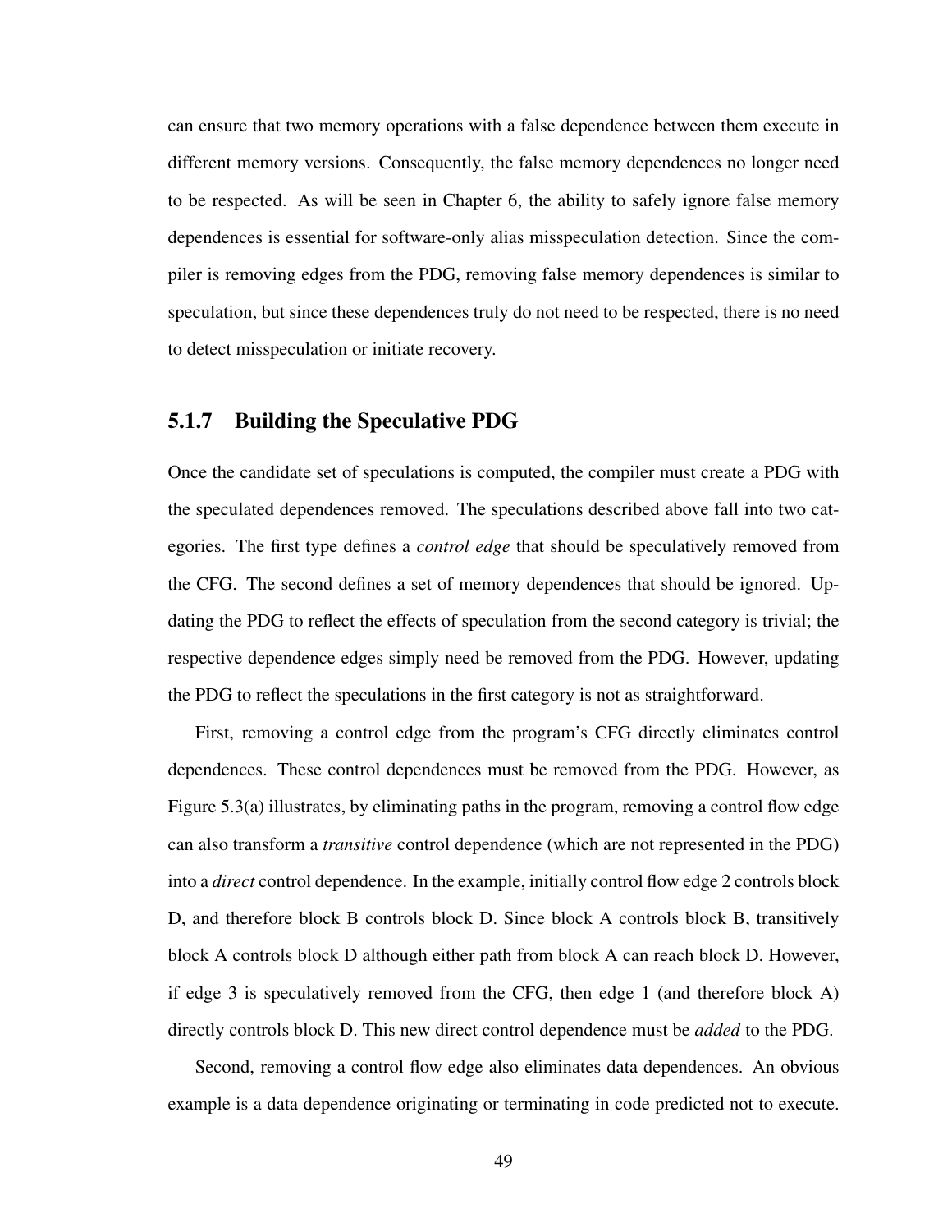can ensure that two memory operations with a false dependence between them execute in different memory versions. Consequently, the false memory dependences no longer need to be respected. As will be seen in Chapter 6, the ability to safely ignore false memory dependences is essential for software-only alias misspeculation detection. Since the compiler is removing edges from the PDG, removing false memory dependences is similar to speculation, but since these dependences truly do not need to be respected, there is no need to detect misspeculation or initiate recovery.

### 5.1.7 Building the Speculative PDG

Once the candidate set of speculations is computed, the compiler must create a PDG with the speculated dependences removed. The speculations described above fall into two categories. The first type defines a *control edge* that should be speculatively removed from the CFG. The second defines a set of memory dependences that should be ignored. Updating the PDG to reflect the effects of speculation from the second category is trivial; the respective dependence edges simply need be removed from the PDG. However, updating the PDG to reflect the speculations in the first category is not as straightforward.

First, removing a control edge from the program's CFG directly eliminates control dependences. These control dependences must be removed from the PDG. However, as Figure 5.3(a) illustrates, by eliminating paths in the program, removing a control flow edge can also transform a *transitive* control dependence (which are not represented in the PDG) into a *direct* control dependence. In the example, initially control flow edge 2 controls block D, and therefore block B controls block D. Since block A controls block B, transitively block A controls block D although either path from block A can reach block D. However, if edge 3 is speculatively removed from the CFG, then edge 1 (and therefore block A) directly controls block D. This new direct control dependence must be *added* to the PDG.

Second, removing a control flow edge also eliminates data dependences. An obvious example is a data dependence originating or terminating in code predicted not to execute.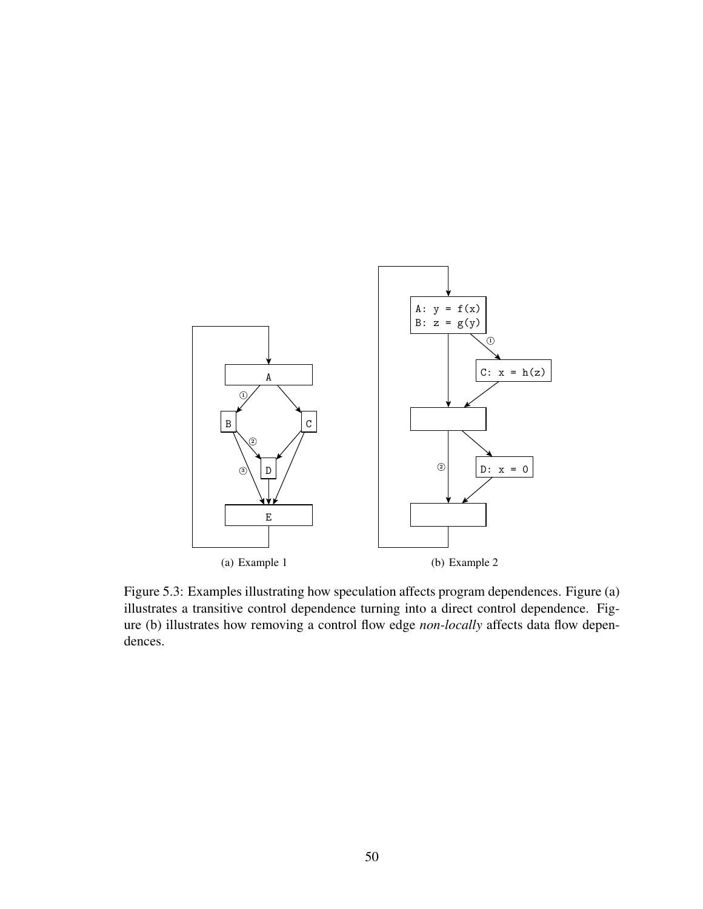(a) Example 1

(b) Example 2

Figure 5.3: Examples illustrating how speculation affects program dependences. Figure (a) illustrates a transitive control dependence turning into a direct control dependence. Figure (b) illustrates how removing a control flow edge *non-locally* affects data flow dependences.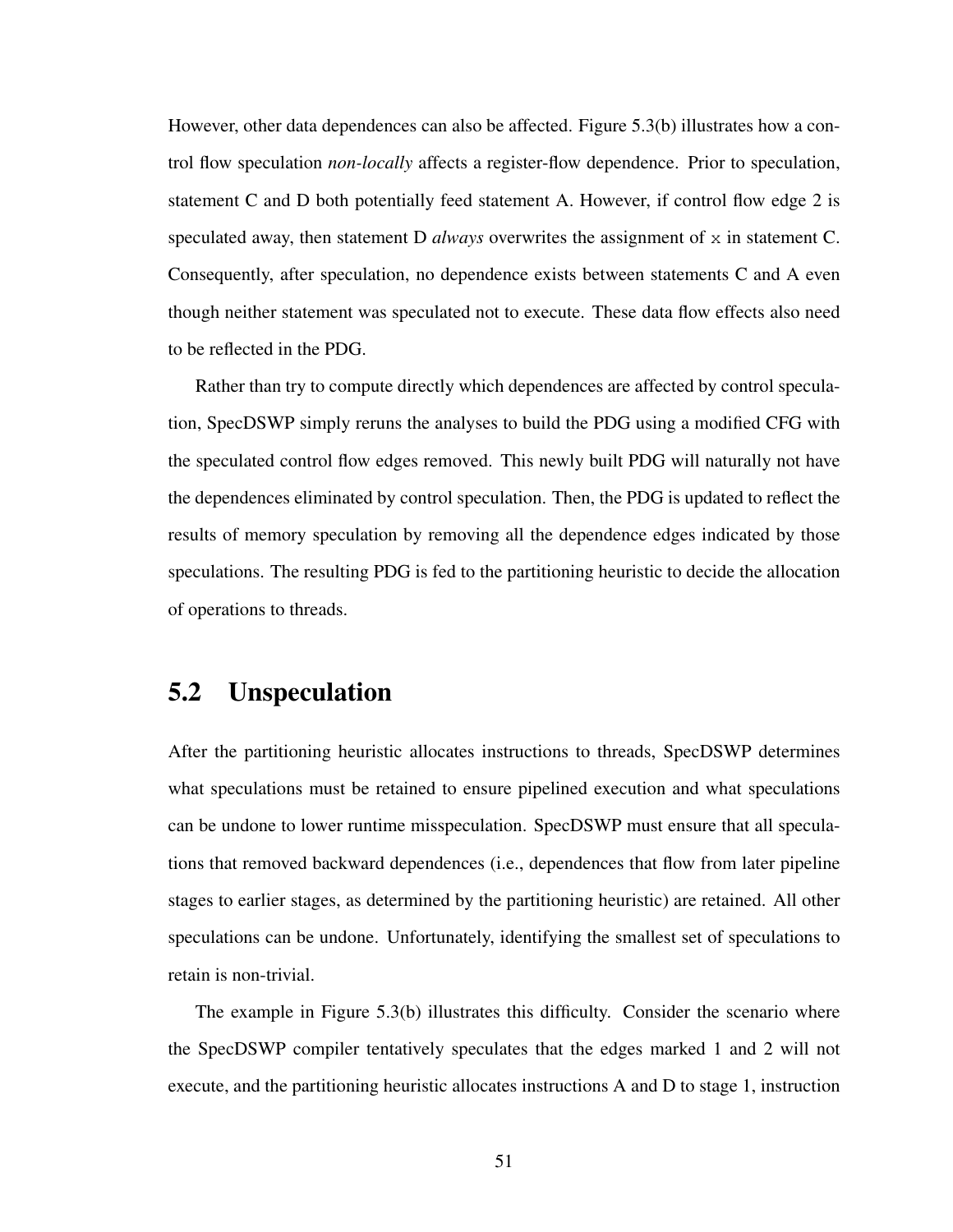However, other data dependences can also be affected. Figure 5.3(b) illustrates how a control flow speculation *non-locally* affects a register-flow dependence. Prior to speculation, statement C and D both potentially feed statement A. However, if control flow edge 2 is speculated away, then statement D *always* overwrites the assignment of x in statement C. Consequently, after speculation, no dependence exists between statements C and A even though neither statement was speculated not to execute. These data flow effects also need to be reflected in the PDG.

Rather than try to compute directly which dependences are affected by control speculation, SpecDSWP simply reruns the analyses to build the PDG using a modified CFG with the speculated control flow edges removed. This newly built PDG will naturally not have the dependences eliminated by control speculation. Then, the PDG is updated to reflect the results of memory speculation by removing all the dependence edges indicated by those speculations. The resulting PDG is fed to the partitioning heuristic to decide the allocation of operations to threads.

## 5.2 Unspeculation

After the partitioning heuristic allocates instructions to threads, SpecDSWP determines what speculations must be retained to ensure pipelined execution and what speculations can be undone to lower runtime misspeculation. SpecDSWP must ensure that all speculations that removed backward dependences (i.e., dependences that flow from later pipeline stages to earlier stages, as determined by the partitioning heuristic) are retained. All other speculations can be undone. Unfortunately, identifying the smallest set of speculations to retain is non-trivial.

The example in Figure 5.3(b) illustrates this difficulty. Consider the scenario where the SpecDSWP compiler tentatively speculates that the edges marked 1 and 2 will not execute, and the partitioning heuristic allocates instructions A and D to stage 1, instruction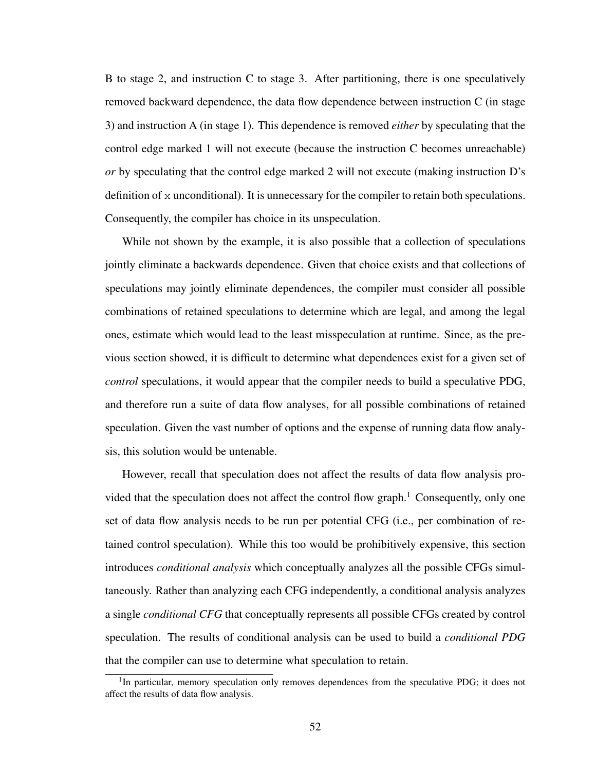B to stage 2, and instruction C to stage 3. After partitioning, there is one speculatively removed backward dependence, the data flow dependence between instruction C (in stage 3) and instruction A (in stage 1). This dependence is removed *either* by speculating that the control edge marked 1 will not execute (because the instruction C becomes unreachable) *or* by speculating that the control edge marked 2 will not execute (making instruction D's definition of x unconditional). It is unnecessary for the compiler to retain both speculations. Consequently, the compiler has choice in its unspeculation.

While not shown by the example, it is also possible that a collection of speculations jointly eliminate a backwards dependence. Given that choice exists and that collections of speculations may jointly eliminate dependences, the compiler must consider all possible combinations of retained speculations to determine which are legal, and among the legal ones, estimate which would lead to the least misspeculation at runtime. Since, as the previous section showed, it is difficult to determine what dependences exist for a given set of *control* speculations, it would appear that the compiler needs to build a speculative PDG, and therefore run a suite of data flow analyses, for all possible combinations of retained speculation. Given the vast number of options and the expense of running data flow analysis, this solution would be untenable.

However, recall that speculation does not affect the results of data flow analysis provided that the speculation does not affect the control flow graph.[1] Consequently, only one set of data flow analysis needs to be run per potential CFG (i.e., per combination of retained control speculation). While this too would be prohibitively expensive, this section introduces *conditional analysis* which conceptually analyzes all the possible CFGs simultaneously. Rather than analyzing each CFG independently, a conditional analysis analyzes a single *conditional CFG* that conceptually represents all possible CFGs created by control speculation. The results of conditional analysis can be used to build a *conditional PDG* that the compiler can use to determine what speculation to retain.

[1] In particular, memory speculation only removes dependences from the speculative PDG; it does not affect the results of data flow analysis.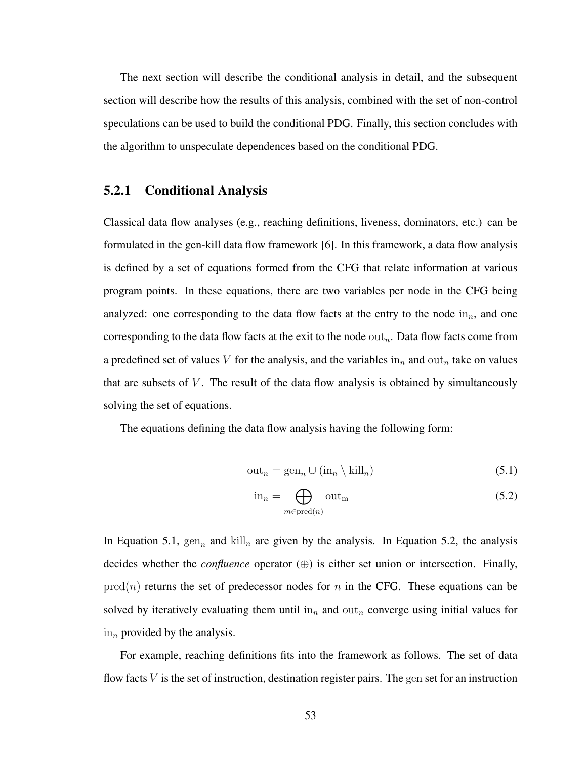The next section will describe the conditional analysis in detail, and the subsequent section will describe how the results of this analysis, combined with the set of non-control speculations can be used to build the conditional PDG. Finally, this section concludes with the algorithm to unspeculate dependences based on the conditional PDG.

### 5.2.1 Conditional Analysis

Classical data flow analyses (e.g., reaching definitions, liveness, dominators, etc.) can be formulated in the gen-kill data flow framework [6]. In this framework, a data flow analysis is defined by a set of equations formed from the CFG that relate information at various program points. In these equations, there are two variables per node in the CFG being analyzed: one corresponding to the data flow facts at the entry to the node $\mathrm{in}_n$, and one corresponding to the data flow facts at the exit to the node $\mathrm{out}_n$. Data flow facts come from a predefined set of values $V$ for the analysis, and the variables $\mathrm{in}_n$ and $\mathrm{out}_n$ take on values that are subsets of $V$. The result of the data flow analysis is obtained by simultaneously solving the set of equations.

The equations defining the data flow analysis having the following form:

$$\mathrm{out}_n = \mathrm{gen}_n \cup (\mathrm{in}_n \setminus \mathrm{kill}_n) \tag{5.1}$$

$$\mathrm{in}_n = \bigoplus_{m \in \mathrm{pred}(n)} \mathrm{out}_\mathrm{m} \tag{5.2}$$

In Equation 5.1, $\mathrm{gen}_n$ and $\mathrm{kill}_n$ are given by the analysis. In Equation 5.2, the analysis decides whether the *confluence* operator ($\oplus$) is either set union or intersection. Finally, $\mathrm{pred}(n)$ returns the set of predecessor nodes for $n$ in the CFG. These equations can be solved by iteratively evaluating them until $\mathrm{in}_n$ and $\mathrm{out}_n$ converge using initial values for $\mathrm{in}_n$ provided by the analysis.

For example, reaching definitions fits into the framework as follows. The set of data flow facts $V$ is the set of instruction, destination register pairs. The $\mathrm{gen}$ set for an instruction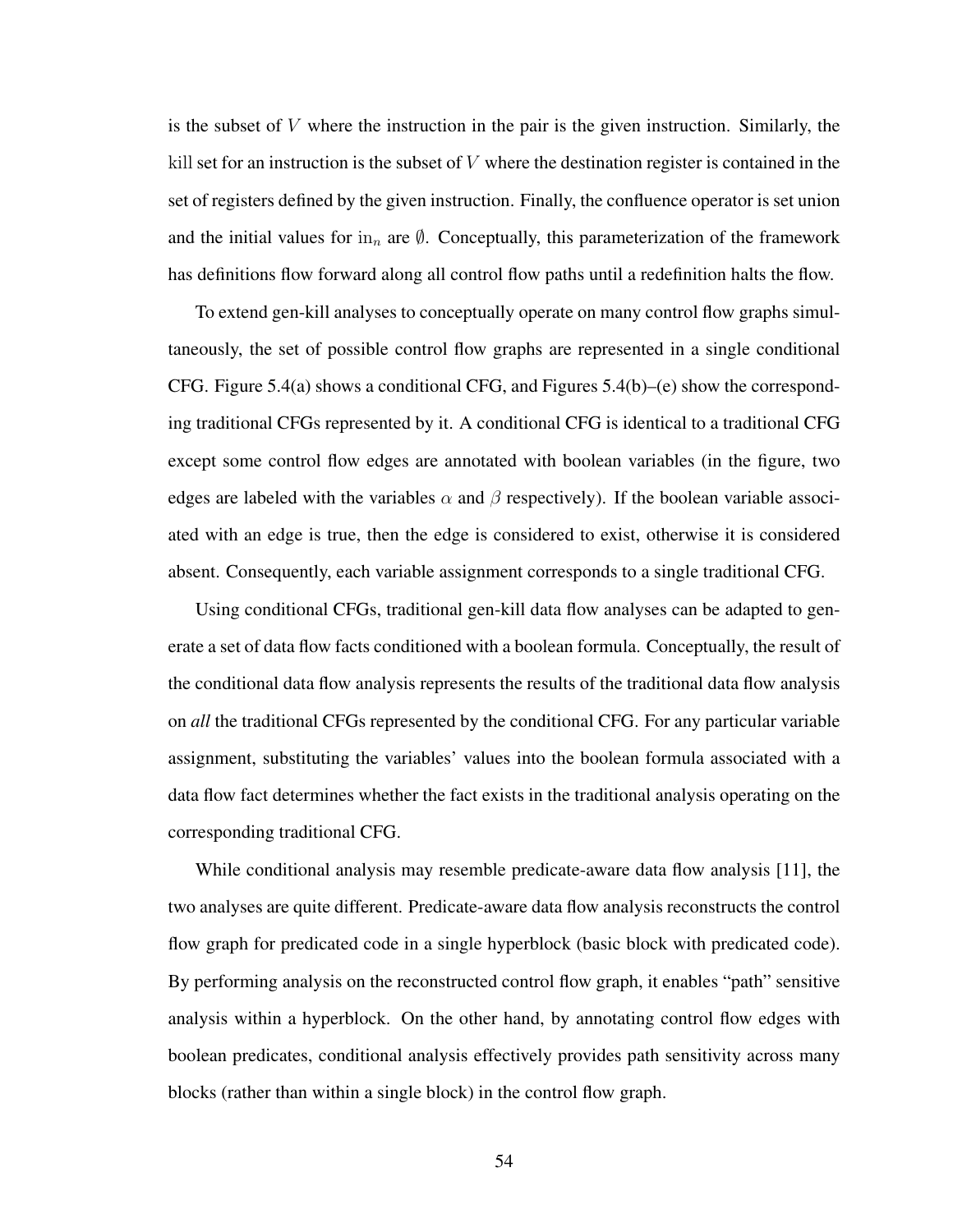is the subset of $V$ where the instruction in the pair is the given instruction. Similarly, the $\mathrm{kill}$ set for an instruction is the subset of $V$ where the destination register is contained in the set of registers defined by the given instruction. Finally, the confluence operator is set union and the initial values for $\mathrm{in}_n$ are $\emptyset$. Conceptually, this parameterization of the framework has definitions flow forward along all control flow paths until a redefinition halts the flow.

To extend gen-kill analyses to conceptually operate on many control flow graphs simultaneously, the set of possible control flow graphs are represented in a single conditional CFG. Figure 5.4(a) shows a conditional CFG, and Figures 5.4(b)–(e) show the corresponding traditional CFGs represented by it. A conditional CFG is identical to a traditional CFG except some control flow edges are annotated with boolean variables (in the figure, two edges are labeled with the variables $\alpha$ and $\beta$ respectively). If the boolean variable associated with an edge is true, then the edge is considered to exist, otherwise it is considered absent. Consequently, each variable assignment corresponds to a single traditional CFG.

Using conditional CFGs, traditional gen-kill data flow analyses can be adapted to generate a set of data flow facts conditioned with a boolean formula. Conceptually, the result of the conditional data flow analysis represents the results of the traditional data flow analysis on *all* the traditional CFGs represented by the conditional CFG. For any particular variable assignment, substituting the variables' values into the boolean formula associated with a data flow fact determines whether the fact exists in the traditional analysis operating on the corresponding traditional CFG.

While conditional analysis may resemble predicate-aware data flow analysis [11], the two analyses are quite different. Predicate-aware data flow analysis reconstructs the control flow graph for predicated code in a single hyperblock (basic block with predicated code). By performing analysis on the reconstructed control flow graph, it enables "path" sensitive analysis within a hyperblock. On the other hand, by annotating control flow edges with boolean predicates, conditional analysis effectively provides path sensitivity across many blocks (rather than within a single block) in the control flow graph.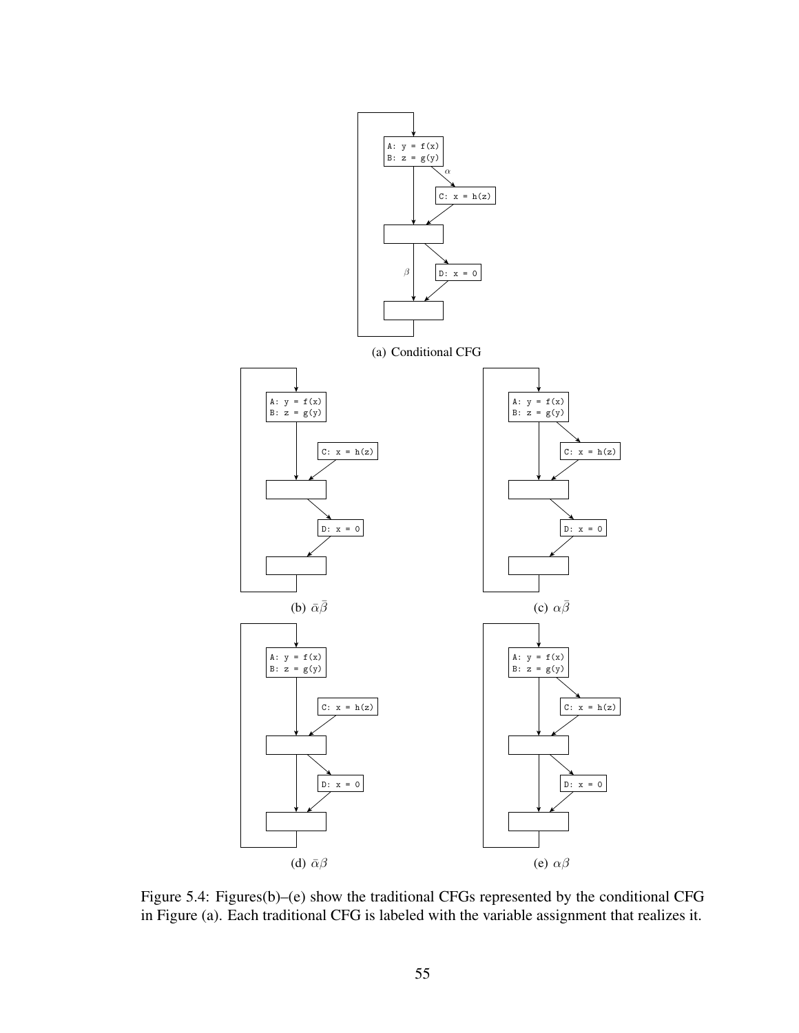```
A: y = f(x)
B: z = g(y)
```

```
C: x = h(z)
```

```
D: x = 0
```

(a) Conditional CFG

(b) $\bar{\alpha}\bar{\beta}$

(c) $\alpha\bar{\beta}$

(d) $\bar{\alpha}\beta$

(e) $\alpha\beta$

Figure 5.4: Figures(b)–(e) show the traditional CFGs represented by the conditional CFG in Figure (a). Each traditional CFG is labeled with the variable assignment that realizes it.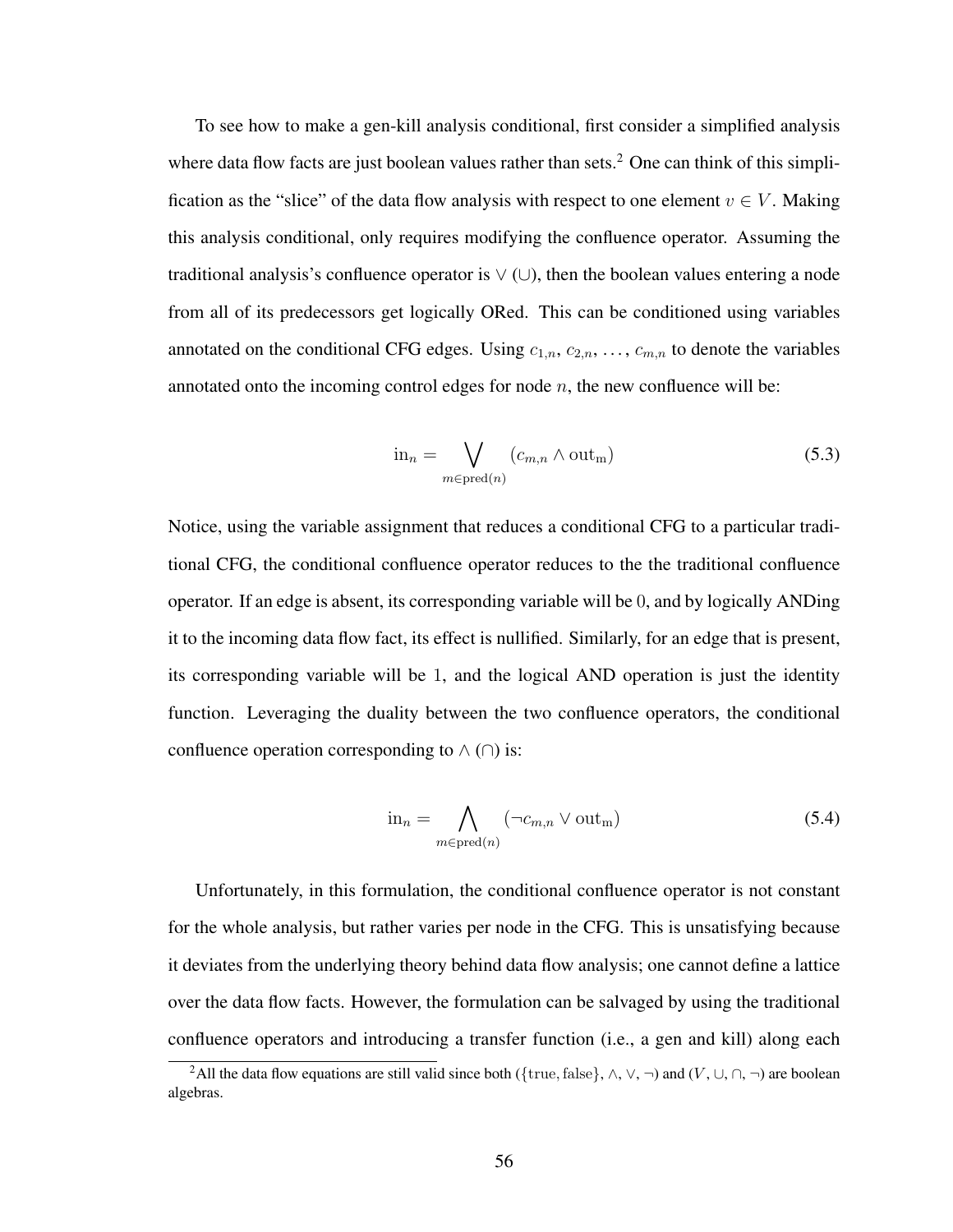To see how to make a gen-kill analysis conditional, first consider a simplified analysis where data flow facts are just boolean values rather than sets.[2] One can think of this simplification as the "slice" of the data flow analysis with respect to one element $v \in V$. Making this analysis conditional, only requires modifying the confluence operator. Assuming the traditional analysis's confluence operator is $\vee$ ($\cup$), then the boolean values entering a node from all of its predecessors get logically ORed. This can be conditioned using variables annotated on the conditional CFG edges. Using $c_{1,n}$, $c_{2,n}$, ..., $c_{m,n}$ to denote the variables annotated onto the incoming control edges for node $n$, the new confluence will be:

$$\text{in}_n = \bigvee_{m \in \text{pred}(n)} (c_{m,n} \wedge \text{out}_\text{m}) \tag{5.3}$$

Notice, using the variable assignment that reduces a conditional CFG to a particular traditional CFG, the conditional confluence operator reduces to the the traditional confluence operator. If an edge is absent, its corresponding variable will be $0$, and by logically ANDing it to the incoming data flow fact, its effect is nullified. Similarly, for an edge that is present, its corresponding variable will be $1$, and the logical AND operation is just the identity function. Leveraging the duality between the two confluence operators, the conditional confluence operation corresponding to $\wedge$ ($\cap$) is:

$$\text{in}_n = \bigwedge_{m \in \text{pred}(n)} (\neg c_{m,n} \vee \text{out}_\text{m}) \tag{5.4}$$

Unfortunately, in this formulation, the conditional confluence operator is not constant for the whole analysis, but rather varies per node in the CFG. This is unsatisfying because it deviates from the underlying theory behind data flow analysis; one cannot define a lattice over the data flow facts. However, the formulation can be salvaged by using the traditional confluence operators and introducing a transfer function (i.e., a gen and kill) along each

[2] All the data flow equations are still valid since both $(\{\text{true}, \text{false}\}, \wedge, \vee, \neg)$ and $(V, \cup, \cap, \neg)$ are boolean algebras.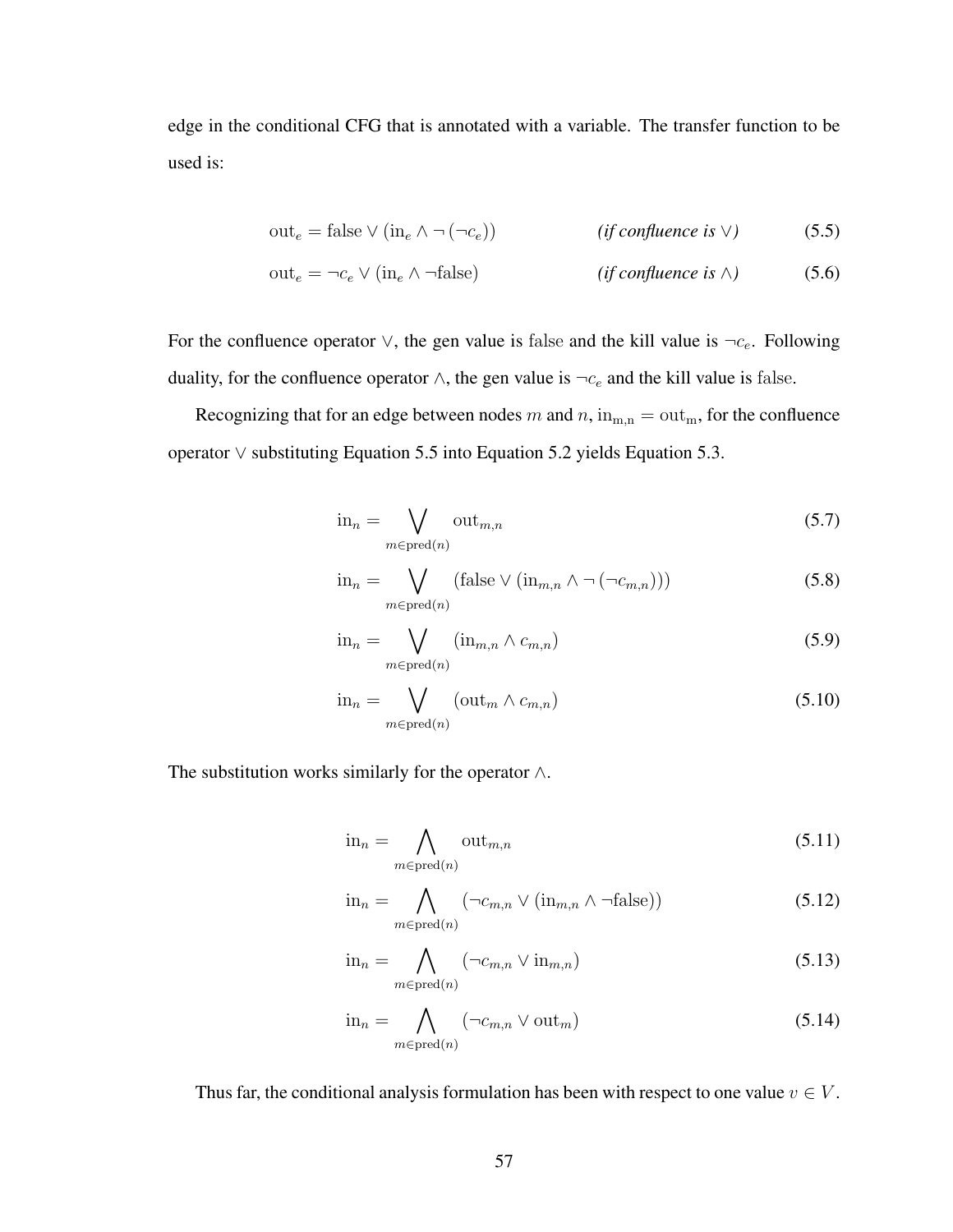edge in the conditional CFG that is annotated with a variable. The transfer function to be used is:

$$\text{out}_e = \text{false} \vee (\text{in}_e \wedge \neg\,(\neg c_e)) \qquad \textit{(if confluence is } \vee\textit{)} \tag{5.5}$$

$$\text{out}_e = \neg c_e \vee (\text{in}_e \wedge \neg\text{false}) \qquad \textit{(if confluence is } \wedge\textit{)} \tag{5.6}$$

For the confluence operator $\vee$, the gen value is $\text{false}$ and the kill value is $\neg c_e$. Following duality, for the confluence operator $\wedge$, the gen value is $\neg c_e$ and the kill value is $\text{false}$.

Recognizing that for an edge between nodes $m$ and $n$, $\text{in}_{\text{m,n}} = \text{out}_{\text{m}}$, for the confluence operator $\vee$ substituting Equation 5.5 into Equation 5.2 yields Equation 5.3.

$$\text{in}_n = \bigvee_{m \in \text{pred}(n)} \text{out}_{m,n} \tag{5.7}$$

$$\text{in}_n = \bigvee_{m \in \text{pred}(n)} (\text{false} \vee (\text{in}_{m,n} \wedge \neg\,(\neg c_{m,n}))) \tag{5.8}$$

$$\text{in}_n = \bigvee_{m \in \text{pred}(n)} (\text{in}_{m,n} \wedge c_{m,n}) \tag{5.9}$$

$$\text{in}_n = \bigvee_{m \in \text{pred}(n)} (\text{out}_m \wedge c_{m,n}) \tag{5.10}$$

The substitution works similarly for the operator $\wedge$.

$$\text{in}_n = \bigwedge_{m \in \text{pred}(n)} \text{out}_{m,n} \tag{5.11}$$

$$\text{in}_n = \bigwedge_{m \in \text{pred}(n)} (\neg c_{m,n} \vee (\text{in}_{m,n} \wedge \neg\text{false})) \tag{5.12}$$

$$\text{in}_n = \bigwedge_{m \in \text{pred}(n)} (\neg c_{m,n} \vee \text{in}_{m,n}) \tag{5.13}$$

$$\text{in}_n = \bigwedge_{m \in \text{pred}(n)} (\neg c_{m,n} \vee \text{out}_m) \tag{5.14}$$

Thus far, the conditional analysis formulation has been with respect to one value $v \in V$.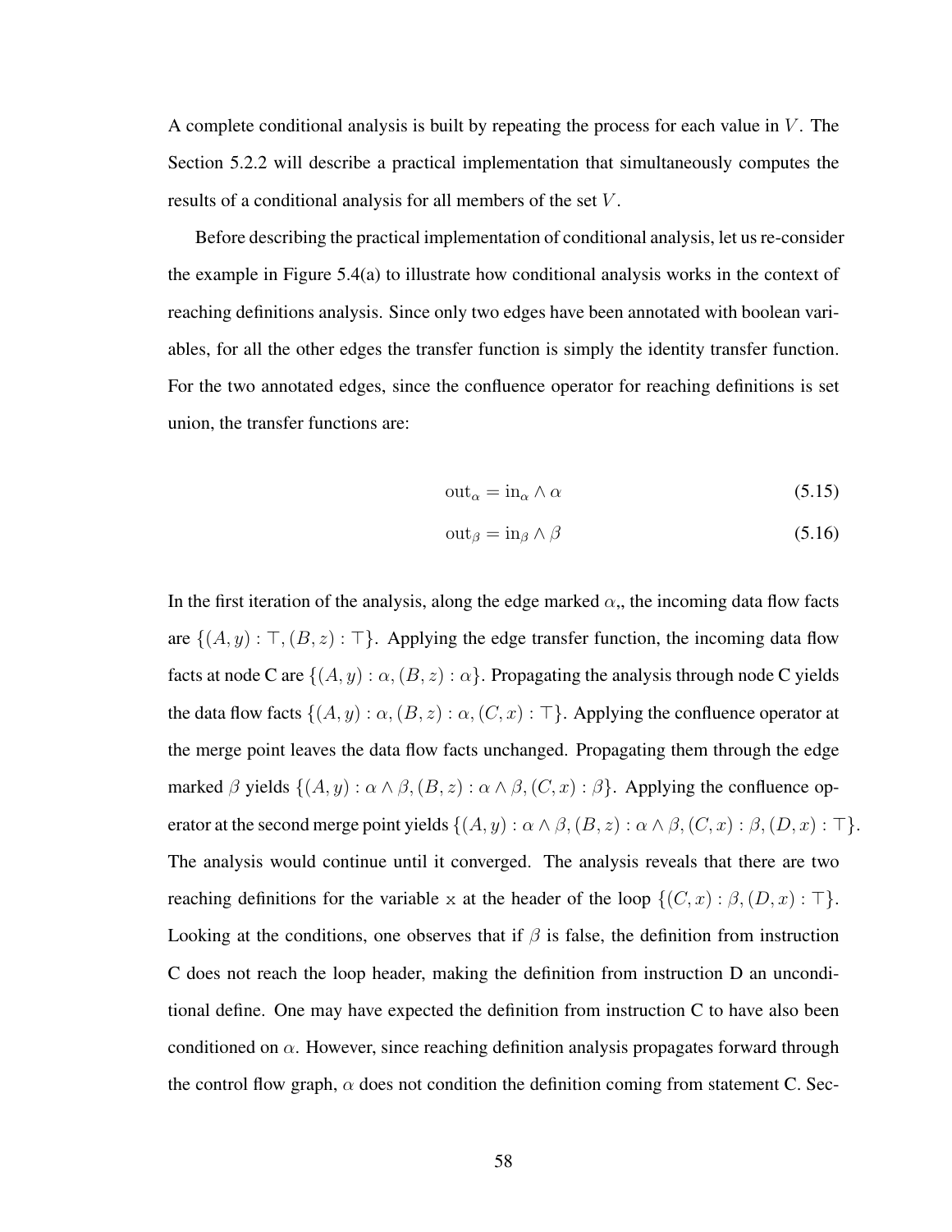A complete conditional analysis is built by repeating the process for each value in $V$. The Section 5.2.2 will describe a practical implementation that simultaneously computes the results of a conditional analysis for all members of the set $V$.

Before describing the practical implementation of conditional analysis, let us re-consider the example in Figure 5.4(a) to illustrate how conditional analysis works in the context of reaching definitions analysis. Since only two edges have been annotated with boolean variables, for all the other edges the transfer function is simply the identity transfer function. For the two annotated edges, since the confluence operator for reaching definitions is set union, the transfer functions are:

$$\text{out}_\alpha = \text{in}_\alpha \wedge \alpha \tag{5.15}$$

$$\text{out}_\beta = \text{in}_\beta \wedge \beta \tag{5.16}$$

In the first iteration of the analysis, along the edge marked $\alpha$,, the incoming data flow facts are $\{(A, y) : \top, (B, z) : \top\}$. Applying the edge transfer function, the incoming data flow facts at node C are $\{(A, y) : \alpha, (B, z) : \alpha\}$. Propagating the analysis through node C yields the data flow facts $\{(A, y) : \alpha, (B, z) : \alpha, (C, x) : \top\}$. Applying the confluence operator at the merge point leaves the data flow facts unchanged. Propagating them through the edge marked $\beta$ yields $\{(A, y) : \alpha \wedge \beta, (B, z) : \alpha \wedge \beta, (C, x) : \beta\}$. Applying the confluence operator at the second merge point yields $\{(A, y) : \alpha \wedge \beta, (B, z) : \alpha \wedge \beta, (C, x) : \beta, (D, x) : \top\}$. The analysis would continue until it converged. The analysis reveals that there are two reaching definitions for the variable x at the header of the loop $\{(C, x) : \beta, (D, x) : \top\}$. Looking at the conditions, one observes that if $\beta$ is false, the definition from instruction C does not reach the loop header, making the definition from instruction D an unconditional define. One may have expected the definition from instruction C to have also been conditioned on $\alpha$. However, since reaching definition analysis propagates forward through the control flow graph, $\alpha$ does not condition the definition coming from statement C. Sec-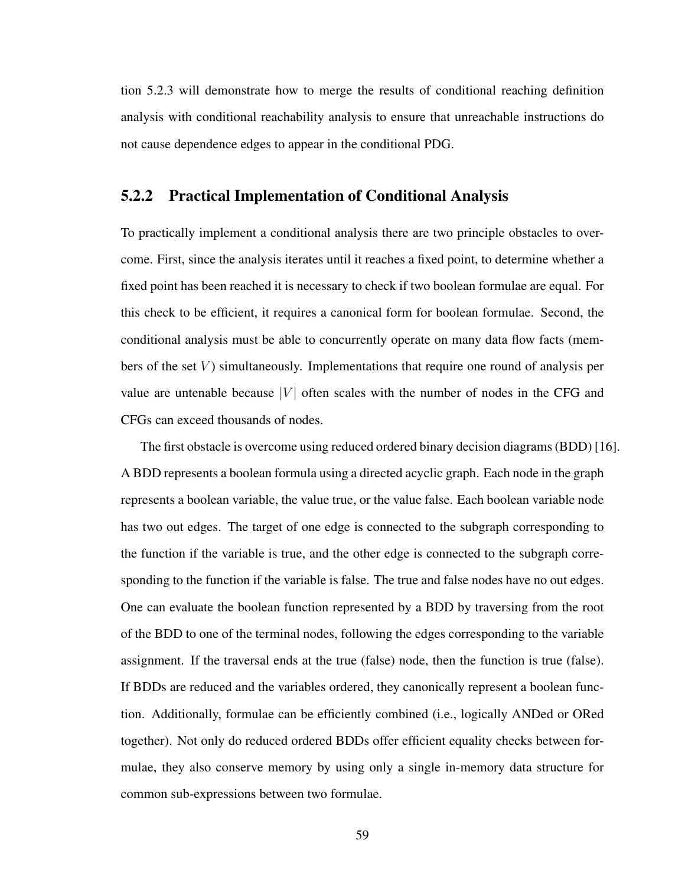tion 5.2.3 will demonstrate how to merge the results of conditional reaching definition analysis with conditional reachability analysis to ensure that unreachable instructions do not cause dependence edges to appear in the conditional PDG.

### 5.2.2 Practical Implementation of Conditional Analysis

To practically implement a conditional analysis there are two principle obstacles to overcome. First, since the analysis iterates until it reaches a fixed point, to determine whether a fixed point has been reached it is necessary to check if two boolean formulae are equal. For this check to be efficient, it requires a canonical form for boolean formulae. Second, the conditional analysis must be able to concurrently operate on many data flow facts (members of the set $V$) simultaneously. Implementations that require one round of analysis per value are untenable because $|V|$ often scales with the number of nodes in the CFG and CFGs can exceed thousands of nodes.

The first obstacle is overcome using reduced ordered binary decision diagrams (BDD) [16]. A BDD represents a boolean formula using a directed acyclic graph. Each node in the graph represents a boolean variable, the value true, or the value false. Each boolean variable node has two out edges. The target of one edge is connected to the subgraph corresponding to the function if the variable is true, and the other edge is connected to the subgraph corresponding to the function if the variable is false. The true and false nodes have no out edges. One can evaluate the boolean function represented by a BDD by traversing from the root of the BDD to one of the terminal nodes, following the edges corresponding to the variable assignment. If the traversal ends at the true (false) node, then the function is true (false). If BDDs are reduced and the variables ordered, they canonically represent a boolean function. Additionally, formulae can be efficiently combined (i.e., logically ANDed or ORed together). Not only do reduced ordered BDDs offer efficient equality checks between formulae, they also conserve memory by using only a single in-memory data structure for common sub-expressions between two formulae.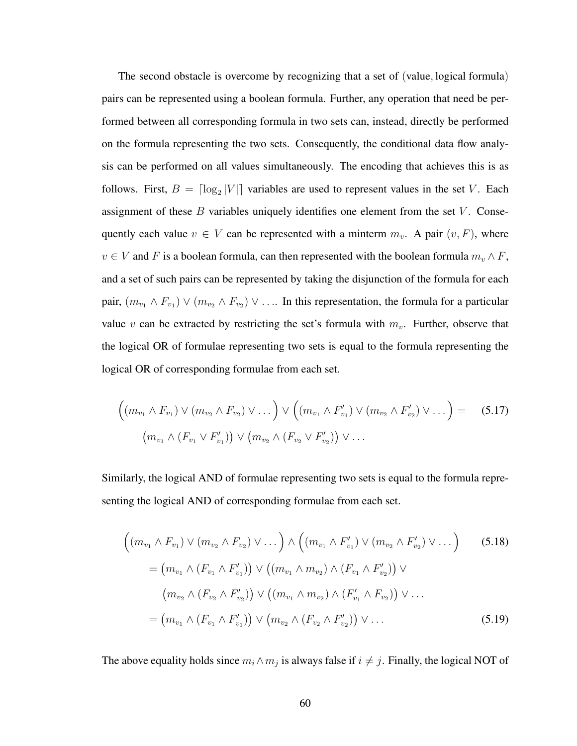The second obstacle is overcome by recognizing that a set of (value, logical formula) pairs can be represented using a boolean formula. Further, any operation that need be performed between all corresponding formula in two sets can, instead, directly be performed on the formula representing the two sets. Consequently, the conditional data flow analysis can be performed on all values simultaneously. The encoding that achieves this is as follows. First, $B = \lceil \log_2 |V| \rceil$ variables are used to represent values in the set $V$. Each assignment of these $B$ variables uniquely identifies one element from the set $V$. Consequently each value $v \in V$ can be represented with a minterm $m_v$. A pair $(v, F)$, where $v \in V$ and $F$ is a boolean formula, can then represented with the boolean formula $m_v \wedge F$, and a set of such pairs can be represented by taking the disjunction of the formula for each pair, $(m_{v_1} \wedge F_{v_1}) \vee (m_{v_2} \wedge F_{v_2}) \vee \ldots$. In this representation, the formula for a particular value $v$ can be extracted by restricting the set's formula with $m_v$. Further, observe that the logical OR of formulae representing two sets is equal to the formula representing the logical OR of corresponding formulae from each set.

$$
\begin{aligned}
\Big((m_{v_1} \wedge F_{v_1}) \vee (m_{v_2} \wedge F_{v_2}) \vee \ldots\Big) \vee \Big((m_{v_1} \wedge F'_{v_1}) \vee (m_{v_2} \wedge F'_{v_2}) \vee \ldots\Big) = \\
\big(m_{v_1} \wedge (F_{v_1} \vee F'_{v_1})\big) \vee \big(m_{v_2} \wedge (F_{v_2} \vee F'_{v_2})\big) \vee \ldots
\end{aligned}
\tag{5.17}
$$

Similarly, the logical AND of formulae representing two sets is equal to the formula representing the logical AND of corresponding formulae from each set.

$$
\begin{aligned}
&\Big((m_{v_1} \wedge F_{v_1}) \vee (m_{v_2} \wedge F_{v_2}) \vee \ldots\Big) \wedge \Big((m_{v_1} \wedge F'_{v_1}) \vee (m_{v_2} \wedge F'_{v_2}) \vee \ldots\Big) &(5.18)\\
&= \big(m_{v_1} \wedge (F_{v_1} \wedge F'_{v_1})\big) \vee \big((m_{v_1} \wedge m_{v_2}) \wedge (F_{v_1} \wedge F'_{v_2})\big) \vee \\
&\quad \big(m_{v_2} \wedge (F_{v_2} \wedge F'_{v_2})\big) \vee \big((m_{v_1} \wedge m_{v_2}) \wedge (F'_{v_1} \wedge F_{v_2})\big) \vee \ldots \\
&= \big(m_{v_1} \wedge (F_{v_1} \wedge F'_{v_1})\big) \vee \big(m_{v_2} \wedge (F_{v_2} \wedge F'_{v_2})\big) \vee \ldots &(5.19)
\end{aligned}
$$

The above equality holds since $m_i \wedge m_j$ is always false if $i \neq j$. Finally, the logical NOT of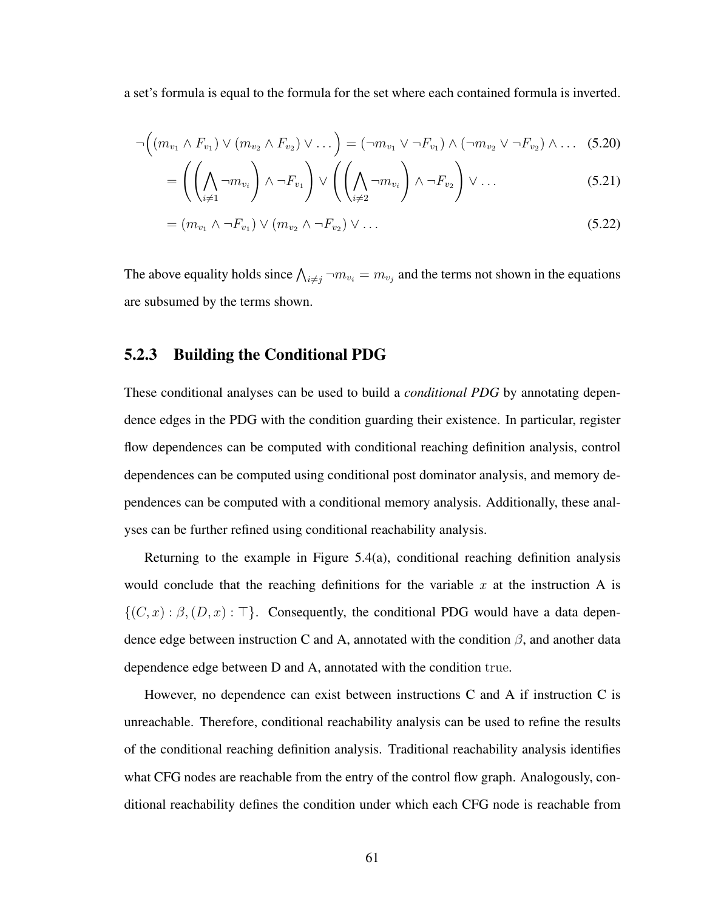a set's formula is equal to the formula for the set where each contained formula is inverted.

$$\neg\Big((m_{v_1} \wedge F_{v_1}) \vee (m_{v_2} \wedge F_{v_2}) \vee \dots\Big) = (\neg m_{v_1} \vee \neg F_{v_1}) \wedge (\neg m_{v_2} \vee \neg F_{v_2}) \wedge \dots \quad (5.20)$$

$$= \left(\left(\bigwedge_{i \neq 1} \neg m_{v_i}\right) \wedge \neg F_{v_1}\right) \vee \left(\left(\bigwedge_{i \neq 2} \neg m_{v_i}\right) \wedge \neg F_{v_2}\right) \vee \dots \quad (5.21)$$

$$= (m_{v_1} \wedge \neg F_{v_1}) \vee (m_{v_2} \wedge \neg F_{v_2}) \vee \dots \quad (5.22)$$

The above equality holds since $\bigwedge_{i \neq j} \neg m_{v_i} = m_{v_j}$ and the terms not shown in the equations are subsumed by the terms shown.

### 5.2.3 Building the Conditional PDG

These conditional analyses can be used to build a *conditional PDG* by annotating dependence edges in the PDG with the condition guarding their existence. In particular, register flow dependences can be computed with conditional reaching definition analysis, control dependences can be computed using conditional post dominator analysis, and memory dependences can be computed with a conditional memory analysis. Additionally, these analyses can be further refined using conditional reachability analysis.

Returning to the example in Figure 5.4(a), conditional reaching definition analysis would conclude that the reaching definitions for the variable $x$ at the instruction A is $\{(C, x) : \beta, (D, x) : \top\}$. Consequently, the conditional PDG would have a data dependence edge between instruction C and A, annotated with the condition $\beta$, and another data dependence edge between D and A, annotated with the condition $\mathtt{true}$.

However, no dependence can exist between instructions C and A if instruction C is unreachable. Therefore, conditional reachability analysis can be used to refine the results of the conditional reaching definition analysis. Traditional reachability analysis identifies what CFG nodes are reachable from the entry of the control flow graph. Analogously, conditional reachability defines the condition under which each CFG node is reachable from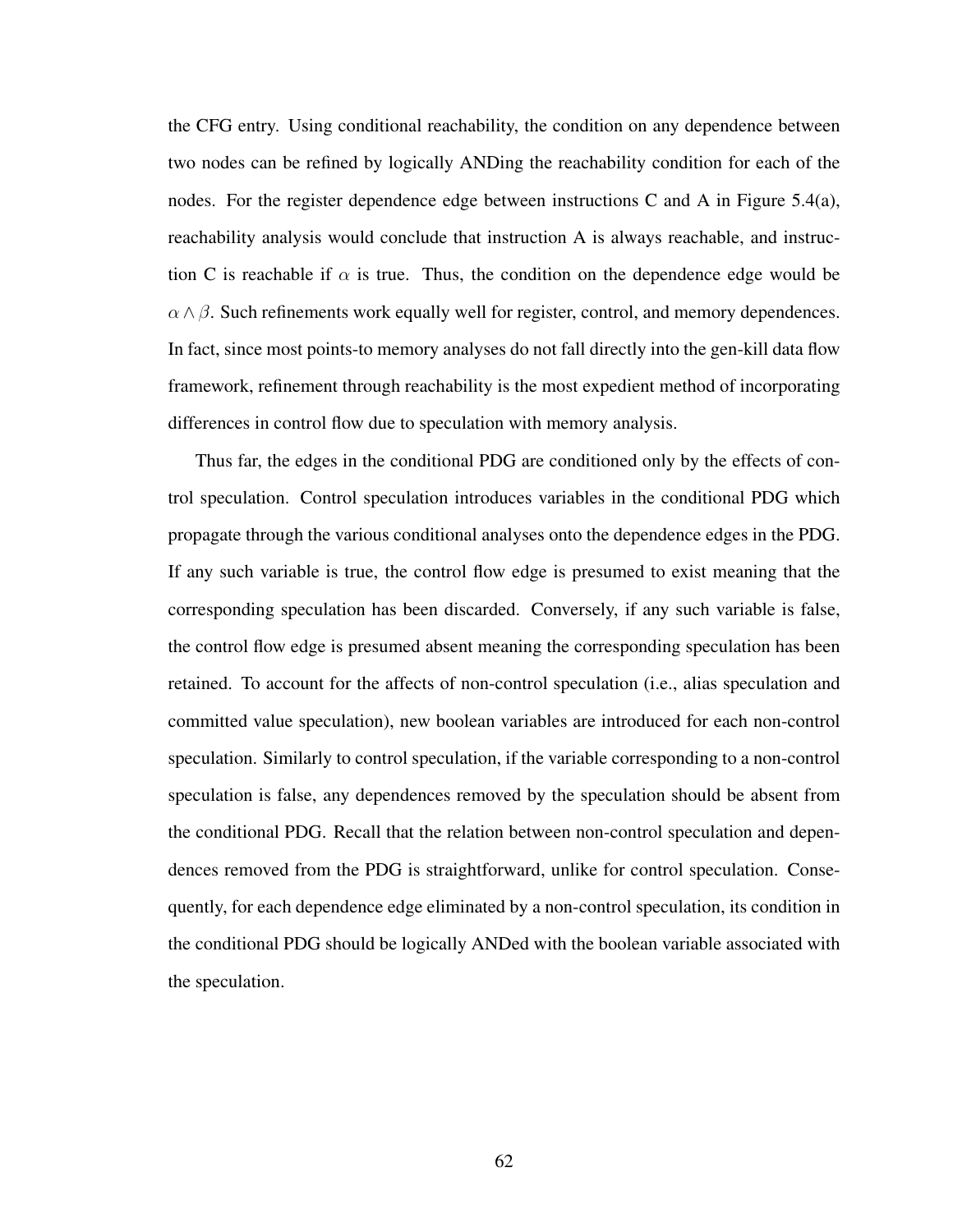the CFG entry. Using conditional reachability, the condition on any dependence between two nodes can be refined by logically ANDing the reachability condition for each of the nodes. For the register dependence edge between instructions C and A in Figure 5.4(a), reachability analysis would conclude that instruction A is always reachable, and instruction C is reachable if $\alpha$ is true. Thus, the condition on the dependence edge would be $\alpha \wedge \beta$. Such refinements work equally well for register, control, and memory dependences. In fact, since most points-to memory analyses do not fall directly into the gen-kill data flow framework, refinement through reachability is the most expedient method of incorporating differences in control flow due to speculation with memory analysis.

Thus far, the edges in the conditional PDG are conditioned only by the effects of control speculation. Control speculation introduces variables in the conditional PDG which propagate through the various conditional analyses onto the dependence edges in the PDG. If any such variable is true, the control flow edge is presumed to exist meaning that the corresponding speculation has been discarded. Conversely, if any such variable is false, the control flow edge is presumed absent meaning the corresponding speculation has been retained. To account for the affects of non-control speculation (i.e., alias speculation and committed value speculation), new boolean variables are introduced for each non-control speculation. Similarly to control speculation, if the variable corresponding to a non-control speculation is false, any dependences removed by the speculation should be absent from the conditional PDG. Recall that the relation between non-control speculation and dependences removed from the PDG is straightforward, unlike for control speculation. Consequently, for each dependence edge eliminated by a non-control speculation, its condition in the conditional PDG should be logically ANDed with the boolean variable associated with the speculation.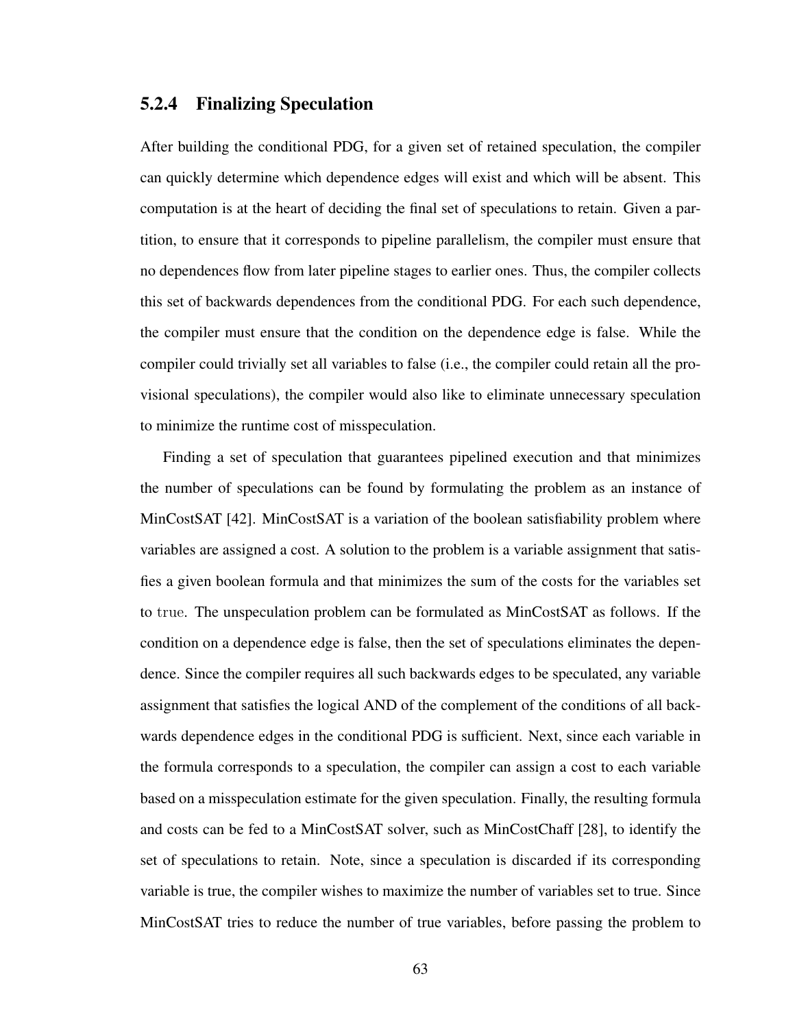### 5.2.4 Finalizing Speculation

After building the conditional PDG, for a given set of retained speculation, the compiler can quickly determine which dependence edges will exist and which will be absent. This computation is at the heart of deciding the final set of speculations to retain. Given a partition, to ensure that it corresponds to pipeline parallelism, the compiler must ensure that no dependences flow from later pipeline stages to earlier ones. Thus, the compiler collects this set of backwards dependences from the conditional PDG. For each such dependence, the compiler must ensure that the condition on the dependence edge is false. While the compiler could trivially set all variables to false (i.e., the compiler could retain all the provisional speculations), the compiler would also like to eliminate unnecessary speculation to minimize the runtime cost of misspeculation.

Finding a set of speculation that guarantees pipelined execution and that minimizes the number of speculations can be found by formulating the problem as an instance of MinCostSAT [42]. MinCostSAT is a variation of the boolean satisfiability problem where variables are assigned a cost. A solution to the problem is a variable assignment that satisfies a given boolean formula and that minimizes the sum of the costs for the variables set to `true`. The unspeculation problem can be formulated as MinCostSAT as follows. If the condition on a dependence edge is false, then the set of speculations eliminates the dependence. Since the compiler requires all such backwards edges to be speculated, any variable assignment that satisfies the logical AND of the complement of the conditions of all backwards dependence edges in the conditional PDG is sufficient. Next, since each variable in the formula corresponds to a speculation, the compiler can assign a cost to each variable based on a misspeculation estimate for the given speculation. Finally, the resulting formula and costs can be fed to a MinCostSAT solver, such as MinCostChaff [28], to identify the set of speculations to retain. Note, since a speculation is discarded if its corresponding variable is true, the compiler wishes to maximize the number of variables set to true. Since MinCostSAT tries to reduce the number of true variables, before passing the problem to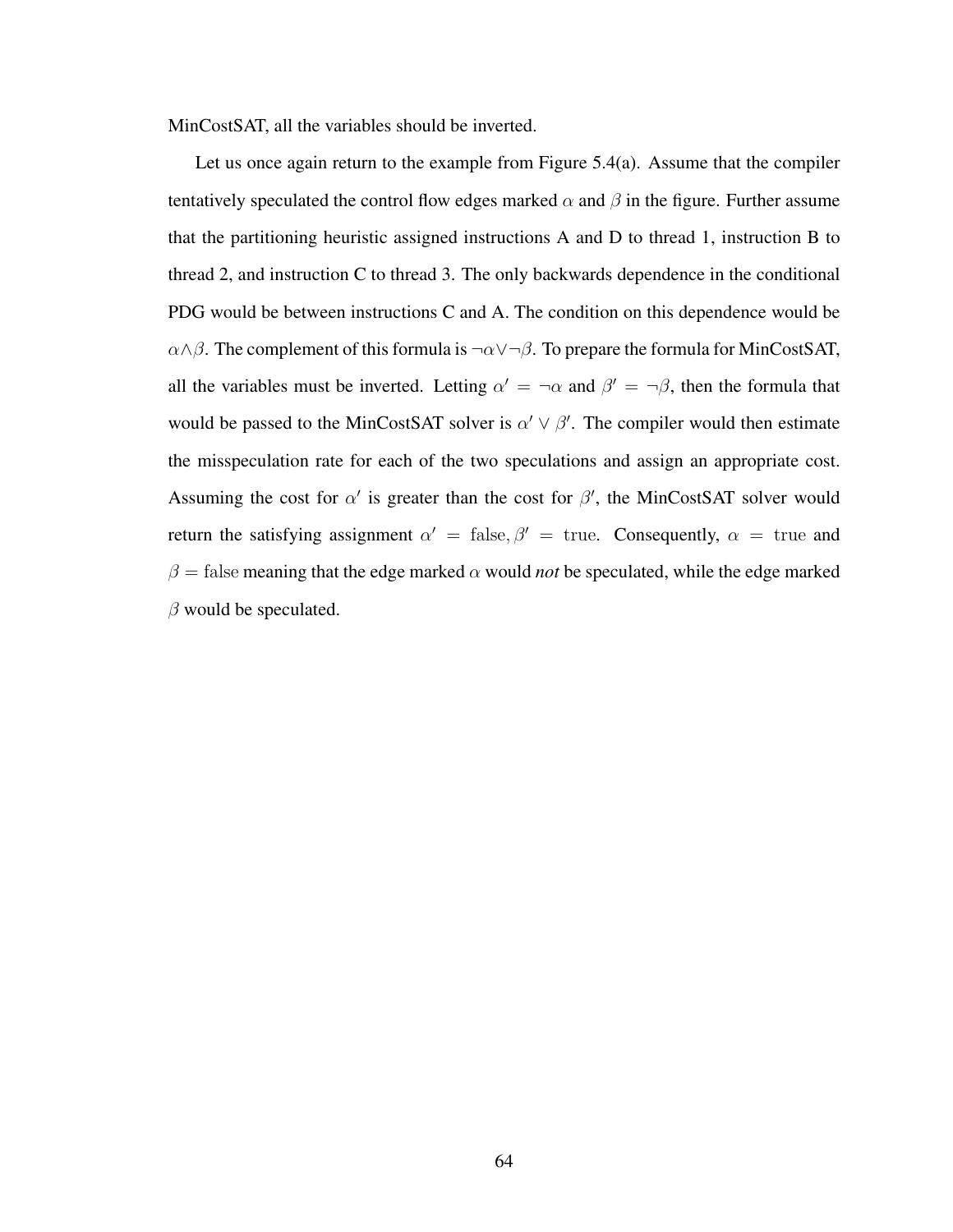MinCostSAT, all the variables should be inverted.

Let us once again return to the example from Figure 5.4(a). Assume that the compiler tentatively speculated the control flow edges marked $\alpha$ and $\beta$ in the figure. Further assume that the partitioning heuristic assigned instructions A and D to thread 1, instruction B to thread 2, and instruction C to thread 3. The only backwards dependence in the conditional PDG would be between instructions C and A. The condition on this dependence would be $\alpha \wedge \beta$. The complement of this formula is $\neg\alpha \vee \neg\beta$. To prepare the formula for MinCostSAT, all the variables must be inverted. Letting $\alpha' = \neg\alpha$ and $\beta' = \neg\beta$, then the formula that would be passed to the MinCostSAT solver is $\alpha' \vee \beta'$. The compiler would then estimate the misspeculation rate for each of the two speculations and assign an appropriate cost. Assuming the cost for $\alpha'$ is greater than the cost for $\beta'$, the MinCostSAT solver would return the satisfying assignment $\alpha' = \text{false}, \beta' = \text{true}$. Consequently, $\alpha = \text{true}$ and $\beta = \text{false}$ meaning that the edge marked $\alpha$ would ***not*** be speculated, while the edge marked $\beta$ would be speculated.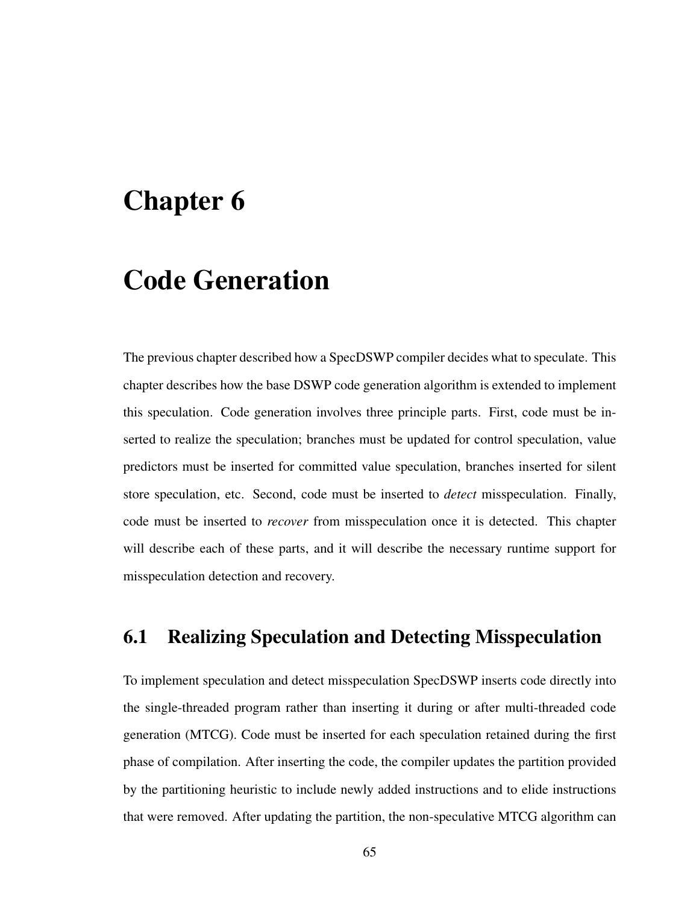# Chapter 6

# Code Generation

The previous chapter described how a SpecDSWP compiler decides what to speculate. This chapter describes how the base DSWP code generation algorithm is extended to implement this speculation. Code generation involves three principle parts. First, code must be inserted to realize the speculation; branches must be updated for control speculation, value predictors must be inserted for committed value speculation, branches inserted for silent store speculation, etc. Second, code must be inserted to *detect* misspeculation. Finally, code must be inserted to *recover* from misspeculation once it is detected. This chapter will describe each of these parts, and it will describe the necessary runtime support for misspeculation detection and recovery.

## 6.1 Realizing Speculation and Detecting Misspeculation

To implement speculation and detect misspeculation SpecDSWP inserts code directly into the single-threaded program rather than inserting it during or after multi-threaded code generation (MTCG). Code must be inserted for each speculation retained during the first phase of compilation. After inserting the code, the compiler updates the partition provided by the partitioning heuristic to include newly added instructions and to elide instructions that were removed. After updating the partition, the non-speculative MTCG algorithm can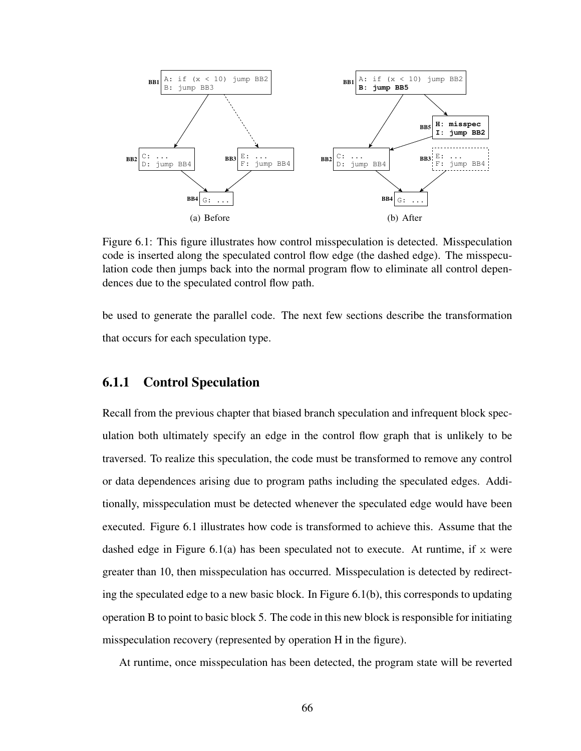Figure 6.1: This figure illustrates how control misspeculation is detected. Misspeculation code is inserted along the speculated control flow edge (the dashed edge). The misspeculation code then jumps back into the normal program flow to eliminate all control dependences due to the speculated control flow path.

be used to generate the parallel code. The next few sections describe the transformation that occurs for each speculation type.

### 6.1.1 Control Speculation

Recall from the previous chapter that biased branch speculation and infrequent block speculation both ultimately specify an edge in the control flow graph that is unlikely to be traversed. To realize this speculation, the code must be transformed to remove any control or data dependences arising due to program paths including the speculated edges. Additionally, misspeculation must be detected whenever the speculated edge would have been executed. Figure 6.1 illustrates how code is transformed to achieve this. Assume that the dashed edge in Figure 6.1(a) has been speculated not to execute. At runtime, if x were greater than 10, then misspeculation has occurred. Misspeculation is detected by redirecting the speculated edge to a new basic block. In Figure 6.1(b), this corresponds to updating operation B to point to basic block 5. The code in this new block is responsible for initiating misspeculation recovery (represented by operation H in the figure).

At runtime, once misspeculation has been detected, the program state will be reverted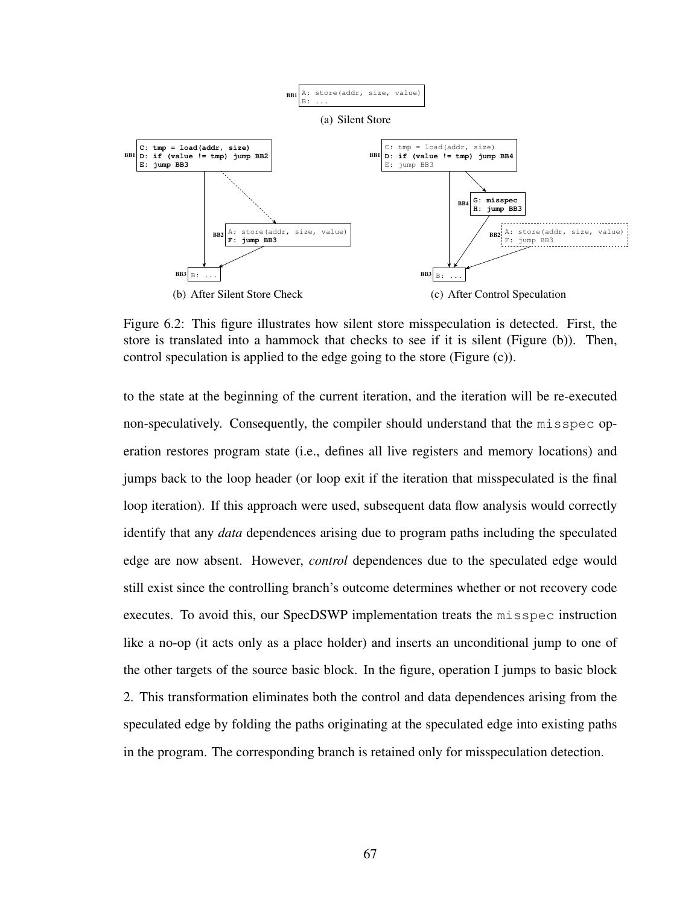```
BB1 A: store(addr, size, value)
    B: ...
```

(a) Silent Store

```
BB1 C: tmp = load(addr, size)
    D: if (value != tmp) jump BB2
    E: jump BB3

BB2 A: store(addr, size, value)
    F: jump BB3

BB3 B: ...
```

(b) After Silent Store Check

```
BB1 C: tmp = load(addr, size)
    D: if (value != tmp) jump BB4
    E: jump BB3

BB4 G: misspec
    H: jump BB3

BB2 A: store(addr, size, value)
    F: jump BB3

BB3 B: ...
```

(c) After Control Speculation

Figure 6.2: This figure illustrates how silent store misspeculation is detected. First, the store is translated into a hammock that checks to see if it is silent (Figure (b)). Then, control speculation is applied to the edge going to the store (Figure (c)).

to the state at the beginning of the current iteration, and the iteration will be re-executed non-speculatively. Consequently, the compiler should understand that the `misspec` operation restores program state (i.e., defines all live registers and memory locations) and jumps back to the loop header (or loop exit if the iteration that misspeculated is the final loop iteration). If this approach were used, subsequent data flow analysis would correctly identify that any *data* dependences arising due to program paths including the speculated edge are now absent. However, *control* dependences due to the speculated edge would still exist since the controlling branch's outcome determines whether or not recovery code executes. To avoid this, our SpecDSWP implementation treats the `misspec` instruction like a no-op (it acts only as a place holder) and inserts an unconditional jump to one of the other targets of the source basic block. In the figure, operation I jumps to basic block 2. This transformation eliminates both the control and data dependences arising from the speculated edge by folding the paths originating at the speculated edge into existing paths in the program. The corresponding branch is retained only for misspeculation detection.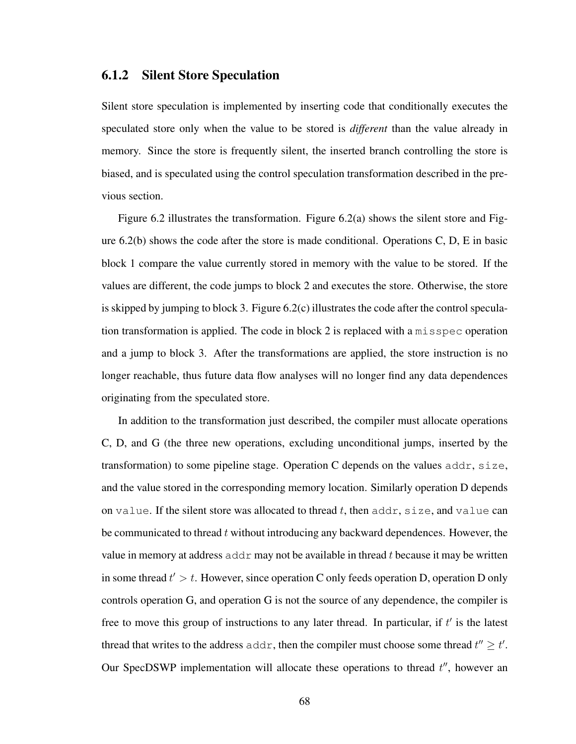### 6.1.2 Silent Store Speculation

Silent store speculation is implemented by inserting code that conditionally executes the speculated store only when the value to be stored is ***different*** than the value already in memory. Since the store is frequently silent, the inserted branch controlling the store is biased, and is speculated using the control speculation transformation described in the previous section.

Figure 6.2 illustrates the transformation. Figure 6.2(a) shows the silent store and Figure 6.2(b) shows the code after the store is made conditional. Operations C, D, E in basic block 1 compare the value currently stored in memory with the value to be stored. If the values are different, the code jumps to block 2 and executes the store. Otherwise, the store is skipped by jumping to block 3. Figure 6.2(c) illustrates the code after the control speculation transformation is applied. The code in block 2 is replaced with a `misspec` operation and a jump to block 3. After the transformations are applied, the store instruction is no longer reachable, thus future data flow analyses will no longer find any data dependences originating from the speculated store.

In addition to the transformation just described, the compiler must allocate operations C, D, and G (the three new operations, excluding unconditional jumps, inserted by the transformation) to some pipeline stage. Operation C depends on the values `addr`, `size`, and the value stored in the corresponding memory location. Similarly operation D depends on `value`. If the silent store was allocated to thread $t$, then `addr`, `size`, and `value` can be communicated to thread $t$ without introducing any backward dependences. However, the value in memory at address `addr` may not be available in thread $t$ because it may be written in some thread $t' > t$. However, since operation C only feeds operation D, operation D only controls operation G, and operation G is not the source of any dependence, the compiler is free to move this group of instructions to any later thread. In particular, if $t'$ is the latest thread that writes to the address `addr`, then the compiler must choose some thread $t'' \geq t'$. Our SpecDSWP implementation will allocate these operations to thread $t''$, however an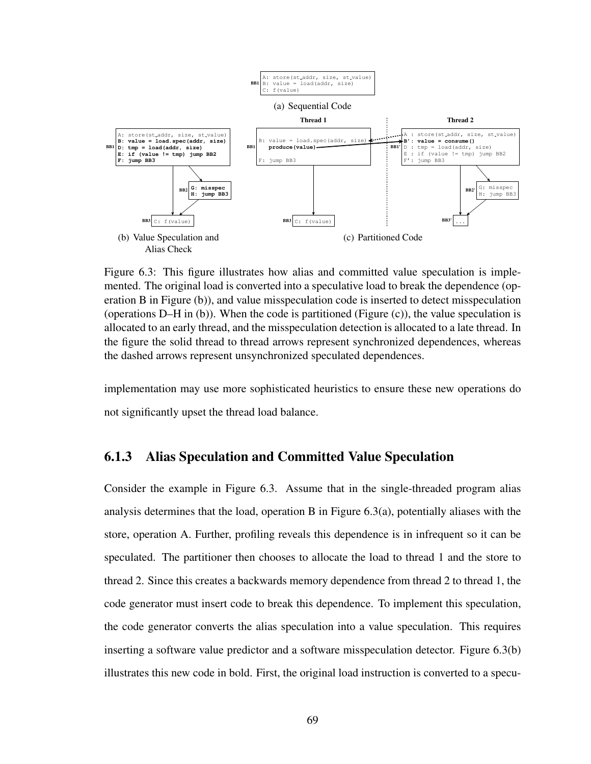```
BB1  A: store(st_addr, size, st_value)
     B: value = load(addr, size)
     C: f(value)
```

(a) Sequential Code

```
BB1  A: store(st_addr, size, st_value)
     B: value = load.spec(addr, size)
     D: tmp = load(addr, size)
     E: if (value != tmp) jump BB2
     F: jump BB3

BB2  G: misspec
     H: jump BB3

BB3  C: f(value)
```

(b) Value Speculation and Alias Check

```
Thread 1
BB1  B: value = load.spec(addr, size)
        produce(value)

     F: jump BB3

BB3  C: f(value)

Thread 2
BB1'  A : store(st_addr, size, st_value)
      B': value = consume()
      D : tmp = load(addr, size)
      E : if (value != tmp) jump BB2
      F': jump BB3

BB2'  G: misspec
      H: jump BB3

BB3'  ...
```

(c) Partitioned Code

Figure 6.3: This figure illustrates how alias and committed value speculation is implemented. The original load is converted into a speculative load to break the dependence (operation B in Figure (b)), and value misspeculation code is inserted to detect misspeculation (operations D–H in (b)). When the code is partitioned (Figure (c)), the value speculation is allocated to an early thread, and the misspeculation detection is allocated to a late thread. In the figure the solid thread to thread arrows represent synchronized dependences, whereas the dashed arrows represent unsynchronized speculated dependences.

implementation may use more sophisticated heuristics to ensure these new operations do not significantly upset the thread load balance.

### 6.1.3 Alias Speculation and Committed Value Speculation

Consider the example in Figure 6.3. Assume that in the single-threaded program alias analysis determines that the load, operation B in Figure 6.3(a), potentially aliases with the store, operation A. Further, profiling reveals this dependence is in infrequent so it can be speculated. The partitioner then chooses to allocate the load to thread 1 and the store to thread 2. Since this creates a backwards memory dependence from thread 2 to thread 1, the code generator must insert code to break this dependence. To implement this speculation, the code generator converts the alias speculation into a value speculation. This requires inserting a software value predictor and a software misspeculation detector. Figure 6.3(b) illustrates this new code in bold. First, the original load instruction is converted to a specu-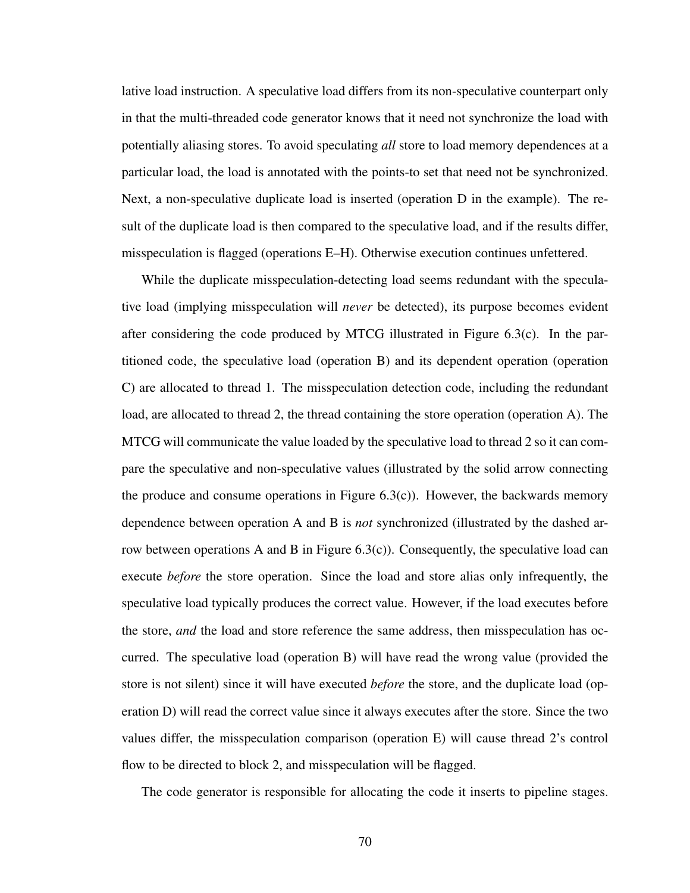lative load instruction. A speculative load differs from its non-speculative counterpart only in that the multi-threaded code generator knows that it need not synchronize the load with potentially aliasing stores. To avoid speculating *all* store to load memory dependences at a particular load, the load is annotated with the points-to set that need not be synchronized. Next, a non-speculative duplicate load is inserted (operation D in the example). The result of the duplicate load is then compared to the speculative load, and if the results differ, misspeculation is flagged (operations E–H). Otherwise execution continues unfettered.

While the duplicate misspeculation-detecting load seems redundant with the speculative load (implying misspeculation will *never* be detected), its purpose becomes evident after considering the code produced by MTCG illustrated in Figure 6.3(c). In the partitioned code, the speculative load (operation B) and its dependent operation (operation C) are allocated to thread 1. The misspeculation detection code, including the redundant load, are allocated to thread 2, the thread containing the store operation (operation A). The MTCG will communicate the value loaded by the speculative load to thread 2 so it can compare the speculative and non-speculative values (illustrated by the solid arrow connecting the produce and consume operations in Figure 6.3(c)). However, the backwards memory dependence between operation A and B is *not* synchronized (illustrated by the dashed arrow between operations A and B in Figure 6.3(c)). Consequently, the speculative load can execute *before* the store operation. Since the load and store alias only infrequently, the speculative load typically produces the correct value. However, if the load executes before the store, *and* the load and store reference the same address, then misspeculation has occurred. The speculative load (operation B) will have read the wrong value (provided the store is not silent) since it will have executed *before* the store, and the duplicate load (operation D) will read the correct value since it always executes after the store. Since the two values differ, the misspeculation comparison (operation E) will cause thread 2's control flow to be directed to block 2, and misspeculation will be flagged.

The code generator is responsible for allocating the code it inserts to pipeline stages.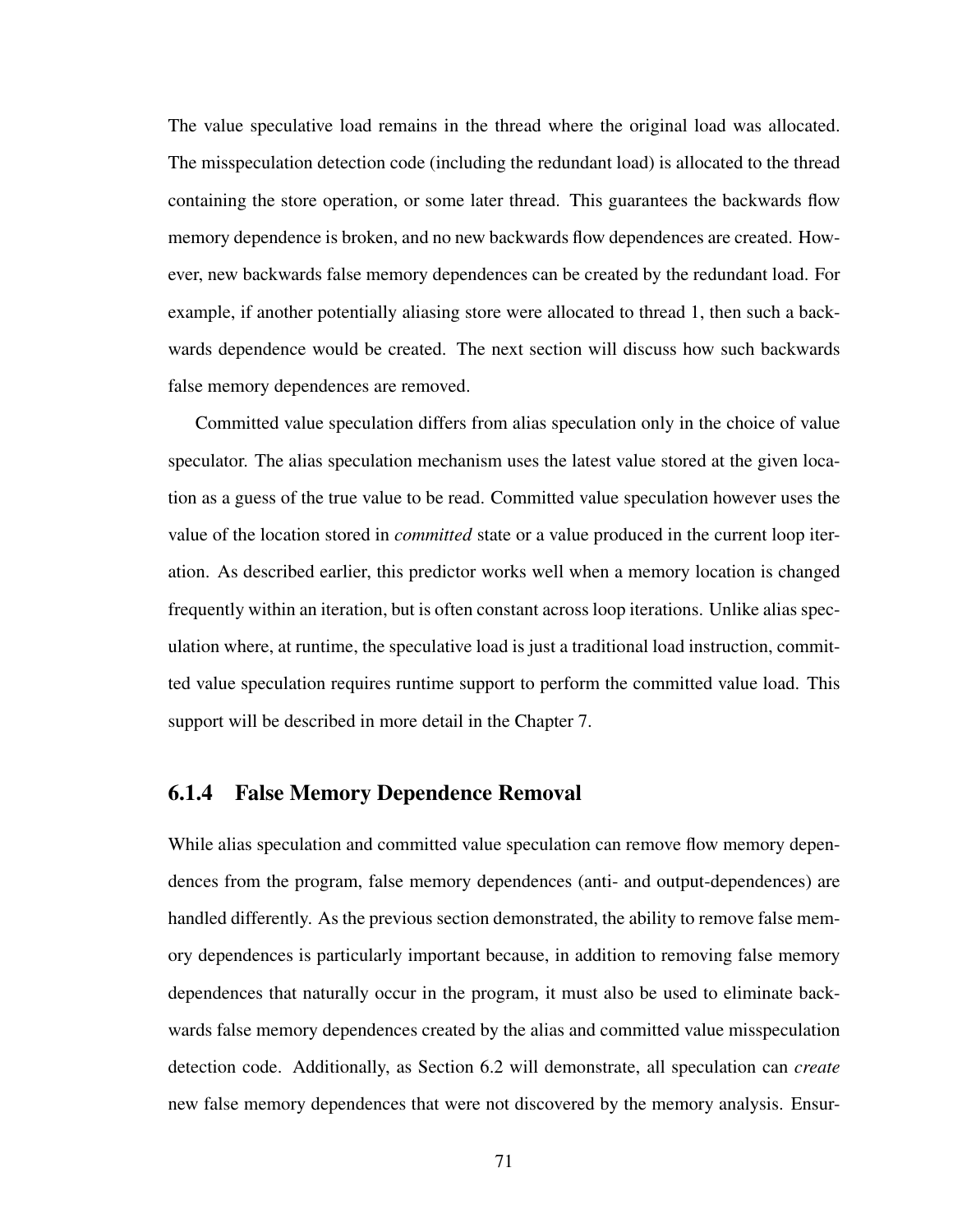The value speculative load remains in the thread where the original load was allocated. The misspeculation detection code (including the redundant load) is allocated to the thread containing the store operation, or some later thread. This guarantees the backwards flow memory dependence is broken, and no new backwards flow dependences are created. However, new backwards false memory dependences can be created by the redundant load. For example, if another potentially aliasing store were allocated to thread 1, then such a backwards dependence would be created. The next section will discuss how such backwards false memory dependences are removed.

Committed value speculation differs from alias speculation only in the choice of value speculator. The alias speculation mechanism uses the latest value stored at the given location as a guess of the true value to be read. Committed value speculation however uses the value of the location stored in *committed* state or a value produced in the current loop iteration. As described earlier, this predictor works well when a memory location is changed frequently within an iteration, but is often constant across loop iterations. Unlike alias speculation where, at runtime, the speculative load is just a traditional load instruction, committed value speculation requires runtime support to perform the committed value load. This support will be described in more detail in the Chapter 7.

### 6.1.4 False Memory Dependence Removal

While alias speculation and committed value speculation can remove flow memory dependences from the program, false memory dependences (anti- and output-dependences) are handled differently. As the previous section demonstrated, the ability to remove false memory dependences is particularly important because, in addition to removing false memory dependences that naturally occur in the program, it must also be used to eliminate backwards false memory dependences created by the alias and committed value misspeculation detection code. Additionally, as Section 6.2 will demonstrate, all speculation can *create* new false memory dependences that were not discovered by the memory analysis. Ensur-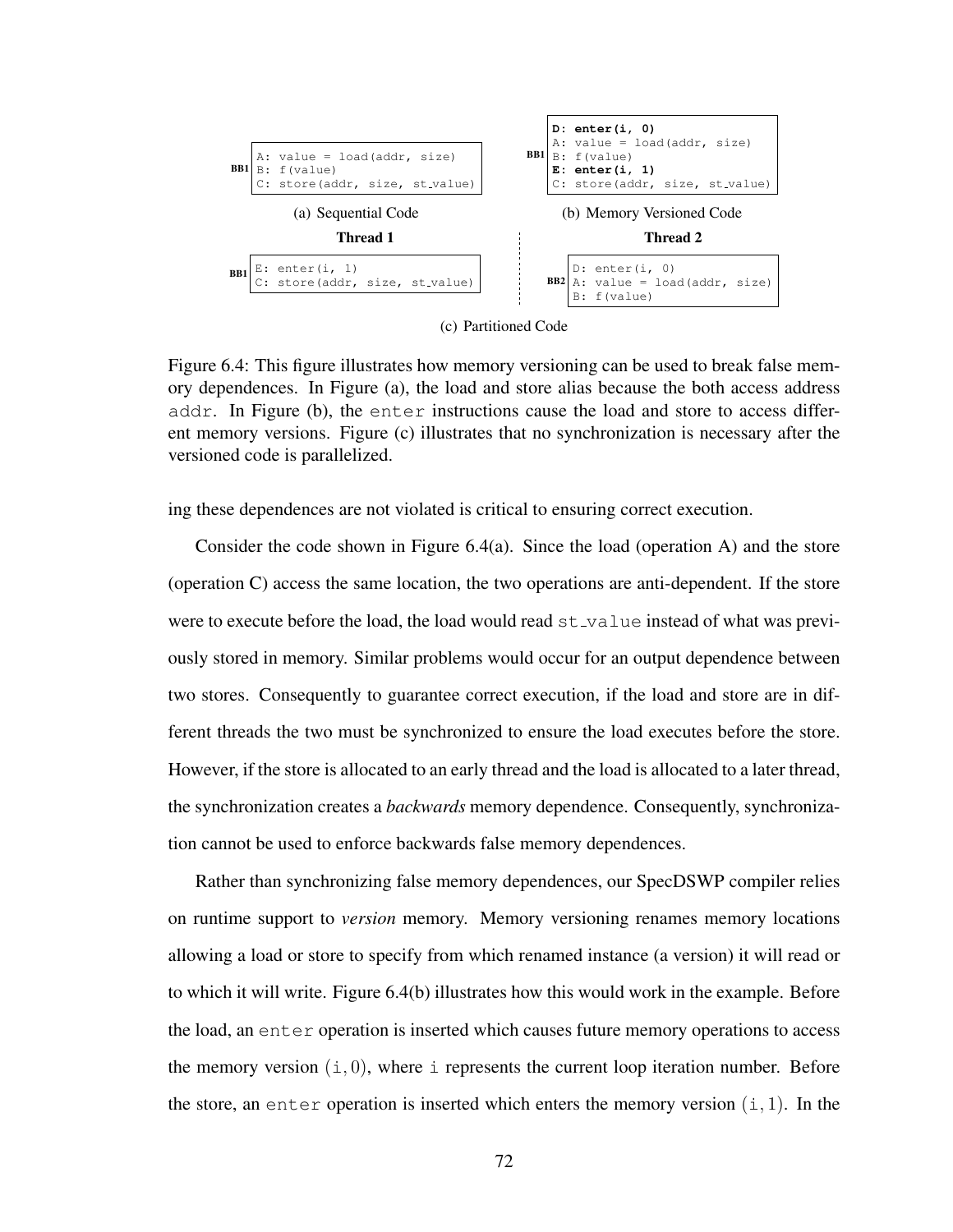**(a) Sequential Code**

```
BB1  A: value = load(addr, size)
     B: f(value)
     C: store(addr, size, st_value)
```

**(b) Memory Versioned Code**

```
BB1  D: enter(i, 0)
     A: value = load(addr, size)
     B: f(value)
     E: enter(i, 1)
     C: store(addr, size, st_value)
```

**(c) Partitioned Code**

Thread 1

```
BB1  E: enter(i, 1)
     C: store(addr, size, st_value)
```

Thread 2

```
BB2  D: enter(i, 0)
     A: value = load(addr, size)
     B: f(value)
```

Figure 6.4: This figure illustrates how memory versioning can be used to break false memory dependences. In Figure (a), the load and store alias because the both access address `addr`. In Figure (b), the `enter` instructions cause the load and store to access different memory versions. Figure (c) illustrates that no synchronization is necessary after the versioned code is parallelized.

ing these dependences are not violated is critical to ensuring correct execution.

Consider the code shown in Figure 6.4(a). Since the load (operation A) and the store (operation C) access the same location, the two operations are anti-dependent. If the store were to execute before the load, the load would read `st_value` instead of what was previously stored in memory. Similar problems would occur for an output dependence between two stores. Consequently to guarantee correct execution, if the load and store are in different threads the two must be synchronized to ensure the load executes before the store. However, if the store is allocated to an early thread and the load is allocated to a later thread, the synchronization creates a *backwards* memory dependence. Consequently, synchronization cannot be used to enforce backwards false memory dependences.

Rather than synchronizing false memory dependences, our SpecDSWP compiler relies on runtime support to *version* memory. Memory versioning renames memory locations allowing a load or store to specify from which renamed instance (a version) it will read or to which it will write. Figure 6.4(b) illustrates how this would work in the example. Before the load, an `enter` operation is inserted which causes future memory operations to access the memory version $(\texttt{i}, 0)$, where `i` represents the current loop iteration number. Before the store, an `enter` operation is inserted which enters the memory version $(\texttt{i}, 1)$. In the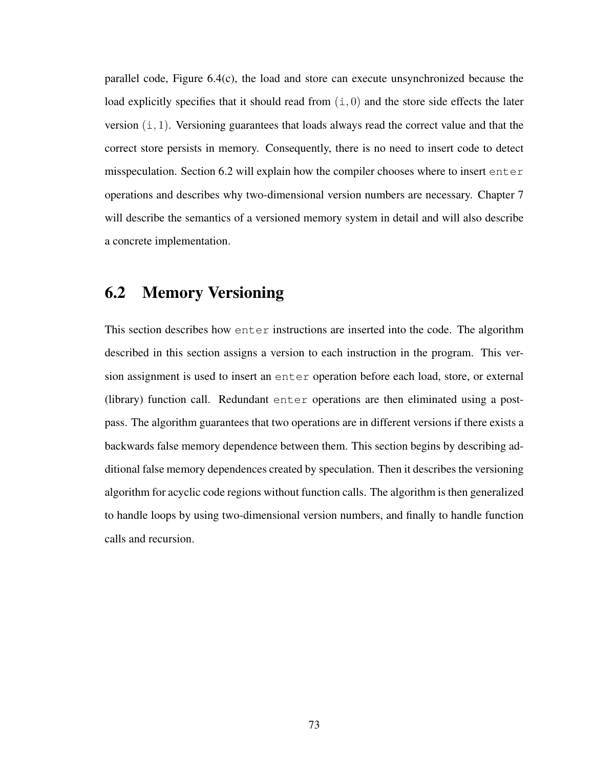parallel code, Figure 6.4(c), the load and store can execute unsynchronized because the load explicitly specifies that it should read from $(\mathtt{i}, 0)$ and the store side effects the later version $(\mathtt{i}, 1)$. Versioning guarantees that loads always read the correct value and that the correct store persists in memory. Consequently, there is no need to insert code to detect misspeculation. Section 6.2 will explain how the compiler chooses where to insert `enter` operations and describes why two-dimensional version numbers are necessary. Chapter 7 will describe the semantics of a versioned memory system in detail and will also describe a concrete implementation.

## 6.2 Memory Versioning

This section describes how `enter` instructions are inserted into the code. The algorithm described in this section assigns a version to each instruction in the program. This version assignment is used to insert an `enter` operation before each load, store, or external (library) function call. Redundant `enter` operations are then eliminated using a post-pass. The algorithm guarantees that two operations are in different versions if there exists a backwards false memory dependence between them. This section begins by describing additional false memory dependences created by speculation. Then it describes the versioning algorithm for acyclic code regions without function calls. The algorithm is then generalized to handle loops by using two-dimensional version numbers, and finally to handle function calls and recursion.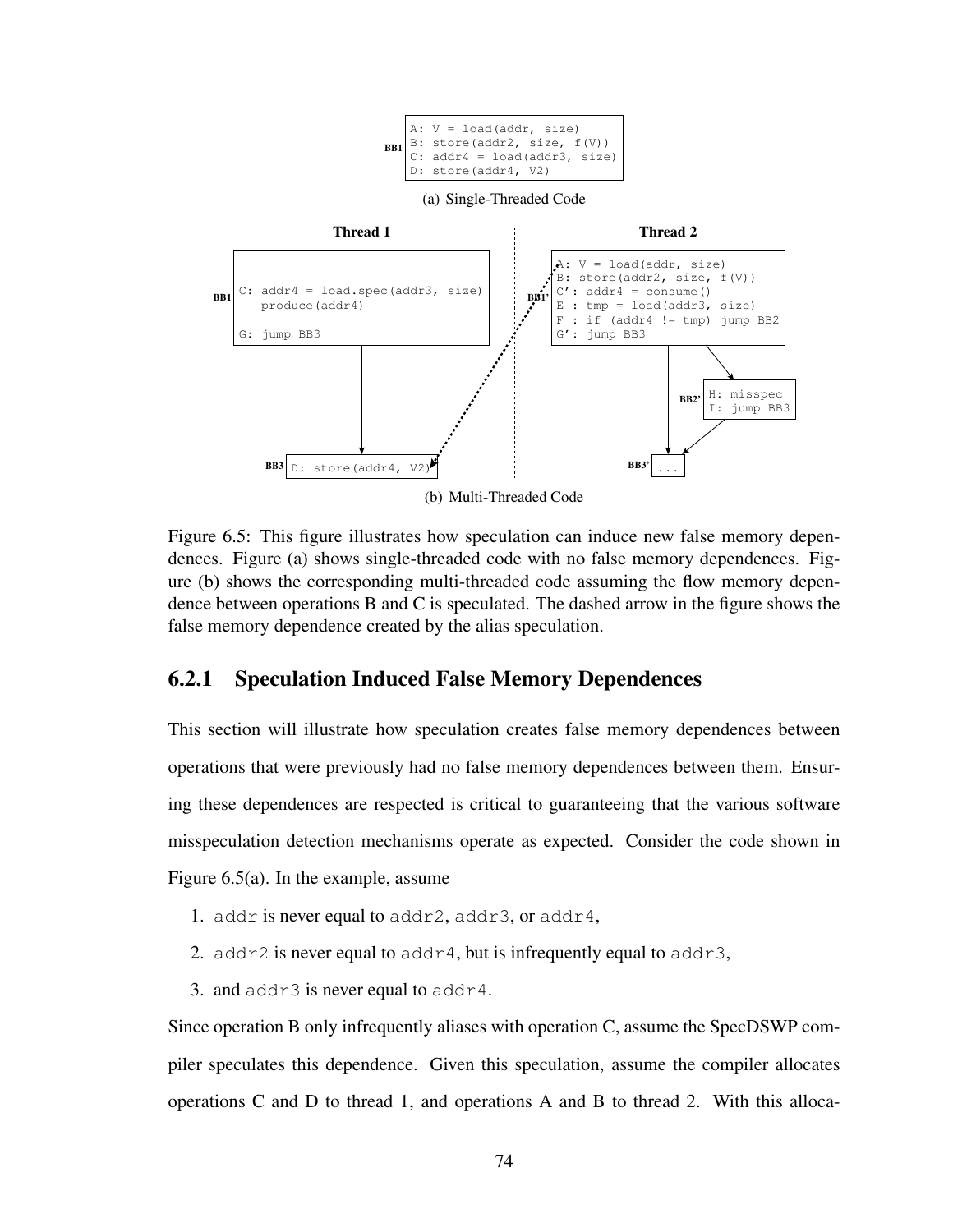```
BB1
A: V = load(addr, size)
B: store(addr2, size, f(V))
C: addr4 = load(addr3, size)
D: store(addr4, V2)
```

(a) Single-Threaded Code

**Thread 1**

```
BB1
C: addr4 = load.spec(addr3, size)
   produce(addr4)

G: jump BB3

BB3
D: store(addr4, V2)
```

**Thread 2**

```
BB1'
A: V = load(addr, size)
B: store(addr2, size, f(V))
C': addr4 = consume()
E : tmp = load(addr3, size)
F : if (addr4 != tmp) jump BB2
G': jump BB3

BB2'
H: misspec
I: jump BB3

BB3'
...
```

(b) Multi-Threaded Code

Figure 6.5: This figure illustrates how speculation can induce new false memory dependences. Figure (a) shows single-threaded code with no false memory dependences. Figure (b) shows the corresponding multi-threaded code assuming the flow memory dependence between operations B and C is speculated. The dashed arrow in the figure shows the false memory dependence created by the alias speculation.

### 6.2.1 Speculation Induced False Memory Dependences

This section will illustrate how speculation creates false memory dependences between operations that were previously had no false memory dependences between them. Ensuring these dependences are respected is critical to guaranteeing that the various software misspeculation detection mechanisms operate as expected. Consider the code shown in Figure 6.5(a). In the example, assume

1. `addr` is never equal to `addr2`, `addr3`, or `addr4`,
2. `addr2` is never equal to `addr4`, but is infrequently equal to `addr3`,
3. and `addr3` is never equal to `addr4`.

Since operation B only infrequently aliases with operation C, assume the SpecDSWP compiler speculates this dependence. Given this speculation, assume the compiler allocates operations C and D to thread 1, and operations A and B to thread 2. With this alloca-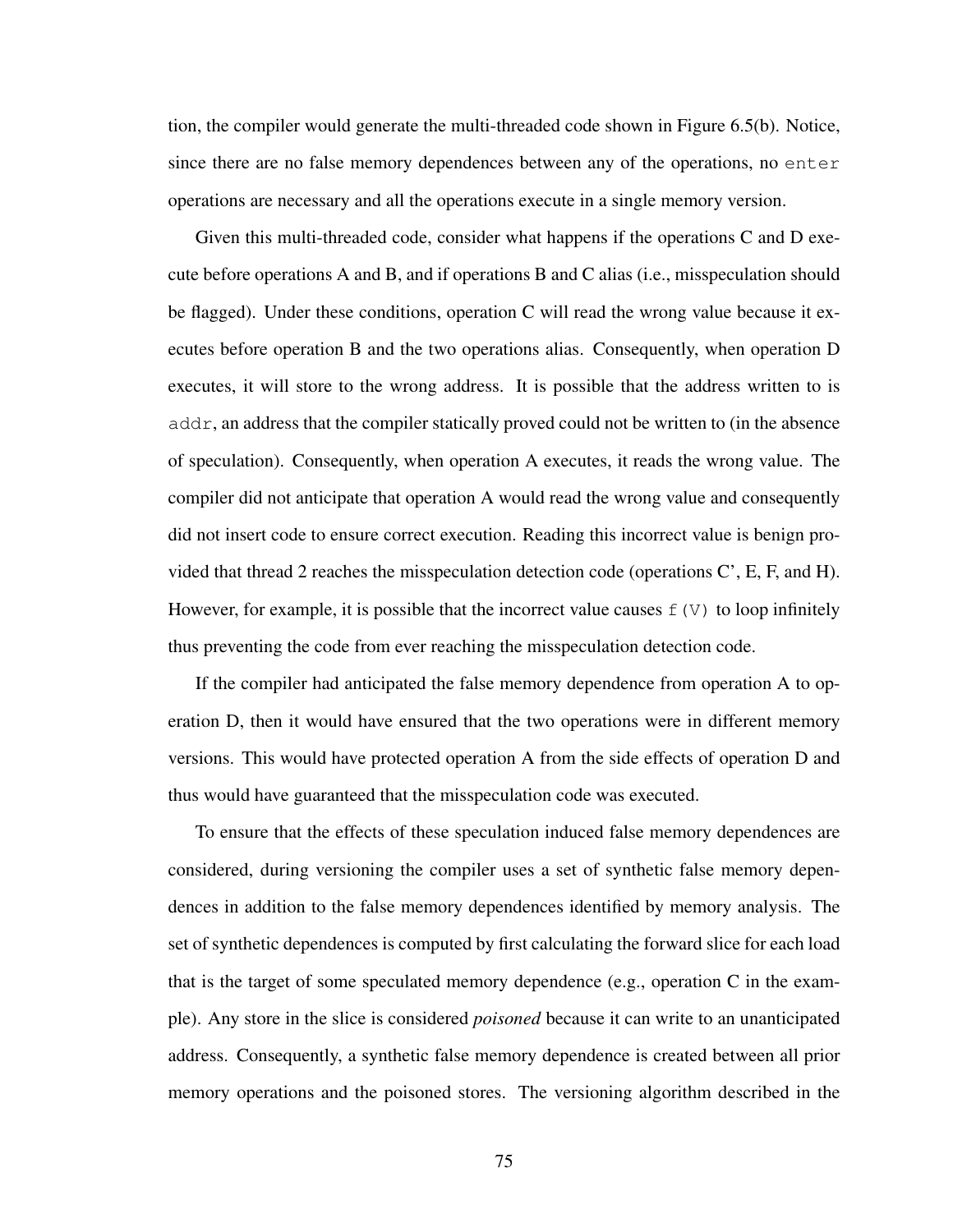tion, the compiler would generate the multi-threaded code shown in Figure 6.5(b). Notice, since there are no false memory dependences between any of the operations, no `enter` operations are necessary and all the operations execute in a single memory version.

Given this multi-threaded code, consider what happens if the operations C and D execute before operations A and B, and if operations B and C alias (i.e., misspeculation should be flagged). Under these conditions, operation C will read the wrong value because it executes before operation B and the two operations alias. Consequently, when operation D executes, it will store to the wrong address. It is possible that the address written to is `addr`, an address that the compiler statically proved could not be written to (in the absence of speculation). Consequently, when operation A executes, it reads the wrong value. The compiler did not anticipate that operation A would read the wrong value and consequently did not insert code to ensure correct execution. Reading this incorrect value is benign provided that thread 2 reaches the misspeculation detection code (operations C', E, F, and H). However, for example, it is possible that the incorrect value causes `f(V)` to loop infinitely thus preventing the code from ever reaching the misspeculation detection code.

If the compiler had anticipated the false memory dependence from operation A to operation D, then it would have ensured that the two operations were in different memory versions. This would have protected operation A from the side effects of operation D and thus would have guaranteed that the misspeculation code was executed.

To ensure that the effects of these speculation induced false memory dependences are considered, during versioning the compiler uses a set of synthetic false memory dependences in addition to the false memory dependences identified by memory analysis. The set of synthetic dependences is computed by first calculating the forward slice for each load that is the target of some speculated memory dependence (e.g., operation C in the example). Any store in the slice is considered *poisoned* because it can write to an unanticipated address. Consequently, a synthetic false memory dependence is created between all prior memory operations and the poisoned stores. The versioning algorithm described in the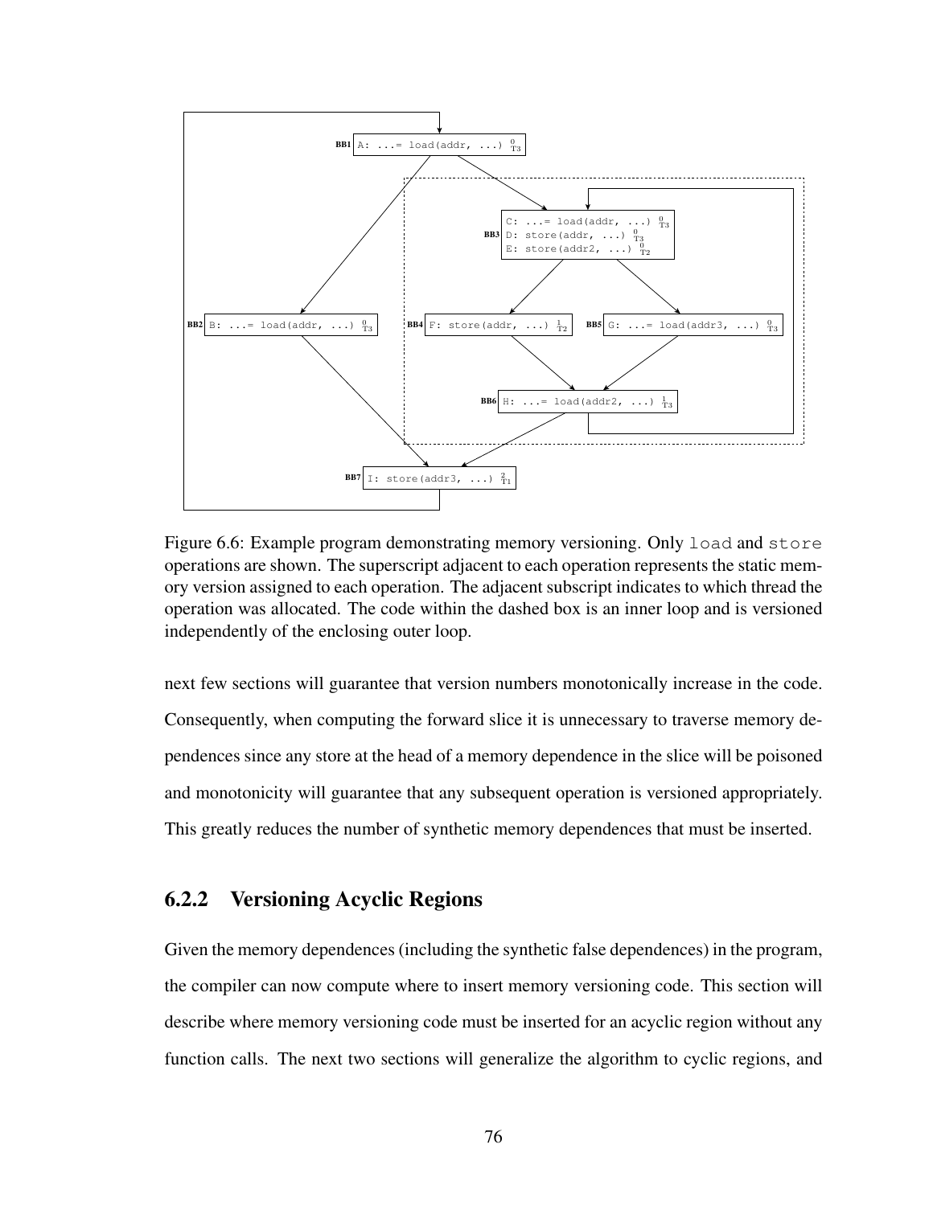Figure 6.6: Example program demonstrating memory versioning. Only load and store operations are shown. The superscript adjacent to each operation represents the static memory version assigned to each operation. The adjacent subscript indicates to which thread the operation was allocated. The code within the dashed box is an inner loop and is versioned independently of the enclosing outer loop.

next few sections will guarantee that version numbers monotonically increase in the code. Consequently, when computing the forward slice it is unnecessary to traverse memory dependences since any store at the head of a memory dependence in the slice will be poisoned and monotonicity will guarantee that any subsequent operation is versioned appropriately. This greatly reduces the number of synthetic memory dependences that must be inserted.

### 6.2.2 Versioning Acyclic Regions

Given the memory dependences (including the synthetic false dependences) in the program, the compiler can now compute where to insert memory versioning code. This section will describe where memory versioning code must be inserted for an acyclic region without any function calls. The next two sections will generalize the algorithm to cyclic regions, and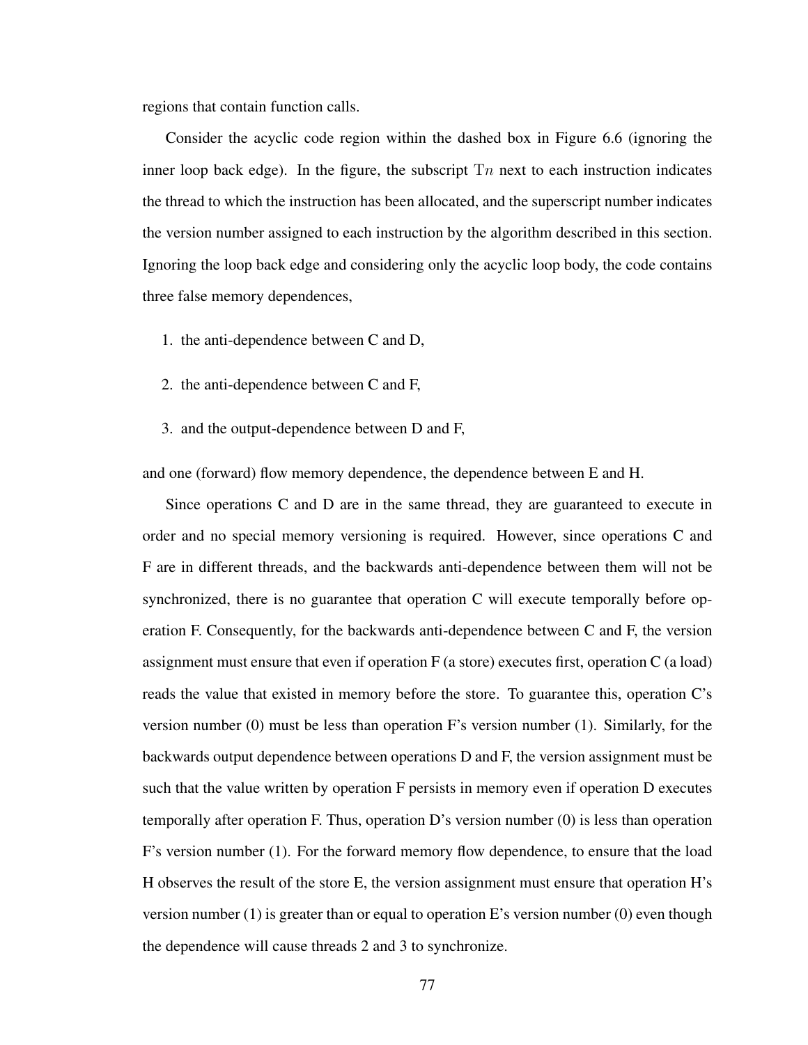regions that contain function calls.

Consider the acyclic code region within the dashed box in Figure 6.6 (ignoring the inner loop back edge). In the figure, the subscript $\mathrm{T}n$ next to each instruction indicates the thread to which the instruction has been allocated, and the superscript number indicates the version number assigned to each instruction by the algorithm described in this section. Ignoring the loop back edge and considering only the acyclic loop body, the code contains three false memory dependences,

1. the anti-dependence between C and D,
2. the anti-dependence between C and F,
3. and the output-dependence between D and F,

and one (forward) flow memory dependence, the dependence between E and H.

Since operations C and D are in the same thread, they are guaranteed to execute in order and no special memory versioning is required. However, since operations C and F are in different threads, and the backwards anti-dependence between them will not be synchronized, there is no guarantee that operation C will execute temporally before operation F. Consequently, for the backwards anti-dependence between C and F, the version assignment must ensure that even if operation F (a store) executes first, operation C (a load) reads the value that existed in memory before the store. To guarantee this, operation C's version number (0) must be less than operation F's version number (1). Similarly, for the backwards output dependence between operations D and F, the version assignment must be such that the value written by operation F persists in memory even if operation D executes temporally after operation F. Thus, operation D's version number (0) is less than operation F's version number (1). For the forward memory flow dependence, to ensure that the load H observes the result of the store E, the version assignment must ensure that operation H's version number (1) is greater than or equal to operation E's version number (0) even though the dependence will cause threads 2 and 3 to synchronize.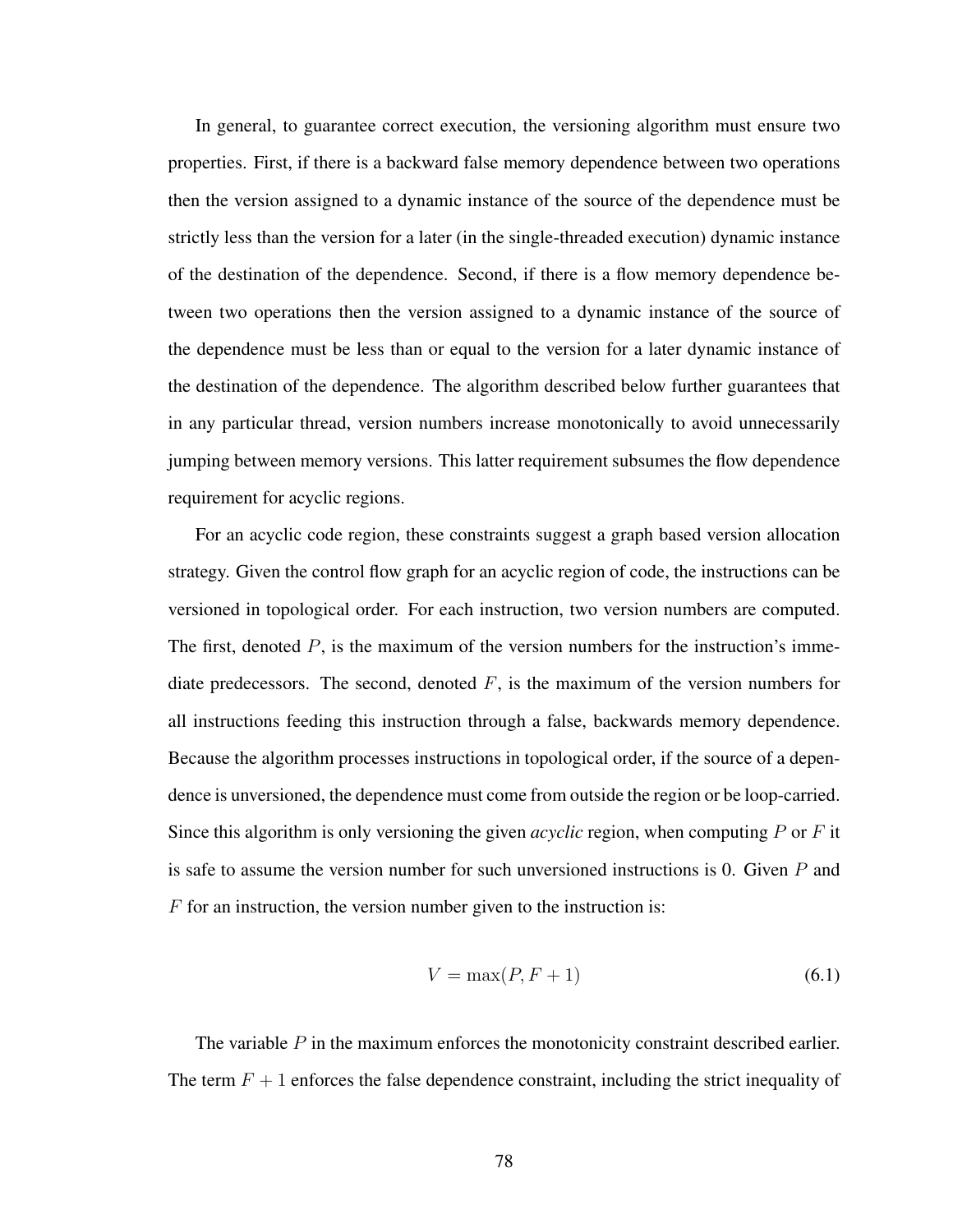In general, to guarantee correct execution, the versioning algorithm must ensure two properties. First, if there is a backward false memory dependence between two operations then the version assigned to a dynamic instance of the source of the dependence must be strictly less than the version for a later (in the single-threaded execution) dynamic instance of the destination of the dependence. Second, if there is a flow memory dependence between two operations then the version assigned to a dynamic instance of the source of the dependence must be less than or equal to the version for a later dynamic instance of the destination of the dependence. The algorithm described below further guarantees that in any particular thread, version numbers increase monotonically to avoid unnecessarily jumping between memory versions. This latter requirement subsumes the flow dependence requirement for acyclic regions.

For an acyclic code region, these constraints suggest a graph based version allocation strategy. Given the control flow graph for an acyclic region of code, the instructions can be versioned in topological order. For each instruction, two version numbers are computed. The first, denoted $P$, is the maximum of the version numbers for the instruction's immediate predecessors. The second, denoted $F$, is the maximum of the version numbers for all instructions feeding this instruction through a false, backwards memory dependence. Because the algorithm processes instructions in topological order, if the source of a dependence is unversioned, the dependence must come from outside the region or be loop-carried. Since this algorithm is only versioning the given *acyclic* region, when computing $P$ or $F$ it is safe to assume the version number for such unversioned instructions is 0. Given $P$ and $F$ for an instruction, the version number given to the instruction is:

$$V = \max(P, F + 1) \tag{6.1}$$

The variable $P$ in the maximum enforces the monotonicity constraint described earlier. The term $F + 1$ enforces the false dependence constraint, including the strict inequality of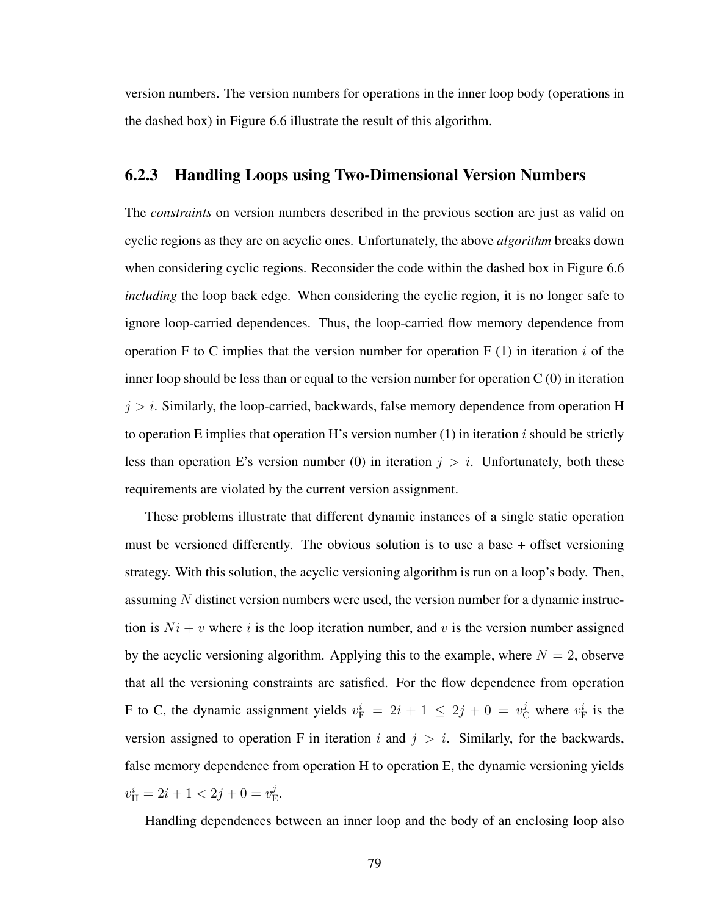version numbers. The version numbers for operations in the inner loop body (operations in the dashed box) in Figure 6.6 illustrate the result of this algorithm.

### 6.2.3 Handling Loops using Two-Dimensional Version Numbers

The *constraints* on version numbers described in the previous section are just as valid on cyclic regions as they are on acyclic ones. Unfortunately, the above *algorithm* breaks down when considering cyclic regions. Reconsider the code within the dashed box in Figure 6.6 *including* the loop back edge. When considering the cyclic region, it is no longer safe to ignore loop-carried dependences. Thus, the loop-carried flow memory dependence from operation F to C implies that the version number for operation F (1) in iteration $i$ of the inner loop should be less than or equal to the version number for operation C (0) in iteration $j > i$. Similarly, the loop-carried, backwards, false memory dependence from operation H to operation E implies that operation H's version number (1) in iteration $i$ should be strictly less than operation E's version number (0) in iteration $j > i$. Unfortunately, both these requirements are violated by the current version assignment.

These problems illustrate that different dynamic instances of a single static operation must be versioned differently. The obvious solution is to use a base + offset versioning strategy. With this solution, the acyclic versioning algorithm is run on a loop's body. Then, assuming $N$ distinct version numbers were used, the version number for a dynamic instruction is $Ni + v$ where $i$ is the loop iteration number, and $v$ is the version number assigned by the acyclic versioning algorithm. Applying this to the example, where $N = 2$, observe that all the versioning constraints are satisfied. For the flow dependence from operation F to C, the dynamic assignment yields $v_{\mathrm{F}}^{i} = 2i + 1 \leq 2j + 0 = v_{\mathrm{C}}^{j}$ where $v_{\mathrm{F}}^{i}$ is the version assigned to operation F in iteration $i$ and $j > i$. Similarly, for the backwards, false memory dependence from operation H to operation E, the dynamic versioning yields $v_{\mathrm{H}}^{i} = 2i + 1 < 2j + 0 = v_{\mathrm{E}}^{j}$.

Handling dependences between an inner loop and the body of an enclosing loop also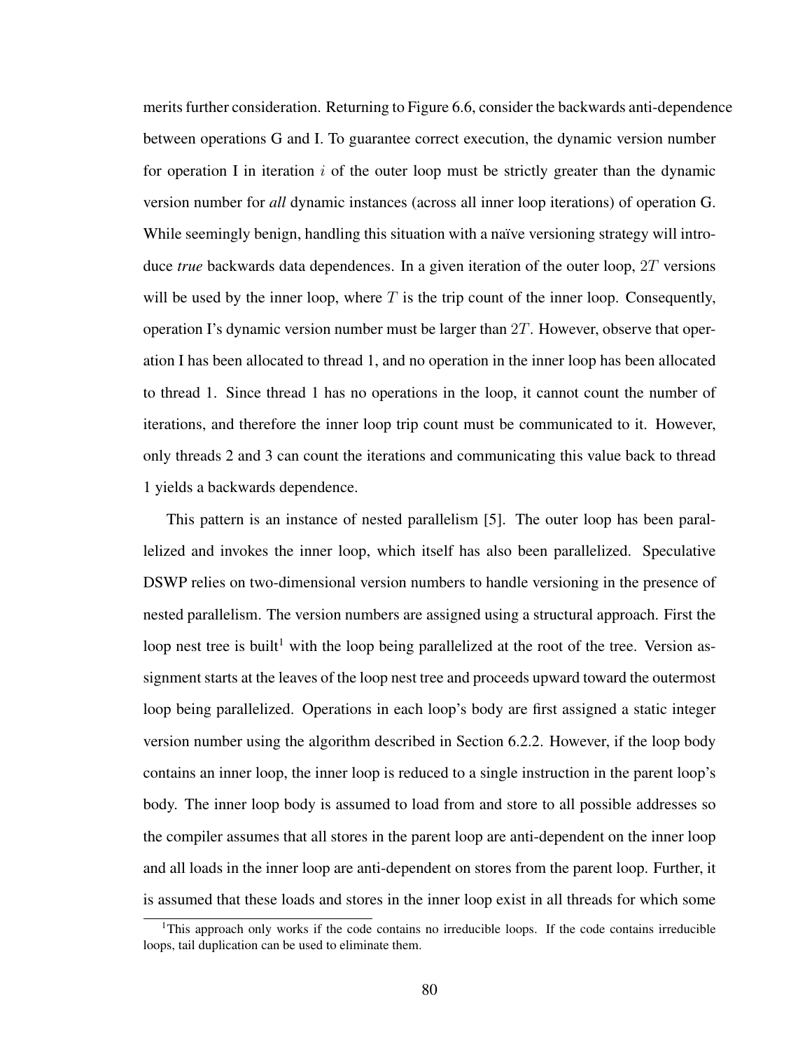merits further consideration. Returning to Figure 6.6, consider the backwards anti-dependence between operations G and I. To guarantee correct execution, the dynamic version number for operation I in iteration $i$ of the outer loop must be strictly greater than the dynamic version number for *all* dynamic instances (across all inner loop iterations) of operation G. While seemingly benign, handling this situation with a naïve versioning strategy will introduce *true* backwards data dependences. In a given iteration of the outer loop, $2T$ versions will be used by the inner loop, where $T$ is the trip count of the inner loop. Consequently, operation I's dynamic version number must be larger than $2T$. However, observe that operation I has been allocated to thread 1, and no operation in the inner loop has been allocated to thread 1. Since thread 1 has no operations in the loop, it cannot count the number of iterations, and therefore the inner loop trip count must be communicated to it. However, only threads 2 and 3 can count the iterations and communicating this value back to thread 1 yields a backwards dependence.

This pattern is an instance of nested parallelism [5]. The outer loop has been parallelized and invokes the inner loop, which itself has also been parallelized. Speculative DSWP relies on two-dimensional version numbers to handle versioning in the presence of nested parallelism. The version numbers are assigned using a structural approach. First the loop nest tree is built[1] with the loop being parallelized at the root of the tree. Version assignment starts at the leaves of the loop nest tree and proceeds upward toward the outermost loop being parallelized. Operations in each loop's body are first assigned a static integer version number using the algorithm described in Section 6.2.2. However, if the loop body contains an inner loop, the inner loop is reduced to a single instruction in the parent loop's body. The inner loop body is assumed to load from and store to all possible addresses so the compiler assumes that all stores in the parent loop are anti-dependent on the inner loop and all loads in the inner loop are anti-dependent on stores from the parent loop. Further, it is assumed that these loads and stores in the inner loop exist in all threads for which some

[1] This approach only works if the code contains no irreducible loops. If the code contains irreducible loops, tail duplication can be used to eliminate them.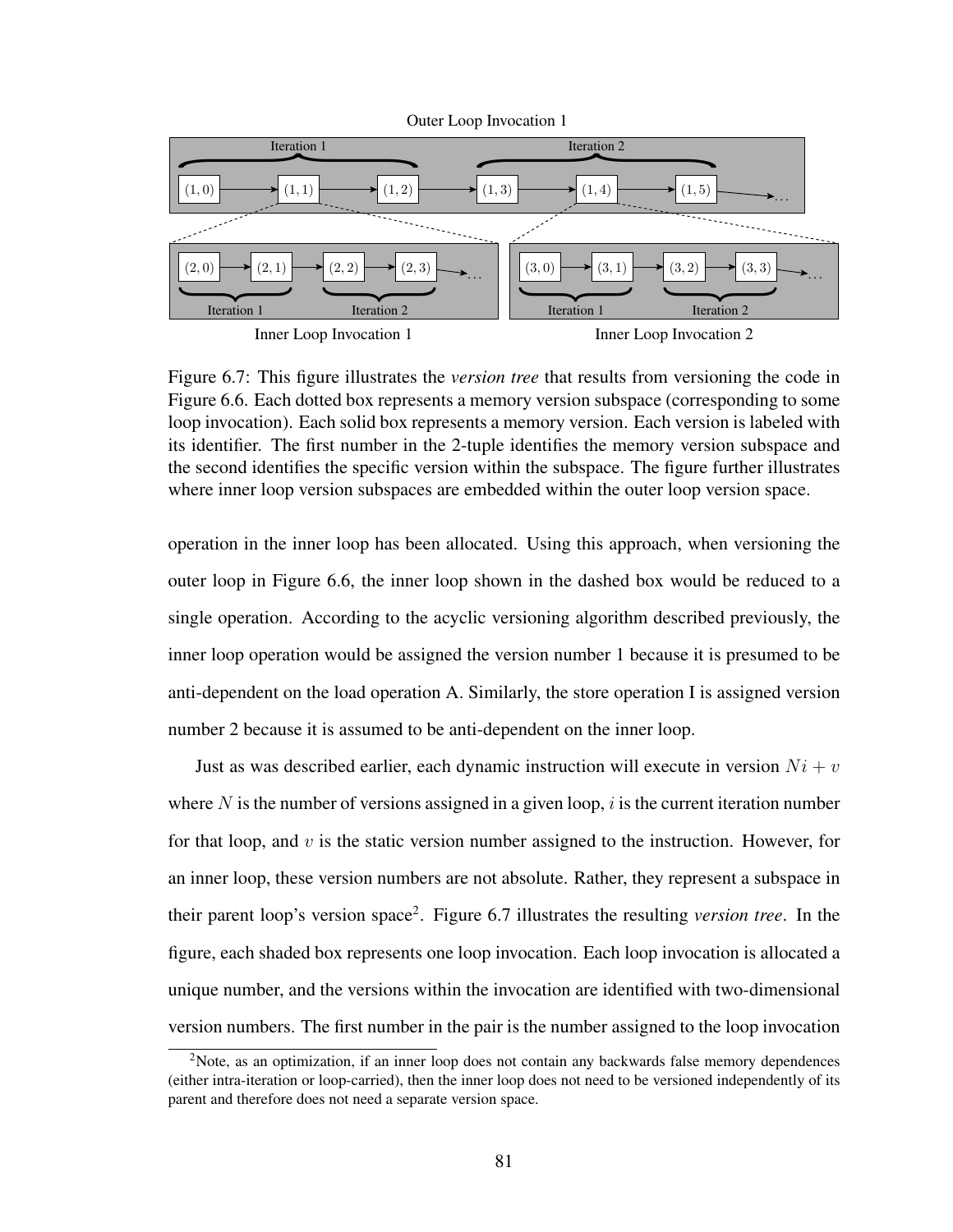Outer Loop Invocation 1

Iteration 1 — Iteration 2

$(1,0) \rightarrow (1,1) \rightarrow (1,2) \rightarrow (1,3) \rightarrow (1,4) \rightarrow (1,5) \rightarrow \ldots$

$(2,0) \rightarrow (2,1) \rightarrow (2,2) \rightarrow (2,3) \rightarrow \ldots$ (Iteration 1, Iteration 2) — Inner Loop Invocation 1

$(3,0) \rightarrow (3,1) \rightarrow (3,2) \rightarrow (3,3) \rightarrow \ldots$ (Iteration 1, Iteration 2) — Inner Loop Invocation 2

Figure 6.7: This figure illustrates the *version tree* that results from versioning the code in Figure 6.6. Each dotted box represents a memory version subspace (corresponding to some loop invocation). Each solid box represents a memory version. Each version is labeled with its identifier. The first number in the 2-tuple identifies the memory version subspace and the second identifies the specific version within the subspace. The figure further illustrates where inner loop version subspaces are embedded within the outer loop version space.

operation in the inner loop has been allocated. Using this approach, when versioning the outer loop in Figure 6.6, the inner loop shown in the dashed box would be reduced to a single operation. According to the acyclic versioning algorithm described previously, the inner loop operation would be assigned the version number 1 because it is presumed to be anti-dependent on the load operation A. Similarly, the store operation I is assigned version number 2 because it is assumed to be anti-dependent on the inner loop.

Just as was described earlier, each dynamic instruction will execute in version $Ni + v$ where $N$ is the number of versions assigned in a given loop, $i$ is the current iteration number for that loop, and $v$ is the static version number assigned to the instruction. However, for an inner loop, these version numbers are not absolute. Rather, they represent a subspace in their parent loop's version space[2]. Figure 6.7 illustrates the resulting *version tree*. In the figure, each shaded box represents one loop invocation. Each loop invocation is allocated a unique number, and the versions within the invocation are identified with two-dimensional version numbers. The first number in the pair is the number assigned to the loop invocation

[2]Note, as an optimization, if an inner loop does not contain any backwards false memory dependences (either intra-iteration or loop-carried), then the inner loop does not need to be versioned independently of its parent and therefore does not need a separate version space.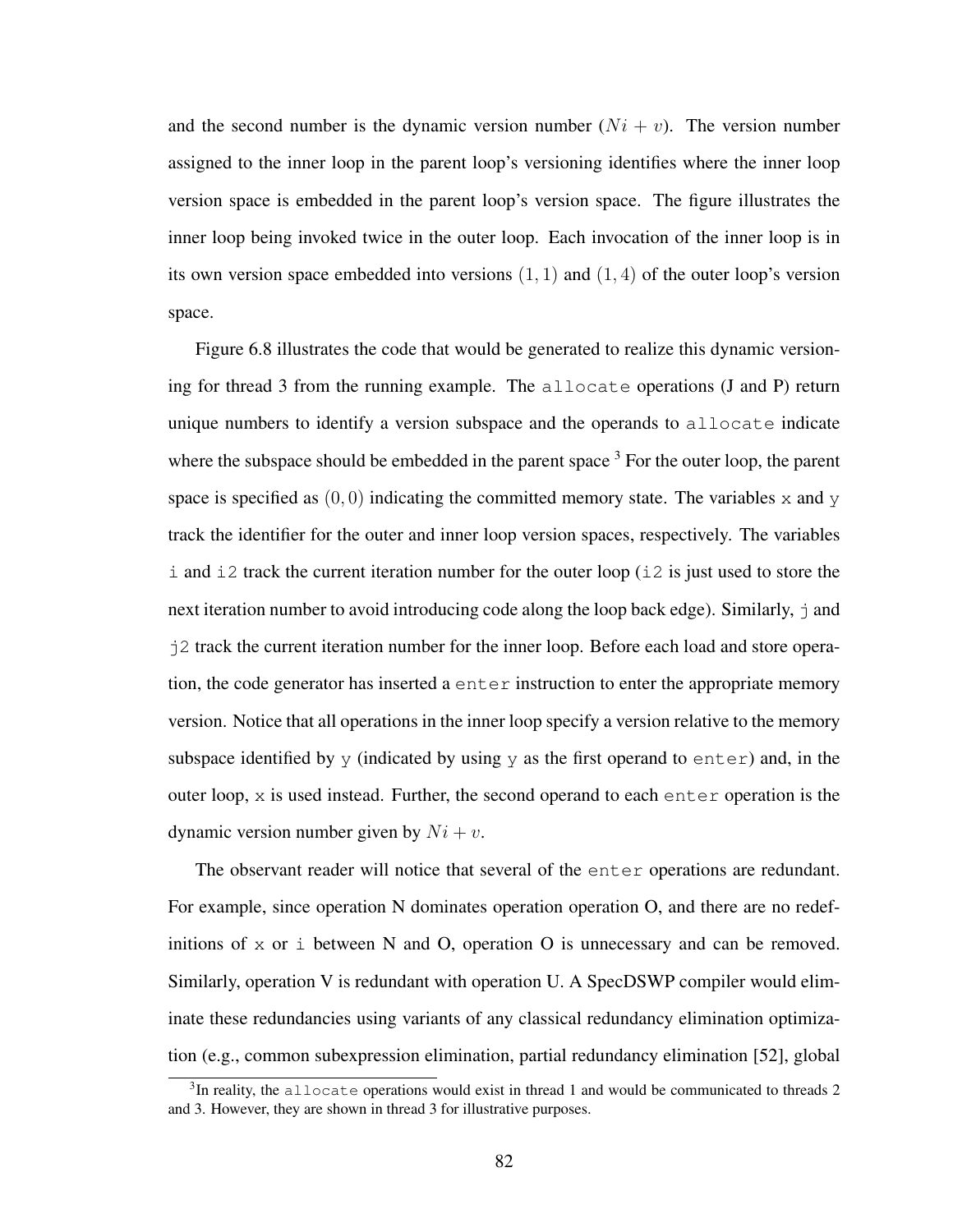and the second number is the dynamic version number ($Ni + v$). The version number assigned to the inner loop in the parent loop's versioning identifies where the inner loop version space is embedded in the parent loop's version space. The figure illustrates the inner loop being invoked twice in the outer loop. Each invocation of the inner loop is in its own version space embedded into versions $(1, 1)$ and $(1, 4)$ of the outer loop's version space.

Figure 6.8 illustrates the code that would be generated to realize this dynamic versioning for thread 3 from the running example. The `allocate` operations (J and P) return unique numbers to identify a version subspace and the operands to `allocate` indicate where the subspace should be embedded in the parent space [3] For the outer loop, the parent space is specified as $(0, 0)$ indicating the committed memory state. The variables `x` and `y` track the identifier for the outer and inner loop version spaces, respectively. The variables `i` and `i2` track the current iteration number for the outer loop (`i2` is just used to store the next iteration number to avoid introducing code along the loop back edge). Similarly, `j` and `j2` track the current iteration number for the inner loop. Before each load and store operation, the code generator has inserted a `enter` instruction to enter the appropriate memory version. Notice that all operations in the inner loop specify a version relative to the memory subspace identified by `y` (indicated by using `y` as the first operand to `enter`) and, in the outer loop, `x` is used instead. Further, the second operand to each `enter` operation is the dynamic version number given by $Ni + v$.

The observant reader will notice that several of the `enter` operations are redundant. For example, since operation N dominates operation operation O, and there are no redefinitions of `x` or `i` between N and O, operation O is unnecessary and can be removed. Similarly, operation V is redundant with operation U. A SpecDSWP compiler would eliminate these redundancies using variants of any classical redundancy elimination optimization (e.g., common subexpression elimination, partial redundancy elimination [52], global

[3] In reality, the `allocate` operations would exist in thread 1 and would be communicated to threads 2 and 3. However, they are shown in thread 3 for illustrative purposes.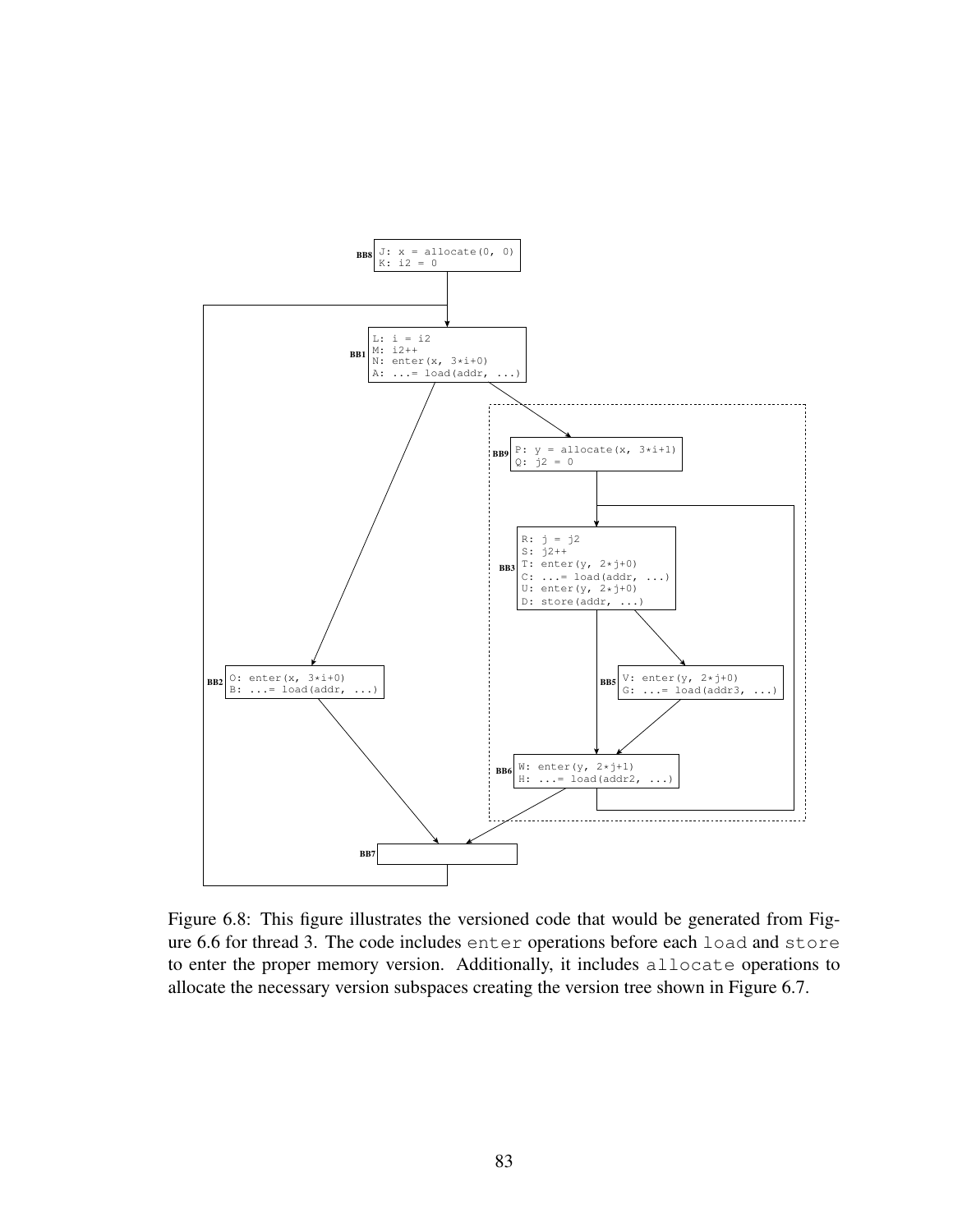```
BB8  J: x = allocate(0, 0)
     K: i2 = 0

BB1  L: i = i2
     M: i2++
     N: enter(x, 3*i+0)
     A: ...= load(addr, ...)

BB9  P: y = allocate(x, 3*i+1)
     Q: j2 = 0

BB3  R: j = j2
     S: j2++
     T: enter(y, 2*j+0)
     C: ...= load(addr, ...)
     U: enter(y, 2*j+0)
     D: store(addr, ...)

BB2  O: enter(x, 3*i+0)
     B: ...= load(addr, ...)

BB5  V: enter(y, 2*j+0)
     G: ...= load(addr3, ...)

BB6  W: enter(y, 2*j+1)
     H: ...= load(addr2, ...)

BB7
```

Figure 6.8: This figure illustrates the versioned code that would be generated from Figure 6.6 for thread 3. The code includes `enter` operations before each `load` and `store` to enter the proper memory version. Additionally, it includes `allocate` operations to allocate the necessary version subspaces creating the version tree shown in Figure 6.7.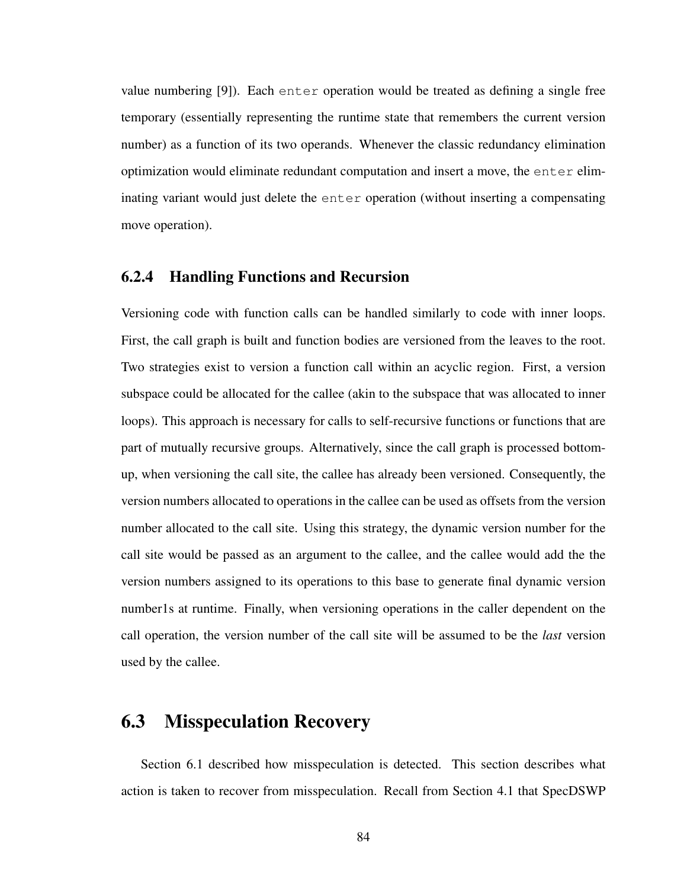value numbering [9]). Each `enter` operation would be treated as defining a single free temporary (essentially representing the runtime state that remembers the current version number) as a function of its two operands. Whenever the classic redundancy elimination optimization would eliminate redundant computation and insert a move, the `enter` eliminating variant would just delete the `enter` operation (without inserting a compensating move operation).

### 6.2.4 Handling Functions and Recursion

Versioning code with function calls can be handled similarly to code with inner loops. First, the call graph is built and function bodies are versioned from the leaves to the root. Two strategies exist to version a function call within an acyclic region. First, a version subspace could be allocated for the callee (akin to the subspace that was allocated to inner loops). This approach is necessary for calls to self-recursive functions or functions that are part of mutually recursive groups. Alternatively, since the call graph is processed bottom-up, when versioning the call site, the callee has already been versioned. Consequently, the version numbers allocated to operations in the callee can be used as offsets from the version number allocated to the call site. Using this strategy, the dynamic version number for the call site would be passed as an argument to the callee, and the callee would add the the version numbers assigned to its operations to this base to generate final dynamic version number1s at runtime. Finally, when versioning operations in the caller dependent on the call operation, the version number of the call site will be assumed to be the *last* version used by the callee.

## 6.3 Misspeculation Recovery

Section 6.1 described how misspeculation is detected. This section describes what action is taken to recover from misspeculation. Recall from Section 4.1 that SpecDSWP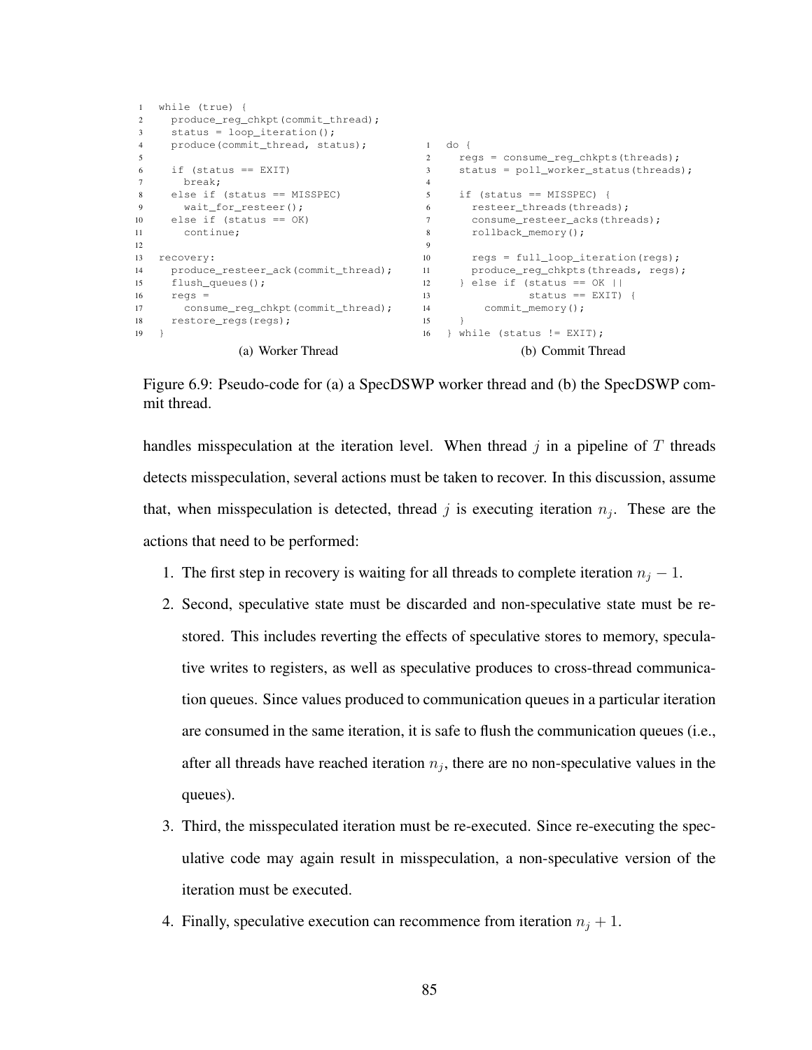```
1  while (true) {
2    produce_reg_chkpt(commit_thread);
3    status = loop_iteration();
4    produce(commit_thread, status);
5
6    if (status == EXIT)
7      break;
8    else if (status == MISSPEC)
9      wait_for_resteer();
10   else if (status == OK)
11     continue;
12
13 recovery:
14   produce_resteer_ack(commit_thread);
15   flush_queues();
16   regs =
17     consume_reg_chkpt(commit_thread);
18   restore_regs(regs);
19 }
```

(a) Worker Thread

```
1  do {
2    regs = consume_reg_chkpts(threads);
3    status = poll_worker_status(threads);
4
5    if (status == MISSPEC) {
6      resteer_threads(threads);
7      consume_resteer_acks(threads);
8      rollback_memory();
9
10     regs = full_loop_iteration(regs);
11     produce_reg_chkpts(threads, regs);
12   } else if (status == OK ||
13              status == EXIT) {
14     commit_memory();
15   }
16 } while (status != EXIT);
```

(b) Commit Thread

Figure 6.9: Pseudo-code for (a) a SpecDSWP worker thread and (b) the SpecDSWP commit thread.

handles misspeculation at the iteration level. When thread $j$ in a pipeline of $T$ threads detects misspeculation, several actions must be taken to recover. In this discussion, assume that, when misspeculation is detected, thread $j$ is executing iteration $n_j$. These are the actions that need to be performed:

1. The first step in recovery is waiting for all threads to complete iteration $n_j - 1$.
2. Second, speculative state must be discarded and non-speculative state must be restored. This includes reverting the effects of speculative stores to memory, speculative writes to registers, as well as speculative produces to cross-thread communication queues. Since values produced to communication queues in a particular iteration are consumed in the same iteration, it is safe to flush the communication queues (i.e., after all threads have reached iteration $n_j$, there are no non-speculative values in the queues).
3. Third, the misspeculated iteration must be re-executed. Since re-executing the speculative code may again result in misspeculation, a non-speculative version of the iteration must be executed.
4. Finally, speculative execution can recommence from iteration $n_j + 1$.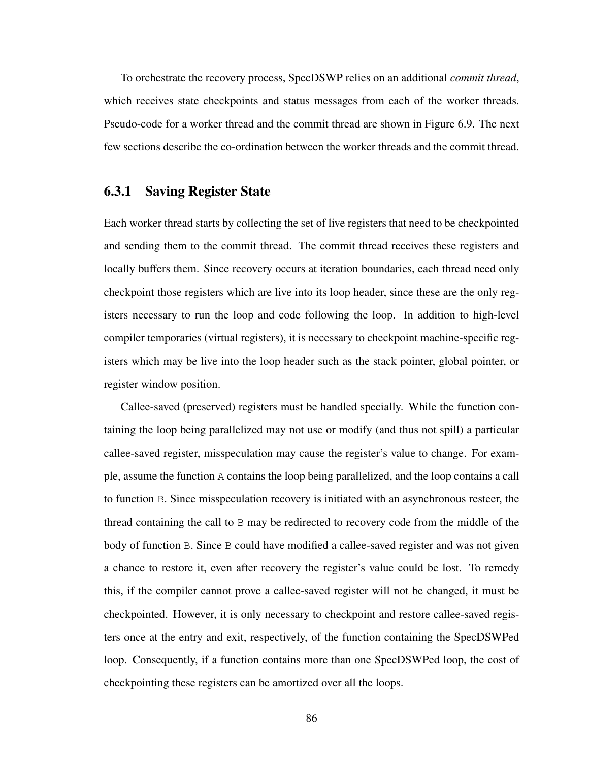To orchestrate the recovery process, SpecDSWP relies on an additional *commit thread*, which receives state checkpoints and status messages from each of the worker threads. Pseudo-code for a worker thread and the commit thread are shown in Figure 6.9. The next few sections describe the co-ordination between the worker threads and the commit thread.

### 6.3.1 Saving Register State

Each worker thread starts by collecting the set of live registers that need to be checkpointed and sending them to the commit thread. The commit thread receives these registers and locally buffers them. Since recovery occurs at iteration boundaries, each thread need only checkpoint those registers which are live into its loop header, since these are the only registers necessary to run the loop and code following the loop. In addition to high-level compiler temporaries (virtual registers), it is necessary to checkpoint machine-specific registers which may be live into the loop header such as the stack pointer, global pointer, or register window position.

Callee-saved (preserved) registers must be handled specially. While the function containing the loop being parallelized may not use or modify (and thus not spill) a particular callee-saved register, misspeculation may cause the register's value to change. For example, assume the function `A` contains the loop being parallelized, and the loop contains a call to function `B`. Since misspeculation recovery is initiated with an asynchronous resteer, the thread containing the call to `B` may be redirected to recovery code from the middle of the body of function `B`. Since `B` could have modified a callee-saved register and was not given a chance to restore it, even after recovery the register's value could be lost. To remedy this, if the compiler cannot prove a callee-saved register will not be changed, it must be checkpointed. However, it is only necessary to checkpoint and restore callee-saved registers once at the entry and exit, respectively, of the function containing the SpecDSWPed loop. Consequently, if a function contains more than one SpecDSWPed loop, the cost of checkpointing these registers can be amortized over all the loops.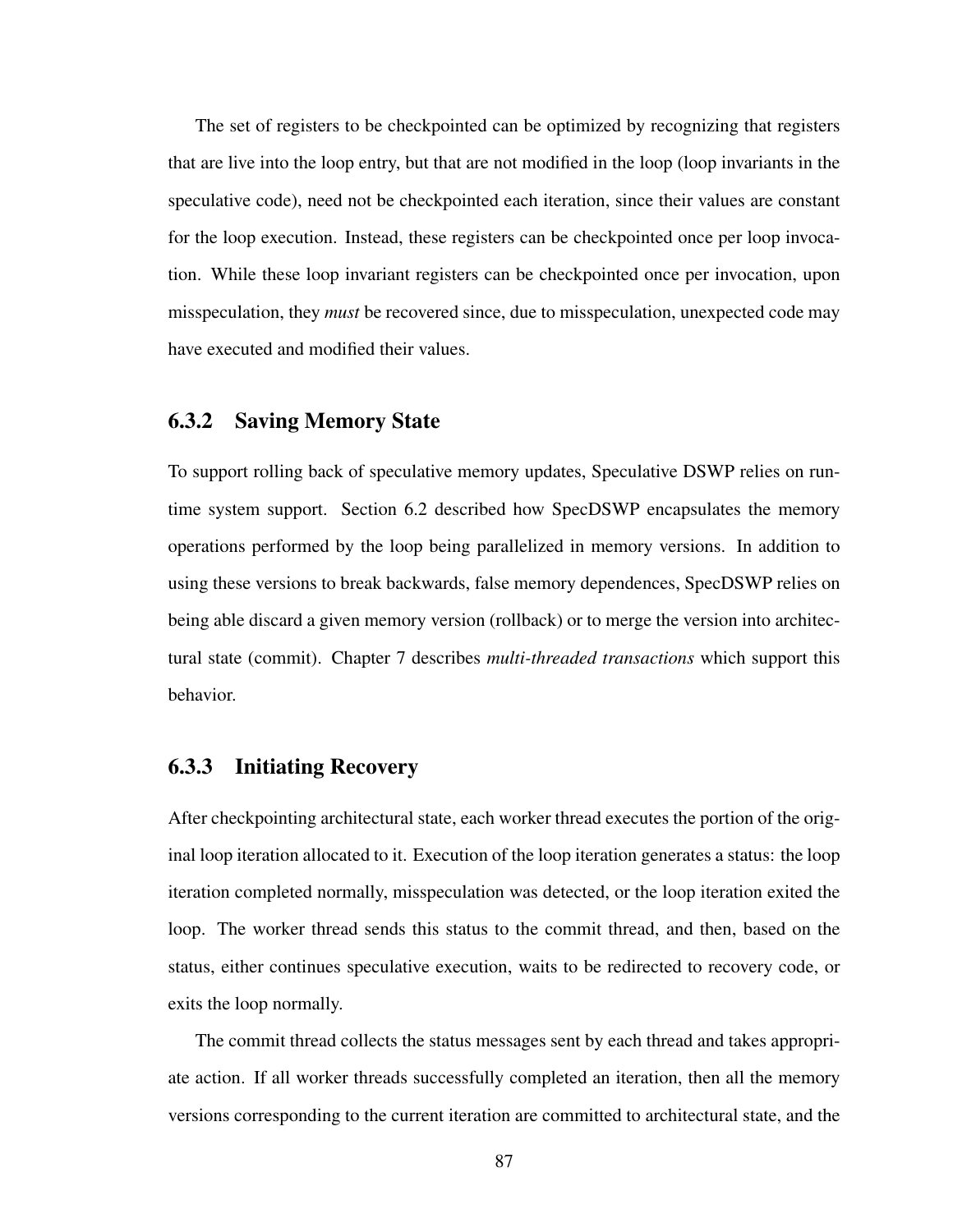The set of registers to be checkpointed can be optimized by recognizing that registers that are live into the loop entry, but that are not modified in the loop (loop invariants in the speculative code), need not be checkpointed each iteration, since their values are constant for the loop execution. Instead, these registers can be checkpointed once per loop invocation. While these loop invariant registers can be checkpointed once per invocation, upon misspeculation, they *must* be recovered since, due to misspeculation, unexpected code may have executed and modified their values.

### 6.3.2 Saving Memory State

To support rolling back of speculative memory updates, Speculative DSWP relies on runtime system support. Section 6.2 described how SpecDSWP encapsulates the memory operations performed by the loop being parallelized in memory versions. In addition to using these versions to break backwards, false memory dependences, SpecDSWP relies on being able discard a given memory version (rollback) or to merge the version into architectural state (commit). Chapter 7 describes *multi-threaded transactions* which support this behavior.

### 6.3.3 Initiating Recovery

After checkpointing architectural state, each worker thread executes the portion of the original loop iteration allocated to it. Execution of the loop iteration generates a status: the loop iteration completed normally, misspeculation was detected, or the loop iteration exited the loop. The worker thread sends this status to the commit thread, and then, based on the status, either continues speculative execution, waits to be redirected to recovery code, or exits the loop normally.

The commit thread collects the status messages sent by each thread and takes appropriate action. If all worker threads successfully completed an iteration, then all the memory versions corresponding to the current iteration are committed to architectural state, and the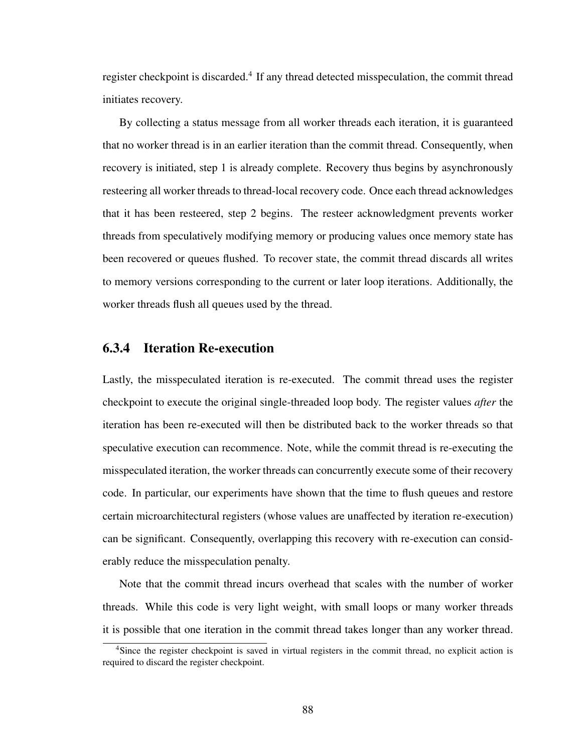register checkpoint is discarded.[4] If any thread detected misspeculation, the commit thread initiates recovery.

By collecting a status message from all worker threads each iteration, it is guaranteed that no worker thread is in an earlier iteration than the commit thread. Consequently, when recovery is initiated, step 1 is already complete. Recovery thus begins by asynchronously resteering all worker threads to thread-local recovery code. Once each thread acknowledges that it has been resteered, step 2 begins. The resteer acknowledgment prevents worker threads from speculatively modifying memory or producing values once memory state has been recovered or queues flushed. To recover state, the commit thread discards all writes to memory versions corresponding to the current or later loop iterations. Additionally, the worker threads flush all queues used by the thread.

### 6.3.4 Iteration Re-execution

Lastly, the misspeculated iteration is re-executed. The commit thread uses the register checkpoint to execute the original single-threaded loop body. The register values *after* the iteration has been re-executed will then be distributed back to the worker threads so that speculative execution can recommence. Note, while the commit thread is re-executing the misspeculated iteration, the worker threads can concurrently execute some of their recovery code. In particular, our experiments have shown that the time to flush queues and restore certain microarchitectural registers (whose values are unaffected by iteration re-execution) can be significant. Consequently, overlapping this recovery with re-execution can considerably reduce the misspeculation penalty.

Note that the commit thread incurs overhead that scales with the number of worker threads. While this code is very light weight, with small loops or many worker threads it is possible that one iteration in the commit thread takes longer than any worker thread.

[4] Since the register checkpoint is saved in virtual registers in the commit thread, no explicit action is required to discard the register checkpoint.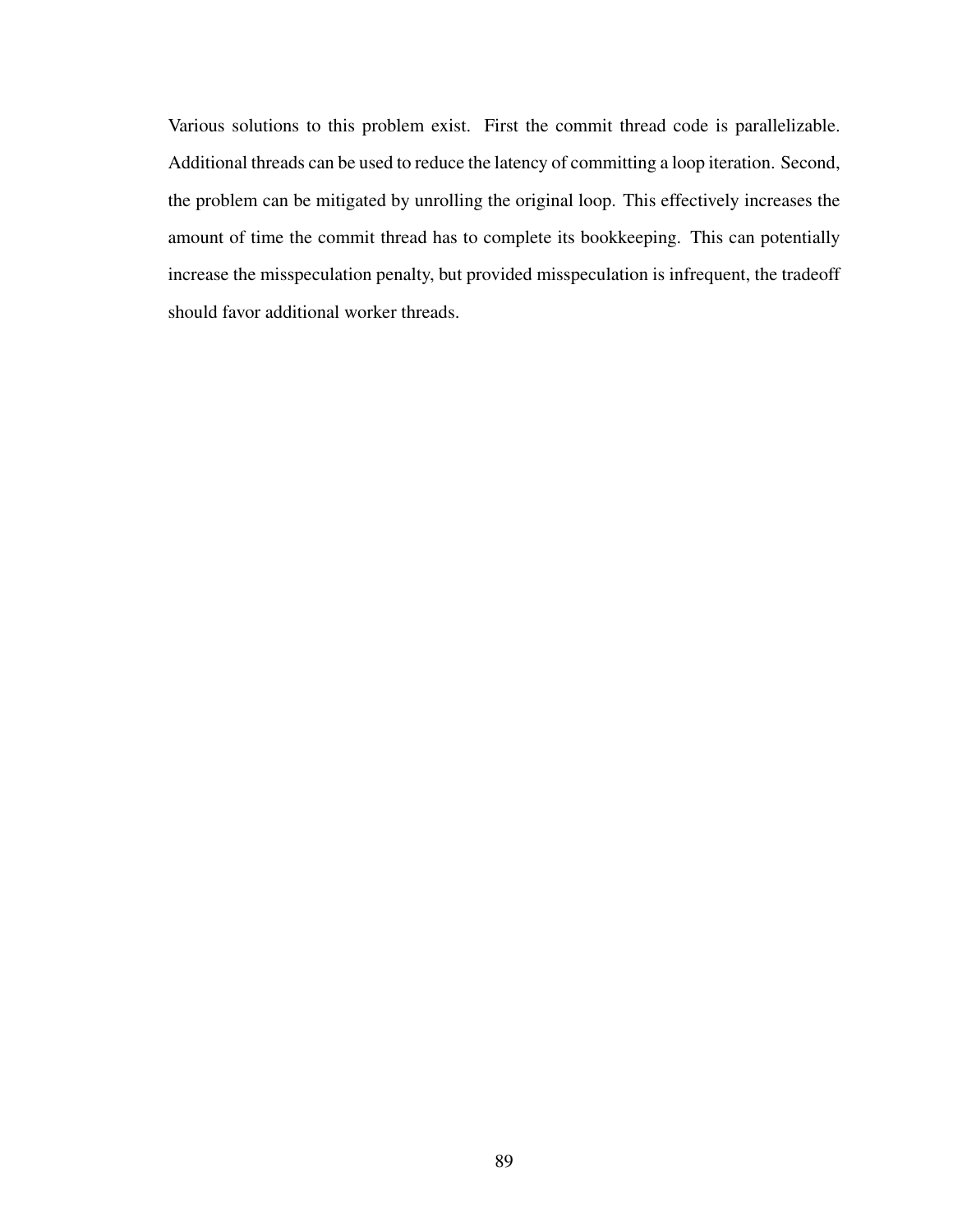Various solutions to this problem exist. First the commit thread code is parallelizable. Additional threads can be used to reduce the latency of committing a loop iteration. Second, the problem can be mitigated by unrolling the original loop. This effectively increases the amount of time the commit thread has to complete its bookkeeping. This can potentially increase the misspeculation penalty, but provided misspeculation is infrequent, the tradeoff should favor additional worker threads.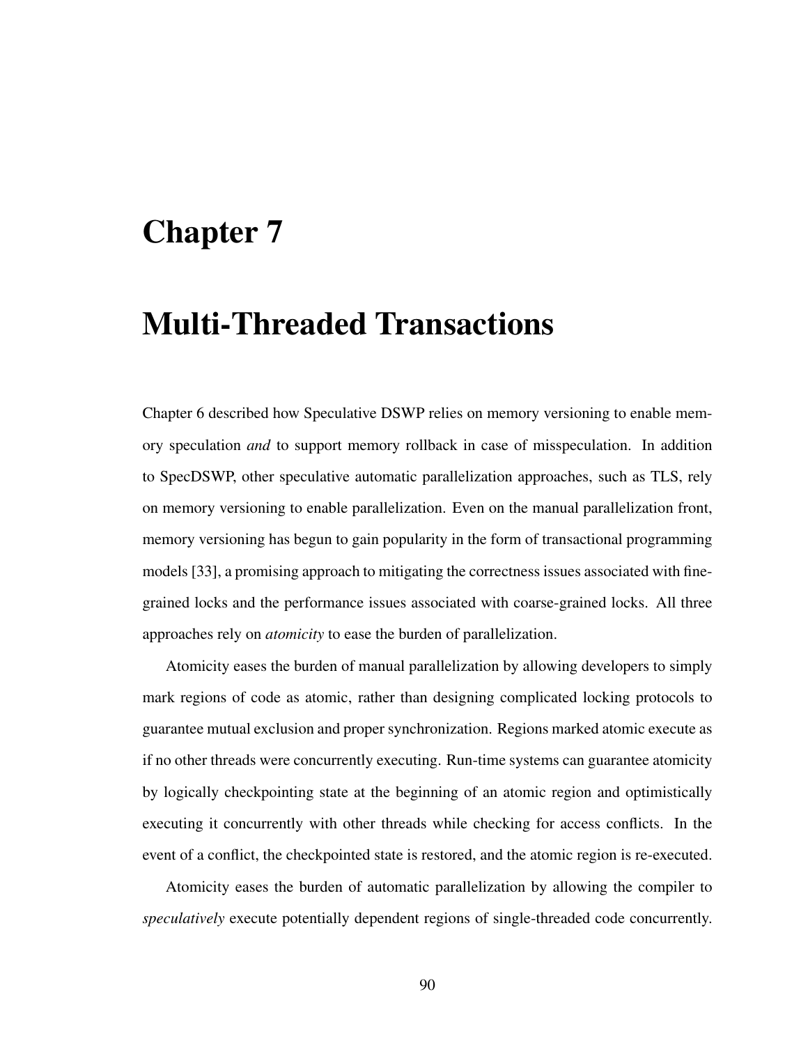# Chapter 7

# Multi-Threaded Transactions

Chapter 6 described how Speculative DSWP relies on memory versioning to enable memory speculation *and* to support memory rollback in case of misspeculation. In addition to SpecDSWP, other speculative automatic parallelization approaches, such as TLS, rely on memory versioning to enable parallelization. Even on the manual parallelization front, memory versioning has begun to gain popularity in the form of transactional programming models [33], a promising approach to mitigating the correctness issues associated with fine-grained locks and the performance issues associated with coarse-grained locks. All three approaches rely on *atomicity* to ease the burden of parallelization.

Atomicity eases the burden of manual parallelization by allowing developers to simply mark regions of code as atomic, rather than designing complicated locking protocols to guarantee mutual exclusion and proper synchronization. Regions marked atomic execute as if no other threads were concurrently executing. Run-time systems can guarantee atomicity by logically checkpointing state at the beginning of an atomic region and optimistically executing it concurrently with other threads while checking for access conflicts. In the event of a conflict, the checkpointed state is restored, and the atomic region is re-executed.

Atomicity eases the burden of automatic parallelization by allowing the compiler to *speculatively* execute potentially dependent regions of single-threaded code concurrently.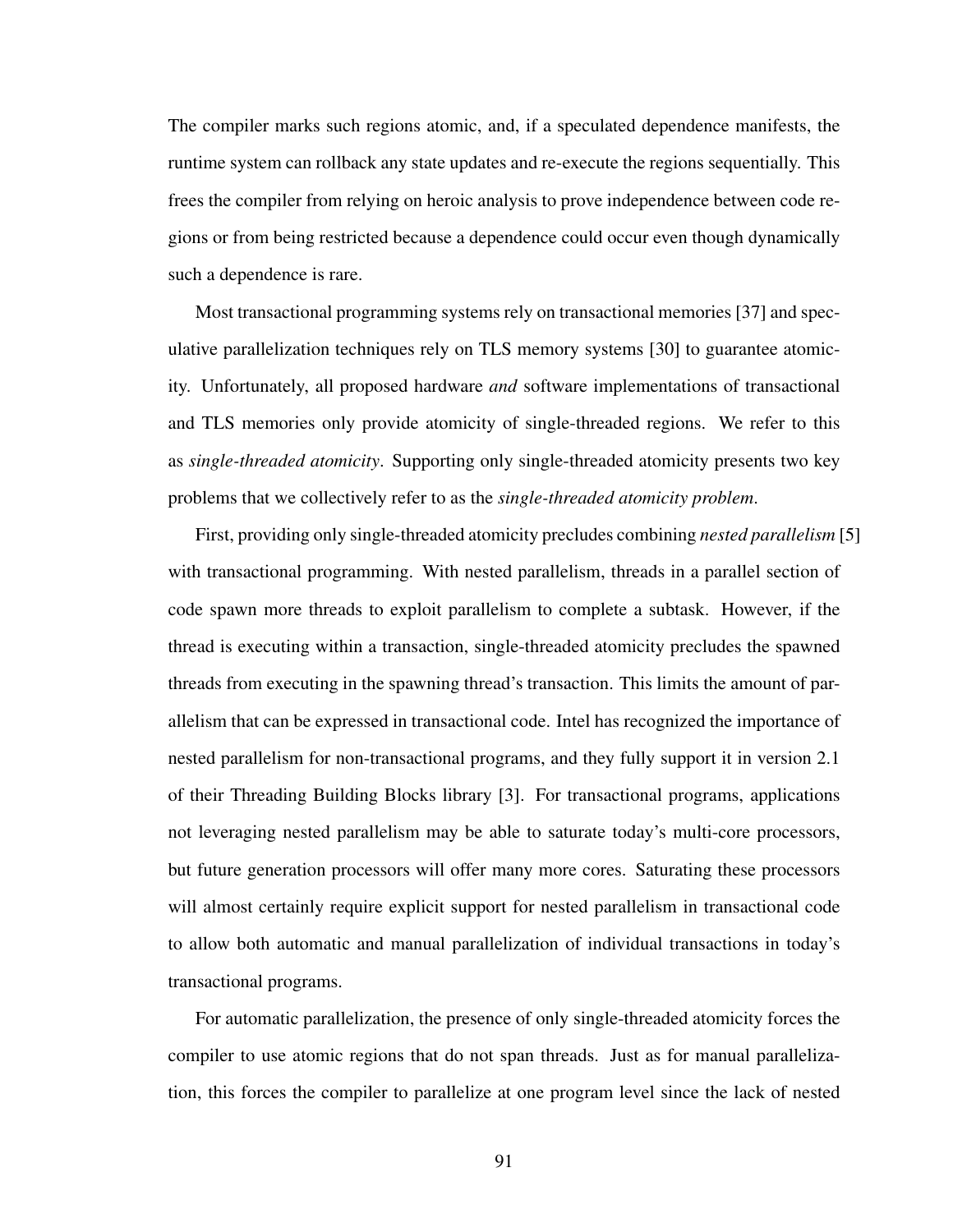The compiler marks such regions atomic, and, if a speculated dependence manifests, the runtime system can rollback any state updates and re-execute the regions sequentially. This frees the compiler from relying on heroic analysis to prove independence between code regions or from being restricted because a dependence could occur even though dynamically such a dependence is rare.

Most transactional programming systems rely on transactional memories [37] and speculative parallelization techniques rely on TLS memory systems [30] to guarantee atomicity. Unfortunately, all proposed hardware *and* software implementations of transactional and TLS memories only provide atomicity of single-threaded regions. We refer to this as *single-threaded atomicity*. Supporting only single-threaded atomicity presents two key problems that we collectively refer to as the *single-threaded atomicity problem*.

First, providing only single-threaded atomicity precludes combining *nested parallelism* [5] with transactional programming. With nested parallelism, threads in a parallel section of code spawn more threads to exploit parallelism to complete a subtask. However, if the thread is executing within a transaction, single-threaded atomicity precludes the spawned threads from executing in the spawning thread's transaction. This limits the amount of parallelism that can be expressed in transactional code. Intel has recognized the importance of nested parallelism for non-transactional programs, and they fully support it in version 2.1 of their Threading Building Blocks library [3]. For transactional programs, applications not leveraging nested parallelism may be able to saturate today's multi-core processors, but future generation processors will offer many more cores. Saturating these processors will almost certainly require explicit support for nested parallelism in transactional code to allow both automatic and manual parallelization of individual transactions in today's transactional programs.

For automatic parallelization, the presence of only single-threaded atomicity forces the compiler to use atomic regions that do not span threads. Just as for manual parallelization, this forces the compiler to parallelize at one program level since the lack of nested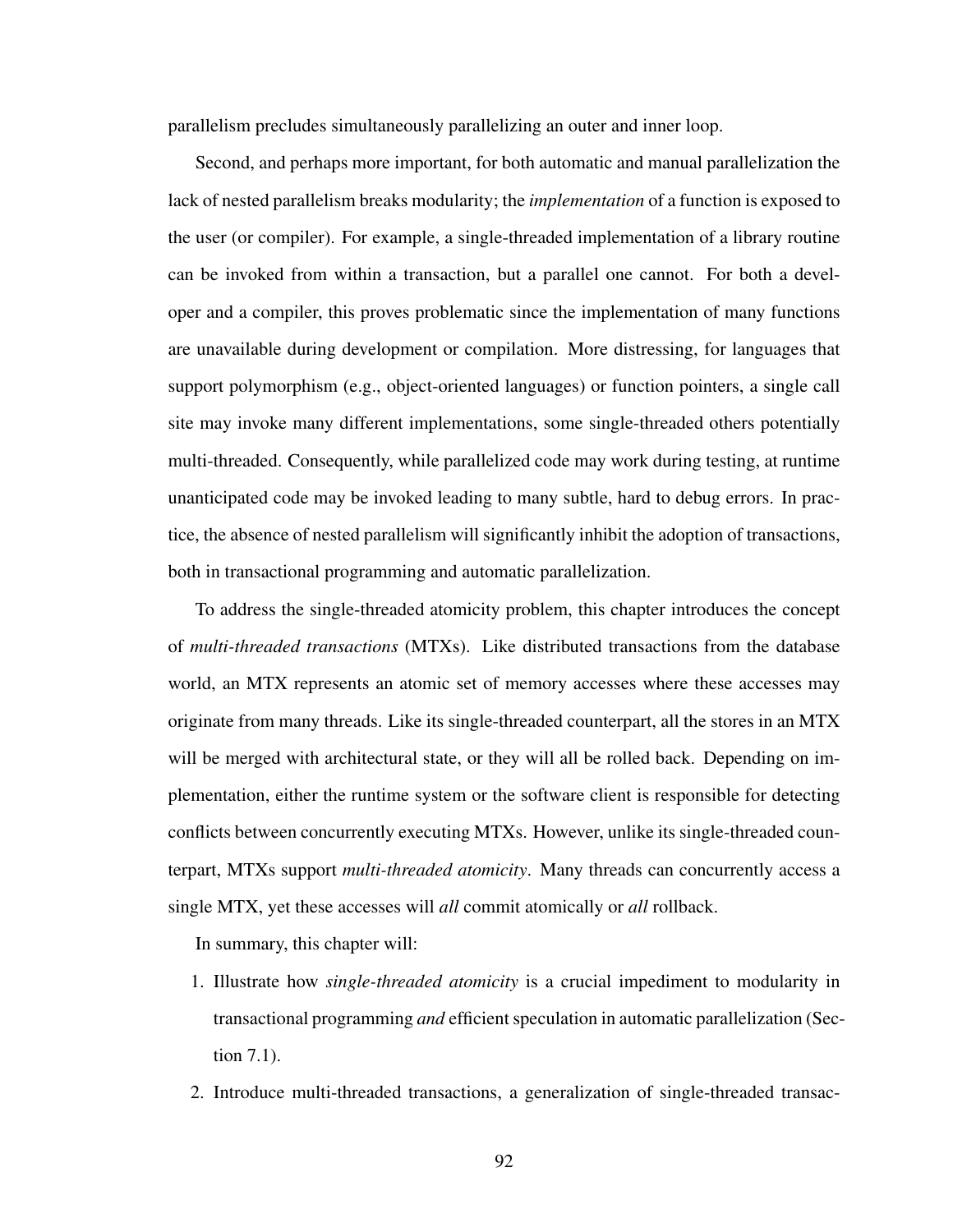parallelism precludes simultaneously parallelizing an outer and inner loop.

Second, and perhaps more important, for both automatic and manual parallelization the lack of nested parallelism breaks modularity; the *implementation* of a function is exposed to the user (or compiler). For example, a single-threaded implementation of a library routine can be invoked from within a transaction, but a parallel one cannot. For both a developer and a compiler, this proves problematic since the implementation of many functions are unavailable during development or compilation. More distressing, for languages that support polymorphism (e.g., object-oriented languages) or function pointers, a single call site may invoke many different implementations, some single-threaded others potentially multi-threaded. Consequently, while parallelized code may work during testing, at runtime unanticipated code may be invoked leading to many subtle, hard to debug errors. In practice, the absence of nested parallelism will significantly inhibit the adoption of transactions, both in transactional programming and automatic parallelization.

To address the single-threaded atomicity problem, this chapter introduces the concept of *multi-threaded transactions* (MTXs). Like distributed transactions from the database world, an MTX represents an atomic set of memory accesses where these accesses may originate from many threads. Like its single-threaded counterpart, all the stores in an MTX will be merged with architectural state, or they will all be rolled back. Depending on implementation, either the runtime system or the software client is responsible for detecting conflicts between concurrently executing MTXs. However, unlike its single-threaded counterpart, MTXs support *multi-threaded atomicity*. Many threads can concurrently access a single MTX, yet these accesses will *all* commit atomically or *all* rollback.

In summary, this chapter will:

1. Illustrate how *single-threaded atomicity* is a crucial impediment to modularity in transactional programming *and* efficient speculation in automatic parallelization (Section 7.1).
2. Introduce multi-threaded transactions, a generalization of single-threaded transac-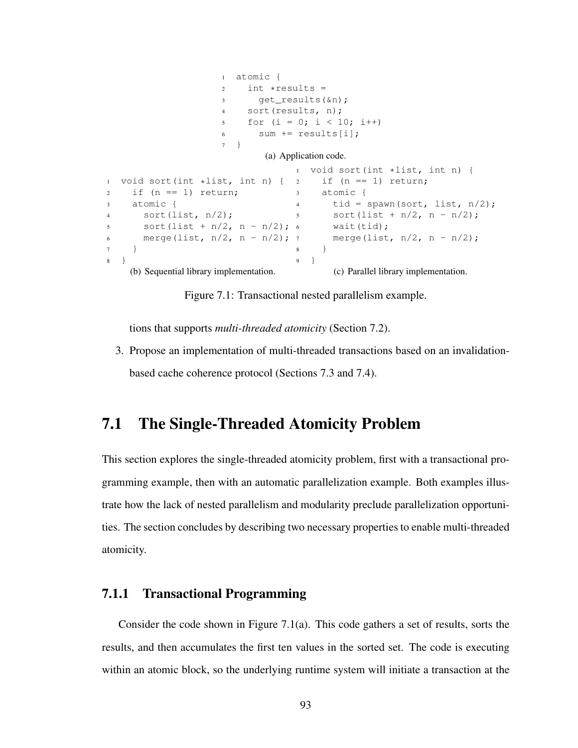```
atomic {
  int *results =
    get_results(&n);
  sort(results, n);
  for (i = 0; i < 10; i++)
    sum += results[i];
}
```

(a) Application code.

```
void sort(int *list, int n) {
  if (n == 1) return;
  atomic {
    sort(list, n/2);
    sort(list + n/2, n - n/2);
    merge(list, n/2, n - n/2);
  }
}
```

(b) Sequential library implementation.

```
void sort(int *list, int n) {
  if (n == 1) return;
  atomic {
    tid = spawn(sort, list, n/2);
    sort(list + n/2, n - n/2);
    wait(tid);
    merge(list, n/2, n - n/2);
  }
}
```

(c) Parallel library implementation.

Figure 7.1: Transactional nested parallelism example.

tions that supports *multi-threaded atomicity* (Section 7.2).

3. Propose an implementation of multi-threaded transactions based on an invalidation-based cache coherence protocol (Sections 7.3 and 7.4).

## 7.1 The Single-Threaded Atomicity Problem

This section explores the single-threaded atomicity problem, first with a transactional programming example, then with an automatic parallelization example. Both examples illustrate how the lack of nested parallelism and modularity preclude parallelization opportunities. The section concludes by describing two necessary properties to enable multi-threaded atomicity.

### 7.1.1 Transactional Programming

Consider the code shown in Figure 7.1(a). This code gathers a set of results, sorts the results, and then accumulates the first ten values in the sorted set. The code is executing within an atomic block, so the underlying runtime system will initiate a transaction at the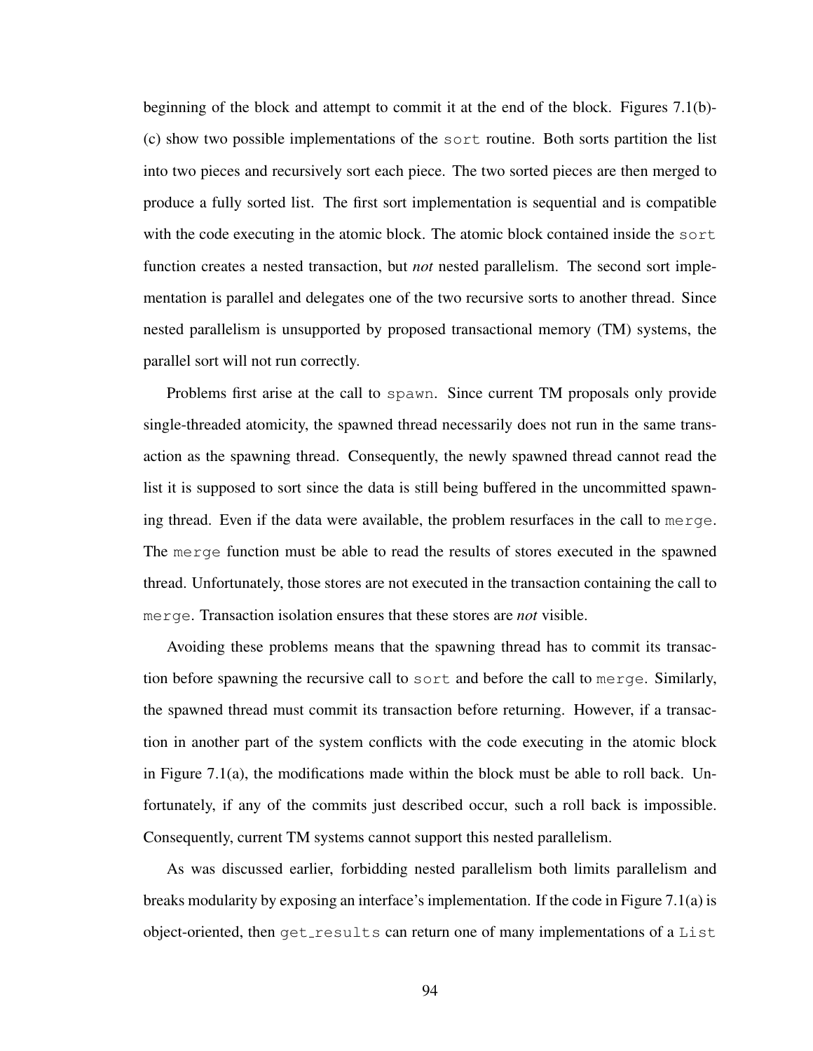beginning of the block and attempt to commit it at the end of the block. Figures 7.1(b)-(c) show two possible implementations of the `sort` routine. Both sorts partition the list into two pieces and recursively sort each piece. The two sorted pieces are then merged to produce a fully sorted list. The first sort implementation is sequential and is compatible with the code executing in the atomic block. The atomic block contained inside the `sort` function creates a nested transaction, but *not* nested parallelism. The second sort implementation is parallel and delegates one of the two recursive sorts to another thread. Since nested parallelism is unsupported by proposed transactional memory (TM) systems, the parallel sort will not run correctly.

Problems first arise at the call to `spawn`. Since current TM proposals only provide single-threaded atomicity, the spawned thread necessarily does not run in the same transaction as the spawning thread. Consequently, the newly spawned thread cannot read the list it is supposed to sort since the data is still being buffered in the uncommitted spawning thread. Even if the data were available, the problem resurfaces in the call to `merge`. The `merge` function must be able to read the results of stores executed in the spawned thread. Unfortunately, those stores are not executed in the transaction containing the call to `merge`. Transaction isolation ensures that these stores are *not* visible.

Avoiding these problems means that the spawning thread has to commit its transaction before spawning the recursive call to `sort` and before the call to `merge`. Similarly, the spawned thread must commit its transaction before returning. However, if a transaction in another part of the system conflicts with the code executing in the atomic block in Figure 7.1(a), the modifications made within the block must be able to roll back. Unfortunately, if any of the commits just described occur, such a roll back is impossible. Consequently, current TM systems cannot support this nested parallelism.

As was discussed earlier, forbidding nested parallelism both limits parallelism and breaks modularity by exposing an interface's implementation. If the code in Figure 7.1(a) is object-oriented, then `get_results` can return one of many implementations of a `List`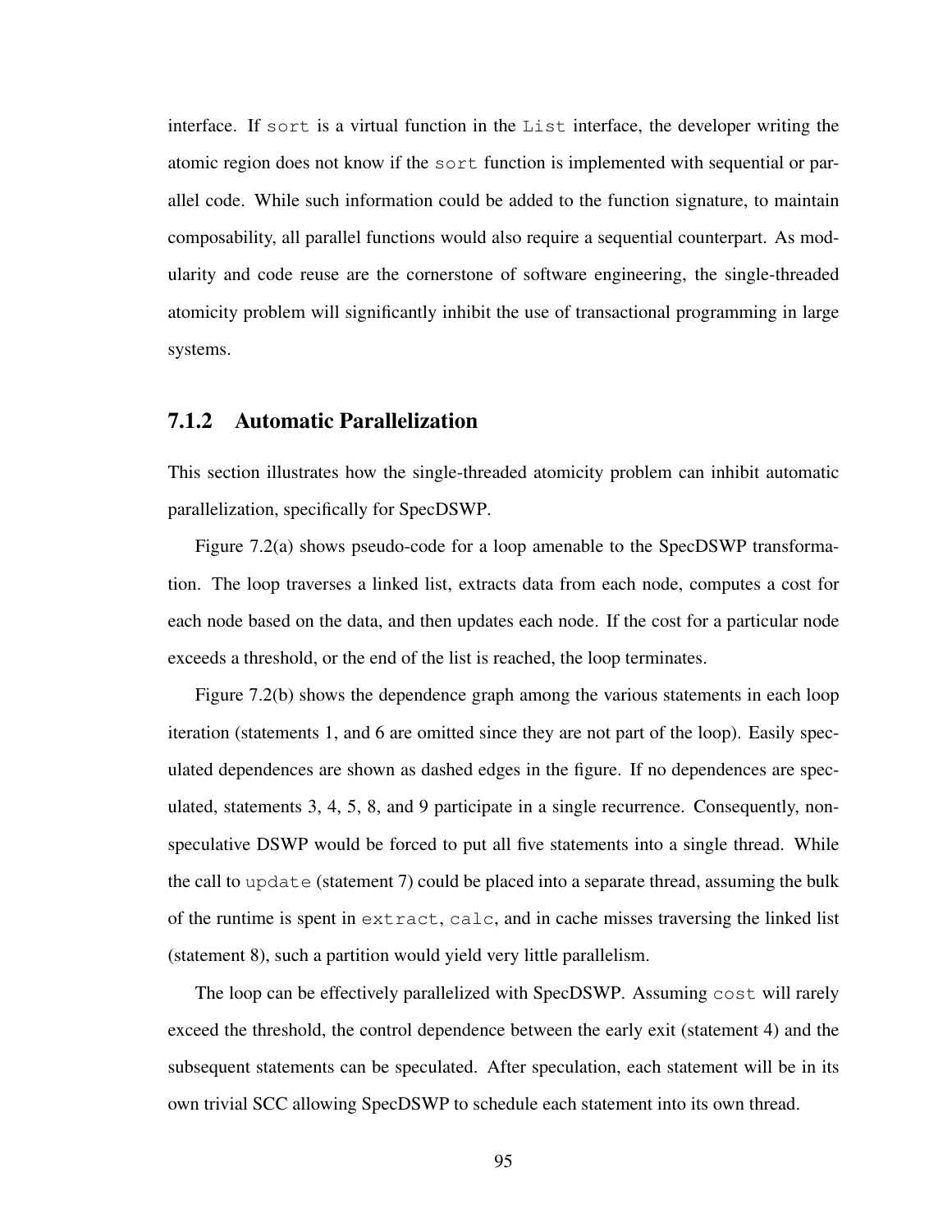interface. If `sort` is a virtual function in the `List` interface, the developer writing the atomic region does not know if the `sort` function is implemented with sequential or parallel code. While such information could be added to the function signature, to maintain composability, all parallel functions would also require a sequential counterpart. As modularity and code reuse are the cornerstone of software engineering, the single-threaded atomicity problem will significantly inhibit the use of transactional programming in large systems.

### 7.1.2 Automatic Parallelization

This section illustrates how the single-threaded atomicity problem can inhibit automatic parallelization, specifically for SpecDSWP.

Figure 7.2(a) shows pseudo-code for a loop amenable to the SpecDSWP transformation. The loop traverses a linked list, extracts data from each node, computes a cost for each node based on the data, and then updates each node. If the cost for a particular node exceeds a threshold, or the end of the list is reached, the loop terminates.

Figure 7.2(b) shows the dependence graph among the various statements in each loop iteration (statements 1, and 6 are omitted since they are not part of the loop). Easily speculated dependences are shown as dashed edges in the figure. If no dependences are speculated, statements 3, 4, 5, 8, and 9 participate in a single recurrence. Consequently, non-speculative DSWP would be forced to put all five statements into a single thread. While the call to `update` (statement 7) could be placed into a separate thread, assuming the bulk of the runtime is spent in `extract`, `calc`, and in cache misses traversing the linked list (statement 8), such a partition would yield very little parallelism.

The loop can be effectively parallelized with SpecDSWP. Assuming `cost` will rarely exceed the threshold, the control dependence between the early exit (statement 4) and the subsequent statements can be speculated. After speculation, each statement will be in its own trivial SCC allowing SpecDSWP to schedule each statement into its own thread.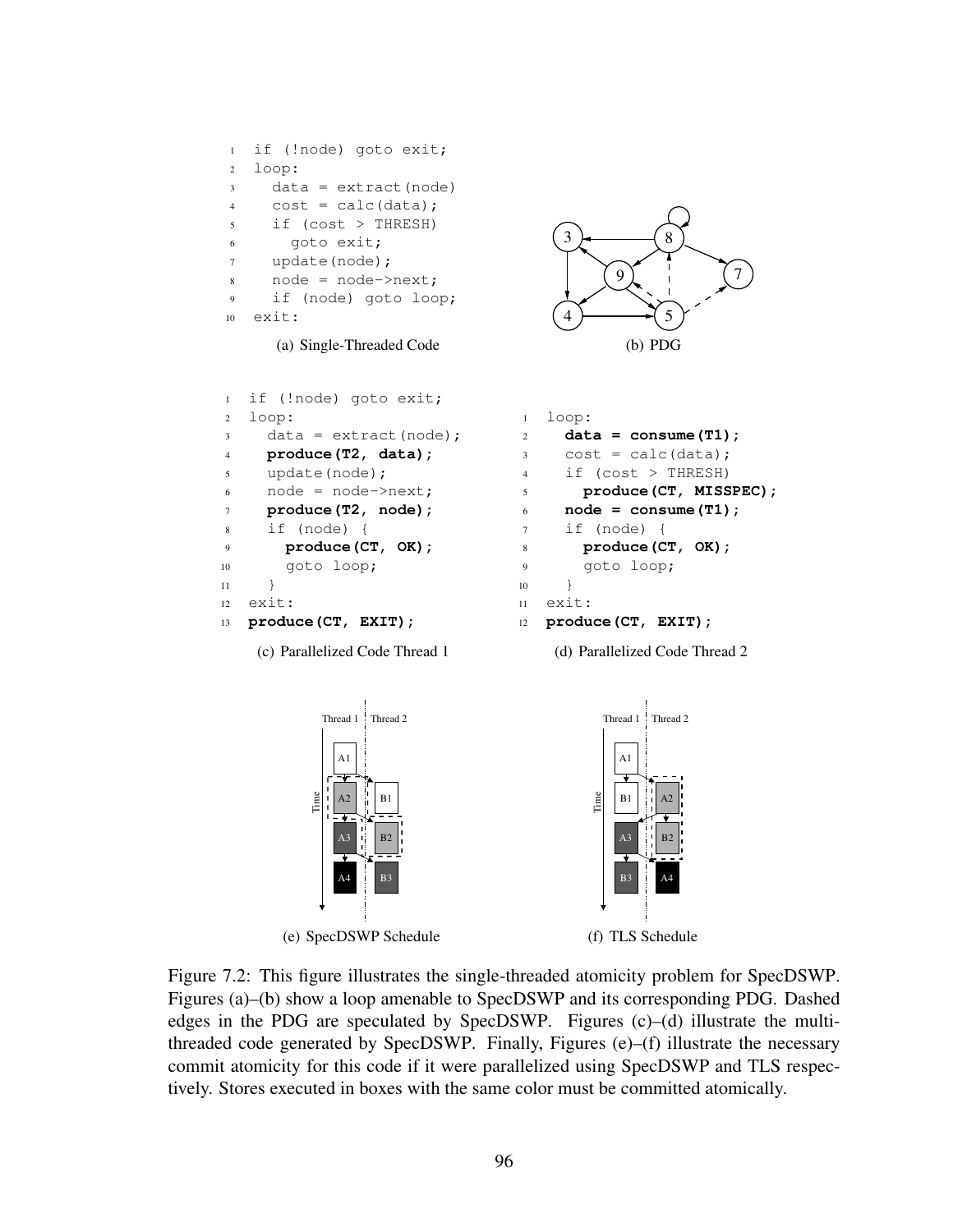```
1  if (!node) goto exit;
2  loop:
3    data = extract(node)
4    cost = calc(data);
5    if (cost > THRESH)
6      goto exit;
7    update(node);
8    node = node->next;
9    if (node) goto loop;
10 exit:
```

(a) Single-Threaded Code

(b) PDG

```
1  if (!node) goto exit;
2  loop:
3    data = extract(node);
4    produce(T2, data);
5    update(node);
6    node = node->next;
7    produce(T2, node);
8    if (node) {
9      produce(CT, OK);
10     goto loop;
11   }
12 exit:
13 produce(CT, EXIT);
```

(c) Parallelized Code Thread 1

```
1  loop:
2    data = consume(T1);
3    cost = calc(data);
4    if (cost > THRESH)
5      produce(CT, MISSPEC);
6    node = consume(T1);
7    if (node) {
8      produce(CT, OK);
9      goto loop;
10   }
11 exit:
12 produce(CT, EXIT);
```

(d) Parallelized Code Thread 2

(e) SpecDSWP Schedule

(f) TLS Schedule

Figure 7.2: This figure illustrates the single-threaded atomicity problem for SpecDSWP. Figures (a)–(b) show a loop amenable to SpecDSWP and its corresponding PDG. Dashed edges in the PDG are speculated by SpecDSWP. Figures (c)–(d) illustrate the multi-threaded code generated by SpecDSWP. Finally, Figures (e)–(f) illustrate the necessary commit atomicity for this code if it were parallelized using SpecDSWP and TLS respectively. Stores executed in boxes with the same color must be committed atomically.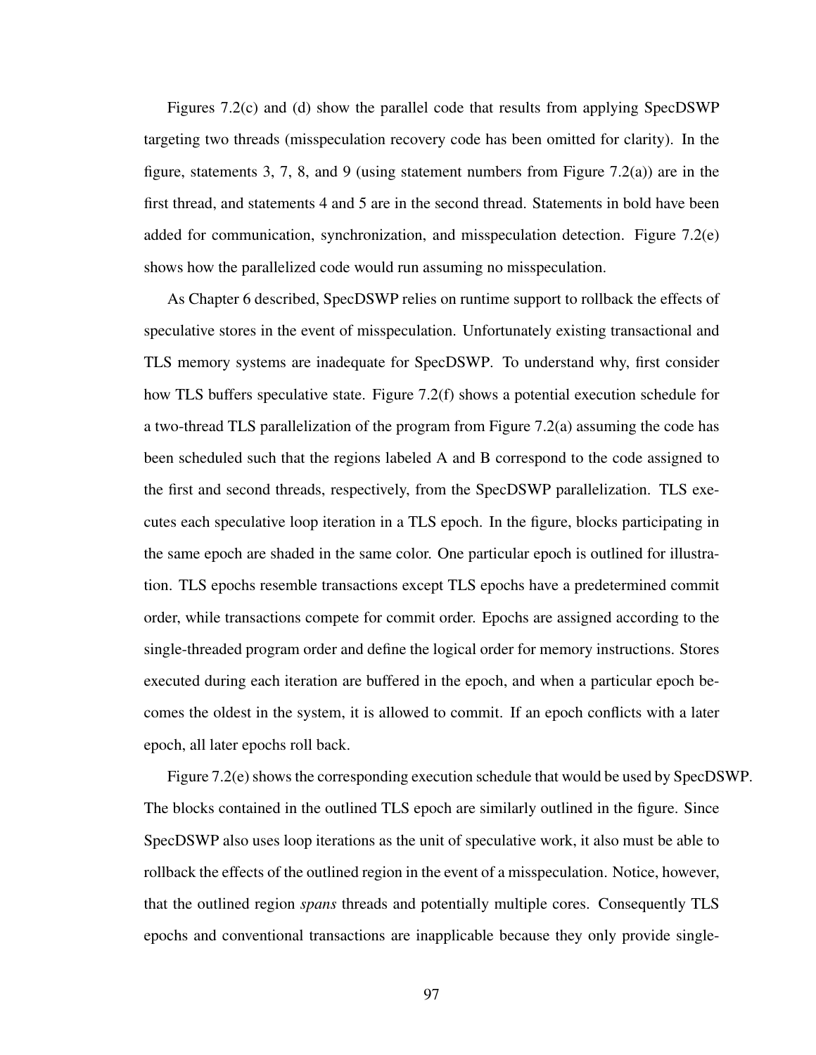Figures 7.2(c) and (d) show the parallel code that results from applying SpecDSWP targeting two threads (misspeculation recovery code has been omitted for clarity). In the figure, statements 3, 7, 8, and 9 (using statement numbers from Figure 7.2(a)) are in the first thread, and statements 4 and 5 are in the second thread. Statements in bold have been added for communication, synchronization, and misspeculation detection. Figure 7.2(e) shows how the parallelized code would run assuming no misspeculation.

As Chapter 6 described, SpecDSWP relies on runtime support to rollback the effects of speculative stores in the event of misspeculation. Unfortunately existing transactional and TLS memory systems are inadequate for SpecDSWP. To understand why, first consider how TLS buffers speculative state. Figure 7.2(f) shows a potential execution schedule for a two-thread TLS parallelization of the program from Figure 7.2(a) assuming the code has been scheduled such that the regions labeled A and B correspond to the code assigned to the first and second threads, respectively, from the SpecDSWP parallelization. TLS executes each speculative loop iteration in a TLS epoch. In the figure, blocks participating in the same epoch are shaded in the same color. One particular epoch is outlined for illustration. TLS epochs resemble transactions except TLS epochs have a predetermined commit order, while transactions compete for commit order. Epochs are assigned according to the single-threaded program order and define the logical order for memory instructions. Stores executed during each iteration are buffered in the epoch, and when a particular epoch becomes the oldest in the system, it is allowed to commit. If an epoch conflicts with a later epoch, all later epochs roll back.

Figure 7.2(e) shows the corresponding execution schedule that would be used by SpecDSWP. The blocks contained in the outlined TLS epoch are similarly outlined in the figure. Since SpecDSWP also uses loop iterations as the unit of speculative work, it also must be able to rollback the effects of the outlined region in the event of a misspeculation. Notice, however, that the outlined region *spans* threads and potentially multiple cores. Consequently TLS epochs and conventional transactions are inapplicable because they only provide single-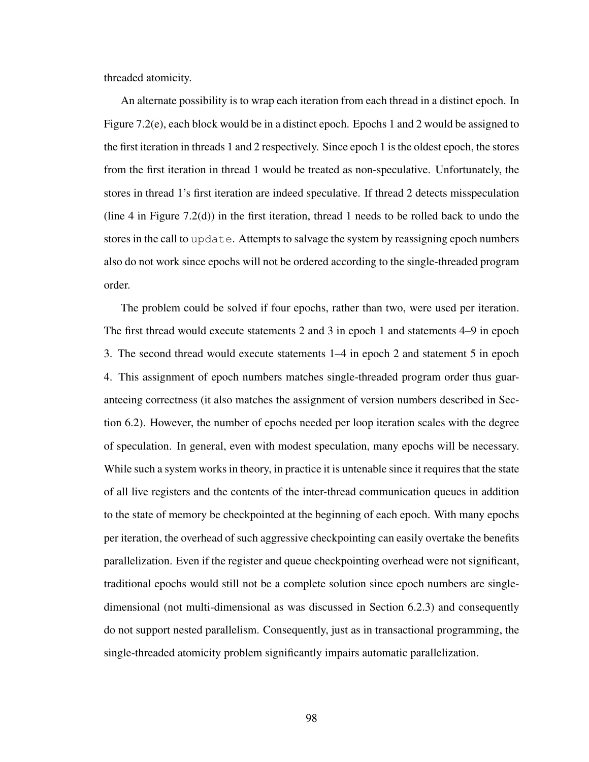threaded atomicity.

An alternate possibility is to wrap each iteration from each thread in a distinct epoch. In Figure 7.2(e), each block would be in a distinct epoch. Epochs 1 and 2 would be assigned to the first iteration in threads 1 and 2 respectively. Since epoch 1 is the oldest epoch, the stores from the first iteration in thread 1 would be treated as non-speculative. Unfortunately, the stores in thread 1's first iteration are indeed speculative. If thread 2 detects misspeculation (line 4 in Figure 7.2(d)) in the first iteration, thread 1 needs to be rolled back to undo the stores in the call to `update`. Attempts to salvage the system by reassigning epoch numbers also do not work since epochs will not be ordered according to the single-threaded program order.

The problem could be solved if four epochs, rather than two, were used per iteration. The first thread would execute statements 2 and 3 in epoch 1 and statements 4–9 in epoch 3. The second thread would execute statements 1–4 in epoch 2 and statement 5 in epoch 4. This assignment of epoch numbers matches single-threaded program order thus guaranteeing correctness (it also matches the assignment of version numbers described in Section 6.2). However, the number of epochs needed per loop iteration scales with the degree of speculation. In general, even with modest speculation, many epochs will be necessary. While such a system works in theory, in practice it is untenable since it requires that the state of all live registers and the contents of the inter-thread communication queues in addition to the state of memory be checkpointed at the beginning of each epoch. With many epochs per iteration, the overhead of such aggressive checkpointing can easily overtake the benefits parallelization. Even if the register and queue checkpointing overhead were not significant, traditional epochs would still not be a complete solution since epoch numbers are single-dimensional (not multi-dimensional as was discussed in Section 6.2.3) and consequently do not support nested parallelism. Consequently, just as in transactional programming, the single-threaded atomicity problem significantly impairs automatic parallelization.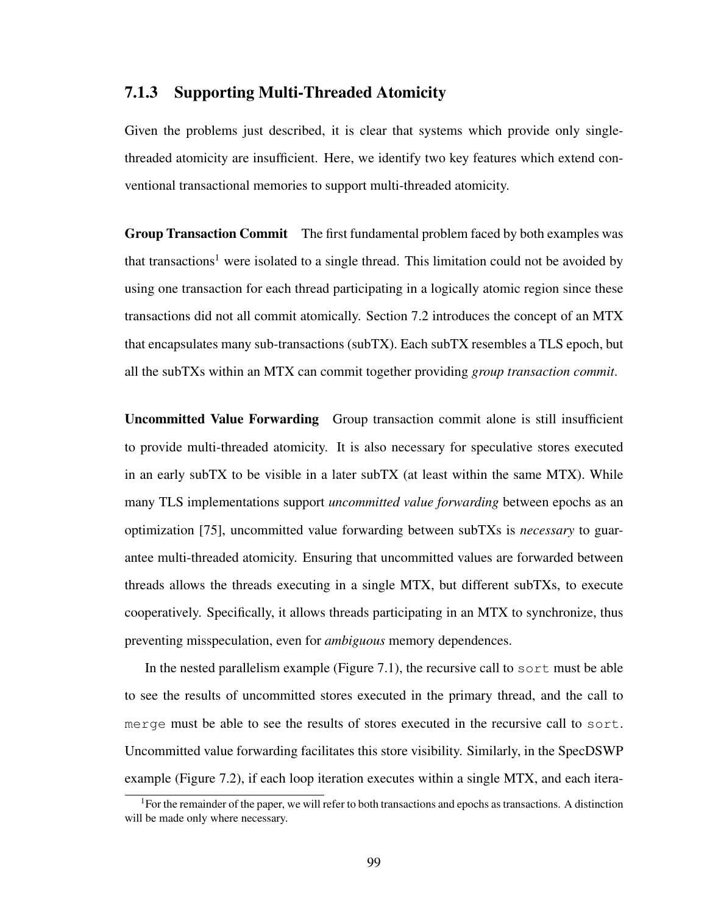### 7.1.3 Supporting Multi-Threaded Atomicity

Given the problems just described, it is clear that systems which provide only single-threaded atomicity are insufficient. Here, we identify two key features which extend conventional transactional memories to support multi-threaded atomicity.

**Group Transaction Commit** The first fundamental problem faced by both examples was that transactions[1] were isolated to a single thread. This limitation could not be avoided by using one transaction for each thread participating in a logically atomic region since these transactions did not all commit atomically. Section 7.2 introduces the concept of an MTX that encapsulates many sub-transactions (subTX). Each subTX resembles a TLS epoch, but all the subTXs within an MTX can commit together providing *group transaction commit*.

**Uncommitted Value Forwarding** Group transaction commit alone is still insufficient to provide multi-threaded atomicity. It is also necessary for speculative stores executed in an early subTX to be visible in a later subTX (at least within the same MTX). While many TLS implementations support *uncommitted value forwarding* between epochs as an optimization [75], uncommitted value forwarding between subTXs is *necessary* to guarantee multi-threaded atomicity. Ensuring that uncommitted values are forwarded between threads allows the threads executing in a single MTX, but different subTXs, to execute cooperatively. Specifically, it allows threads participating in an MTX to synchronize, thus preventing misspeculation, even for *ambiguous* memory dependences.

In the nested parallelism example (Figure 7.1), the recursive call to `sort` must be able to see the results of uncommitted stores executed in the primary thread, and the call to `merge` must be able to see the results of stores executed in the recursive call to `sort`. Uncommitted value forwarding facilitates this store visibility. Similarly, in the SpecDSWP example (Figure 7.2), if each loop iteration executes within a single MTX, and each itera-

[1] For the remainder of the paper, we will refer to both transactions and epochs as transactions. A distinction will be made only where necessary.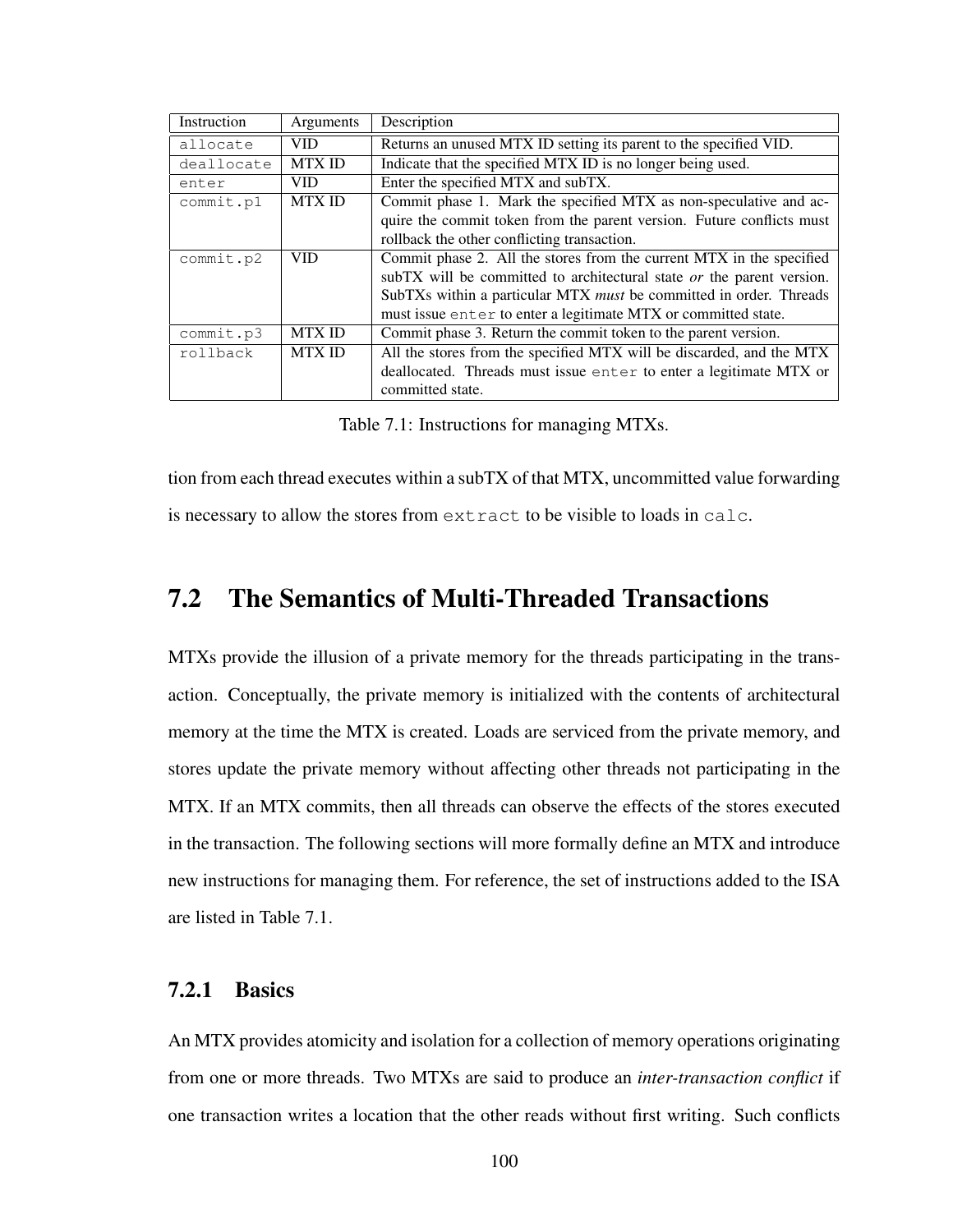| Instruction | Arguments | Description |
|---|---|---|
| `allocate` | VID | Returns an unused MTX ID setting its parent to the specified VID. |
| `deallocate` | MTX ID | Indicate that the specified MTX ID is no longer being used. |
| `enter` | VID | Enter the specified MTX and subTX. |
| `commit.p1` | MTX ID | Commit phase 1. Mark the specified MTX as non-speculative and acquire the commit token from the parent version. Future conflicts must rollback the other conflicting transaction. |
| `commit.p2` | VID | Commit phase 2. All the stores from the current MTX in the specified subTX will be committed to architectural state *or* the parent version. SubTXs within a particular MTX *must* be committed in order. Threads must issue `enter` to enter a legitimate MTX or committed state. |
| `commit.p3` | MTX ID | Commit phase 3. Return the commit token to the parent version. |
| `rollback` | MTX ID | All the stores from the specified MTX will be discarded, and the MTX deallocated. Threads must issue `enter` to enter a legitimate MTX or committed state. |

Table 7.1: Instructions for managing MTXs.

tion from each thread executes within a subTX of that MTX, uncommitted value forwarding is necessary to allow the stores from `extract` to be visible to loads in `calc`.

## 7.2 The Semantics of Multi-Threaded Transactions

MTXs provide the illusion of a private memory for the threads participating in the transaction. Conceptually, the private memory is initialized with the contents of architectural memory at the time the MTX is created. Loads are serviced from the private memory, and stores update the private memory without affecting other threads not participating in the MTX. If an MTX commits, then all threads can observe the effects of the stores executed in the transaction. The following sections will more formally define an MTX and introduce new instructions for managing them. For reference, the set of instructions added to the ISA are listed in Table 7.1.

### 7.2.1 Basics

An MTX provides atomicity and isolation for a collection of memory operations originating from one or more threads. Two MTXs are said to produce an *inter-transaction conflict* if one transaction writes a location that the other reads without first writing. Such conflicts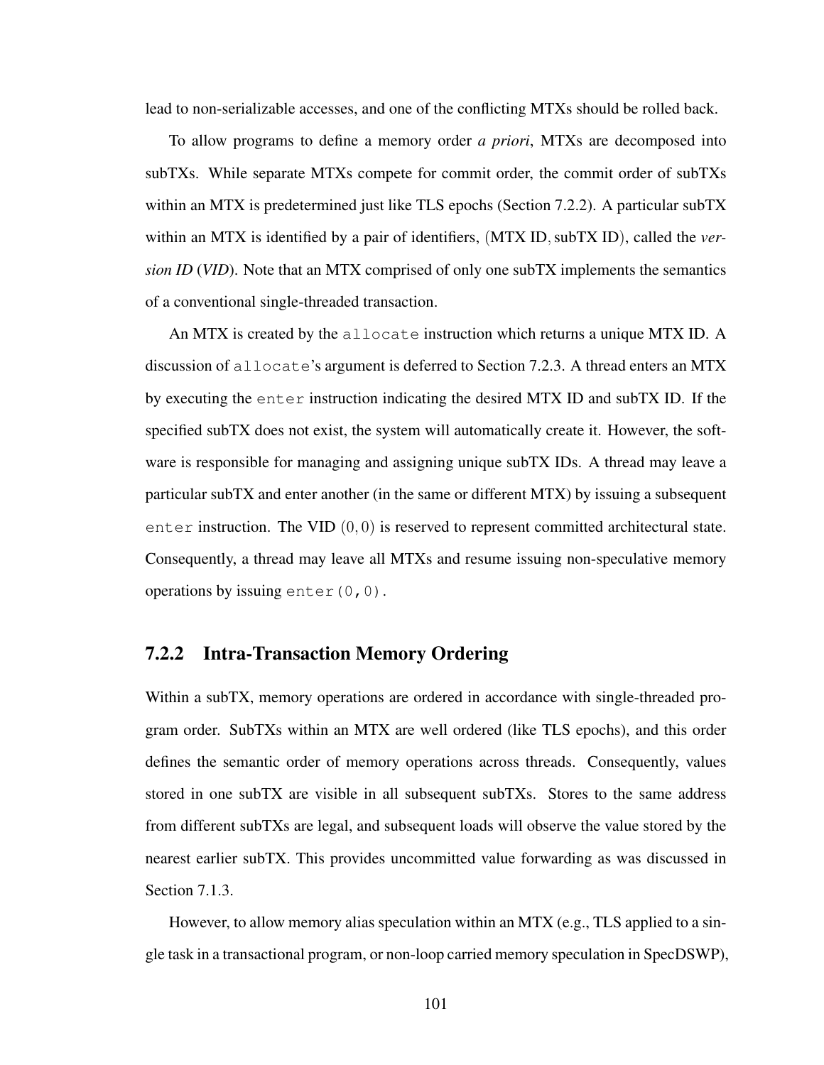lead to non-serializable accesses, and one of the conflicting MTXs should be rolled back.

To allow programs to define a memory order *a priori*, MTXs are decomposed into subTXs. While separate MTXs compete for commit order, the commit order of subTXs within an MTX is predetermined just like TLS epochs (Section 7.2.2). A particular subTX within an MTX is identified by a pair of identifiers, $(\text{MTX ID}, \text{subTX ID})$, called the *version ID* (*VID*). Note that an MTX comprised of only one subTX implements the semantics of a conventional single-threaded transaction.

An MTX is created by the `allocate` instruction which returns a unique MTX ID. A discussion of `allocate`'s argument is deferred to Section 7.2.3. A thread enters an MTX by executing the `enter` instruction indicating the desired MTX ID and subTX ID. If the specified subTX does not exist, the system will automatically create it. However, the software is responsible for managing and assigning unique subTX IDs. A thread may leave a particular subTX and enter another (in the same or different MTX) by issuing a subsequent `enter` instruction. The VID $(0, 0)$ is reserved to represent committed architectural state. Consequently, a thread may leave all MTXs and resume issuing non-speculative memory operations by issuing `enter(0,0)`.

### 7.2.2 Intra-Transaction Memory Ordering

Within a subTX, memory operations are ordered in accordance with single-threaded program order. SubTXs within an MTX are well ordered (like TLS epochs), and this order defines the semantic order of memory operations across threads. Consequently, values stored in one subTX are visible in all subsequent subTXs. Stores to the same address from different subTXs are legal, and subsequent loads will observe the value stored by the nearest earlier subTX. This provides uncommitted value forwarding as was discussed in Section 7.1.3.

However, to allow memory alias speculation within an MTX (e.g., TLS applied to a single task in a transactional program, or non-loop carried memory speculation in SpecDSWP),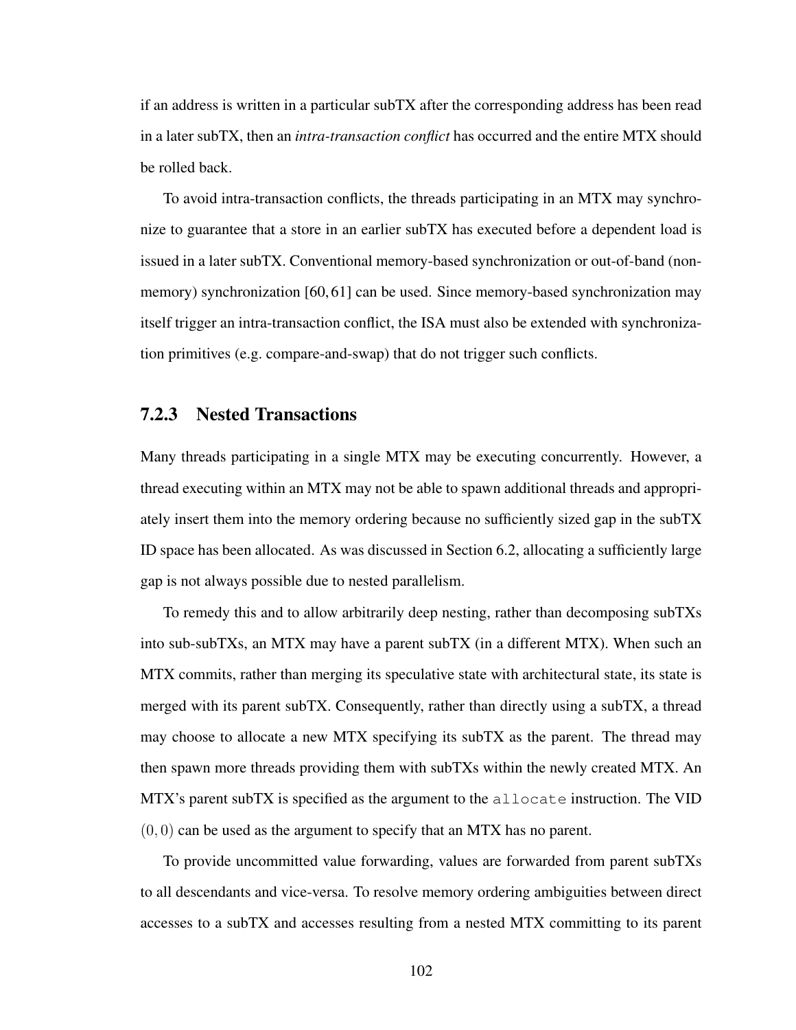if an address is written in a particular subTX after the corresponding address has been read in a later subTX, then an *intra-transaction conflict* has occurred and the entire MTX should be rolled back.

To avoid intra-transaction conflicts, the threads participating in an MTX may synchronize to guarantee that a store in an earlier subTX has executed before a dependent load is issued in a later subTX. Conventional memory-based synchronization or out-of-band (non-memory) synchronization [60, 61] can be used. Since memory-based synchronization may itself trigger an intra-transaction conflict, the ISA must also be extended with synchronization primitives (e.g. compare-and-swap) that do not trigger such conflicts.

### 7.2.3 Nested Transactions

Many threads participating in a single MTX may be executing concurrently. However, a thread executing within an MTX may not be able to spawn additional threads and appropriately insert them into the memory ordering because no sufficiently sized gap in the subTX ID space has been allocated. As was discussed in Section 6.2, allocating a sufficiently large gap is not always possible due to nested parallelism.

To remedy this and to allow arbitrarily deep nesting, rather than decomposing subTXs into sub-subTXs, an MTX may have a parent subTX (in a different MTX). When such an MTX commits, rather than merging its speculative state with architectural state, its state is merged with its parent subTX. Consequently, rather than directly using a subTX, a thread may choose to allocate a new MTX specifying its subTX as the parent. The thread may then spawn more threads providing them with subTXs within the newly created MTX. An MTX's parent subTX is specified as the argument to the `allocate` instruction. The VID $(0, 0)$ can be used as the argument to specify that an MTX has no parent.

To provide uncommitted value forwarding, values are forwarded from parent subTXs to all descendants and vice-versa. To resolve memory ordering ambiguities between direct accesses to a subTX and accesses resulting from a nested MTX committing to its parent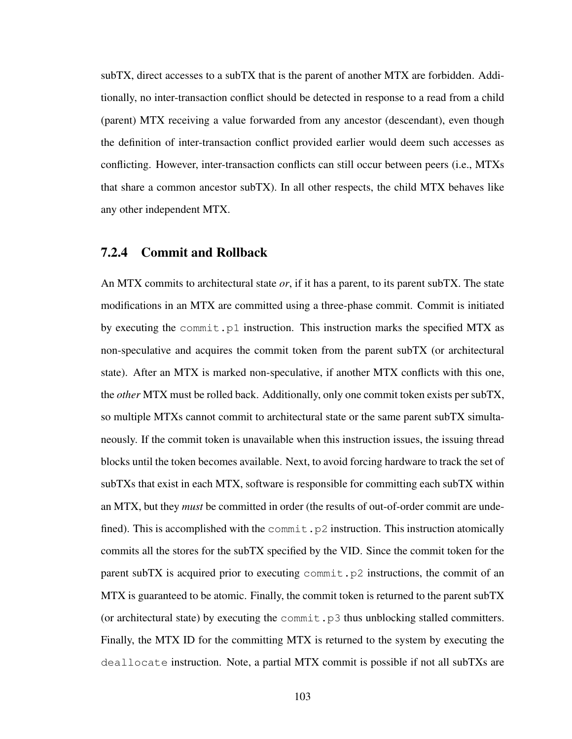subTX, direct accesses to a subTX that is the parent of another MTX are forbidden. Additionally, no inter-transaction conflict should be detected in response to a read from a child (parent) MTX receiving a value forwarded from any ancestor (descendant), even though the definition of inter-transaction conflict provided earlier would deem such accesses as conflicting. However, inter-transaction conflicts can still occur between peers (i.e., MTXs that share a common ancestor subTX). In all other respects, the child MTX behaves like any other independent MTX.

### 7.2.4 Commit and Rollback

An MTX commits to architectural state *or*, if it has a parent, to its parent subTX. The state modifications in an MTX are committed using a three-phase commit. Commit is initiated by executing the `commit.p1` instruction. This instruction marks the specified MTX as non-speculative and acquires the commit token from the parent subTX (or architectural state). After an MTX is marked non-speculative, if another MTX conflicts with this one, the *other* MTX must be rolled back. Additionally, only one commit token exists per subTX, so multiple MTXs cannot commit to architectural state or the same parent subTX simultaneously. If the commit token is unavailable when this instruction issues, the issuing thread blocks until the token becomes available. Next, to avoid forcing hardware to track the set of subTXs that exist in each MTX, software is responsible for committing each subTX within an MTX, but they *must* be committed in order (the results of out-of-order commit are undefined). This is accomplished with the `commit.p2` instruction. This instruction atomically commits all the stores for the subTX specified by the VID. Since the commit token for the parent subTX is acquired prior to executing `commit.p2` instructions, the commit of an MTX is guaranteed to be atomic. Finally, the commit token is returned to the parent subTX (or architectural state) by executing the `commit.p3` thus unblocking stalled committers. Finally, the MTX ID for the committing MTX is returned to the system by executing the `deallocate` instruction. Note, a partial MTX commit is possible if not all subTXs are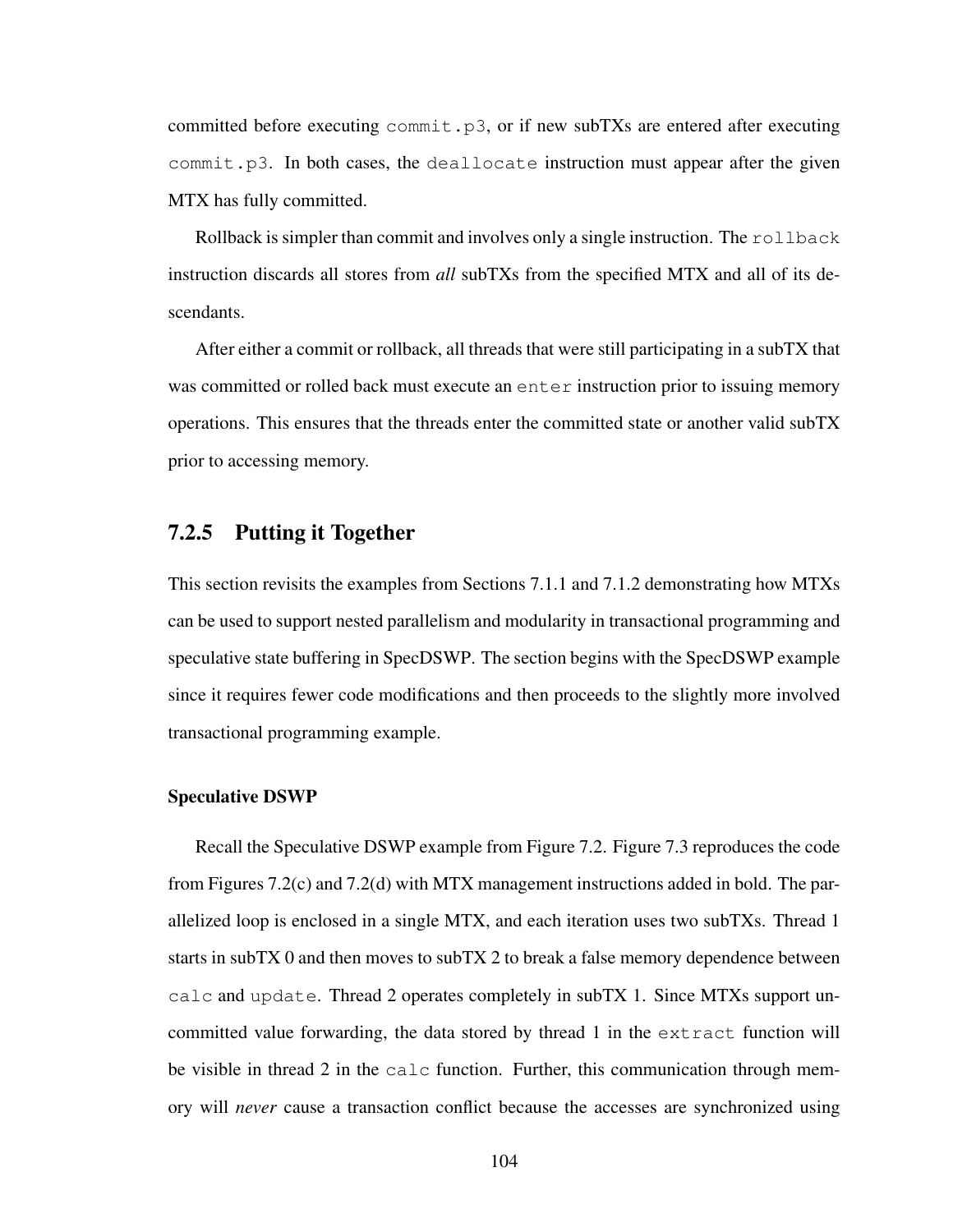committed before executing `commit.p3`, or if new subTXs are entered after executing `commit.p3`. In both cases, the `deallocate` instruction must appear after the given MTX has fully committed.

Rollback is simpler than commit and involves only a single instruction. The `rollback` instruction discards all stores from *all* subTXs from the specified MTX and all of its descendants.

After either a commit or rollback, all threads that were still participating in a subTX that was committed or rolled back must execute an `enter` instruction prior to issuing memory operations. This ensures that the threads enter the committed state or another valid subTX prior to accessing memory.

### 7.2.5 Putting it Together

This section revisits the examples from Sections 7.1.1 and 7.1.2 demonstrating how MTXs can be used to support nested parallelism and modularity in transactional programming and speculative state buffering in SpecDSWP. The section begins with the SpecDSWP example since it requires fewer code modifications and then proceeds to the slightly more involved transactional programming example.

#### Speculative DSWP

Recall the Speculative DSWP example from Figure 7.2. Figure 7.3 reproduces the code from Figures 7.2(c) and 7.2(d) with MTX management instructions added in bold. The parallelized loop is enclosed in a single MTX, and each iteration uses two subTXs. Thread 1 starts in subTX 0 and then moves to subTX 2 to break a false memory dependence between `calc` and `update`. Thread 2 operates completely in subTX 1. Since MTXs support uncommitted value forwarding, the data stored by thread 1 in the `extract` function will be visible in thread 2 in the `calc` function. Further, this communication through memory will *never* cause a transaction conflict because the accesses are synchronized using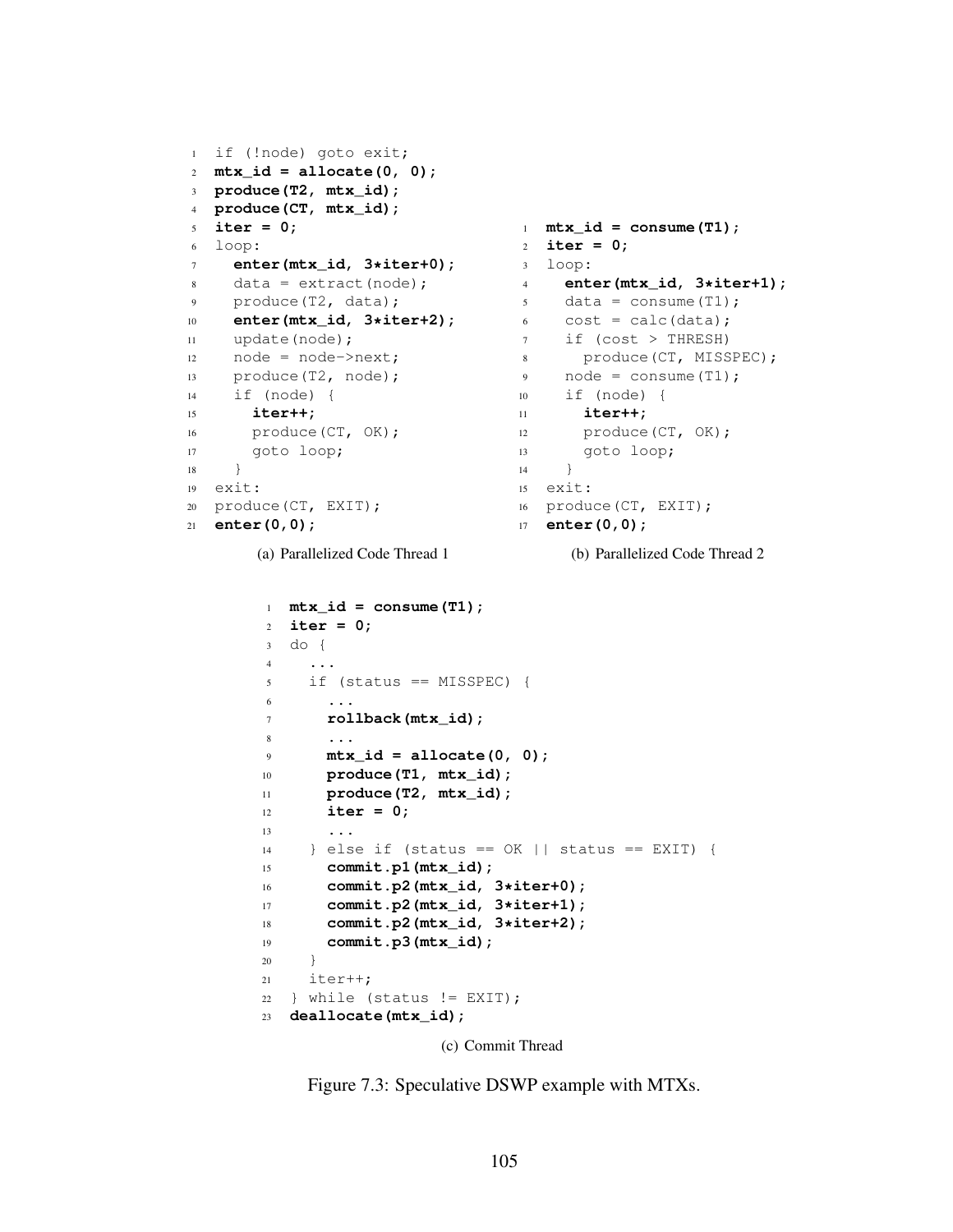```
1  if (!node) goto exit;
2  mtx_id = allocate(0, 0);
3  produce(T2, mtx_id);
4  produce(CT, mtx_id);
5  iter = 0;
6  loop:
7    enter(mtx_id, 3*iter+0);
8    data = extract(node);
9    produce(T2, data);
10   enter(mtx_id, 3*iter+2);
11   update(node);
12   node = node->next;
13   produce(T2, node);
14   if (node) {
15     iter++;
16     produce(CT, OK);
17     goto loop;
18   }
19 exit:
20 produce(CT, EXIT);
21 enter(0,0);
```

(a) Parallelized Code Thread 1

```
1  mtx_id = consume(T1);
2  iter = 0;
3  loop:
4    enter(mtx_id, 3*iter+1);
5    data = consume(T1);
6    cost = calc(data);
7    if (cost > THRESH)
8      produce(CT, MISSPEC);
9    node = consume(T1);
10   if (node) {
11     iter++;
12     produce(CT, OK);
13     goto loop;
14   }
15 exit:
16 produce(CT, EXIT);
17 enter(0,0);
```

(b) Parallelized Code Thread 2

```
1  mtx_id = consume(T1);
2  iter = 0;
3  do {
4    ...
5    if (status == MISSPEC) {
6      ...
7      rollback(mtx_id);
8      ...
9      mtx_id = allocate(0, 0);
10     produce(T1, mtx_id);
11     produce(T2, mtx_id);
12     iter = 0;
13     ...
14   } else if (status == OK || status == EXIT) {
15     commit.p1(mtx_id);
16     commit.p2(mtx_id, 3*iter+0);
17     commit.p2(mtx_id, 3*iter+1);
18     commit.p2(mtx_id, 3*iter+2);
19     commit.p3(mtx_id);
20   }
21   iter++;
22 } while (status != EXIT);
23 deallocate(mtx_id);
```

(c) Commit Thread

Figure 7.3: Speculative DSWP example with MTXs.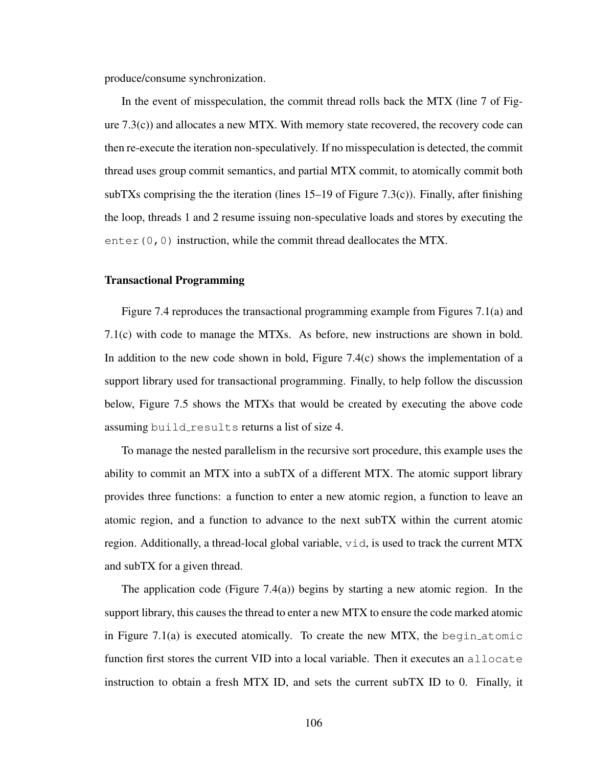produce/consume synchronization.

In the event of misspeculation, the commit thread rolls back the MTX (line 7 of Figure 7.3(c)) and allocates a new MTX. With memory state recovered, the recovery code can then re-execute the iteration non-speculatively. If no misspeculation is detected, the commit thread uses group commit semantics, and partial MTX commit, to atomically commit both subTXs comprising the the iteration (lines 15–19 of Figure 7.3(c)). Finally, after finishing the loop, threads 1 and 2 resume issuing non-speculative loads and stores by executing the `enter(0,0)` instruction, while the commit thread deallocates the MTX.

### Transactional Programming

Figure 7.4 reproduces the transactional programming example from Figures 7.1(a) and 7.1(c) with code to manage the MTXs. As before, new instructions are shown in bold. In addition to the new code shown in bold, Figure 7.4(c) shows the implementation of a support library used for transactional programming. Finally, to help follow the discussion below, Figure 7.5 shows the MTXs that would be created by executing the above code assuming `build_results` returns a list of size 4.

To manage the nested parallelism in the recursive sort procedure, this example uses the ability to commit an MTX into a subTX of a different MTX. The atomic support library provides three functions: a function to enter a new atomic region, a function to leave an atomic region, and a function to advance to the next subTX within the current atomic region. Additionally, a thread-local global variable, `vid`, is used to track the current MTX and subTX for a given thread.

The application code (Figure 7.4(a)) begins by starting a new atomic region. In the support library, this causes the thread to enter a new MTX to ensure the code marked atomic in Figure 7.1(a) is executed atomically. To create the new MTX, the `begin_atomic` function first stores the current VID into a local variable. Then it executes an `allocate` instruction to obtain a fresh MTX ID, and sets the current subTX ID to 0. Finally, it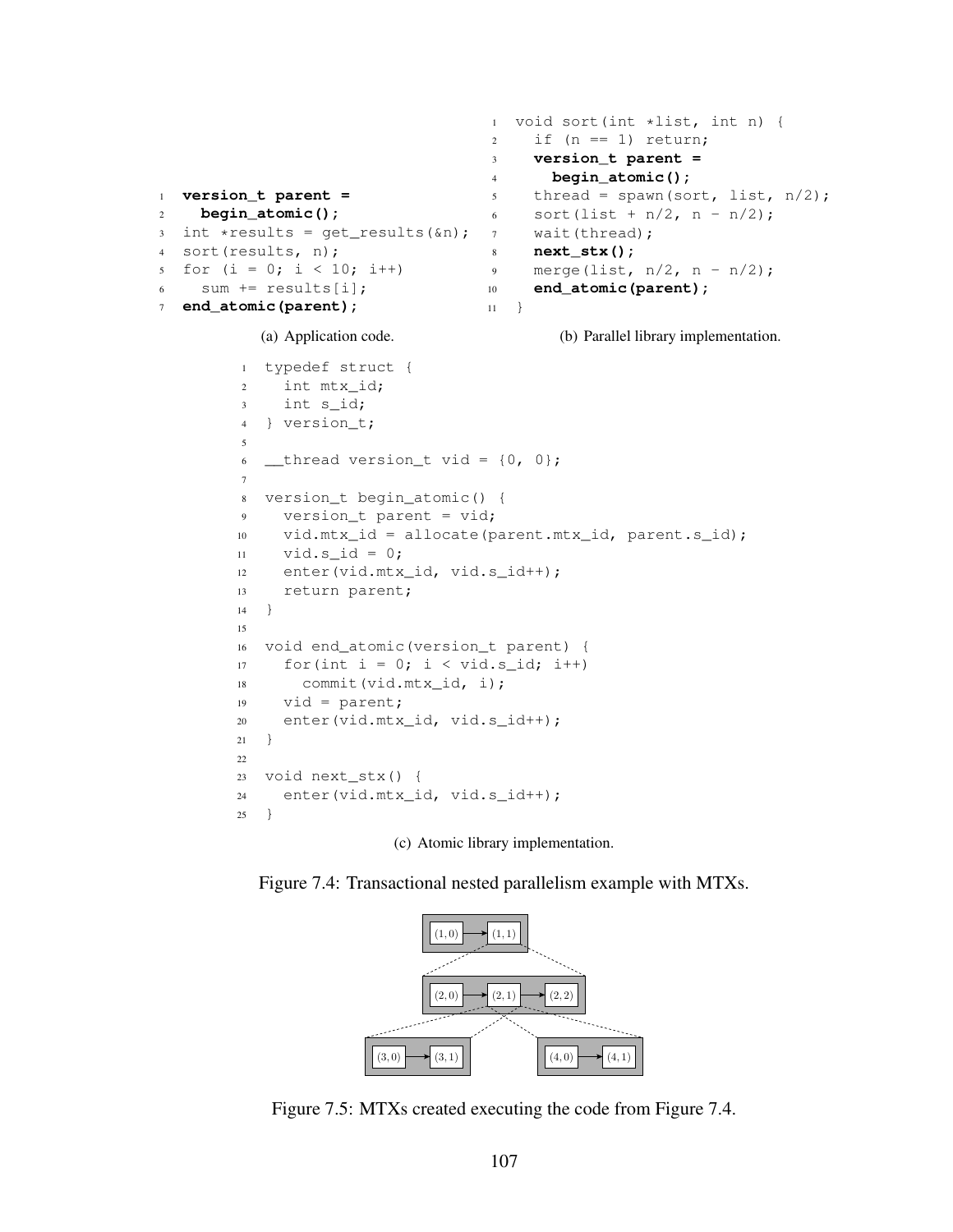```
1 version_t parent =
2   begin_atomic();
3 int *results = get_results(&n);
4 sort(results, n);
5 for (i = 0; i < 10; i++)
6   sum += results[i];
7 end_atomic(parent);
```

(a) Application code.

```
1  void sort(int *list, int n) {
2    if (n == 1) return;
3    version_t parent =
4      begin_atomic();
5    thread = spawn(sort, list, n/2);
6    sort(list + n/2, n - n/2);
7    wait(thread);
8    next_stx();
9    merge(list, n/2, n - n/2);
10   end_atomic(parent);
11 }
```

(b) Parallel library implementation.

```
1  typedef struct {
2    int mtx_id;
3    int s_id;
4  } version_t;
5
6  __thread version_t vid = {0, 0};
7
8  version_t begin_atomic() {
9    version_t parent = vid;
10   vid.mtx_id = allocate(parent.mtx_id, parent.s_id);
11   vid.s_id = 0;
12   enter(vid.mtx_id, vid.s_id++);
13   return parent;
14 }
15
16 void end_atomic(version_t parent) {
17   for(int i = 0; i < vid.s_id; i++)
18     commit(vid.mtx_id, i);
19   vid = parent;
20   enter(vid.mtx_id, vid.s_id++);
21 }
22
23 void next_stx() {
24   enter(vid.mtx_id, vid.s_id++);
25 }
```

(c) Atomic library implementation.

Figure 7.4: Transactional nested parallelism example with MTXs.

$(1,0)$ → $(1,1)$

$(2,0)$ → $(2,1)$ → $(2,2)$

$(3,0)$ → $(3,1)$ $(4,0)$ → $(4,1)$

Figure 7.5: MTXs created executing the code from Figure 7.4.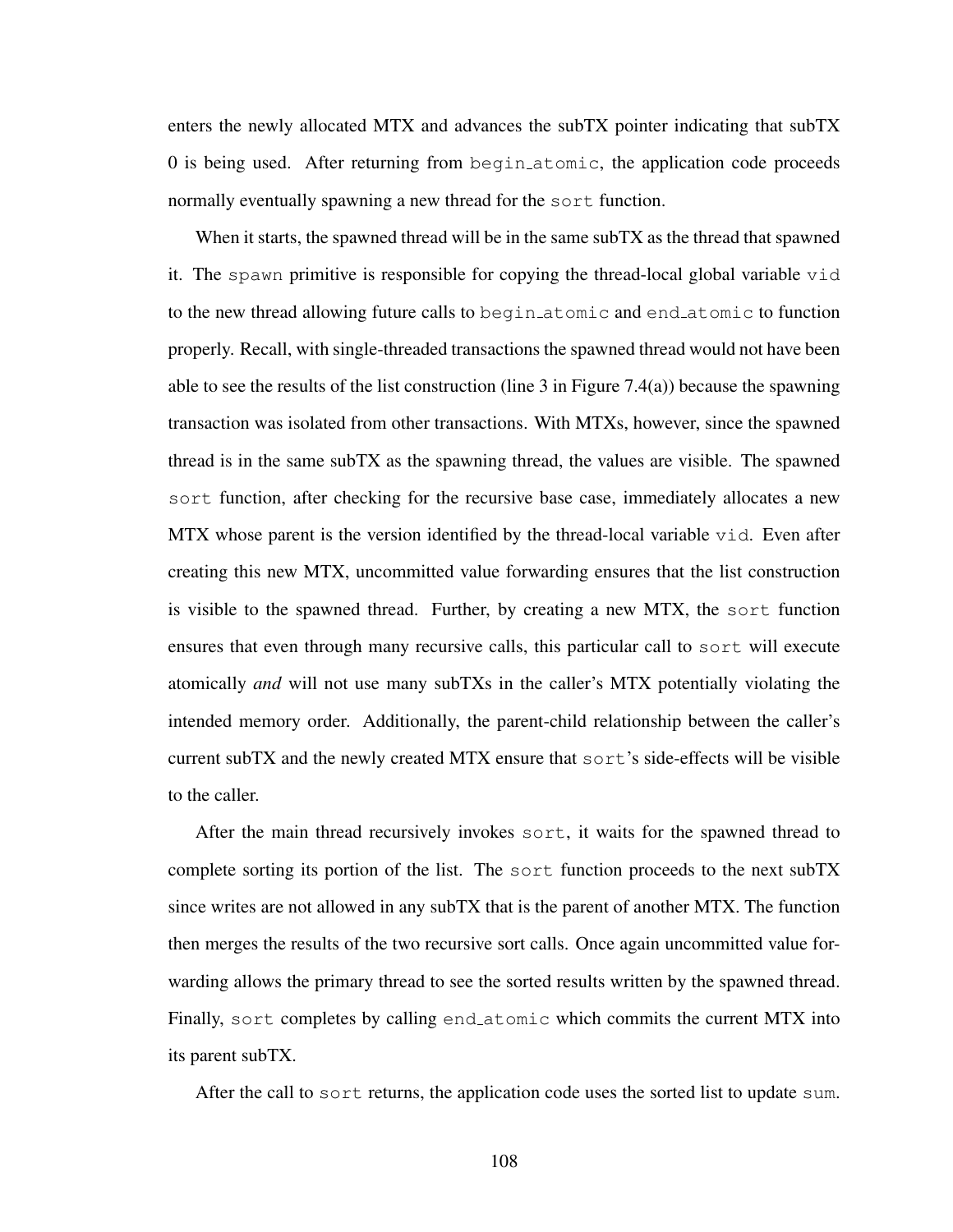enters the newly allocated MTX and advances the subTX pointer indicating that subTX 0 is being used. After returning from `begin_atomic`, the application code proceeds normally eventually spawning a new thread for the `sort` function.

When it starts, the spawned thread will be in the same subTX as the thread that spawned it. The `spawn` primitive is responsible for copying the thread-local global variable `vid` to the new thread allowing future calls to `begin_atomic` and `end_atomic` to function properly. Recall, with single-threaded transactions the spawned thread would not have been able to see the results of the list construction (line 3 in Figure 7.4(a)) because the spawning transaction was isolated from other transactions. With MTXs, however, since the spawned thread is in the same subTX as the spawning thread, the values are visible. The spawned `sort` function, after checking for the recursive base case, immediately allocates a new MTX whose parent is the version identified by the thread-local variable `vid`. Even after creating this new MTX, uncommitted value forwarding ensures that the list construction is visible to the spawned thread. Further, by creating a new MTX, the `sort` function ensures that even through many recursive calls, this particular call to `sort` will execute atomically *and* will not use many subTXs in the caller's MTX potentially violating the intended memory order. Additionally, the parent-child relationship between the caller's current subTX and the newly created MTX ensure that `sort`'s side-effects will be visible to the caller.

After the main thread recursively invokes `sort`, it waits for the spawned thread to complete sorting its portion of the list. The `sort` function proceeds to the next subTX since writes are not allowed in any subTX that is the parent of another MTX. The function then merges the results of the two recursive sort calls. Once again uncommitted value forwarding allows the primary thread to see the sorted results written by the spawned thread. Finally, `sort` completes by calling `end_atomic` which commits the current MTX into its parent subTX.

After the call to `sort` returns, the application code uses the sorted list to update `sum`.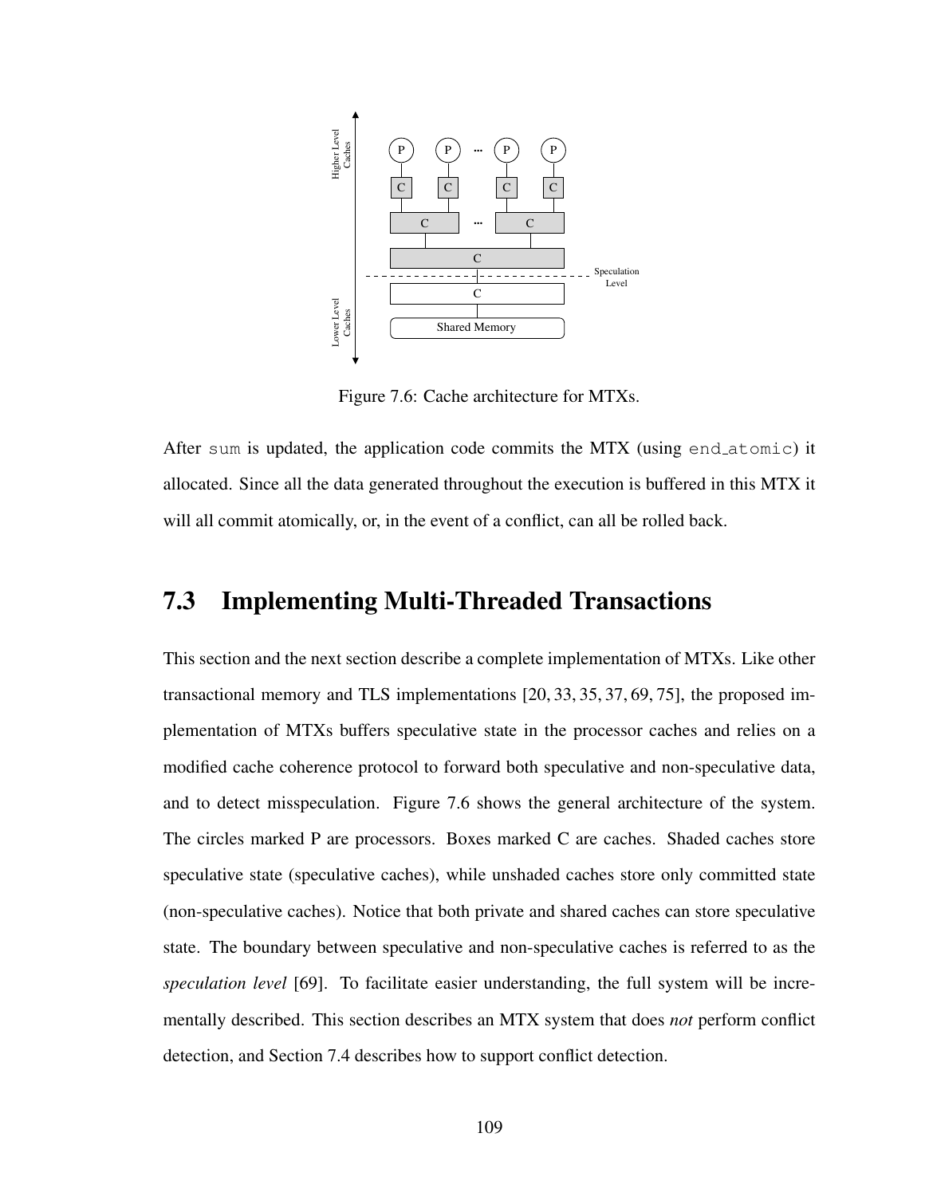Figure 7.6: Cache architecture for MTXs.

After sum is updated, the application code commits the MTX (using end_atomic) it allocated. Since all the data generated throughout the execution is buffered in this MTX it will all commit atomically, or, in the event of a conflict, can all be rolled back.

## 7.3 Implementing Multi-Threaded Transactions

This section and the next section describe a complete implementation of MTXs. Like other transactional memory and TLS implementations [20, 33, 35, 37, 69, 75], the proposed implementation of MTXs buffers speculative state in the processor caches and relies on a modified cache coherence protocol to forward both speculative and non-speculative data, and to detect misspeculation. Figure 7.6 shows the general architecture of the system. The circles marked P are processors. Boxes marked C are caches. Shaded caches store speculative state (speculative caches), while unshaded caches store only committed state (non-speculative caches). Notice that both private and shared caches can store speculative state. The boundary between speculative and non-speculative caches is referred to as the *speculation level* [69]. To facilitate easier understanding, the full system will be incrementally described. This section describes an MTX system that does *not* perform conflict detection, and Section 7.4 describes how to support conflict detection.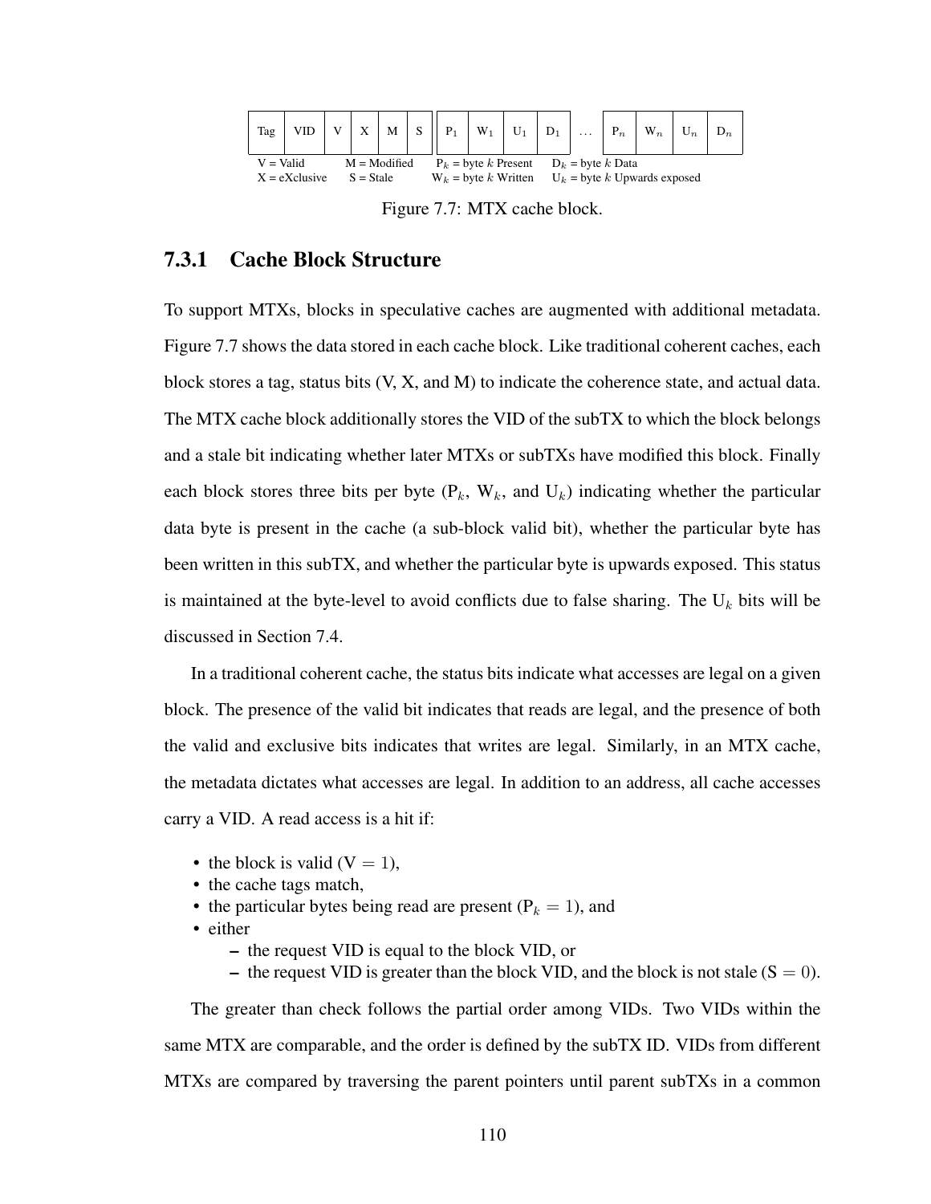| Tag | VID | V | X | M | S | $P_1$ | $W_1$ | $U_1$ | $D_1$ | ... | $P_n$ | $W_n$ | $U_n$ | $D_n$ |
|---|---|---|---|---|---|---|---|---|---|---|---|---|---|---|

V = Valid &nbsp;&nbsp; M = Modified &nbsp;&nbsp; $P_k$ = byte $k$ Present &nbsp;&nbsp; $D_k$ = byte $k$ Data
X = eXclusive &nbsp;&nbsp; S = Stale &nbsp;&nbsp; $W_k$ = byte $k$ Written &nbsp;&nbsp; $U_k$ = byte $k$ Upwards exposed

Figure 7.7: MTX cache block.

### 7.3.1 Cache Block Structure

To support MTXs, blocks in speculative caches are augmented with additional metadata. Figure 7.7 shows the data stored in each cache block. Like traditional coherent caches, each block stores a tag, status bits (V, X, and M) to indicate the coherence state, and actual data. The MTX cache block additionally stores the VID of the subTX to which the block belongs and a stale bit indicating whether later MTXs or subTXs have modified this block. Finally each block stores three bits per byte ($P_k$, $W_k$, and $U_k$) indicating whether the particular data byte is present in the cache (a sub-block valid bit), whether the particular byte has been written in this subTX, and whether the particular byte is upwards exposed. This status is maintained at the byte-level to avoid conflicts due to false sharing. The $U_k$ bits will be discussed in Section 7.4.

In a traditional coherent cache, the status bits indicate what accesses are legal on a given block. The presence of the valid bit indicates that reads are legal, and the presence of both the valid and exclusive bits indicates that writes are legal. Similarly, in an MTX cache, the metadata dictates what accesses are legal. In addition to an address, all cache accesses carry a VID. A read access is a hit if:

- the block is valid ($V = 1$),
- the cache tags match,
- the particular bytes being read are present ($P_k = 1$), and
- either
  - the request VID is equal to the block VID, or
  - the request VID is greater than the block VID, and the block is not stale ($S = 0$).

The greater than check follows the partial order among VIDs. Two VIDs within the same MTX are comparable, and the order is defined by the subTX ID. VIDs from different MTXs are compared by traversing the parent pointers until parent subTXs in a common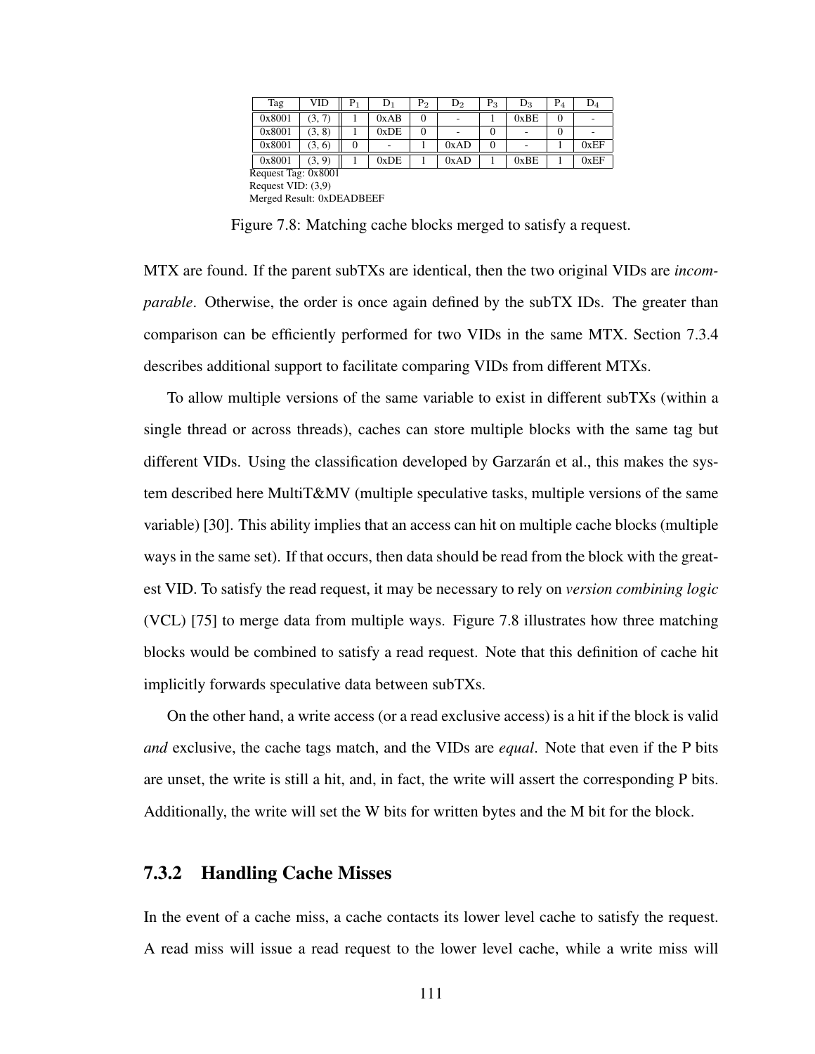| Tag | VID | $P_1$ | $D_1$ | $P_2$ | $D_2$ | $P_3$ | $D_3$ | $P_4$ | $D_4$ |
| --- | --- | --- | --- | --- | --- | --- | --- | --- | --- |
| 0x8001 | (3, 7) | 1 | 0xAB | 0 | - | 1 | 0xBE | 0 | - |
| 0x8001 | (3, 8) | 1 | 0xDE | 0 | - | 0 | - | 0 | - |
| 0x8001 | (3, 6) | 0 | - | 1 | 0xAD | 0 | - | 1 | 0xEF |
| 0x8001 | (3, 9) | 1 | 0xDE | 1 | 0xAD | 1 | 0xBE | 1 | 0xEF |

Request Tag: 0x8001
Request VID: (3,9)
Merged Result: 0xDEADBEEF

Figure 7.8: Matching cache blocks merged to satisfy a request.

MTX are found. If the parent subTXs are identical, then the two original VIDs are *incomparable*. Otherwise, the order is once again defined by the subTX IDs. The greater than comparison can be efficiently performed for two VIDs in the same MTX. Section 7.3.4 describes additional support to facilitate comparing VIDs from different MTXs.

To allow multiple versions of the same variable to exist in different subTXs (within a single thread or across threads), caches can store multiple blocks with the same tag but different VIDs. Using the classification developed by Garzarán et al., this makes the system described here MultiT&MV (multiple speculative tasks, multiple versions of the same variable) [30]. This ability implies that an access can hit on multiple cache blocks (multiple ways in the same set). If that occurs, then data should be read from the block with the greatest VID. To satisfy the read request, it may be necessary to rely on *version combining logic* (VCL) [75] to merge data from multiple ways. Figure 7.8 illustrates how three matching blocks would be combined to satisfy a read request. Note that this definition of cache hit implicitly forwards speculative data between subTXs.

On the other hand, a write access (or a read exclusive access) is a hit if the block is valid *and* exclusive, the cache tags match, and the VIDs are *equal*. Note that even if the P bits are unset, the write is still a hit, and, in fact, the write will assert the corresponding P bits. Additionally, the write will set the W bits for written bytes and the M bit for the block.

### 7.3.2 Handling Cache Misses

In the event of a cache miss, a cache contacts its lower level cache to satisfy the request. A read miss will issue a read request to the lower level cache, while a write miss will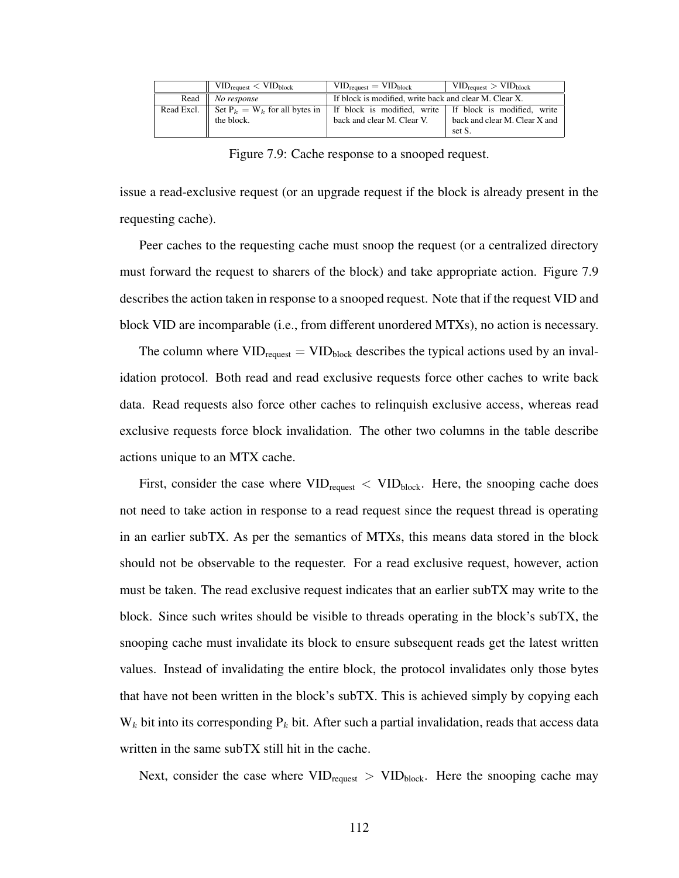| | $VID_{request} < VID_{block}$ | $VID_{request} = VID_{block}$ | $VID_{request} > VID_{block}$ |
|---|---|---|---|
| Read | *No response* | If block is modified, write back and clear M. Clear X. | |
| Read Excl. | Set $P_k = W_k$ for all bytes in the block. | If block is modified, write back and clear M. Clear V. | If block is modified, write back and clear M. Clear X and set S. |

Figure 7.9: Cache response to a snooped request.

issue a read-exclusive request (or an upgrade request if the block is already present in the requesting cache).

Peer caches to the requesting cache must snoop the request (or a centralized directory must forward the request to sharers of the block) and take appropriate action. Figure 7.9 describes the action taken in response to a snooped request. Note that if the request VID and block VID are incomparable (i.e., from different unordered MTXs), no action is necessary.

The column where $VID_{request} = VID_{block}$ describes the typical actions used by an invalidation protocol. Both read and read exclusive requests force other caches to write back data. Read requests also force other caches to relinquish exclusive access, whereas read exclusive requests force block invalidation. The other two columns in the table describe actions unique to an MTX cache.

First, consider the case where $VID_{request} < VID_{block}$. Here, the snooping cache does not need to take action in response to a read request since the request thread is operating in an earlier subTX. As per the semantics of MTXs, this means data stored in the block should not be observable to the requester. For a read exclusive request, however, action must be taken. The read exclusive request indicates that an earlier subTX may write to the block. Since such writes should be visible to threads operating in the block's subTX, the snooping cache must invalidate its block to ensure subsequent reads get the latest written values. Instead of invalidating the entire block, the protocol invalidates only those bytes that have not been written in the block's subTX. This is achieved simply by copying each $W_k$ bit into its corresponding $P_k$ bit. After such a partial invalidation, reads that access data written in the same subTX still hit in the cache.

Next, consider the case where $VID_{request} > VID_{block}$. Here the snooping cache may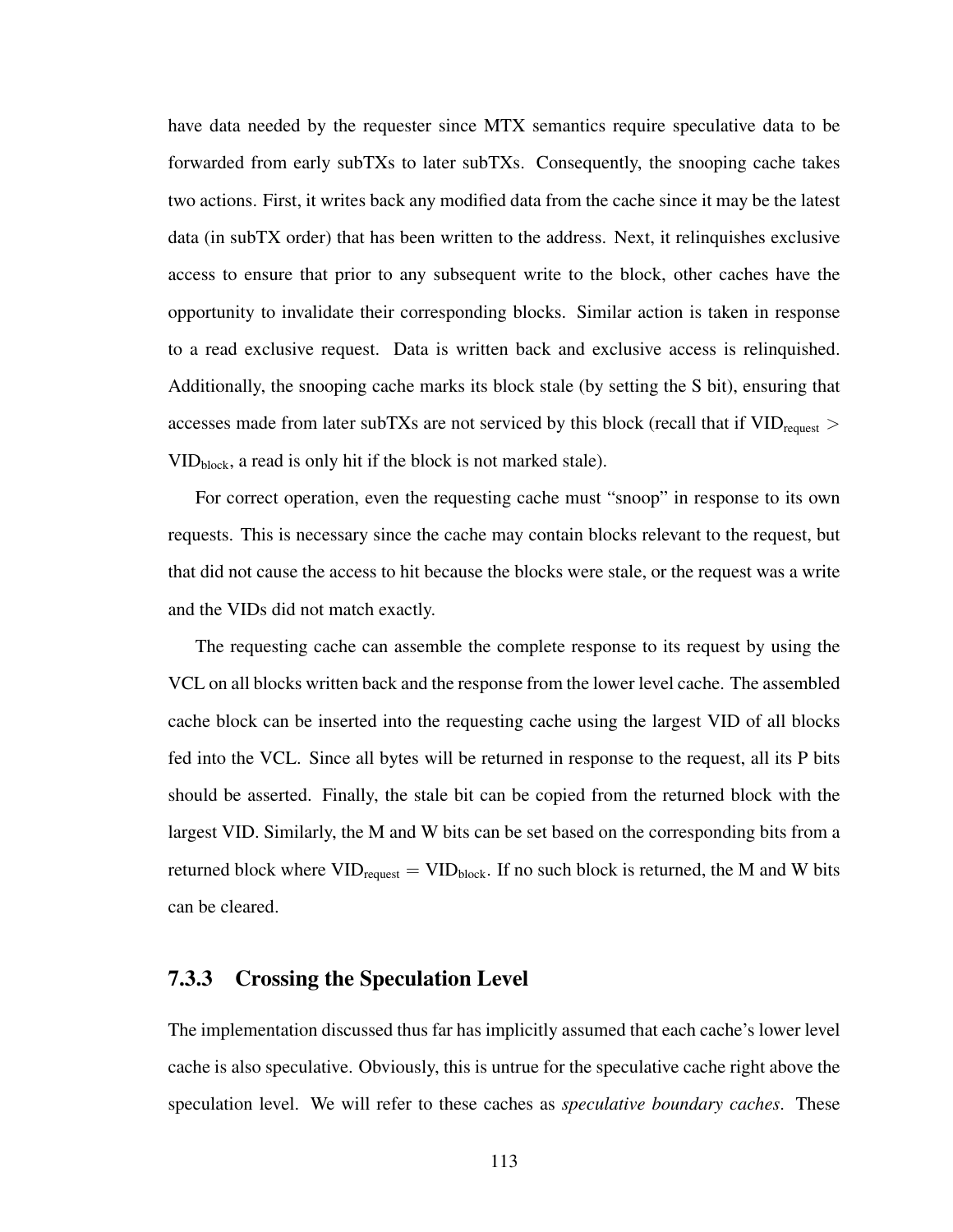have data needed by the requester since MTX semantics require speculative data to be forwarded from early subTXs to later subTXs. Consequently, the snooping cache takes two actions. First, it writes back any modified data from the cache since it may be the latest data (in subTX order) that has been written to the address. Next, it relinquishes exclusive access to ensure that prior to any subsequent write to the block, other caches have the opportunity to invalidate their corresponding blocks. Similar action is taken in response to a read exclusive request. Data is written back and exclusive access is relinquished. Additionally, the snooping cache marks its block stale (by setting the S bit), ensuring that accesses made from later subTXs are not serviced by this block (recall that if $VID_{request} > VID_{block}$, a read is only hit if the block is not marked stale).

For correct operation, even the requesting cache must "snoop" in response to its own requests. This is necessary since the cache may contain blocks relevant to the request, but that did not cause the access to hit because the blocks were stale, or the request was a write and the VIDs did not match exactly.

The requesting cache can assemble the complete response to its request by using the VCL on all blocks written back and the response from the lower level cache. The assembled cache block can be inserted into the requesting cache using the largest VID of all blocks fed into the VCL. Since all bytes will be returned in response to the request, all its P bits should be asserted. Finally, the stale bit can be copied from the returned block with the largest VID. Similarly, the M and W bits can be set based on the corresponding bits from a returned block where $VID_{request} = VID_{block}$. If no such block is returned, the M and W bits can be cleared.

### 7.3.3 Crossing the Speculation Level

The implementation discussed thus far has implicitly assumed that each cache's lower level cache is also speculative. Obviously, this is untrue for the speculative cache right above the speculation level. We will refer to these caches as *speculative boundary caches*. These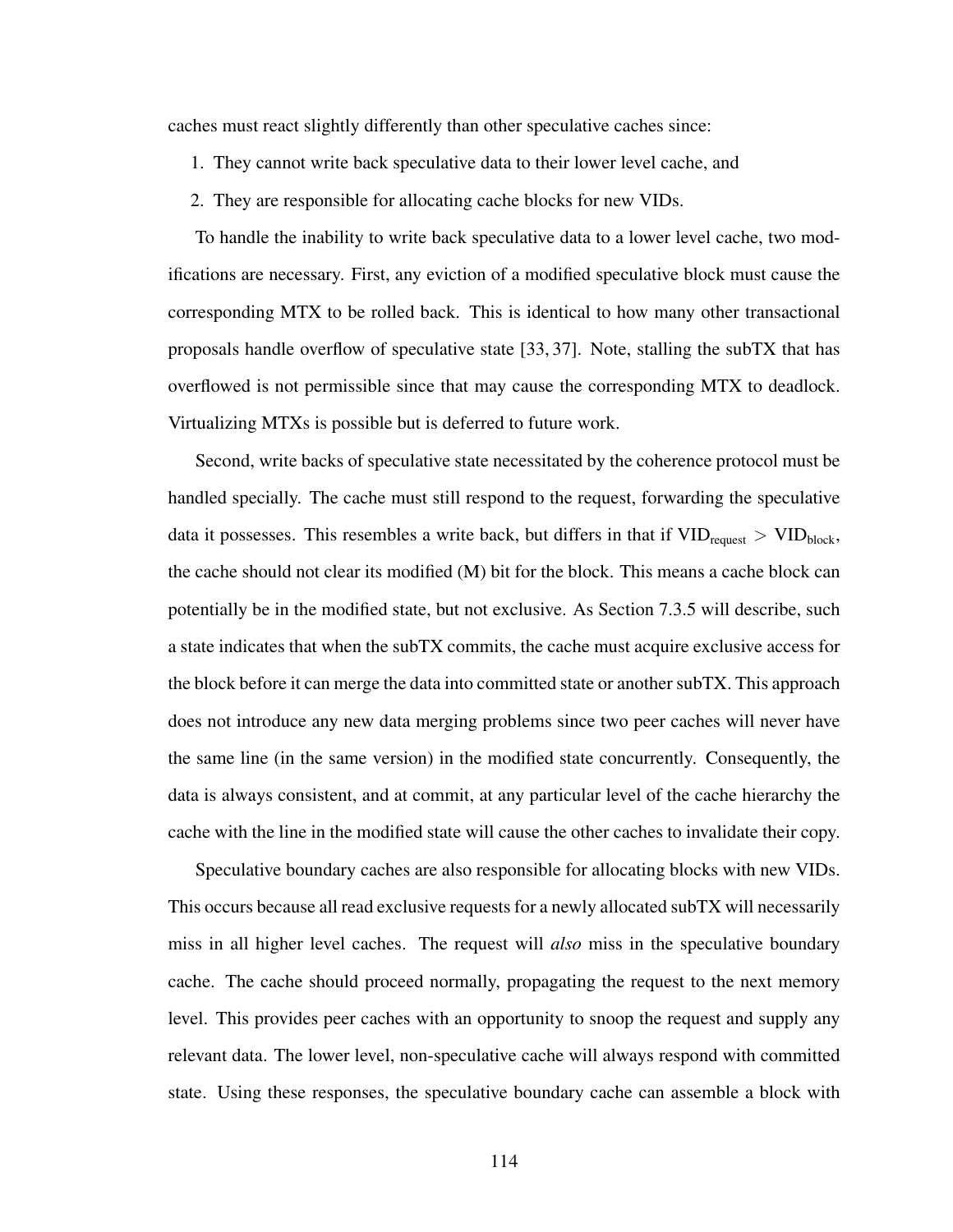caches must react slightly differently than other speculative caches since:

1. They cannot write back speculative data to their lower level cache, and
2. They are responsible for allocating cache blocks for new VIDs.

To handle the inability to write back speculative data to a lower level cache, two modifications are necessary. First, any eviction of a modified speculative block must cause the corresponding MTX to be rolled back. This is identical to how many other transactional proposals handle overflow of speculative state [33, 37]. Note, stalling the subTX that has overflowed is not permissible since that may cause the corresponding MTX to deadlock. Virtualizing MTXs is possible but is deferred to future work.

Second, write backs of speculative state necessitated by the coherence protocol must be handled specially. The cache must still respond to the request, forwarding the speculative data it possesses. This resembles a write back, but differs in that if $\text{VID}_{\text{request}} > \text{VID}_{\text{block}}$, the cache should not clear its modified (M) bit for the block. This means a cache block can potentially be in the modified state, but not exclusive. As Section 7.3.5 will describe, such a state indicates that when the subTX commits, the cache must acquire exclusive access for the block before it can merge the data into committed state or another subTX. This approach does not introduce any new data merging problems since two peer caches will never have the same line (in the same version) in the modified state concurrently. Consequently, the data is always consistent, and at commit, at any particular level of the cache hierarchy the cache with the line in the modified state will cause the other caches to invalidate their copy.

Speculative boundary caches are also responsible for allocating blocks with new VIDs. This occurs because all read exclusive requests for a newly allocated subTX will necessarily miss in all higher level caches. The request will *also* miss in the speculative boundary cache. The cache should proceed normally, propagating the request to the next memory level. This provides peer caches with an opportunity to snoop the request and supply any relevant data. The lower level, non-speculative cache will always respond with committed state. Using these responses, the speculative boundary cache can assemble a block with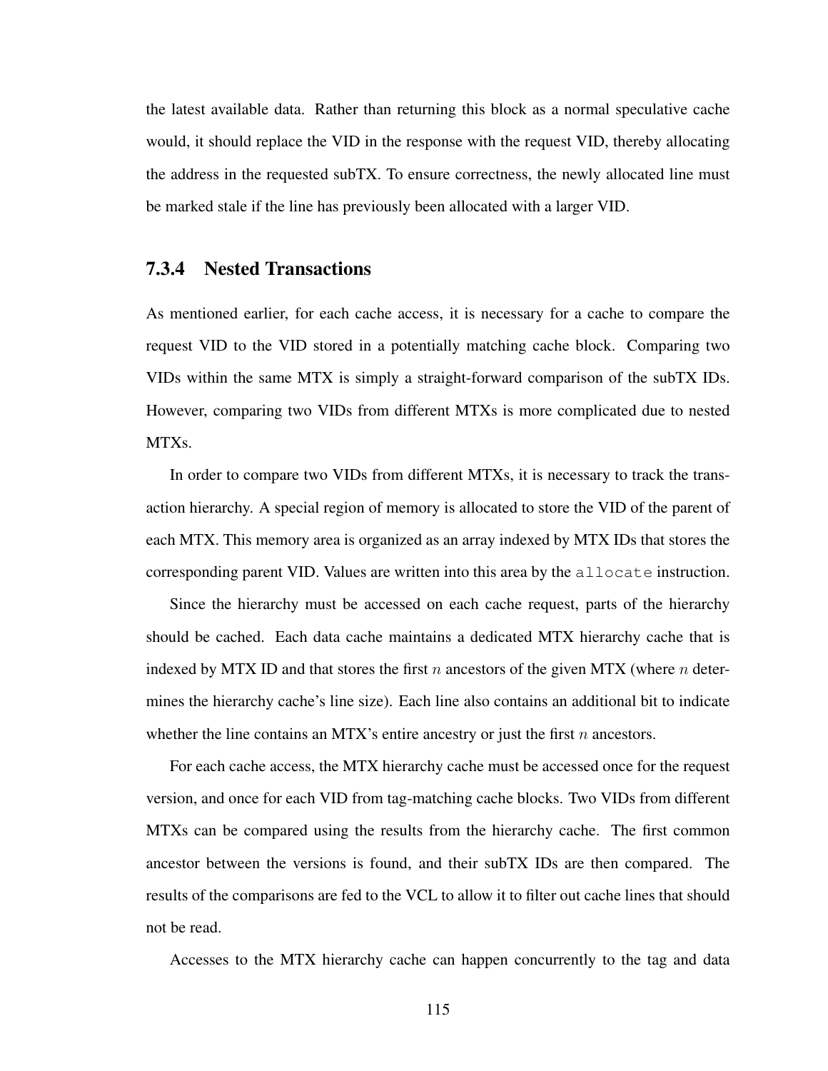the latest available data. Rather than returning this block as a normal speculative cache would, it should replace the VID in the response with the request VID, thereby allocating the address in the requested subTX. To ensure correctness, the newly allocated line must be marked stale if the line has previously been allocated with a larger VID.

### 7.3.4 Nested Transactions

As mentioned earlier, for each cache access, it is necessary for a cache to compare the request VID to the VID stored in a potentially matching cache block. Comparing two VIDs within the same MTX is simply a straight-forward comparison of the subTX IDs. However, comparing two VIDs from different MTXs is more complicated due to nested MTXs.

In order to compare two VIDs from different MTXs, it is necessary to track the transaction hierarchy. A special region of memory is allocated to store the VID of the parent of each MTX. This memory area is organized as an array indexed by MTX IDs that stores the corresponding parent VID. Values are written into this area by the `allocate` instruction.

Since the hierarchy must be accessed on each cache request, parts of the hierarchy should be cached. Each data cache maintains a dedicated MTX hierarchy cache that is indexed by MTX ID and that stores the first $n$ ancestors of the given MTX (where $n$ determines the hierarchy cache's line size). Each line also contains an additional bit to indicate whether the line contains an MTX's entire ancestry or just the first $n$ ancestors.

For each cache access, the MTX hierarchy cache must be accessed once for the request version, and once for each VID from tag-matching cache blocks. Two VIDs from different MTXs can be compared using the results from the hierarchy cache. The first common ancestor between the versions is found, and their subTX IDs are then compared. The results of the comparisons are fed to the VCL to allow it to filter out cache lines that should not be read.

Accesses to the MTX hierarchy cache can happen concurrently to the tag and data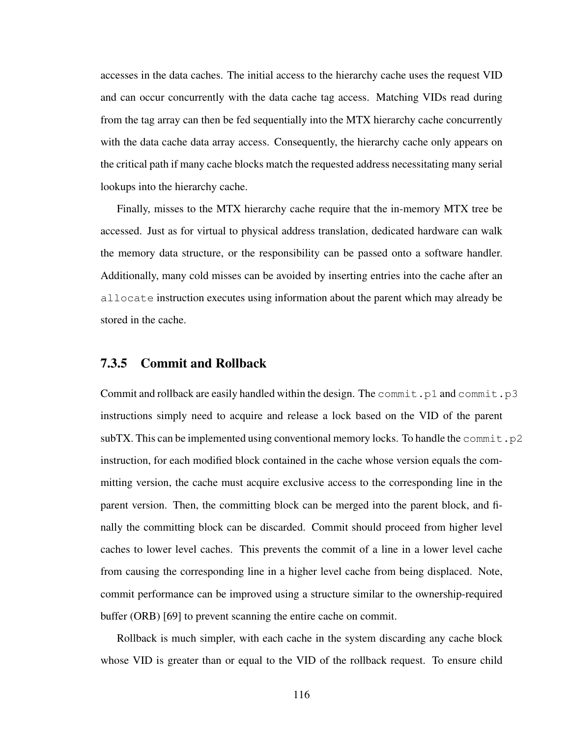accesses in the data caches. The initial access to the hierarchy cache uses the request VID and can occur concurrently with the data cache tag access. Matching VIDs read during from the tag array can then be fed sequentially into the MTX hierarchy cache concurrently with the data cache data array access. Consequently, the hierarchy cache only appears on the critical path if many cache blocks match the requested address necessitating many serial lookups into the hierarchy cache.

Finally, misses to the MTX hierarchy cache require that the in-memory MTX tree be accessed. Just as for virtual to physical address translation, dedicated hardware can walk the memory data structure, or the responsibility can be passed onto a software handler. Additionally, many cold misses can be avoided by inserting entries into the cache after an `allocate` instruction executes using information about the parent which may already be stored in the cache.

### 7.3.5 Commit and Rollback

Commit and rollback are easily handled within the design. The `commit.p1` and `commit.p3` instructions simply need to acquire and release a lock based on the VID of the parent subTX. This can be implemented using conventional memory locks. To handle the `commit.p2` instruction, for each modified block contained in the cache whose version equals the committing version, the cache must acquire exclusive access to the corresponding line in the parent version. Then, the committing block can be merged into the parent block, and finally the committing block can be discarded. Commit should proceed from higher level caches to lower level caches. This prevents the commit of a line in a lower level cache from causing the corresponding line in a higher level cache from being displaced. Note, commit performance can be improved using a structure similar to the ownership-required buffer (ORB) [69] to prevent scanning the entire cache on commit.

Rollback is much simpler, with each cache in the system discarding any cache block whose VID is greater than or equal to the VID of the rollback request. To ensure child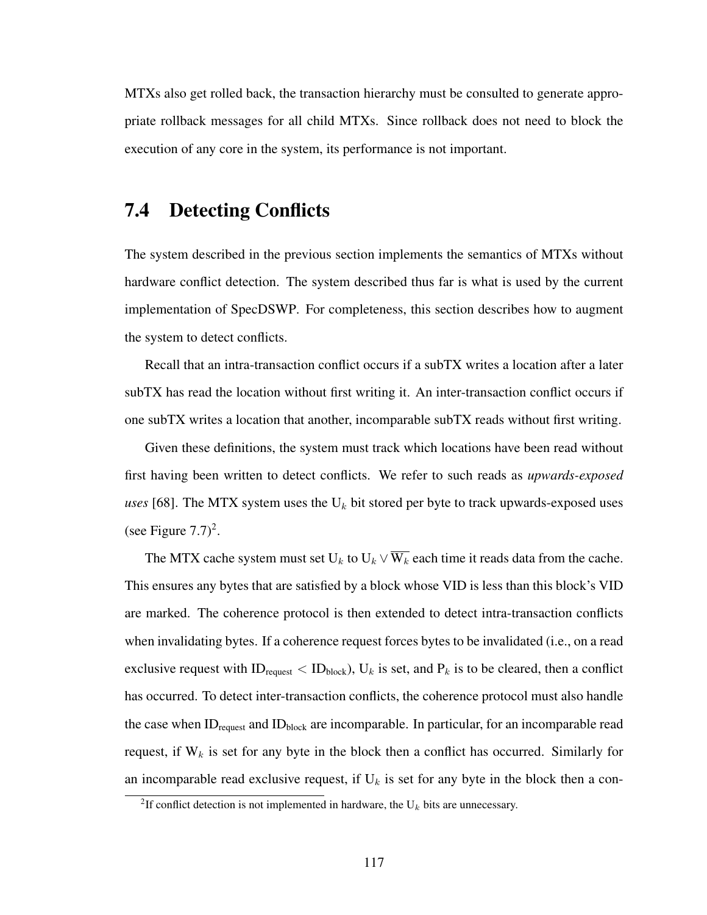MTXs also get rolled back, the transaction hierarchy must be consulted to generate appropriate rollback messages for all child MTXs. Since rollback does not need to block the execution of any core in the system, its performance is not important.

## 7.4 Detecting Conflicts

The system described in the previous section implements the semantics of MTXs without hardware conflict detection. The system described thus far is what is used by the current implementation of SpecDSWP. For completeness, this section describes how to augment the system to detect conflicts.

Recall that an intra-transaction conflict occurs if a subTX writes a location after a later subTX has read the location without first writing it. An inter-transaction conflict occurs if one subTX writes a location that another, incomparable subTX reads without first writing.

Given these definitions, the system must track which locations have been read without first having been written to detect conflicts. We refer to such reads as *upwards-exposed uses* [68]. The MTX system uses the $U_k$ bit stored per byte to track upwards-exposed uses (see Figure 7.7)[2].

The MTX cache system must set $U_k$ to $U_k \vee \overline{W_k}$ each time it reads data from the cache. This ensures any bytes that are satisfied by a block whose VID is less than this block's VID are marked. The coherence protocol is then extended to detect intra-transaction conflicts when invalidating bytes. If a coherence request forces bytes to be invalidated (i.e., on a read exclusive request with $ID_{request} < ID_{block}$), $U_k$ is set, and $P_k$ is to be cleared, then a conflict has occurred. To detect inter-transaction conflicts, the coherence protocol must also handle the case when $ID_{request}$ and $ID_{block}$ are incomparable. In particular, for an incomparable read request, if $W_k$ is set for any byte in the block then a conflict has occurred. Similarly for an incomparable read exclusive request, if $U_k$ is set for any byte in the block then a con-

[2] If conflict detection is not implemented in hardware, the $U_k$ bits are unnecessary.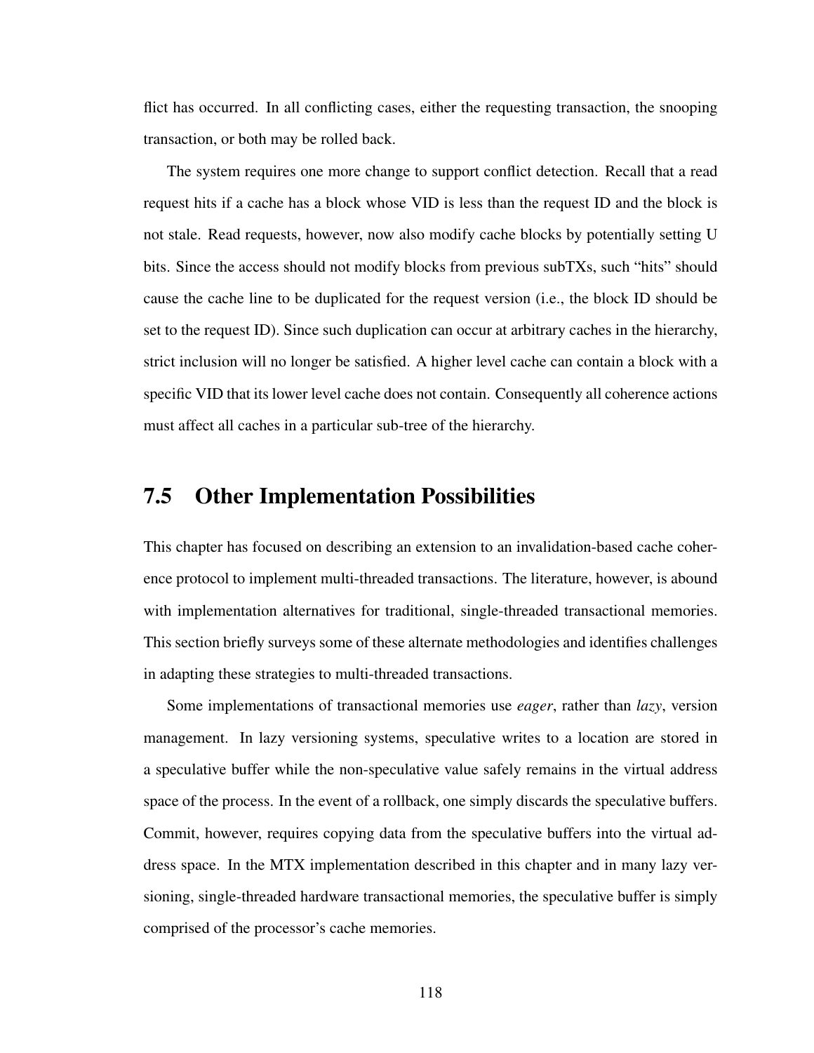flict has occurred. In all conflicting cases, either the requesting transaction, the snooping transaction, or both may be rolled back.

The system requires one more change to support conflict detection. Recall that a read request hits if a cache has a block whose VID is less than the request ID and the block is not stale. Read requests, however, now also modify cache blocks by potentially setting U bits. Since the access should not modify blocks from previous subTXs, such "hits" should cause the cache line to be duplicated for the request version (i.e., the block ID should be set to the request ID). Since such duplication can occur at arbitrary caches in the hierarchy, strict inclusion will no longer be satisfied. A higher level cache can contain a block with a specific VID that its lower level cache does not contain. Consequently all coherence actions must affect all caches in a particular sub-tree of the hierarchy.

## 7.5 Other Implementation Possibilities

This chapter has focused on describing an extension to an invalidation-based cache coherence protocol to implement multi-threaded transactions. The literature, however, is abound with implementation alternatives for traditional, single-threaded transactional memories. This section briefly surveys some of these alternate methodologies and identifies challenges in adapting these strategies to multi-threaded transactions.

Some implementations of transactional memories use *eager*, rather than *lazy*, version management. In lazy versioning systems, speculative writes to a location are stored in a speculative buffer while the non-speculative value safely remains in the virtual address space of the process. In the event of a rollback, one simply discards the speculative buffers. Commit, however, requires copying data from the speculative buffers into the virtual address space. In the MTX implementation described in this chapter and in many lazy versioning, single-threaded hardware transactional memories, the speculative buffer is simply comprised of the processor's cache memories.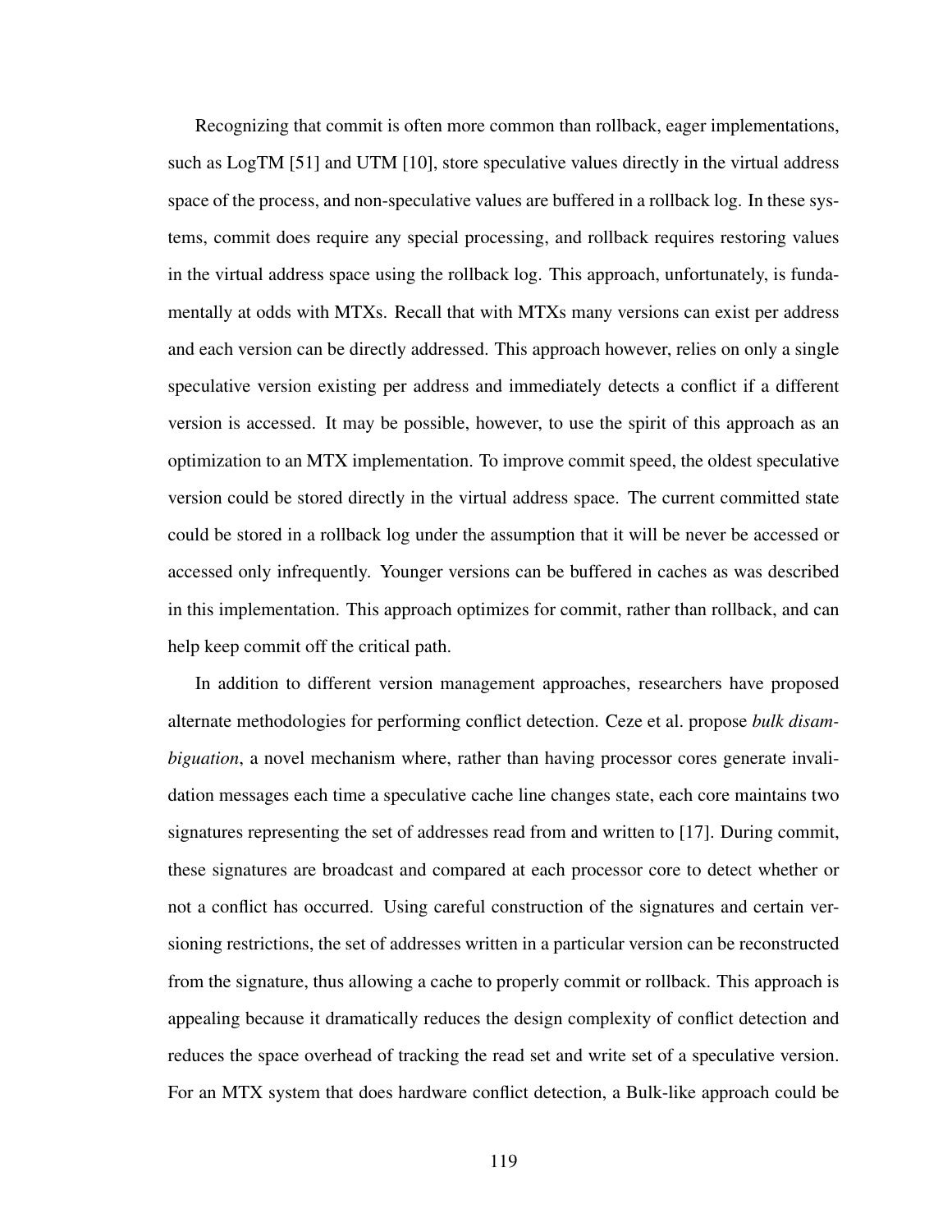Recognizing that commit is often more common than rollback, eager implementations, such as LogTM [51] and UTM [10], store speculative values directly in the virtual address space of the process, and non-speculative values are buffered in a rollback log. In these systems, commit does require any special processing, and rollback requires restoring values in the virtual address space using the rollback log. This approach, unfortunately, is fundamentally at odds with MTXs. Recall that with MTXs many versions can exist per address and each version can be directly addressed. This approach however, relies on only a single speculative version existing per address and immediately detects a conflict if a different version is accessed. It may be possible, however, to use the spirit of this approach as an optimization to an MTX implementation. To improve commit speed, the oldest speculative version could be stored directly in the virtual address space. The current committed state could be stored in a rollback log under the assumption that it will be never be accessed or accessed only infrequently. Younger versions can be buffered in caches as was described in this implementation. This approach optimizes for commit, rather than rollback, and can help keep commit off the critical path.

In addition to different version management approaches, researchers have proposed alternate methodologies for performing conflict detection. Ceze et al. propose *bulk disambiguation*, a novel mechanism where, rather than having processor cores generate invalidation messages each time a speculative cache line changes state, each core maintains two signatures representing the set of addresses read from and written to [17]. During commit, these signatures are broadcast and compared at each processor core to detect whether or not a conflict has occurred. Using careful construction of the signatures and certain versioning restrictions, the set of addresses written in a particular version can be reconstructed from the signature, thus allowing a cache to properly commit or rollback. This approach is appealing because it dramatically reduces the design complexity of conflict detection and reduces the space overhead of tracking the read set and write set of a speculative version. For an MTX system that does hardware conflict detection, a Bulk-like approach could be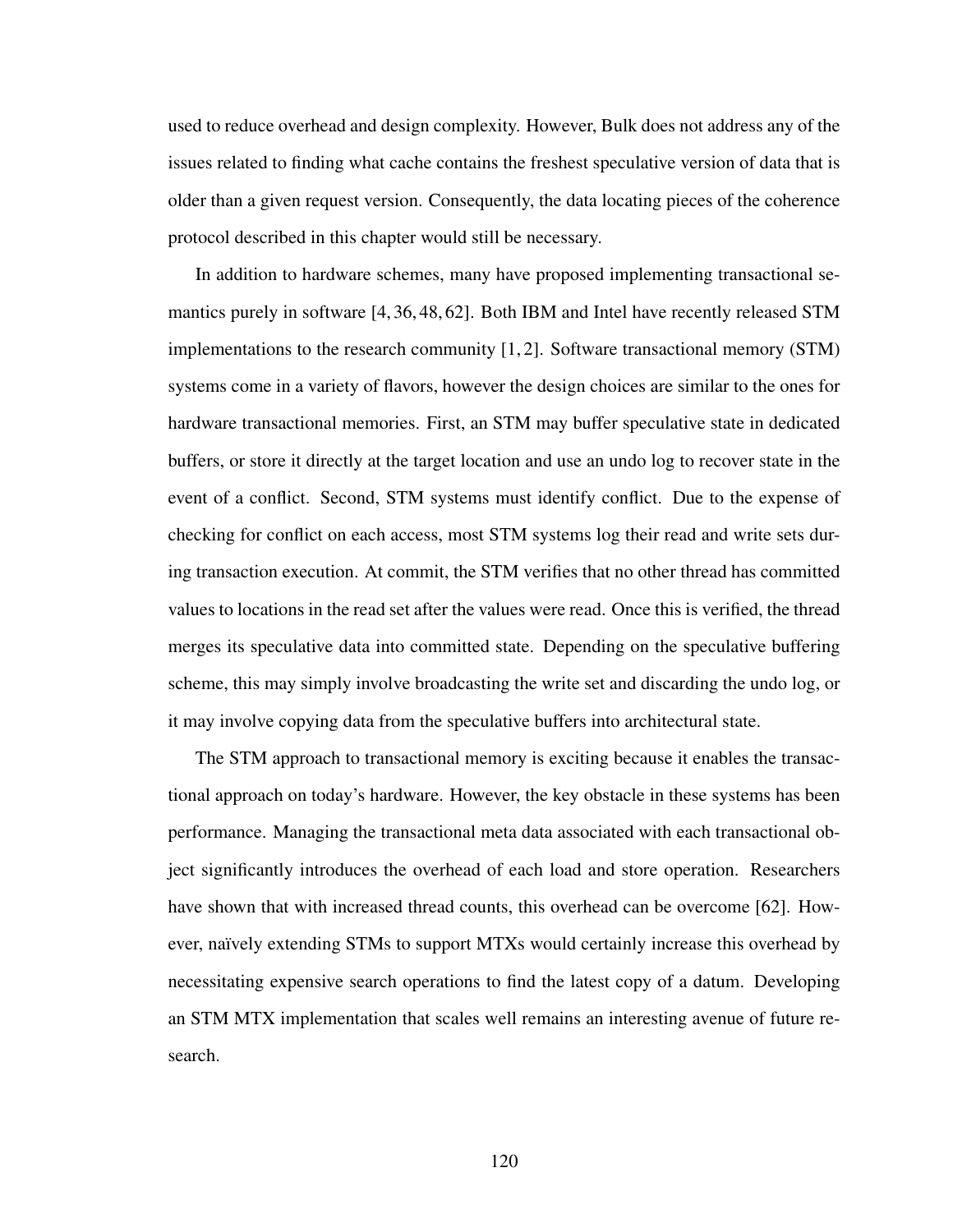used to reduce overhead and design complexity. However, Bulk does not address any of the issues related to finding what cache contains the freshest speculative version of data that is older than a given request version. Consequently, the data locating pieces of the coherence protocol described in this chapter would still be necessary.

In addition to hardware schemes, many have proposed implementing transactional semantics purely in software [4, 36, 48, 62]. Both IBM and Intel have recently released STM implementations to the research community [1, 2]. Software transactional memory (STM) systems come in a variety of flavors, however the design choices are similar to the ones for hardware transactional memories. First, an STM may buffer speculative state in dedicated buffers, or store it directly at the target location and use an undo log to recover state in the event of a conflict. Second, STM systems must identify conflict. Due to the expense of checking for conflict on each access, most STM systems log their read and write sets during transaction execution. At commit, the STM verifies that no other thread has committed values to locations in the read set after the values were read. Once this is verified, the thread merges its speculative data into committed state. Depending on the speculative buffering scheme, this may simply involve broadcasting the write set and discarding the undo log, or it may involve copying data from the speculative buffers into architectural state.

The STM approach to transactional memory is exciting because it enables the transactional approach on today's hardware. However, the key obstacle in these systems has been performance. Managing the transactional meta data associated with each transactional object significantly introduces the overhead of each load and store operation. Researchers have shown that with increased thread counts, this overhead can be overcome [62]. However, naïvely extending STMs to support MTXs would certainly increase this overhead by necessitating expensive search operations to find the latest copy of a datum. Developing an STM MTX implementation that scales well remains an interesting avenue of future research.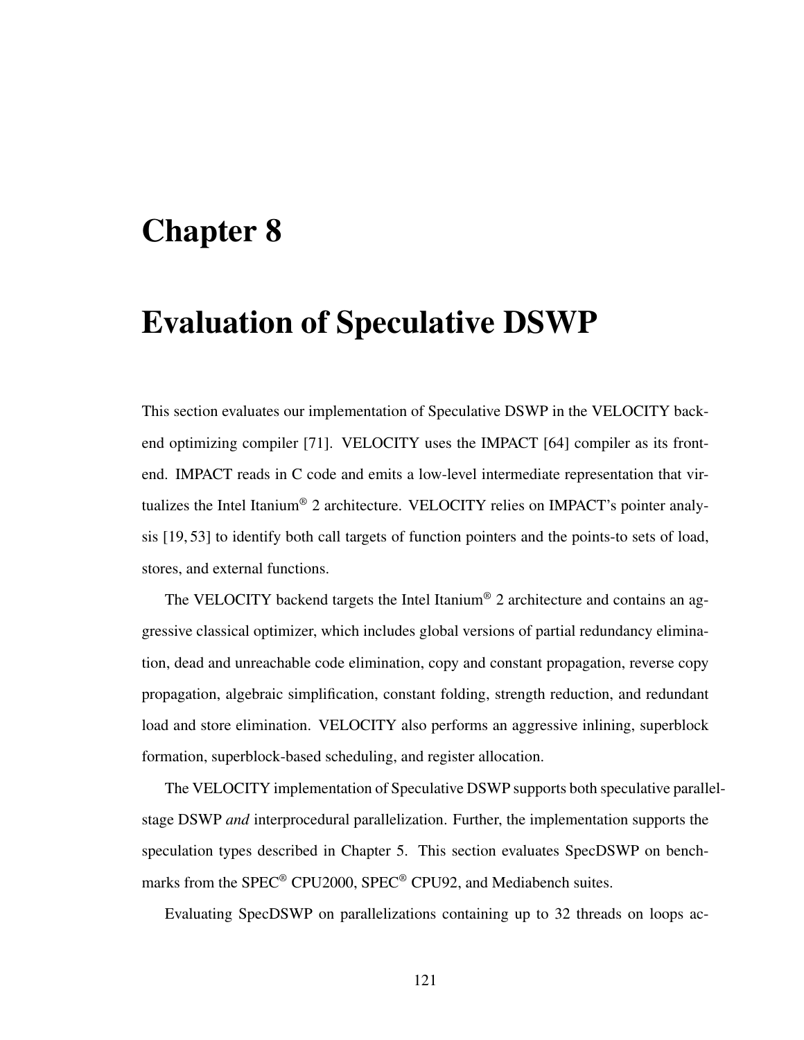# Chapter 8

# Evaluation of Speculative DSWP

This section evaluates our implementation of Speculative DSWP in the VELOCITY backend optimizing compiler [71]. VELOCITY uses the IMPACT [64] compiler as its front-end. IMPACT reads in C code and emits a low-level intermediate representation that virtualizes the Intel Itanium® 2 architecture. VELOCITY relies on IMPACT's pointer analysis [19, 53] to identify both call targets of function pointers and the points-to sets of load, stores, and external functions.

The VELOCITY backend targets the Intel Itanium® 2 architecture and contains an aggressive classical optimizer, which includes global versions of partial redundancy elimination, dead and unreachable code elimination, copy and constant propagation, reverse copy propagation, algebraic simplification, constant folding, strength reduction, and redundant load and store elimination. VELOCITY also performs an aggressive inlining, superblock formation, superblock-based scheduling, and register allocation.

The VELOCITY implementation of Speculative DSWP supports both speculative parallel-stage DSWP *and* interprocedural parallelization. Further, the implementation supports the speculation types described in Chapter 5. This section evaluates SpecDSWP on benchmarks from the SPEC® CPU2000, SPEC® CPU92, and Mediabench suites.

Evaluating SpecDSWP on parallelizations containing up to 32 threads on loops ac-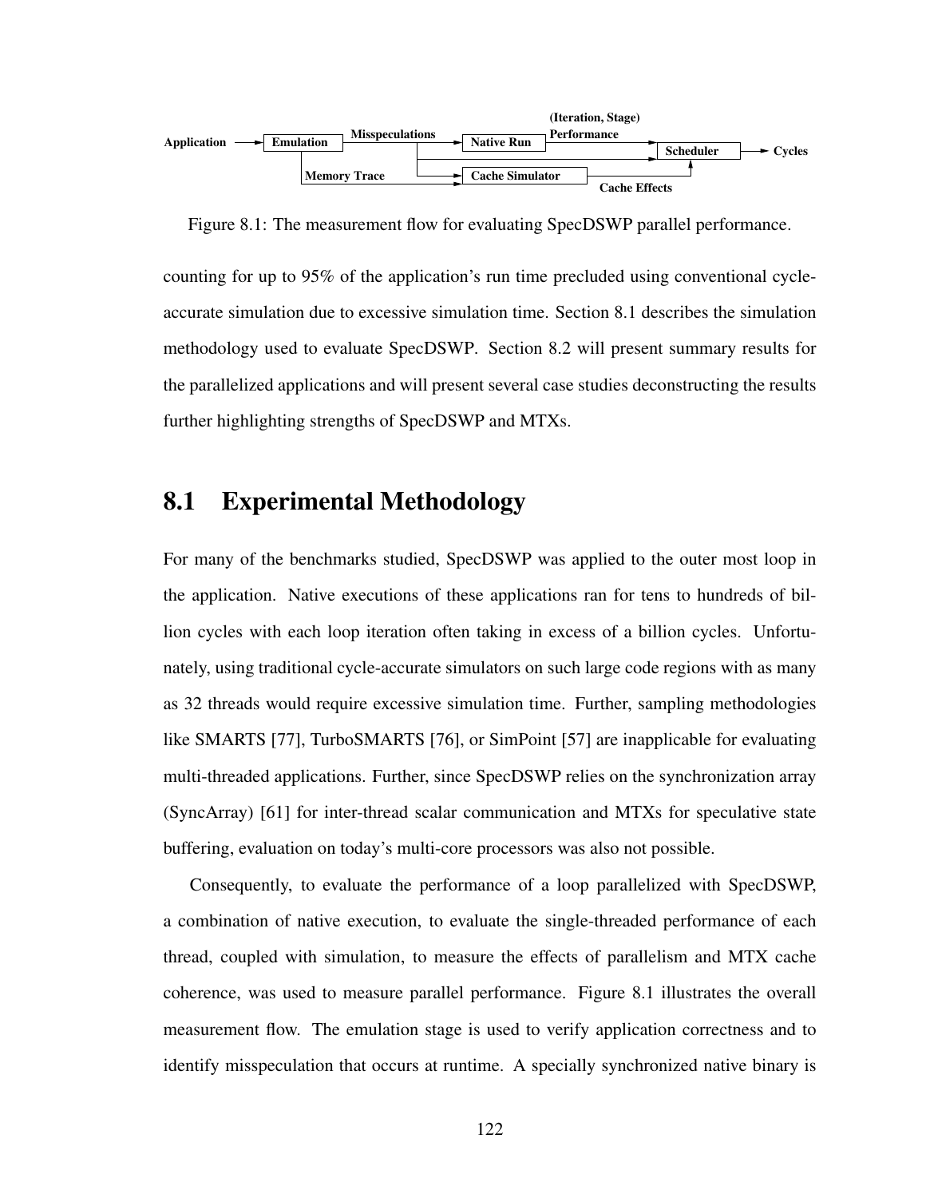Figure 8.1: The measurement flow for evaluating SpecDSWP parallel performance.

counting for up to 95% of the application's run time precluded using conventional cycle-accurate simulation due to excessive simulation time. Section 8.1 describes the simulation methodology used to evaluate SpecDSWP. Section 8.2 will present summary results for the parallelized applications and will present several case studies deconstructing the results further highlighting strengths of SpecDSWP and MTXs.

## 8.1 Experimental Methodology

For many of the benchmarks studied, SpecDSWP was applied to the outer most loop in the application. Native executions of these applications ran for tens to hundreds of billion cycles with each loop iteration often taking in excess of a billion cycles. Unfortunately, using traditional cycle-accurate simulators on such large code regions with as many as 32 threads would require excessive simulation time. Further, sampling methodologies like SMARTS [77], TurboSMARTS [76], or SimPoint [57] are inapplicable for evaluating multi-threaded applications. Further, since SpecDSWP relies on the synchronization array (SyncArray) [61] for inter-thread scalar communication and MTXs for speculative state buffering, evaluation on today's multi-core processors was also not possible.

Consequently, to evaluate the performance of a loop parallelized with SpecDSWP, a combination of native execution, to evaluate the single-threaded performance of each thread, coupled with simulation, to measure the effects of parallelism and MTX cache coherence, was used to measure parallel performance. Figure 8.1 illustrates the overall measurement flow. The emulation stage is used to verify application correctness and to identify misspeculation that occurs at runtime. A specially synchronized native binary is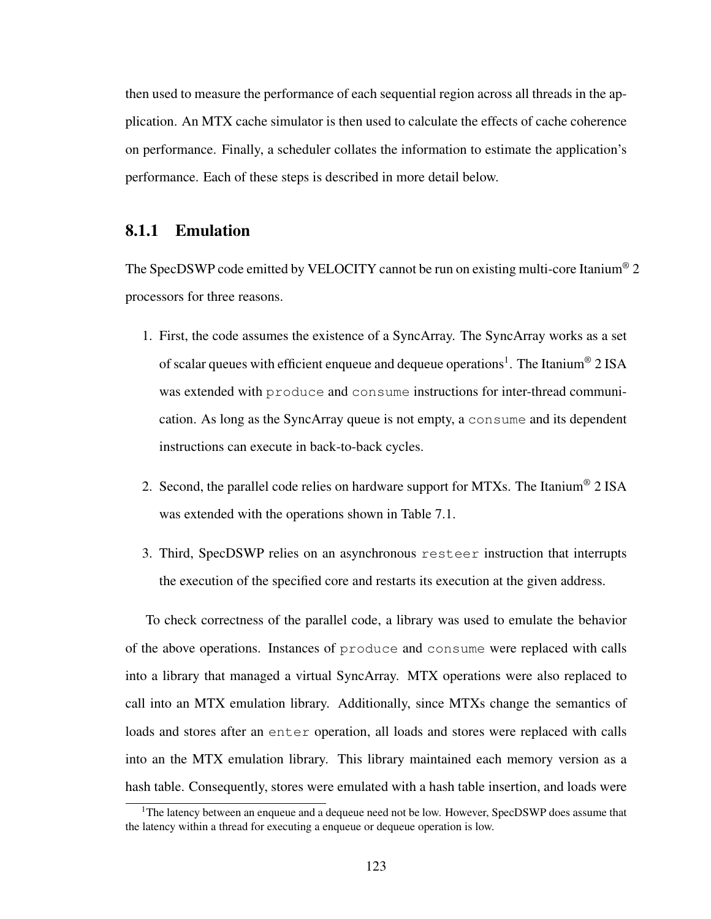then used to measure the performance of each sequential region across all threads in the application. An MTX cache simulator is then used to calculate the effects of cache coherence on performance. Finally, a scheduler collates the information to estimate the application's performance. Each of these steps is described in more detail below.

### 8.1.1 Emulation

The SpecDSWP code emitted by VELOCITY cannot be run on existing multi-core Itanium® 2 processors for three reasons.

1. First, the code assumes the existence of a SyncArray. The SyncArray works as a set of scalar queues with efficient enqueue and dequeue operations[1]. The Itanium® 2 ISA was extended with `produce` and `consume` instructions for inter-thread communication. As long as the SyncArray queue is not empty, a `consume` and its dependent instructions can execute in back-to-back cycles.

2. Second, the parallel code relies on hardware support for MTXs. The Itanium® 2 ISA was extended with the operations shown in Table 7.1.

3. Third, SpecDSWP relies on an asynchronous `resteer` instruction that interrupts the execution of the specified core and restarts its execution at the given address.

To check correctness of the parallel code, a library was used to emulate the behavior of the above operations. Instances of `produce` and `consume` were replaced with calls into a library that managed a virtual SyncArray. MTX operations were also replaced to call into an MTX emulation library. Additionally, since MTXs change the semantics of loads and stores after an `enter` operation, all loads and stores were replaced with calls into an the MTX emulation library. This library maintained each memory version as a hash table. Consequently, stores were emulated with a hash table insertion, and loads were

[1] The latency between an enqueue and a dequeue need not be low. However, SpecDSWP does assume that the latency within a thread for executing a enqueue or dequeue operation is low.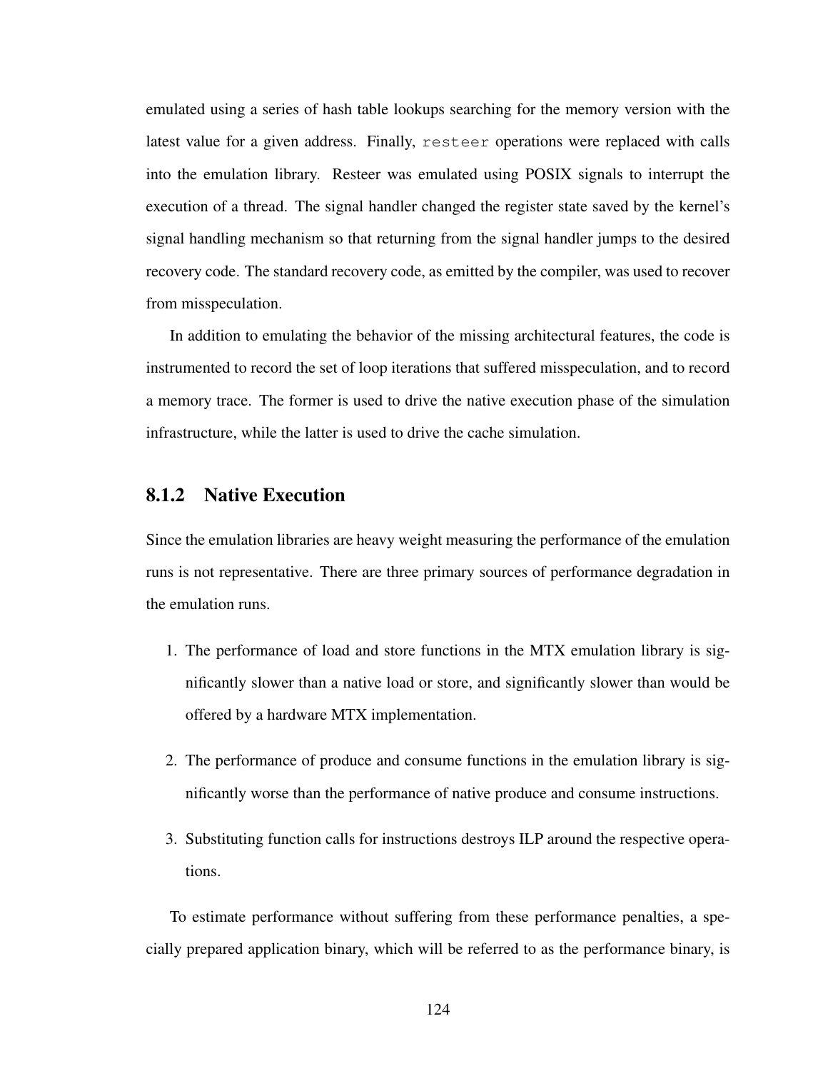emulated using a series of hash table lookups searching for the memory version with the latest value for a given address. Finally, `resteer` operations were replaced with calls into the emulation library. Resteer was emulated using POSIX signals to interrupt the execution of a thread. The signal handler changed the register state saved by the kernel's signal handling mechanism so that returning from the signal handler jumps to the desired recovery code. The standard recovery code, as emitted by the compiler, was used to recover from misspeculation.

In addition to emulating the behavior of the missing architectural features, the code is instrumented to record the set of loop iterations that suffered misspeculation, and to record a memory trace. The former is used to drive the native execution phase of the simulation infrastructure, while the latter is used to drive the cache simulation.

### 8.1.2 Native Execution

Since the emulation libraries are heavy weight measuring the performance of the emulation runs is not representative. There are three primary sources of performance degradation in the emulation runs.

1. The performance of load and store functions in the MTX emulation library is significantly slower than a native load or store, and significantly slower than would be offered by a hardware MTX implementation.
2. The performance of produce and consume functions in the emulation library is significantly worse than the performance of native produce and consume instructions.
3. Substituting function calls for instructions destroys ILP around the respective operations.

To estimate performance without suffering from these performance penalties, a specially prepared application binary, which will be referred to as the performance binary, is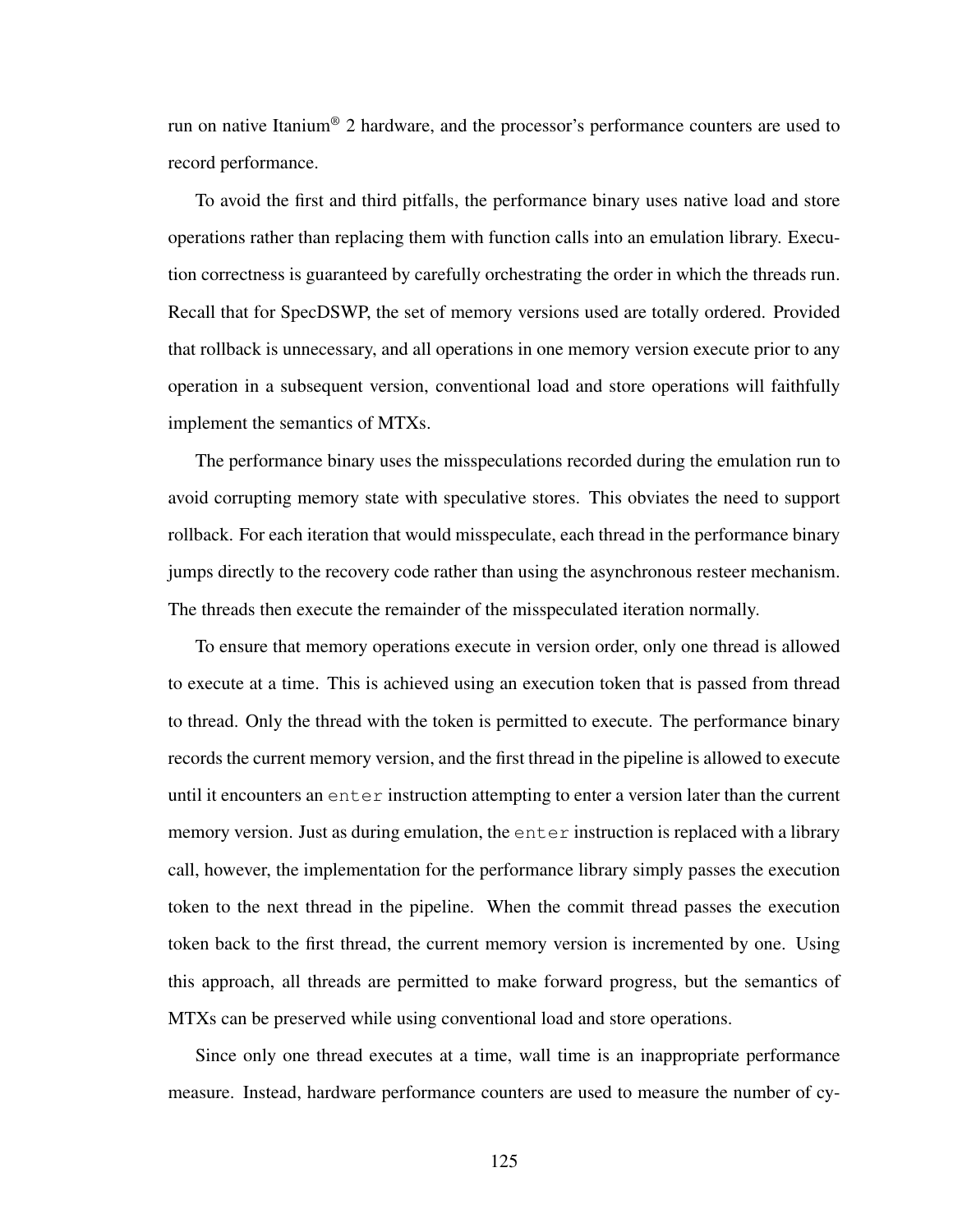run on native Itanium® 2 hardware, and the processor's performance counters are used to record performance.

To avoid the first and third pitfalls, the performance binary uses native load and store operations rather than replacing them with function calls into an emulation library. Execution correctness is guaranteed by carefully orchestrating the order in which the threads run. Recall that for SpecDSWP, the set of memory versions used are totally ordered. Provided that rollback is unnecessary, and all operations in one memory version execute prior to any operation in a subsequent version, conventional load and store operations will faithfully implement the semantics of MTXs.

The performance binary uses the misspeculations recorded during the emulation run to avoid corrupting memory state with speculative stores. This obviates the need to support rollback. For each iteration that would misspeculate, each thread in the performance binary jumps directly to the recovery code rather than using the asynchronous resteer mechanism. The threads then execute the remainder of the misspeculated iteration normally.

To ensure that memory operations execute in version order, only one thread is allowed to execute at a time. This is achieved using an execution token that is passed from thread to thread. Only the thread with the token is permitted to execute. The performance binary records the current memory version, and the first thread in the pipeline is allowed to execute until it encounters an `enter` instruction attempting to enter a version later than the current memory version. Just as during emulation, the `enter` instruction is replaced with a library call, however, the implementation for the performance library simply passes the execution token to the next thread in the pipeline. When the commit thread passes the execution token back to the first thread, the current memory version is incremented by one. Using this approach, all threads are permitted to make forward progress, but the semantics of MTXs can be preserved while using conventional load and store operations.

Since only one thread executes at a time, wall time is an inappropriate performance measure. Instead, hardware performance counters are used to measure the number of cy-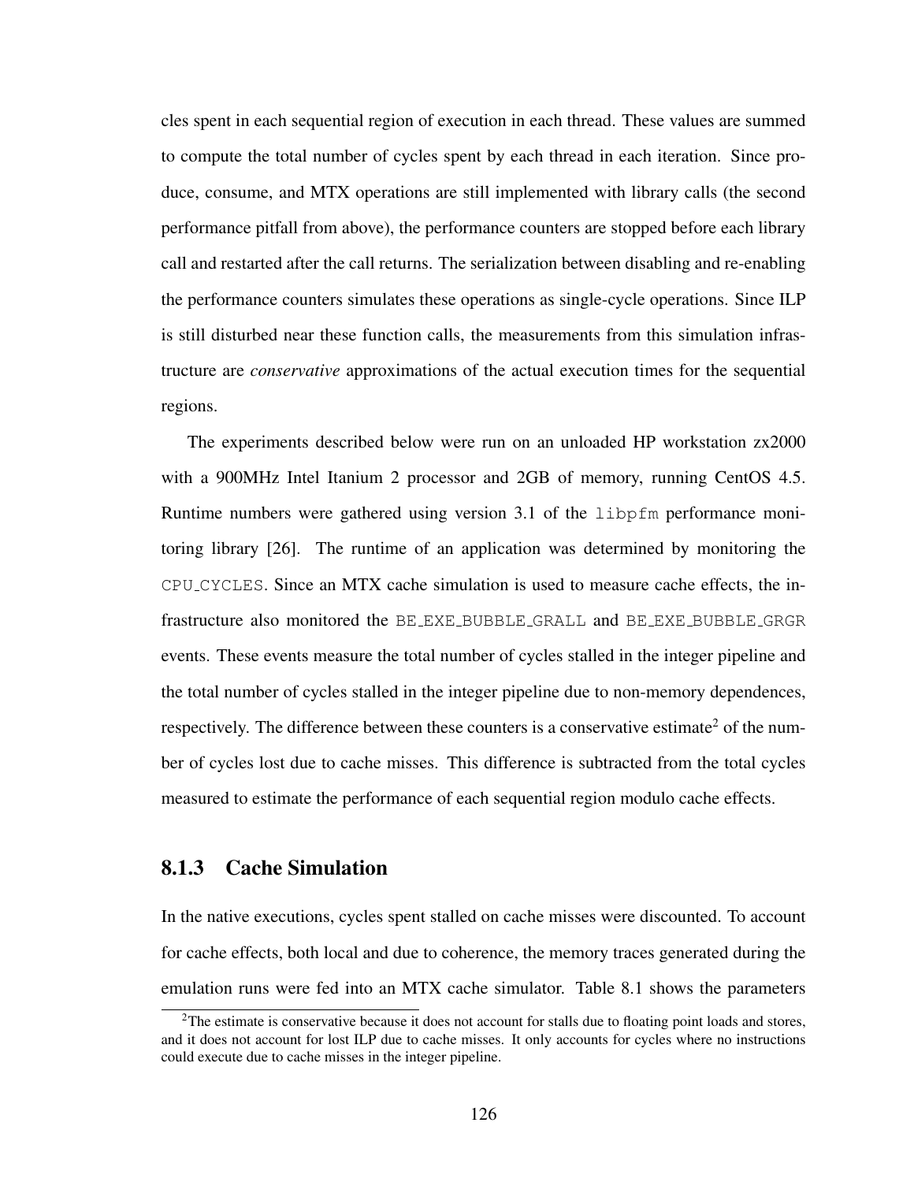cles spent in each sequential region of execution in each thread. These values are summed to compute the total number of cycles spent by each thread in each iteration. Since produce, consume, and MTX operations are still implemented with library calls (the second performance pitfall from above), the performance counters are stopped before each library call and restarted after the call returns. The serialization between disabling and re-enabling the performance counters simulates these operations as single-cycle operations. Since ILP is still disturbed near these function calls, the measurements from this simulation infrastructure are *conservative* approximations of the actual execution times for the sequential regions.

The experiments described below were run on an unloaded HP workstation zx2000 with a 900MHz Intel Itanium 2 processor and 2GB of memory, running CentOS 4.5. Runtime numbers were gathered using version 3.1 of the `libpfm` performance monitoring library [26]. The runtime of an application was determined by monitoring the `CPU_CYCLES`. Since an MTX cache simulation is used to measure cache effects, the infrastructure also monitored the `BE_EXE_BUBBLE_GRALL` and `BE_EXE_BUBBLE_GRGR` events. These events measure the total number of cycles stalled in the integer pipeline and the total number of cycles stalled in the integer pipeline due to non-memory dependences, respectively. The difference between these counters is a conservative estimate[2] of the number of cycles lost due to cache misses. This difference is subtracted from the total cycles measured to estimate the performance of each sequential region modulo cache effects.

### 8.1.3 Cache Simulation

In the native executions, cycles spent stalled on cache misses were discounted. To account for cache effects, both local and due to coherence, the memory traces generated during the emulation runs were fed into an MTX cache simulator. Table 8.1 shows the parameters

[2] The estimate is conservative because it does not account for stalls due to floating point loads and stores, and it does not account for lost ILP due to cache misses. It only accounts for cycles where no instructions could execute due to cache misses in the integer pipeline.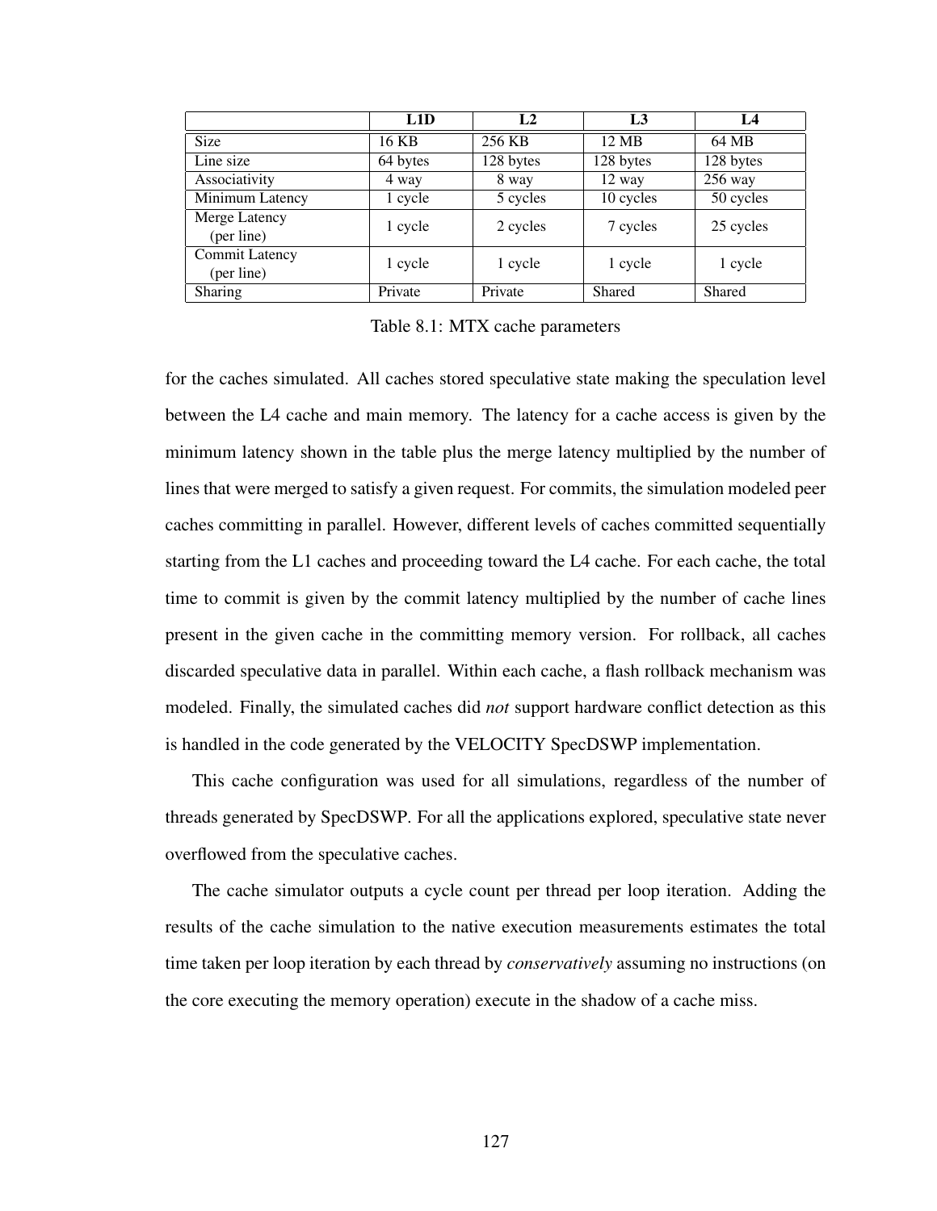| | L1D | L2 | L3 | L4 |
|---|---|---|---|---|
| Size | 16 KB | 256 KB | 12 MB | 64 MB |
| Line size | 64 bytes | 128 bytes | 128 bytes | 128 bytes |
| Associativity | 4 way | 8 way | 12 way | 256 way |
| Minimum Latency | 1 cycle | 5 cycles | 10 cycles | 50 cycles |
| Merge Latency (per line) | 1 cycle | 2 cycles | 7 cycles | 25 cycles |
| Commit Latency (per line) | 1 cycle | 1 cycle | 1 cycle | 1 cycle |
| Sharing | Private | Private | Shared | Shared |

Table 8.1: MTX cache parameters

for the caches simulated. All caches stored speculative state making the speculation level between the L4 cache and main memory. The latency for a cache access is given by the minimum latency shown in the table plus the merge latency multiplied by the number of lines that were merged to satisfy a given request. For commits, the simulation modeled peer caches committing in parallel. However, different levels of caches committed sequentially starting from the L1 caches and proceeding toward the L4 cache. For each cache, the total time to commit is given by the commit latency multiplied by the number of cache lines present in the given cache in the committing memory version. For rollback, all caches discarded speculative data in parallel. Within each cache, a flash rollback mechanism was modeled. Finally, the simulated caches did *not* support hardware conflict detection as this is handled in the code generated by the VELOCITY SpecDSWP implementation.

This cache configuration was used for all simulations, regardless of the number of threads generated by SpecDSWP. For all the applications explored, speculative state never overflowed from the speculative caches.

The cache simulator outputs a cycle count per thread per loop iteration. Adding the results of the cache simulation to the native execution measurements estimates the total time taken per loop iteration by each thread by *conservatively* assuming no instructions (on the core executing the memory operation) execute in the shadow of a cache miss.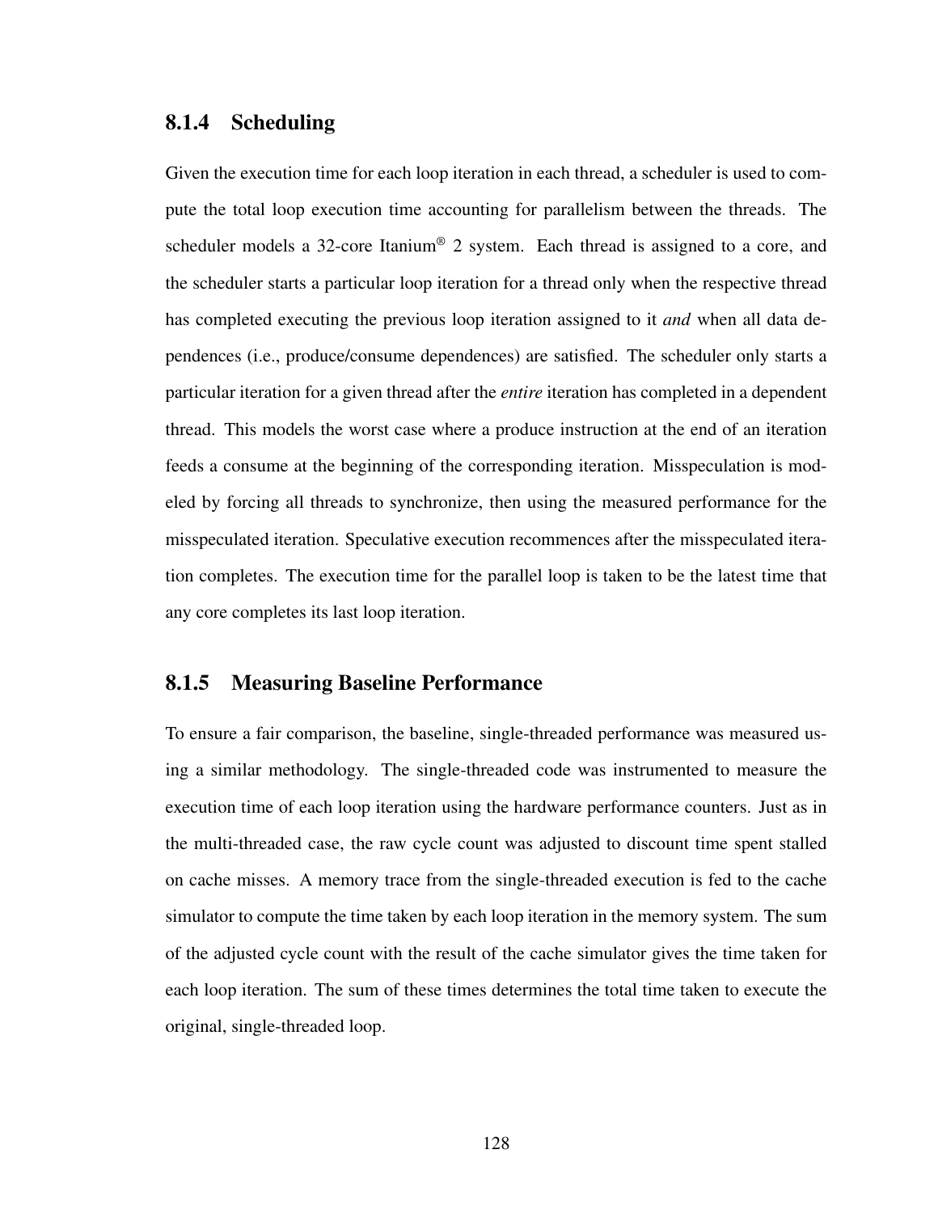### 8.1.4 Scheduling

Given the execution time for each loop iteration in each thread, a scheduler is used to compute the total loop execution time accounting for parallelism between the threads. The scheduler models a 32-core Itanium® 2 system. Each thread is assigned to a core, and the scheduler starts a particular loop iteration for a thread only when the respective thread has completed executing the previous loop iteration assigned to it *and* when all data dependences (i.e., produce/consume dependences) are satisfied. The scheduler only starts a particular iteration for a given thread after the *entire* iteration has completed in a dependent thread. This models the worst case where a produce instruction at the end of an iteration feeds a consume at the beginning of the corresponding iteration. Misspeculation is modeled by forcing all threads to synchronize, then using the measured performance for the misspeculated iteration. Speculative execution recommences after the misspeculated iteration completes. The execution time for the parallel loop is taken to be the latest time that any core completes its last loop iteration.

### 8.1.5 Measuring Baseline Performance

To ensure a fair comparison, the baseline, single-threaded performance was measured using a similar methodology. The single-threaded code was instrumented to measure the execution time of each loop iteration using the hardware performance counters. Just as in the multi-threaded case, the raw cycle count was adjusted to discount time spent stalled on cache misses. A memory trace from the single-threaded execution is fed to the cache simulator to compute the time taken by each loop iteration in the memory system. The sum of the adjusted cycle count with the result of the cache simulator gives the time taken for each loop iteration. The sum of these times determines the total time taken to execute the original, single-threaded loop.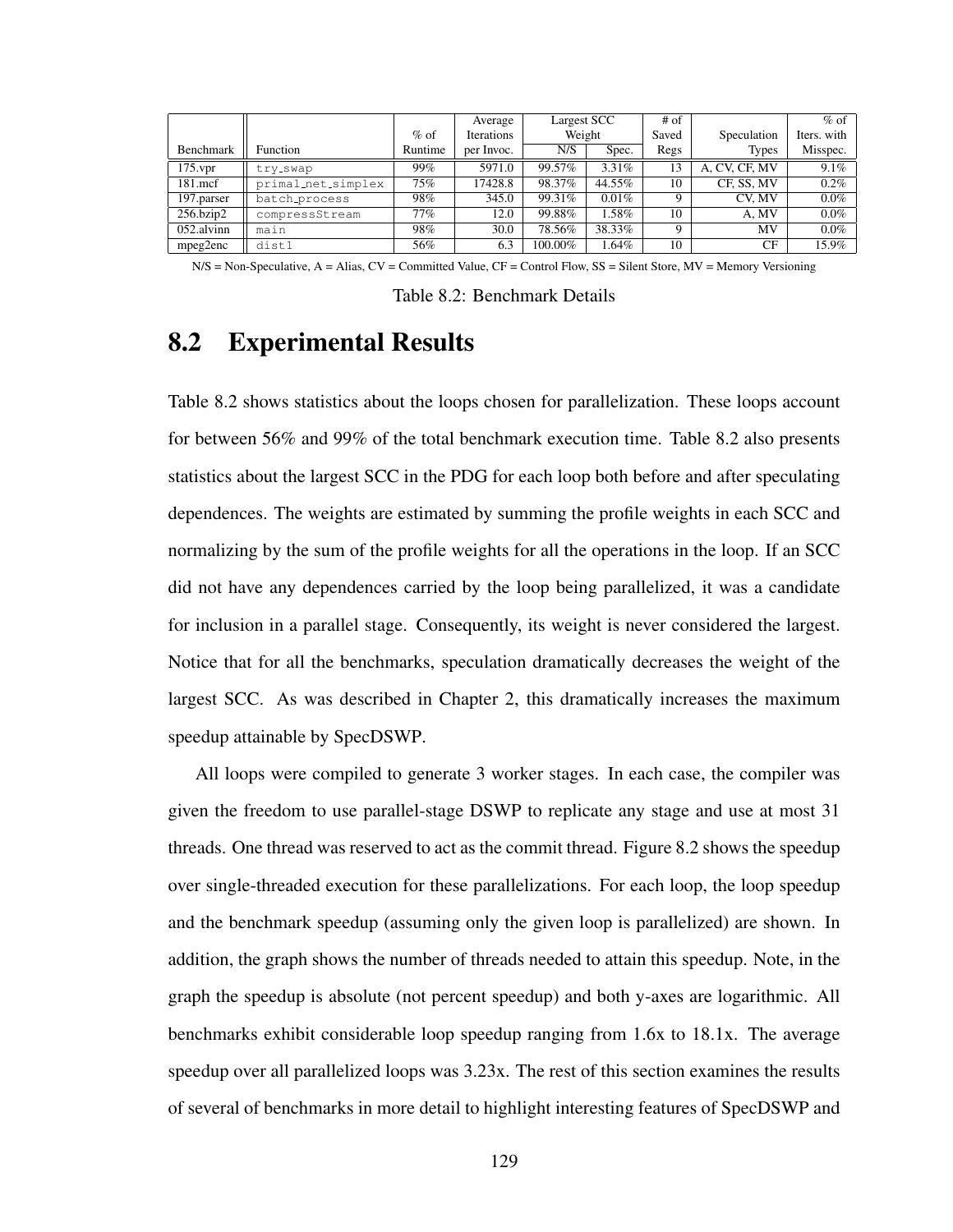| Benchmark | Function | % of Runtime | Average Iterations per Invoc. | Largest SCC Weight | | # of Saved Regs | Speculation Types | % of Iters. with Misspec. |
|---|---|---|---|---|---|---|---|---|
| | | | | N/S | Spec. | | | |
| 175.vpr | `try_swap` | 99% | 5971.0 | 99.57% | 3.31% | 13 | A, CV, CF, MV | 9.1% |
| 181.mcf | `primal_net_simplex` | 75% | 17428.8 | 98.37% | 44.55% | 10 | CF, SS, MV | 0.2% |
| 197.parser | `batch_process` | 98% | 345.0 | 99.31% | 0.01% | 9 | CV, MV | 0.0% |
| 256.bzip2 | `compressStream` | 77% | 12.0 | 99.88% | 1.58% | 10 | A, MV | 0.0% |
| 052.alvinn | `main` | 98% | 30.0 | 78.56% | 38.33% | 9 | MV | 0.0% |
| mpeg2enc | `dist1` | 56% | 6.3 | 100.00% | 1.64% | 10 | CF | 15.9% |

N/S = Non-Speculative, A = Alias, CV = Committed Value, CF = Control Flow, SS = Silent Store, MV = Memory Versioning

Table 8.2: Benchmark Details

## 8.2 Experimental Results

Table 8.2 shows statistics about the loops chosen for parallelization. These loops account for between 56% and 99% of the total benchmark execution time. Table 8.2 also presents statistics about the largest SCC in the PDG for each loop both before and after speculating dependences. The weights are estimated by summing the profile weights in each SCC and normalizing by the sum of the profile weights for all the operations in the loop. If an SCC did not have any dependences carried by the loop being parallelized, it was a candidate for inclusion in a parallel stage. Consequently, its weight is never considered the largest. Notice that for all the benchmarks, speculation dramatically decreases the weight of the largest SCC. As was described in Chapter 2, this dramatically increases the maximum speedup attainable by SpecDSWP.

All loops were compiled to generate 3 worker stages. In each case, the compiler was given the freedom to use parallel-stage DSWP to replicate any stage and use at most 31 threads. One thread was reserved to act as the commit thread. Figure 8.2 shows the speedup over single-threaded execution for these parallelizations. For each loop, the loop speedup and the benchmark speedup (assuming only the given loop is parallelized) are shown. In addition, the graph shows the number of threads needed to attain this speedup. Note, in the graph the speedup is absolute (not percent speedup) and both y-axes are logarithmic. All benchmarks exhibit considerable loop speedup ranging from 1.6x to 18.1x. The average speedup over all parallelized loops was 3.23x. The rest of this section examines the results of several of benchmarks in more detail to highlight interesting features of SpecDSWP and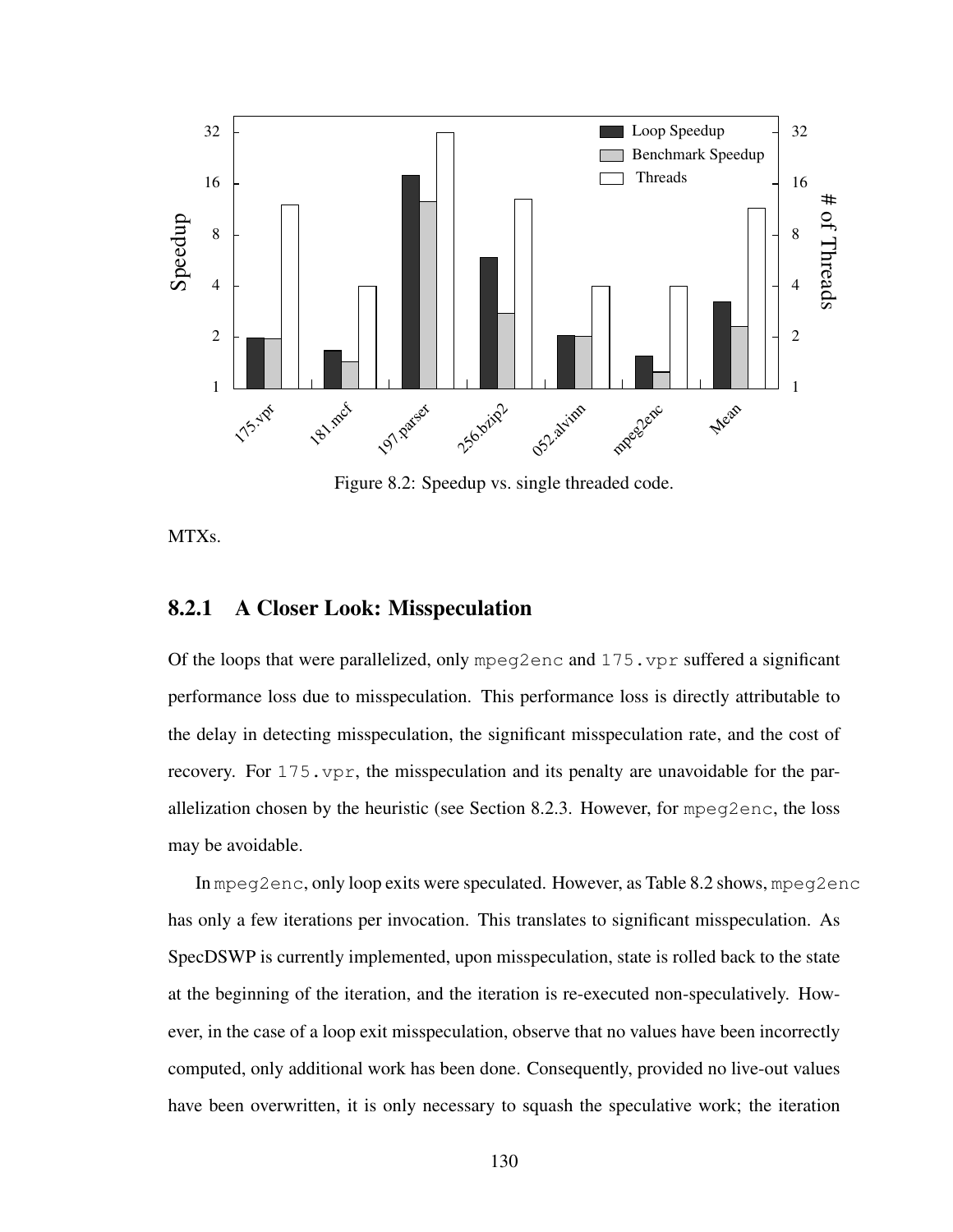Figure 8.2: Speedup vs. single threaded code.

MTXs.

### 8.2.1 A Closer Look: Misspeculation

Of the loops that were parallelized, only `mpeg2enc` and `175.vpr` suffered a significant performance loss due to misspeculation. This performance loss is directly attributable to the delay in detecting misspeculation, the significant misspeculation rate, and the cost of recovery. For `175.vpr`, the misspeculation and its penalty are unavoidable for the parallelization chosen by the heuristic (see Section 8.2.3. However, for `mpeg2enc`, the loss may be avoidable.

In `mpeg2enc`, only loop exits were speculated. However, as Table 8.2 shows, `mpeg2enc` has only a few iterations per invocation. This translates to significant misspeculation. As SpecDSWP is currently implemented, upon misspeculation, state is rolled back to the state at the beginning of the iteration, and the iteration is re-executed non-speculatively. However, in the case of a loop exit misspeculation, observe that no values have been incorrectly computed, only additional work has been done. Consequently, provided no live-out values have been overwritten, it is only necessary to squash the speculative work; the iteration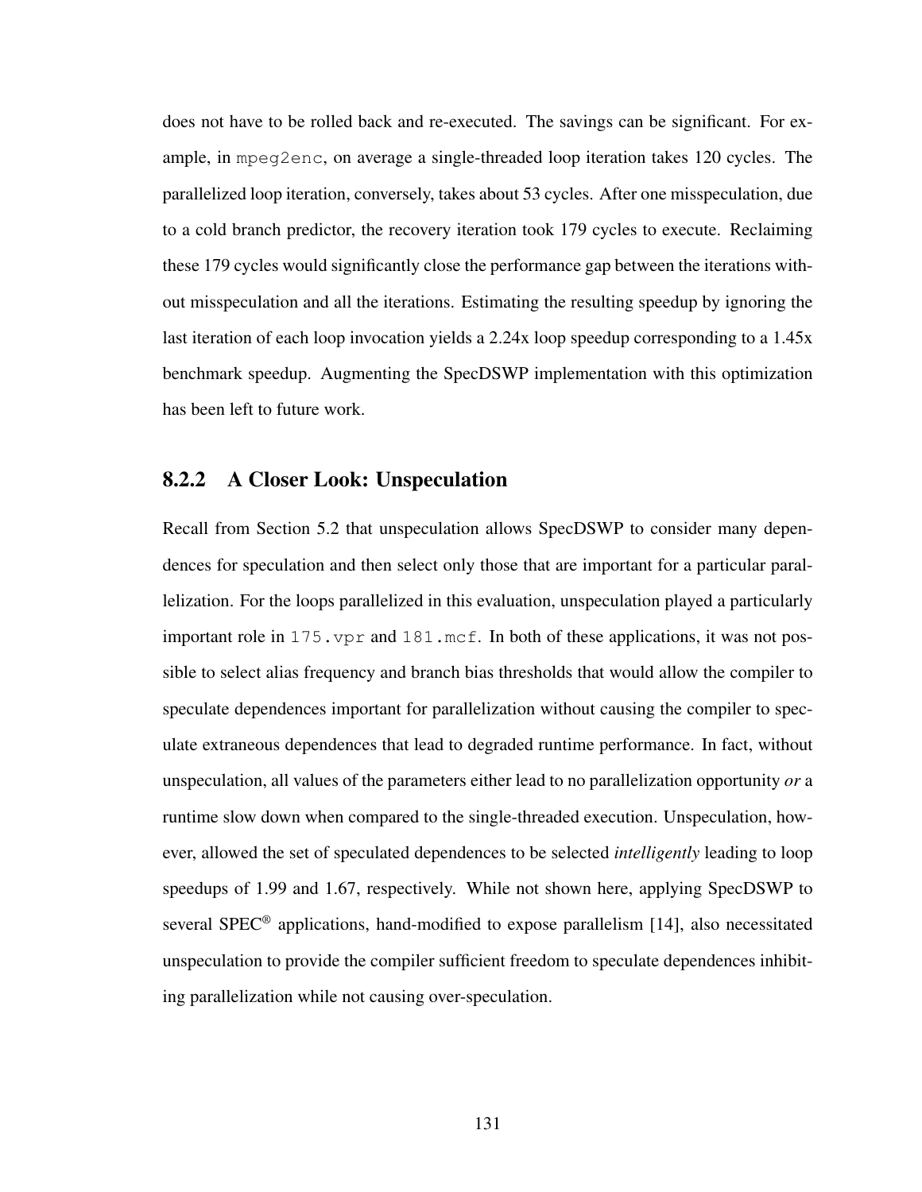does not have to be rolled back and re-executed. The savings can be significant. For example, in `mpeg2enc`, on average a single-threaded loop iteration takes 120 cycles. The parallelized loop iteration, conversely, takes about 53 cycles. After one misspeculation, due to a cold branch predictor, the recovery iteration took 179 cycles to execute. Reclaiming these 179 cycles would significantly close the performance gap between the iterations without misspeculation and all the iterations. Estimating the resulting speedup by ignoring the last iteration of each loop invocation yields a 2.24x loop speedup corresponding to a 1.45x benchmark speedup. Augmenting the SpecDSWP implementation with this optimization has been left to future work.

### 8.2.2 A Closer Look: Unspeculation

Recall from Section 5.2 that unspeculation allows SpecDSWP to consider many dependences for speculation and then select only those that are important for a particular parallelization. For the loops parallelized in this evaluation, unspeculation played a particularly important role in `175.vpr` and `181.mcf`. In both of these applications, it was not possible to select alias frequency and branch bias thresholds that would allow the compiler to speculate dependences important for parallelization without causing the compiler to speculate extraneous dependences that lead to degraded runtime performance. In fact, without unspeculation, all values of the parameters either lead to no parallelization opportunity *or* a runtime slow down when compared to the single-threaded execution. Unspeculation, however, allowed the set of speculated dependences to be selected *intelligently* leading to loop speedups of 1.99 and 1.67, respectively. While not shown here, applying SpecDSWP to several SPEC® applications, hand-modified to expose parallelism [14], also necessitated unspeculation to provide the compiler sufficient freedom to speculate dependences inhibiting parallelization while not causing over-speculation.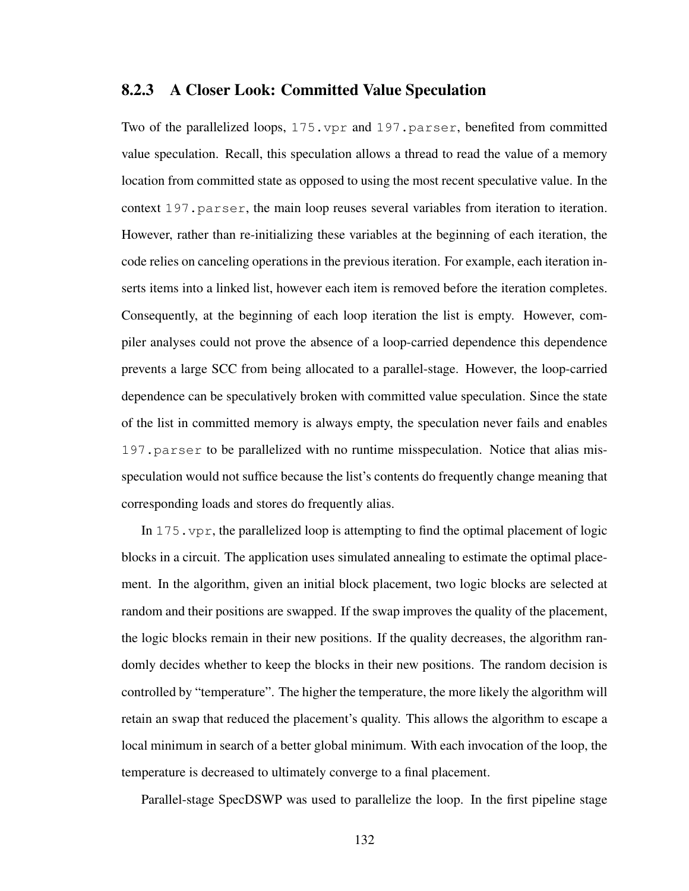### 8.2.3 A Closer Look: Committed Value Speculation

Two of the parallelized loops, `175.vpr` and `197.parser`, benefited from committed value speculation. Recall, this speculation allows a thread to read the value of a memory location from committed state as opposed to using the most recent speculative value. In the context `197.parser`, the main loop reuses several variables from iteration to iteration. However, rather than re-initializing these variables at the beginning of each iteration, the code relies on canceling operations in the previous iteration. For example, each iteration inserts items into a linked list, however each item is removed before the iteration completes. Consequently, at the beginning of each loop iteration the list is empty. However, compiler analyses could not prove the absence of a loop-carried dependence this dependence prevents a large SCC from being allocated to a parallel-stage. However, the loop-carried dependence can be speculatively broken with committed value speculation. Since the state of the list in committed memory is always empty, the speculation never fails and enables `197.parser` to be parallelized with no runtime misspeculation. Notice that alias misspeculation would not suffice because the list's contents do frequently change meaning that corresponding loads and stores do frequently alias.

In `175.vpr`, the parallelized loop is attempting to find the optimal placement of logic blocks in a circuit. The application uses simulated annealing to estimate the optimal placement. In the algorithm, given an initial block placement, two logic blocks are selected at random and their positions are swapped. If the swap improves the quality of the placement, the logic blocks remain in their new positions. If the quality decreases, the algorithm randomly decides whether to keep the blocks in their new positions. The random decision is controlled by "temperature". The higher the temperature, the more likely the algorithm will retain an swap that reduced the placement's quality. This allows the algorithm to escape a local minimum in search of a better global minimum. With each invocation of the loop, the temperature is decreased to ultimately converge to a final placement.

Parallel-stage SpecDSWP was used to parallelize the loop. In the first pipeline stage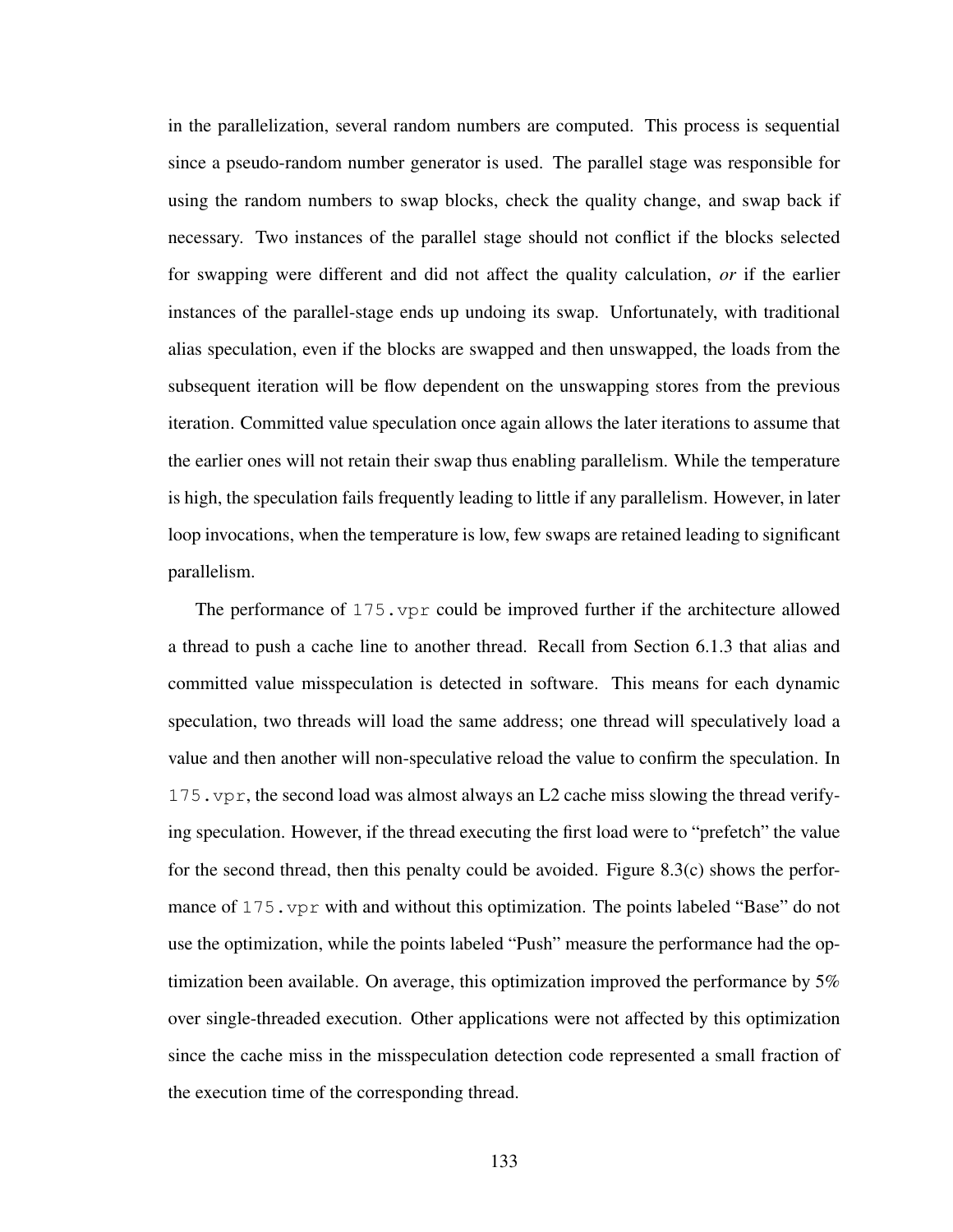in the parallelization, several random numbers are computed. This process is sequential since a pseudo-random number generator is used. The parallel stage was responsible for using the random numbers to swap blocks, check the quality change, and swap back if necessary. Two instances of the parallel stage should not conflict if the blocks selected for swapping were different and did not affect the quality calculation, *or* if the earlier instances of the parallel-stage ends up undoing its swap. Unfortunately, with traditional alias speculation, even if the blocks are swapped and then unswapped, the loads from the subsequent iteration will be flow dependent on the unswapping stores from the previous iteration. Committed value speculation once again allows the later iterations to assume that the earlier ones will not retain their swap thus enabling parallelism. While the temperature is high, the speculation fails frequently leading to little if any parallelism. However, in later loop invocations, when the temperature is low, few swaps are retained leading to significant parallelism.

The performance of `175.vpr` could be improved further if the architecture allowed a thread to push a cache line to another thread. Recall from Section 6.1.3 that alias and committed value misspeculation is detected in software. This means for each dynamic speculation, two threads will load the same address; one thread will speculatively load a value and then another will non-speculative reload the value to confirm the speculation. In `175.vpr`, the second load was almost always an L2 cache miss slowing the thread verifying speculation. However, if the thread executing the first load were to "prefetch" the value for the second thread, then this penalty could be avoided. Figure 8.3(c) shows the performance of `175.vpr` with and without this optimization. The points labeled "Base" do not use the optimization, while the points labeled "Push" measure the performance had the optimization been available. On average, this optimization improved the performance by 5% over single-threaded execution. Other applications were not affected by this optimization since the cache miss in the misspeculation detection code represented a small fraction of the execution time of the corresponding thread.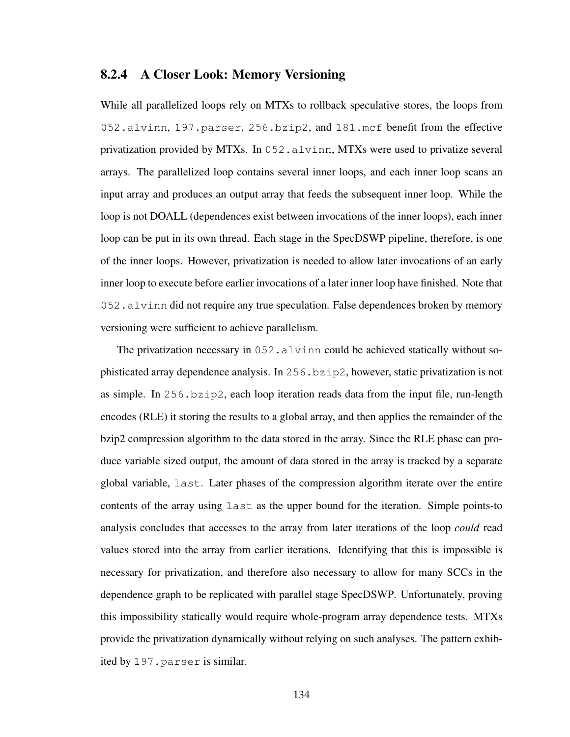### 8.2.4 A Closer Look: Memory Versioning

While all parallelized loops rely on MTXs to rollback speculative stores, the loops from `052.alvinn`, `197.parser`, `256.bzip2`, and `181.mcf` benefit from the effective privatization provided by MTXs. In `052.alvinn`, MTXs were used to privatize several arrays. The parallelized loop contains several inner loops, and each inner loop scans an input array and produces an output array that feeds the subsequent inner loop. While the loop is not DOALL (dependences exist between invocations of the inner loops), each inner loop can be put in its own thread. Each stage in the SpecDSWP pipeline, therefore, is one of the inner loops. However, privatization is needed to allow later invocations of an early inner loop to execute before earlier invocations of a later inner loop have finished. Note that `052.alvinn` did not require any true speculation. False dependences broken by memory versioning were sufficient to achieve parallelism.

The privatization necessary in `052.alvinn` could be achieved statically without sophisticated array dependence analysis. In `256.bzip2`, however, static privatization is not as simple. In `256.bzip2`, each loop iteration reads data from the input file, run-length encodes (RLE) it storing the results to a global array, and then applies the remainder of the bzip2 compression algorithm to the data stored in the array. Since the RLE phase can produce variable sized output, the amount of data stored in the array is tracked by a separate global variable, `last`. Later phases of the compression algorithm iterate over the entire contents of the array using `last` as the upper bound for the iteration. Simple points-to analysis concludes that accesses to the array from later iterations of the loop *could* read values stored into the array from earlier iterations. Identifying that this is impossible is necessary for privatization, and therefore also necessary to allow for many SCCs in the dependence graph to be replicated with parallel stage SpecDSWP. Unfortunately, proving this impossibility statically would require whole-program array dependence tests. MTXs provide the privatization dynamically without relying on such analyses. The pattern exhibited by `197.parser` is similar.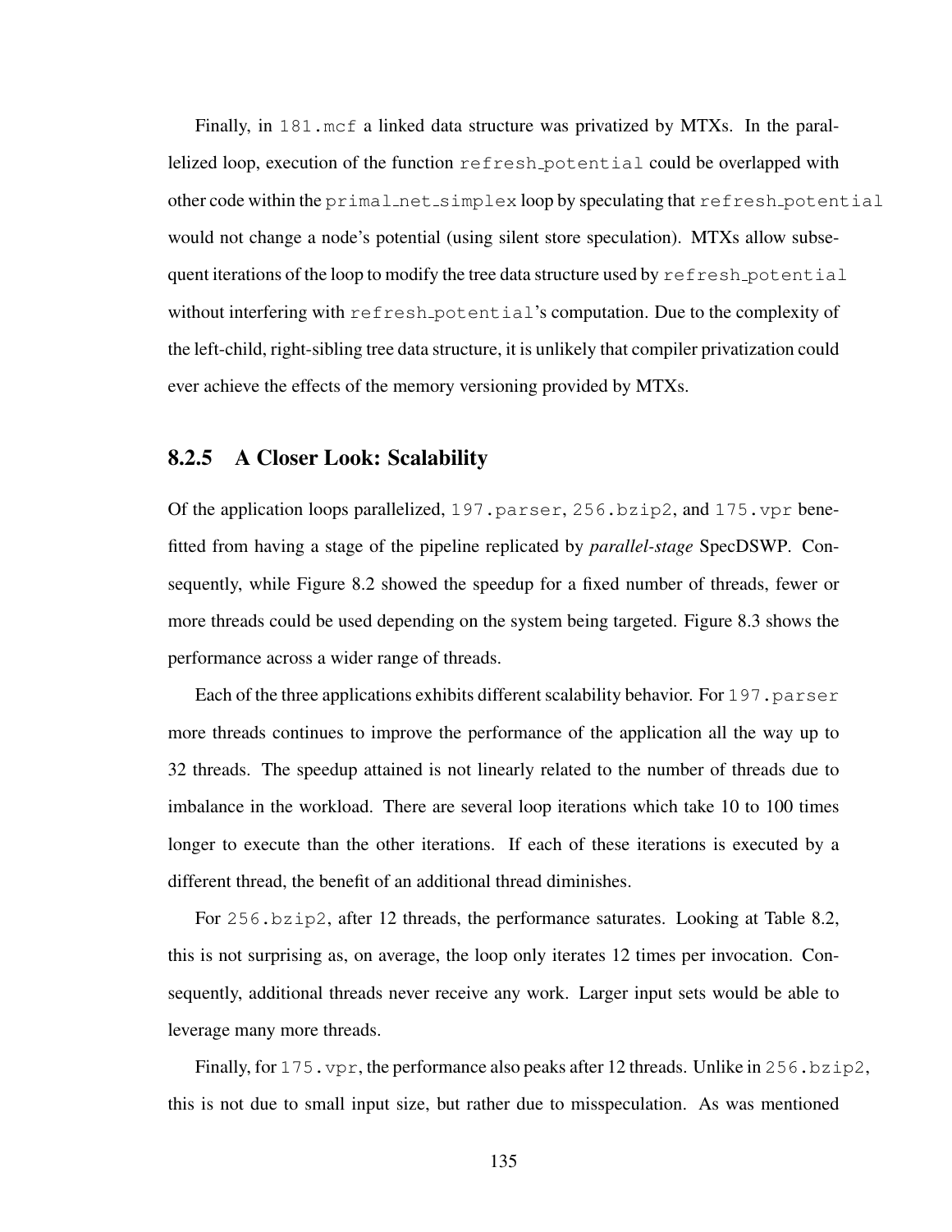Finally, in `181.mcf` a linked data structure was privatized by MTXs. In the parallelized loop, execution of the function `refresh_potential` could be overlapped with other code within the `primal_net_simplex` loop by speculating that `refresh_potential` would not change a node's potential (using silent store speculation). MTXs allow subsequent iterations of the loop to modify the tree data structure used by `refresh_potential` without interfering with `refresh_potential`'s computation. Due to the complexity of the left-child, right-sibling tree data structure, it is unlikely that compiler privatization could ever achieve the effects of the memory versioning provided by MTXs.

### 8.2.5 A Closer Look: Scalability

Of the application loops parallelized, `197.parser`, `256.bzip2`, and `175.vpr` benefitted from having a stage of the pipeline replicated by *parallel-stage* SpecDSWP. Consequently, while Figure 8.2 showed the speedup for a fixed number of threads, fewer or more threads could be used depending on the system being targeted. Figure 8.3 shows the performance across a wider range of threads.

Each of the three applications exhibits different scalability behavior. For `197.parser` more threads continues to improve the performance of the application all the way up to 32 threads. The speedup attained is not linearly related to the number of threads due to imbalance in the workload. There are several loop iterations which take 10 to 100 times longer to execute than the other iterations. If each of these iterations is executed by a different thread, the benefit of an additional thread diminishes.

For `256.bzip2`, after 12 threads, the performance saturates. Looking at Table 8.2, this is not surprising as, on average, the loop only iterates 12 times per invocation. Consequently, additional threads never receive any work. Larger input sets would be able to leverage many more threads.

Finally, for `175.vpr`, the performance also peaks after 12 threads. Unlike in `256.bzip2`, this is not due to small input size, but rather due to misspeculation. As was mentioned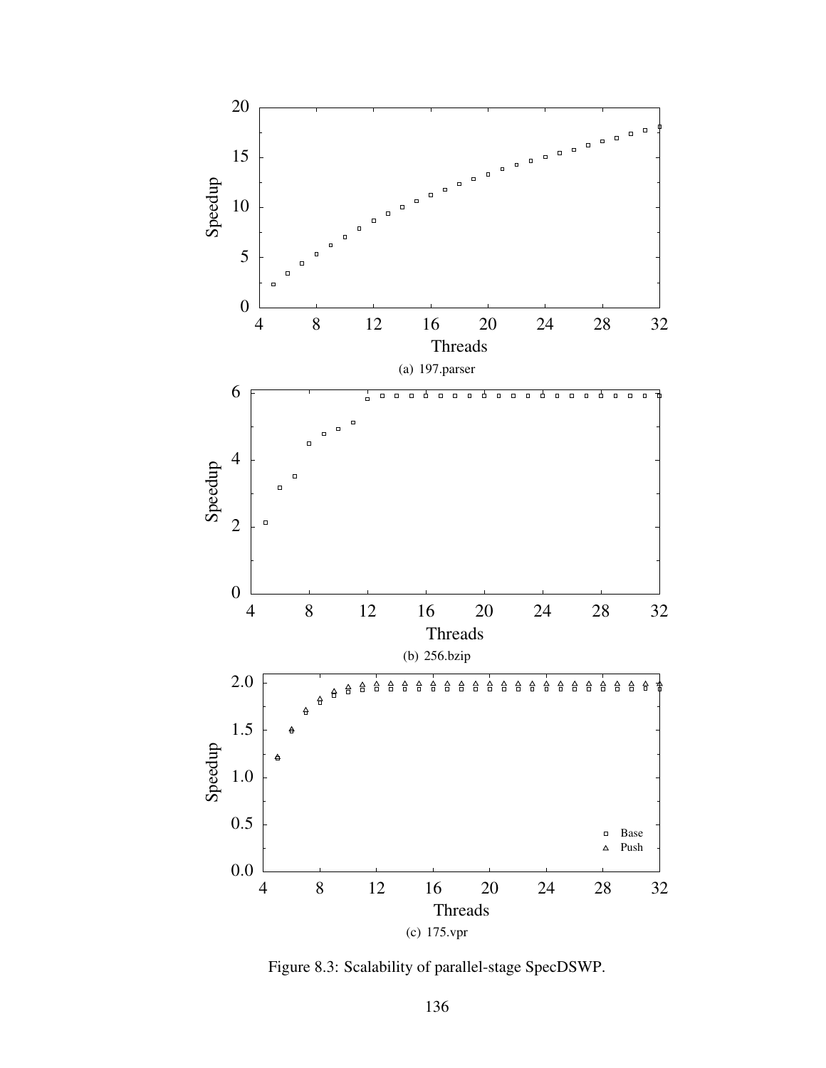(a) 197.parser

(b) 256.bzip

(c) 175.vpr

Figure 8.3: Scalability of parallel-stage SpecDSWP.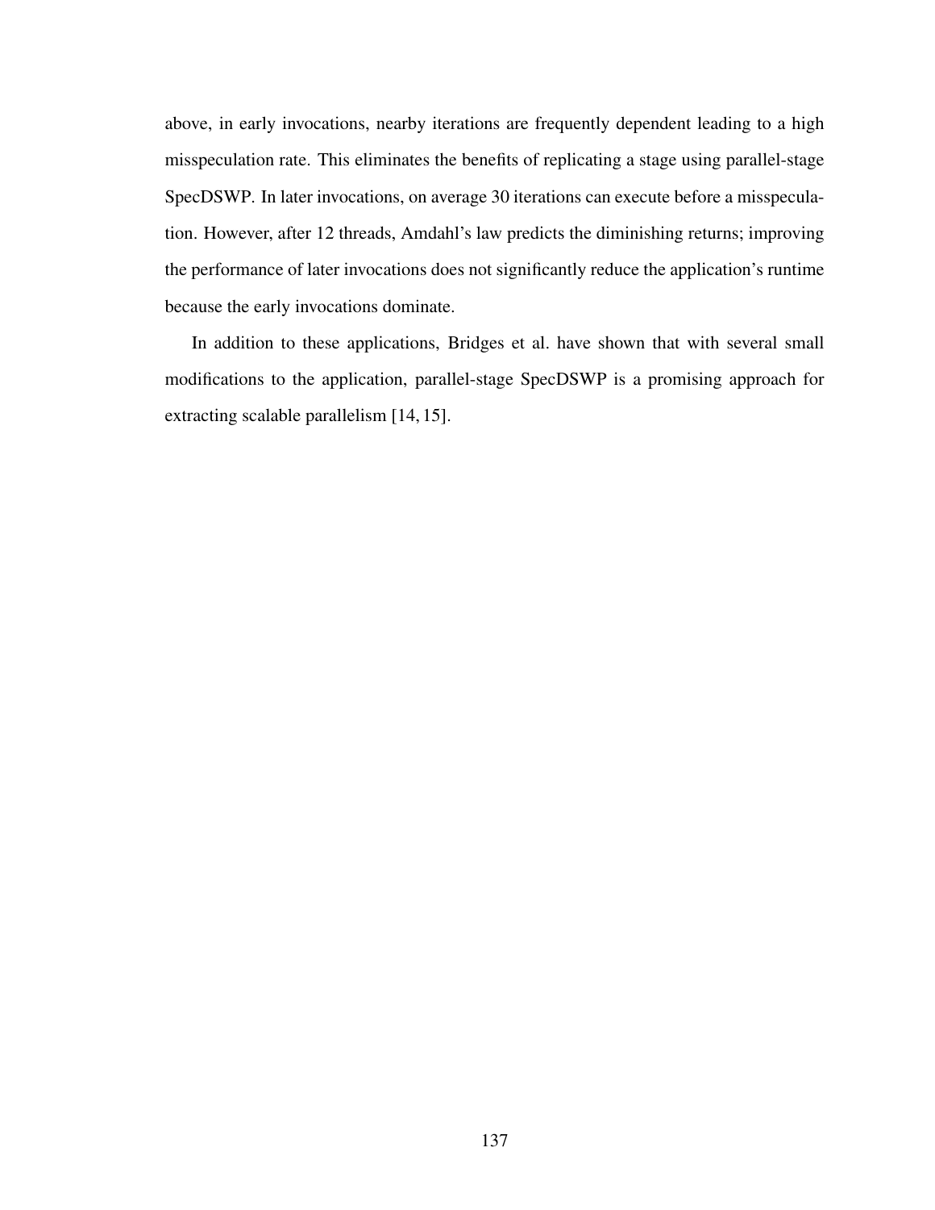above, in early invocations, nearby iterations are frequently dependent leading to a high misspeculation rate. This eliminates the benefits of replicating a stage using parallel-stage SpecDSWP. In later invocations, on average 30 iterations can execute before a misspeculation. However, after 12 threads, Amdahl's law predicts the diminishing returns; improving the performance of later invocations does not significantly reduce the application's runtime because the early invocations dominate.

In addition to these applications, Bridges et al. have shown that with several small modifications to the application, parallel-stage SpecDSWP is a promising approach for extracting scalable parallelism [14, 15].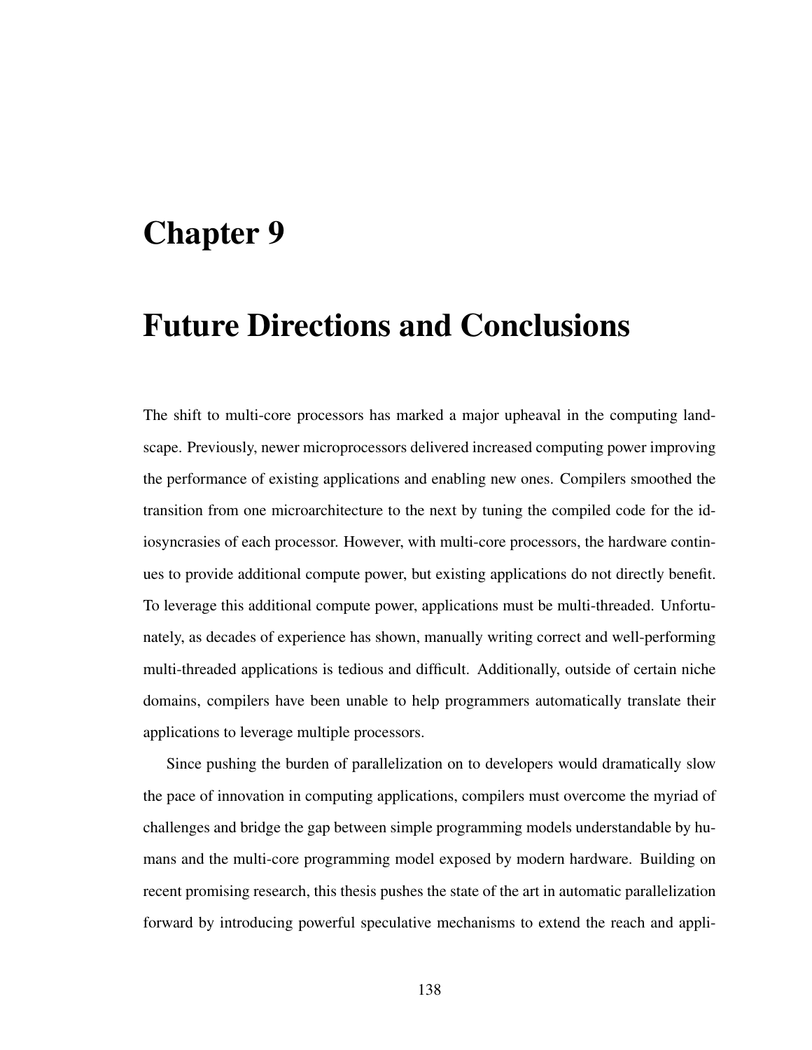# Chapter 9

# Future Directions and Conclusions

The shift to multi-core processors has marked a major upheaval in the computing landscape. Previously, newer microprocessors delivered increased computing power improving the performance of existing applications and enabling new ones. Compilers smoothed the transition from one microarchitecture to the next by tuning the compiled code for the idiosyncrasies of each processor. However, with multi-core processors, the hardware continues to provide additional compute power, but existing applications do not directly benefit. To leverage this additional compute power, applications must be multi-threaded. Unfortunately, as decades of experience has shown, manually writing correct and well-performing multi-threaded applications is tedious and difficult. Additionally, outside of certain niche domains, compilers have been unable to help programmers automatically translate their applications to leverage multiple processors.

Since pushing the burden of parallelization on to developers would dramatically slow the pace of innovation in computing applications, compilers must overcome the myriad of challenges and bridge the gap between simple programming models understandable by humans and the multi-core programming model exposed by modern hardware. Building on recent promising research, this thesis pushes the state of the art in automatic parallelization forward by introducing powerful speculative mechanisms to extend the reach and appli-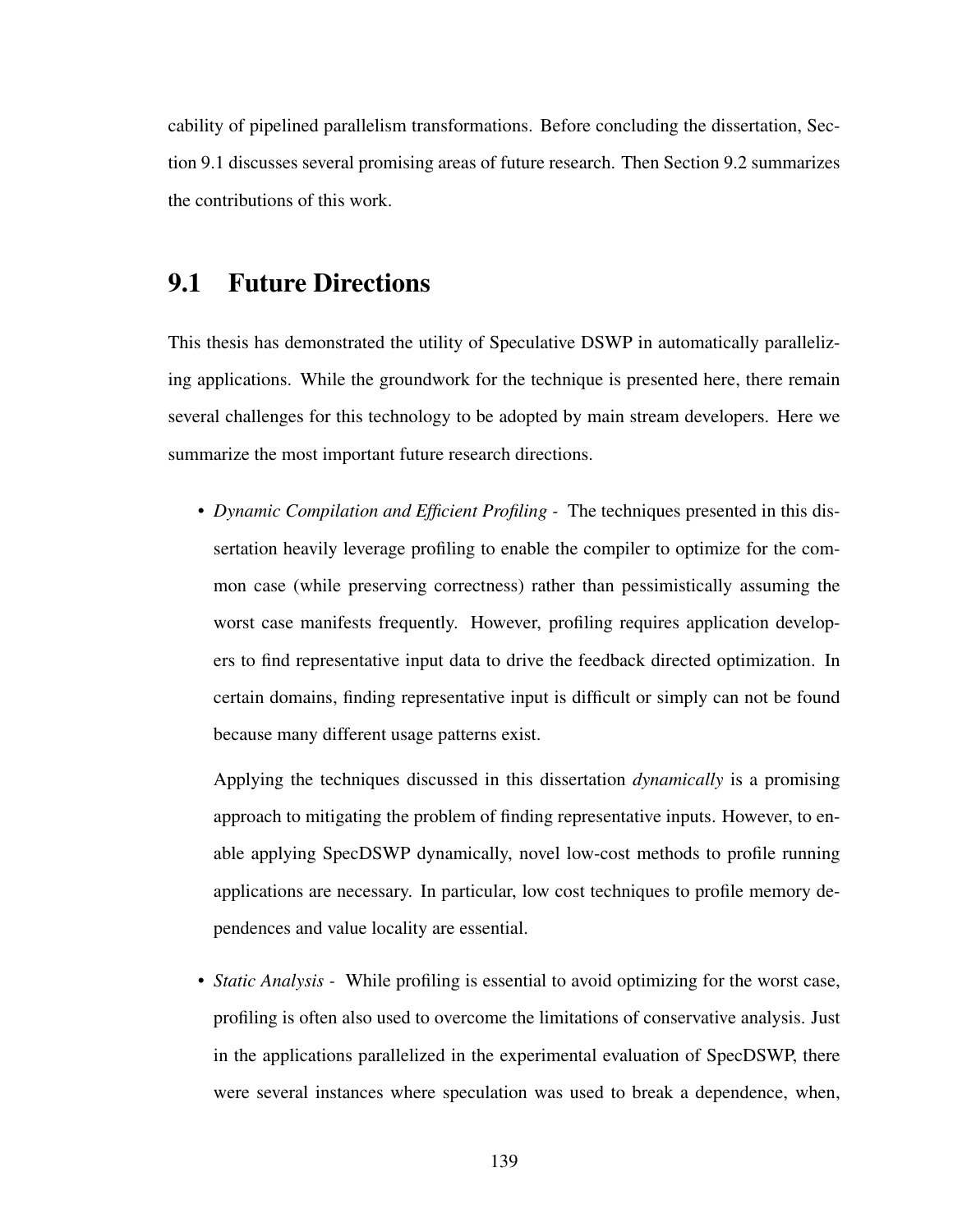cability of pipelined parallelism transformations. Before concluding the dissertation, Section 9.1 discusses several promising areas of future research. Then Section 9.2 summarizes the contributions of this work.

## 9.1 Future Directions

This thesis has demonstrated the utility of Speculative DSWP in automatically parallelizing applications. While the groundwork for the technique is presented here, there remain several challenges for this technology to be adopted by main stream developers. Here we summarize the most important future research directions.

- *Dynamic Compilation and Efficient Profiling* - The techniques presented in this dissertation heavily leverage profiling to enable the compiler to optimize for the common case (while preserving correctness) rather than pessimistically assuming the worst case manifests frequently. However, profiling requires application developers to find representative input data to drive the feedback directed optimization. In certain domains, finding representative input is difficult or simply can not be found because many different usage patterns exist.

  Applying the techniques discussed in this dissertation *dynamically* is a promising approach to mitigating the problem of finding representative inputs. However, to enable applying SpecDSWP dynamically, novel low-cost methods to profile running applications are necessary. In particular, low cost techniques to profile memory dependences and value locality are essential.

- *Static Analysis* - While profiling is essential to avoid optimizing for the worst case, profiling is often also used to overcome the limitations of conservative analysis. Just in the applications parallelized in the experimental evaluation of SpecDSWP, there were several instances where speculation was used to break a dependence, when,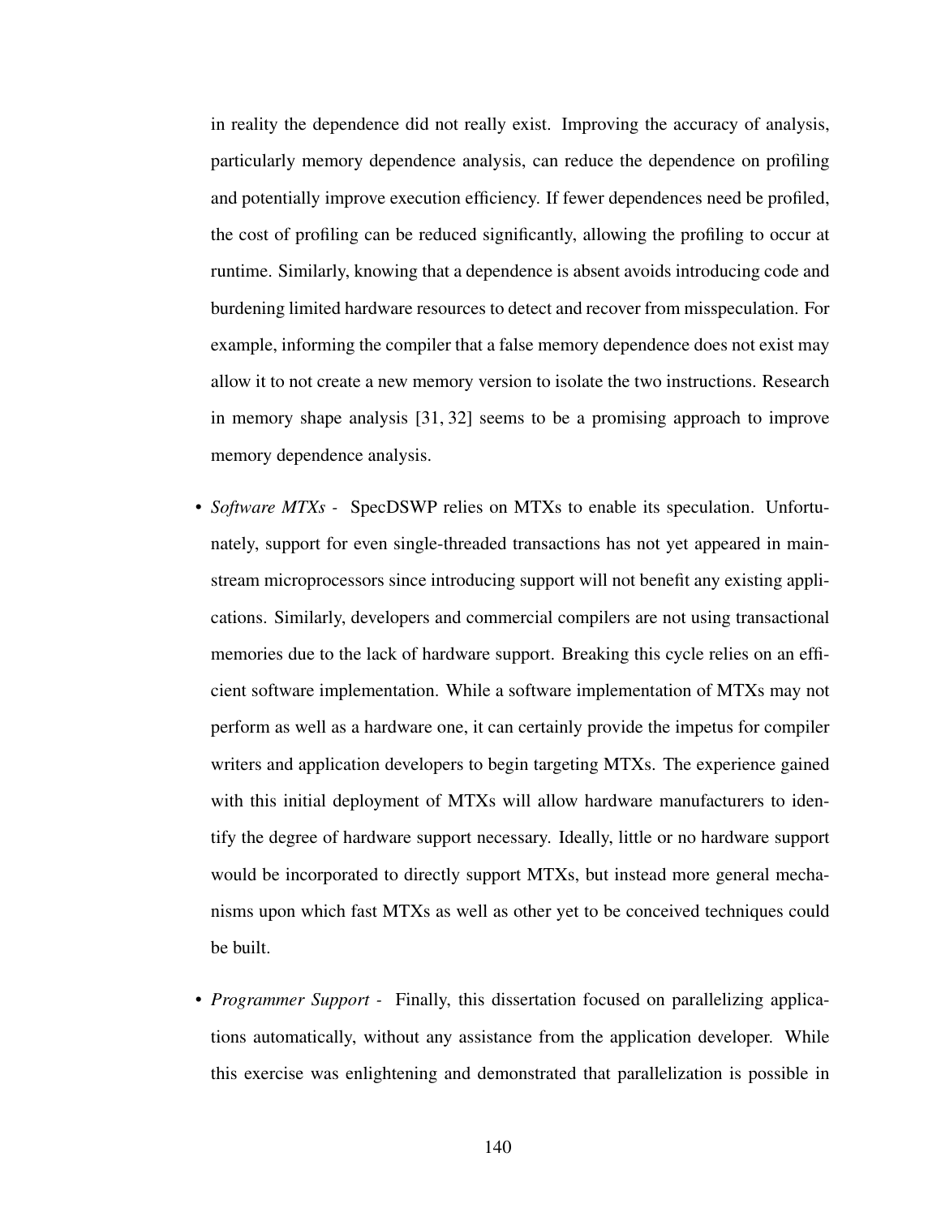in reality the dependence did not really exist. Improving the accuracy of analysis, particularly memory dependence analysis, can reduce the dependence on profiling and potentially improve execution efficiency. If fewer dependences need be profiled, the cost of profiling can be reduced significantly, allowing the profiling to occur at runtime. Similarly, knowing that a dependence is absent avoids introducing code and burdening limited hardware resources to detect and recover from misspeculation. For example, informing the compiler that a false memory dependence does not exist may allow it to not create a new memory version to isolate the two instructions. Research in memory shape analysis [31, 32] seems to be a promising approach to improve memory dependence analysis.

- *Software MTXs* - SpecDSWP relies on MTXs to enable its speculation. Unfortunately, support for even single-threaded transactions has not yet appeared in mainstream microprocessors since introducing support will not benefit any existing applications. Similarly, developers and commercial compilers are not using transactional memories due to the lack of hardware support. Breaking this cycle relies on an efficient software implementation. While a software implementation of MTXs may not perform as well as a hardware one, it can certainly provide the impetus for compiler writers and application developers to begin targeting MTXs. The experience gained with this initial deployment of MTXs will allow hardware manufacturers to identify the degree of hardware support necessary. Ideally, little or no hardware support would be incorporated to directly support MTXs, but instead more general mechanisms upon which fast MTXs as well as other yet to be conceived techniques could be built.

- *Programmer Support* - Finally, this dissertation focused on parallelizing applications automatically, without any assistance from the application developer. While this exercise was enlightening and demonstrated that parallelization is possible in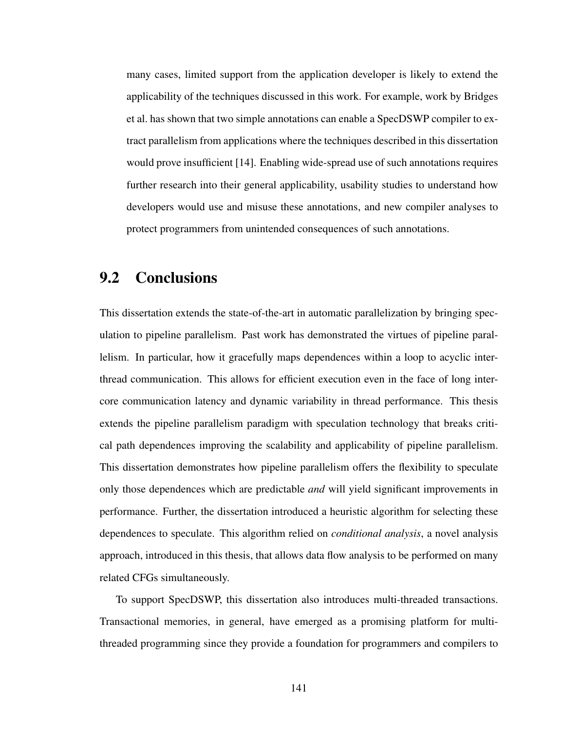many cases, limited support from the application developer is likely to extend the applicability of the techniques discussed in this work. For example, work by Bridges et al. has shown that two simple annotations can enable a SpecDSWP compiler to extract parallelism from applications where the techniques described in this dissertation would prove insufficient [14]. Enabling wide-spread use of such annotations requires further research into their general applicability, usability studies to understand how developers would use and misuse these annotations, and new compiler analyses to protect programmers from unintended consequences of such annotations.

## 9.2 Conclusions

This dissertation extends the state-of-the-art in automatic parallelization by bringing speculation to pipeline parallelism. Past work has demonstrated the virtues of pipeline parallelism. In particular, how it gracefully maps dependences within a loop to acyclic inter-thread communication. This allows for efficient execution even in the face of long inter-core communication latency and dynamic variability in thread performance. This thesis extends the pipeline parallelism paradigm with speculation technology that breaks critical path dependences improving the scalability and applicability of pipeline parallelism. This dissertation demonstrates how pipeline parallelism offers the flexibility to speculate only those dependences which are predictable *and* will yield significant improvements in performance. Further, the dissertation introduced a heuristic algorithm for selecting these dependences to speculate. This algorithm relied on *conditional analysis*, a novel analysis approach, introduced in this thesis, that allows data flow analysis to be performed on many related CFGs simultaneously.

To support SpecDSWP, this dissertation also introduces multi-threaded transactions. Transactional memories, in general, have emerged as a promising platform for multi-threaded programming since they provide a foundation for programmers and compilers to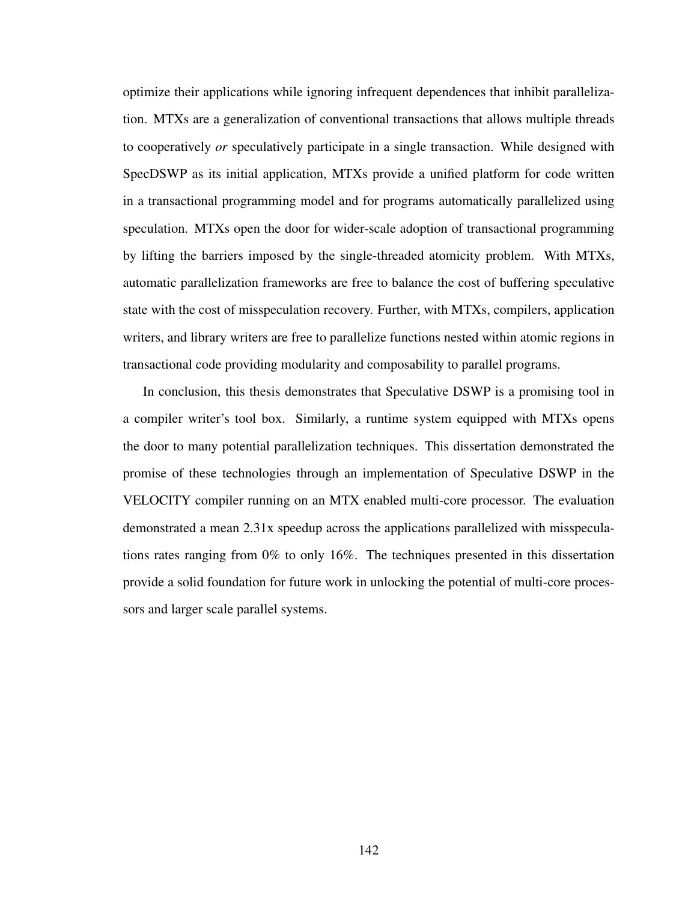optimize their applications while ignoring infrequent dependences that inhibit parallelization. MTXs are a generalization of conventional transactions that allows multiple threads to cooperatively *or* speculatively participate in a single transaction. While designed with SpecDSWP as its initial application, MTXs provide a unified platform for code written in a transactional programming model and for programs automatically parallelized using speculation. MTXs open the door for wider-scale adoption of transactional programming by lifting the barriers imposed by the single-threaded atomicity problem. With MTXs, automatic parallelization frameworks are free to balance the cost of buffering speculative state with the cost of misspeculation recovery. Further, with MTXs, compilers, application writers, and library writers are free to parallelize functions nested within atomic regions in transactional code providing modularity and composability to parallel programs.

In conclusion, this thesis demonstrates that Speculative DSWP is a promising tool in a compiler writer's tool box. Similarly, a runtime system equipped with MTXs opens the door to many potential parallelization techniques. This dissertation demonstrated the promise of these technologies through an implementation of Speculative DSWP in the VELOCITY compiler running on an MTX enabled multi-core processor. The evaluation demonstrated a mean 2.31x speedup across the applications parallelized with misspeculations rates ranging from 0% to only 16%. The techniques presented in this dissertation provide a solid foundation for future work in unlocking the potential of multi-core processors and larger scale parallel systems.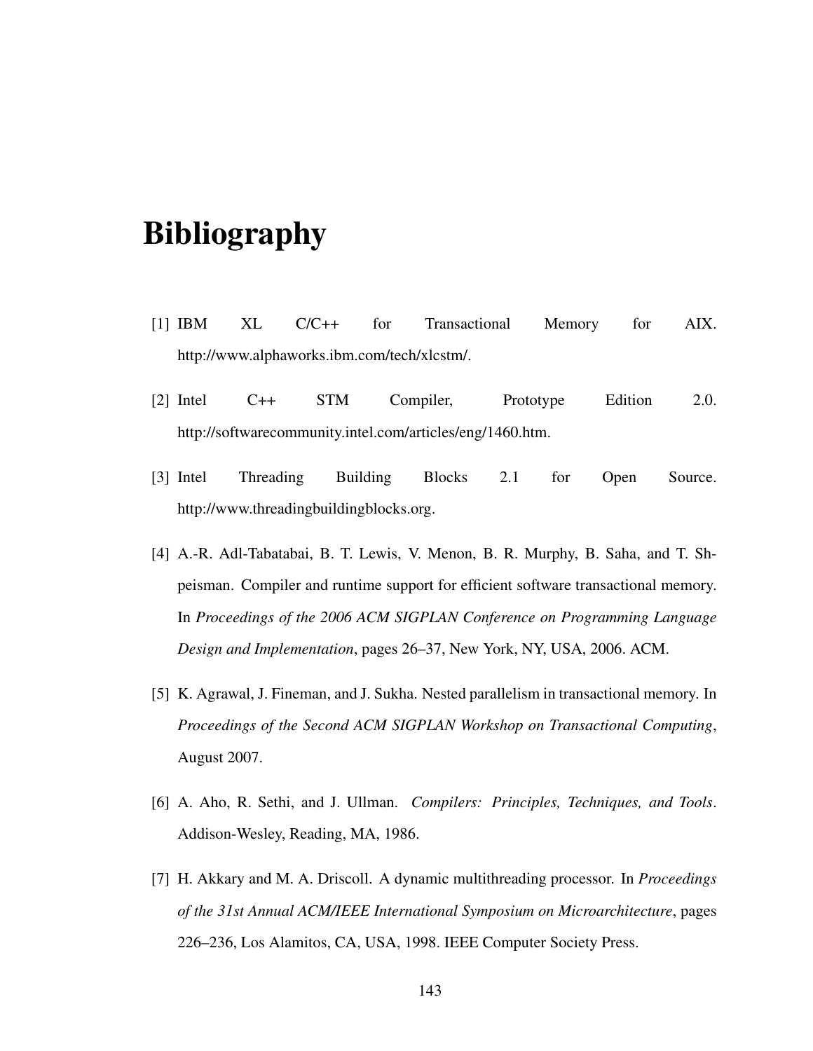# Bibliography

[1] IBM XL C/C++ for Transactional Memory for AIX. http://www.alphaworks.ibm.com/tech/xlcstm/.

[2] Intel C++ STM Compiler, Prototype Edition 2.0. http://softwarecommunity.intel.com/articles/eng/1460.htm.

[3] Intel Threading Building Blocks 2.1 for Open Source. http://www.threadingbuildingblocks.org.

[4] A.-R. Adl-Tabatabai, B. T. Lewis, V. Menon, B. R. Murphy, B. Saha, and T. Shpeisman. Compiler and runtime support for efficient software transactional memory. In *Proceedings of the 2006 ACM SIGPLAN Conference on Programming Language Design and Implementation*, pages 26–37, New York, NY, USA, 2006. ACM.

[5] K. Agrawal, J. Fineman, and J. Sukha. Nested parallelism in transactional memory. In *Proceedings of the Second ACM SIGPLAN Workshop on Transactional Computing*, August 2007.

[6] A. Aho, R. Sethi, and J. Ullman. *Compilers: Principles, Techniques, and Tools*. Addison-Wesley, Reading, MA, 1986.

[7] H. Akkary and M. A. Driscoll. A dynamic multithreading processor. In *Proceedings of the 31st Annual ACM/IEEE International Symposium on Microarchitecture*, pages 226–236, Los Alamitos, CA, USA, 1998. IEEE Computer Society Press.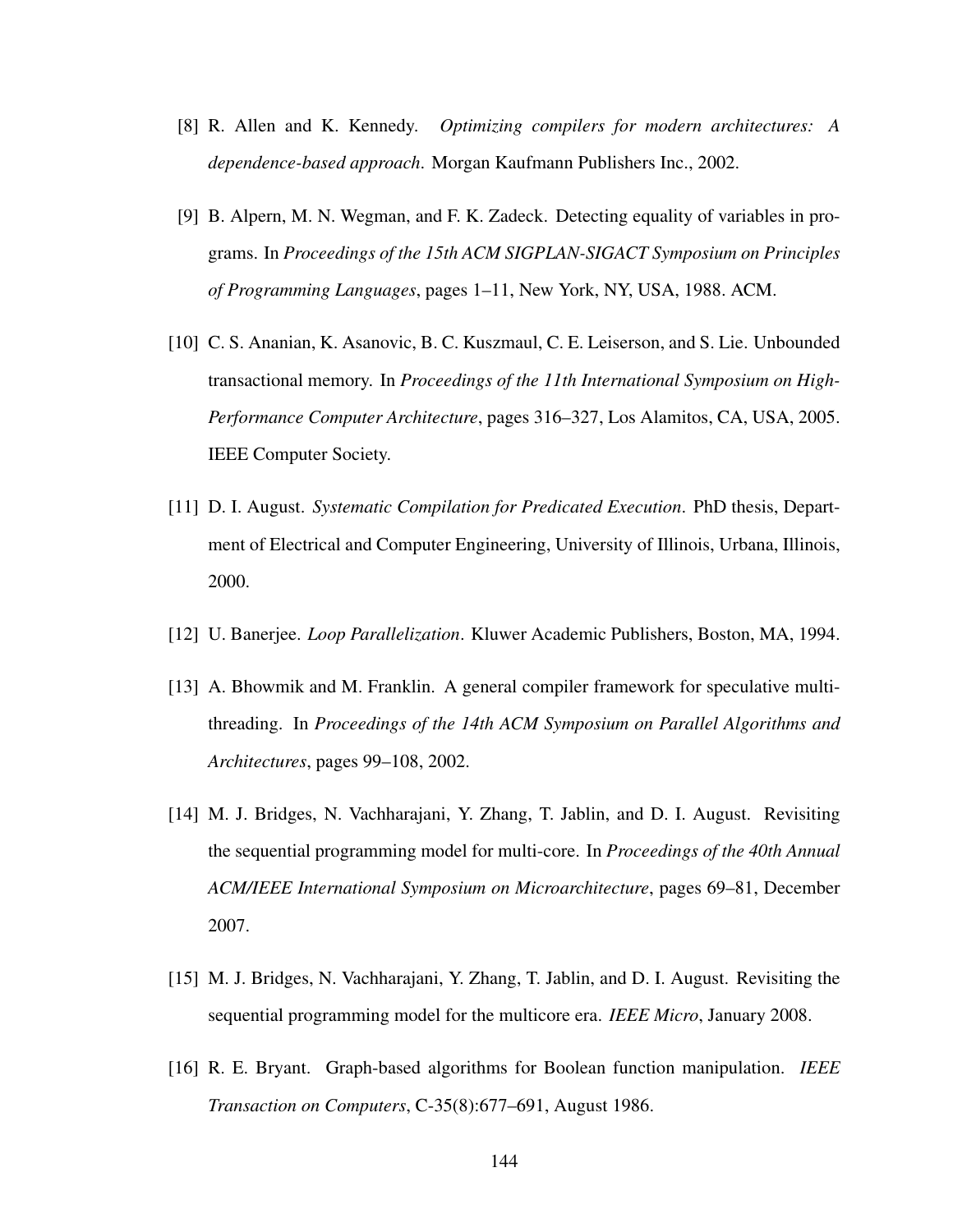[8] R. Allen and K. Kennedy. *Optimizing compilers for modern architectures: A dependence-based approach*. Morgan Kaufmann Publishers Inc., 2002.

[9] B. Alpern, M. N. Wegman, and F. K. Zadeck. Detecting equality of variables in programs. In *Proceedings of the 15th ACM SIGPLAN-SIGACT Symposium on Principles of Programming Languages*, pages 1–11, New York, NY, USA, 1988. ACM.

[10] C. S. Ananian, K. Asanovic, B. C. Kuszmaul, C. E. Leiserson, and S. Lie. Unbounded transactional memory. In *Proceedings of the 11th International Symposium on High-Performance Computer Architecture*, pages 316–327, Los Alamitos, CA, USA, 2005. IEEE Computer Society.

[11] D. I. August. *Systematic Compilation for Predicated Execution*. PhD thesis, Department of Electrical and Computer Engineering, University of Illinois, Urbana, Illinois, 2000.

[12] U. Banerjee. *Loop Parallelization*. Kluwer Academic Publishers, Boston, MA, 1994.

[13] A. Bhowmik and M. Franklin. A general compiler framework for speculative multithreading. In *Proceedings of the 14th ACM Symposium on Parallel Algorithms and Architectures*, pages 99–108, 2002.

[14] M. J. Bridges, N. Vachharajani, Y. Zhang, T. Jablin, and D. I. August. Revisiting the sequential programming model for multi-core. In *Proceedings of the 40th Annual ACM/IEEE International Symposium on Microarchitecture*, pages 69–81, December 2007.

[15] M. J. Bridges, N. Vachharajani, Y. Zhang, T. Jablin, and D. I. August. Revisiting the sequential programming model for the multicore era. *IEEE Micro*, January 2008.

[16] R. E. Bryant. Graph-based algorithms for Boolean function manipulation. *IEEE Transaction on Computers*, C-35(8):677–691, August 1986.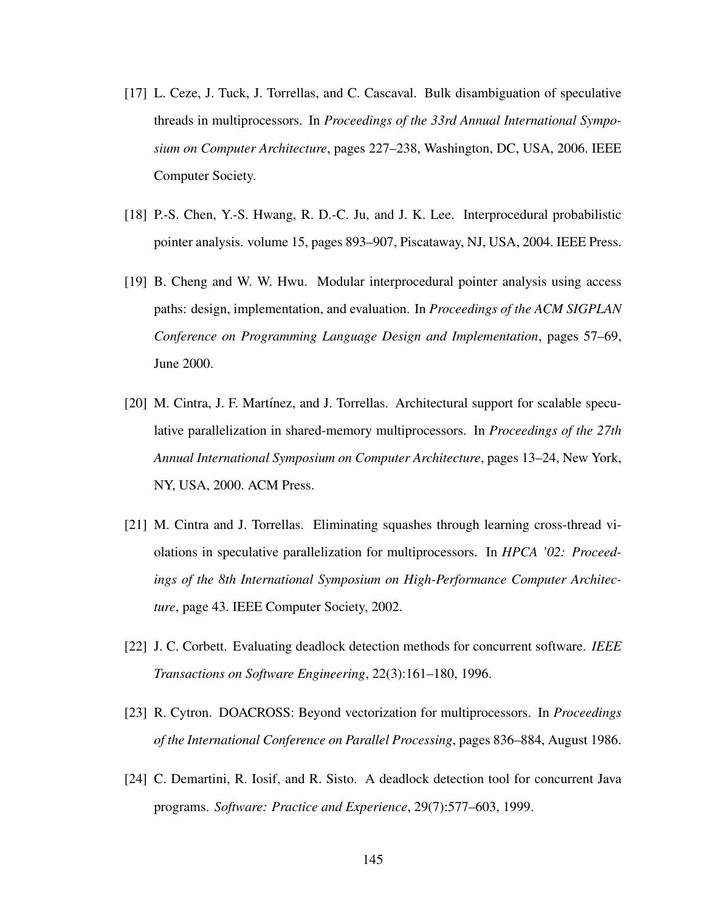[17] L. Ceze, J. Tuck, J. Torrellas, and C. Cascaval. Bulk disambiguation of speculative threads in multiprocessors. In *Proceedings of the 33rd Annual International Symposium on Computer Architecture*, pages 227–238, Washington, DC, USA, 2006. IEEE Computer Society.

[18] P.-S. Chen, Y.-S. Hwang, R. D.-C. Ju, and J. K. Lee. Interprocedural probabilistic pointer analysis. volume 15, pages 893–907, Piscataway, NJ, USA, 2004. IEEE Press.

[19] B. Cheng and W. W. Hwu. Modular interprocedural pointer analysis using access paths: design, implementation, and evaluation. In *Proceedings of the ACM SIGPLAN Conference on Programming Language Design and Implementation*, pages 57–69, June 2000.

[20] M. Cintra, J. F. Martínez, and J. Torrellas. Architectural support for scalable speculative parallelization in shared-memory multiprocessors. In *Proceedings of the 27th Annual International Symposium on Computer Architecture*, pages 13–24, New York, NY, USA, 2000. ACM Press.

[21] M. Cintra and J. Torrellas. Eliminating squashes through learning cross-thread violations in speculative parallelization for multiprocessors. In *HPCA '02: Proceedings of the 8th International Symposium on High-Performance Computer Architecture*, page 43. IEEE Computer Society, 2002.

[22] J. C. Corbett. Evaluating deadlock detection methods for concurrent software. *IEEE Transactions on Software Engineering*, 22(3):161–180, 1996.

[23] R. Cytron. DOACROSS: Beyond vectorization for multiprocessors. In *Proceedings of the International Conference on Parallel Processing*, pages 836–884, August 1986.

[24] C. Demartini, R. Iosif, and R. Sisto. A deadlock detection tool for concurrent Java programs. *Software: Practice and Experience*, 29(7):577–603, 1999.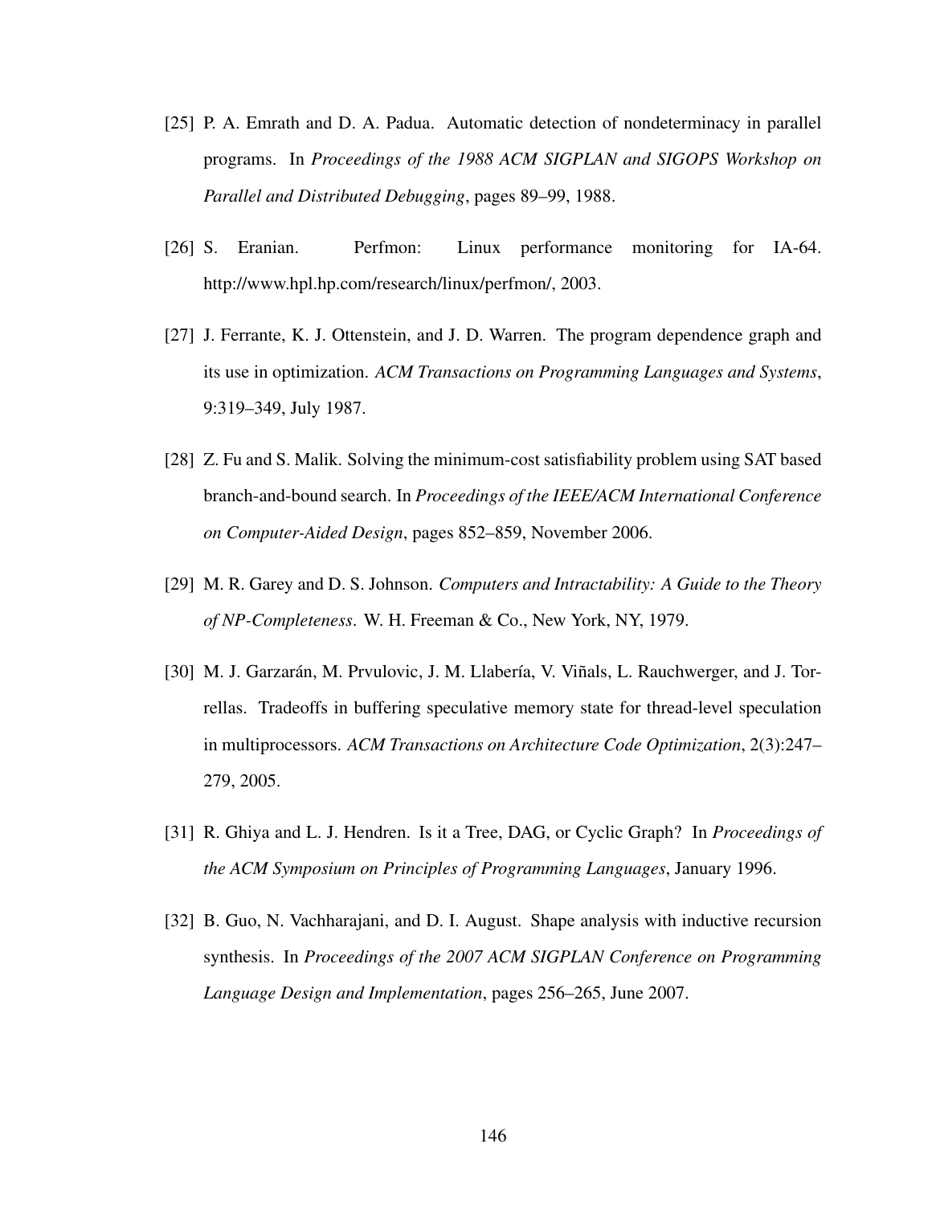[25] P. A. Emrath and D. A. Padua. Automatic detection of nondeterminacy in parallel programs. In *Proceedings of the 1988 ACM SIGPLAN and SIGOPS Workshop on Parallel and Distributed Debugging*, pages 89–99, 1988.

[26] S. Eranian. Perfmon: Linux performance monitoring for IA-64. http://www.hpl.hp.com/research/linux/perfmon/, 2003.

[27] J. Ferrante, K. J. Ottenstein, and J. D. Warren. The program dependence graph and its use in optimization. *ACM Transactions on Programming Languages and Systems*, 9:319–349, July 1987.

[28] Z. Fu and S. Malik. Solving the minimum-cost satisfiability problem using SAT based branch-and-bound search. In *Proceedings of the IEEE/ACM International Conference on Computer-Aided Design*, pages 852–859, November 2006.

[29] M. R. Garey and D. S. Johnson. *Computers and Intractability: A Guide to the Theory of NP-Completeness*. W. H. Freeman & Co., New York, NY, 1979.

[30] M. J. Garzarán, M. Prvulovic, J. M. Llabería, V. Viñals, L. Rauchwerger, and J. Torrellas. Tradeoffs in buffering speculative memory state for thread-level speculation in multiprocessors. *ACM Transactions on Architecture Code Optimization*, 2(3):247–279, 2005.

[31] R. Ghiya and L. J. Hendren. Is it a Tree, DAG, or Cyclic Graph? In *Proceedings of the ACM Symposium on Principles of Programming Languages*, January 1996.

[32] B. Guo, N. Vachharajani, and D. I. August. Shape analysis with inductive recursion synthesis. In *Proceedings of the 2007 ACM SIGPLAN Conference on Programming Language Design and Implementation*, pages 256–265, June 2007.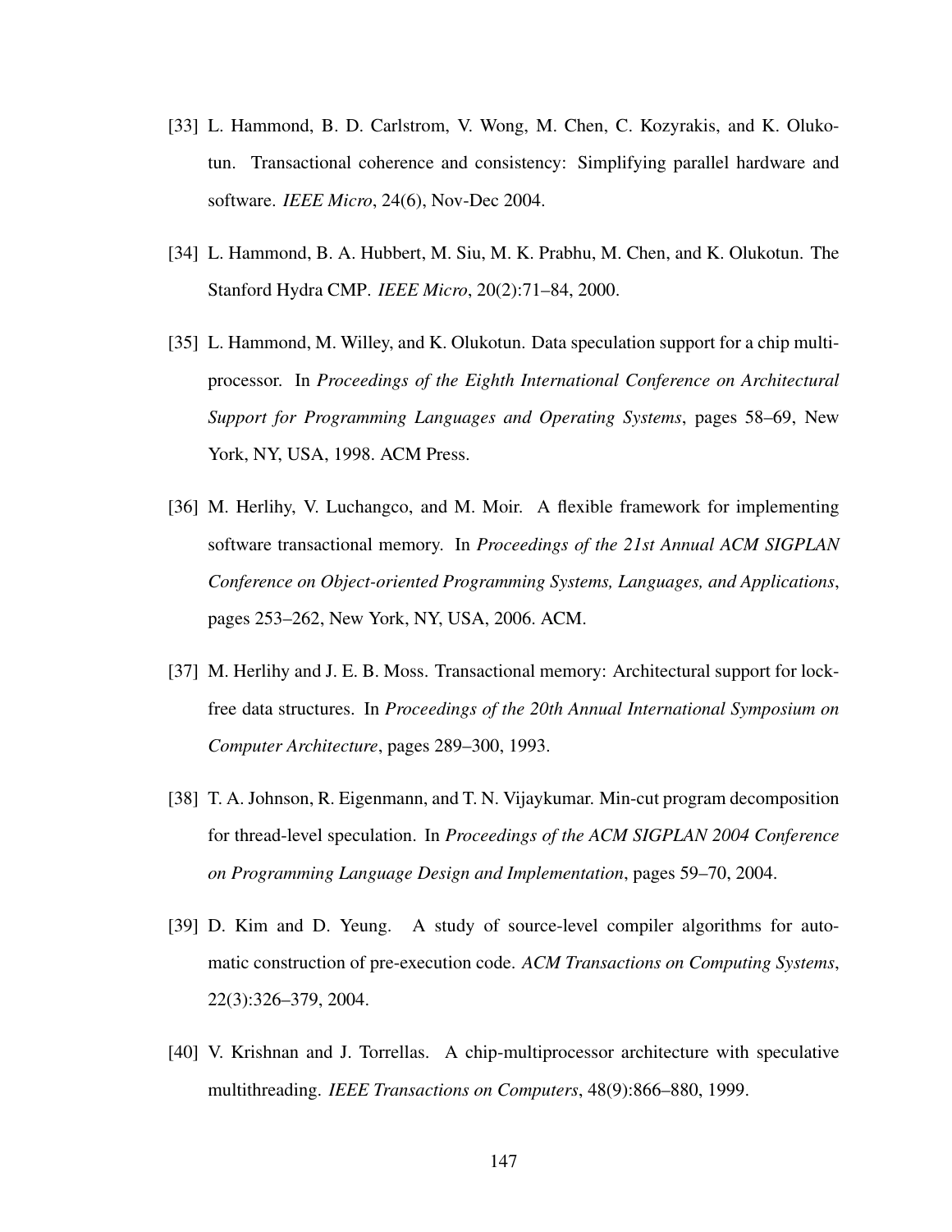[33] L. Hammond, B. D. Carlstrom, V. Wong, M. Chen, C. Kozyrakis, and K. Olukotun. Transactional coherence and consistency: Simplifying parallel hardware and software. *IEEE Micro*, 24(6), Nov-Dec 2004.

[34] L. Hammond, B. A. Hubbert, M. Siu, M. K. Prabhu, M. Chen, and K. Olukotun. The Stanford Hydra CMP. *IEEE Micro*, 20(2):71–84, 2000.

[35] L. Hammond, M. Willey, and K. Olukotun. Data speculation support for a chip multiprocessor. In *Proceedings of the Eighth International Conference on Architectural Support for Programming Languages and Operating Systems*, pages 58–69, New York, NY, USA, 1998. ACM Press.

[36] M. Herlihy, V. Luchangco, and M. Moir. A flexible framework for implementing software transactional memory. In *Proceedings of the 21st Annual ACM SIGPLAN Conference on Object-oriented Programming Systems, Languages, and Applications*, pages 253–262, New York, NY, USA, 2006. ACM.

[37] M. Herlihy and J. E. B. Moss. Transactional memory: Architectural support for lock-free data structures. In *Proceedings of the 20th Annual International Symposium on Computer Architecture*, pages 289–300, 1993.

[38] T. A. Johnson, R. Eigenmann, and T. N. Vijaykumar. Min-cut program decomposition for thread-level speculation. In *Proceedings of the ACM SIGPLAN 2004 Conference on Programming Language Design and Implementation*, pages 59–70, 2004.

[39] D. Kim and D. Yeung. A study of source-level compiler algorithms for automatic construction of pre-execution code. *ACM Transactions on Computing Systems*, 22(3):326–379, 2004.

[40] V. Krishnan and J. Torrellas. A chip-multiprocessor architecture with speculative multithreading. *IEEE Transactions on Computers*, 48(9):866–880, 1999.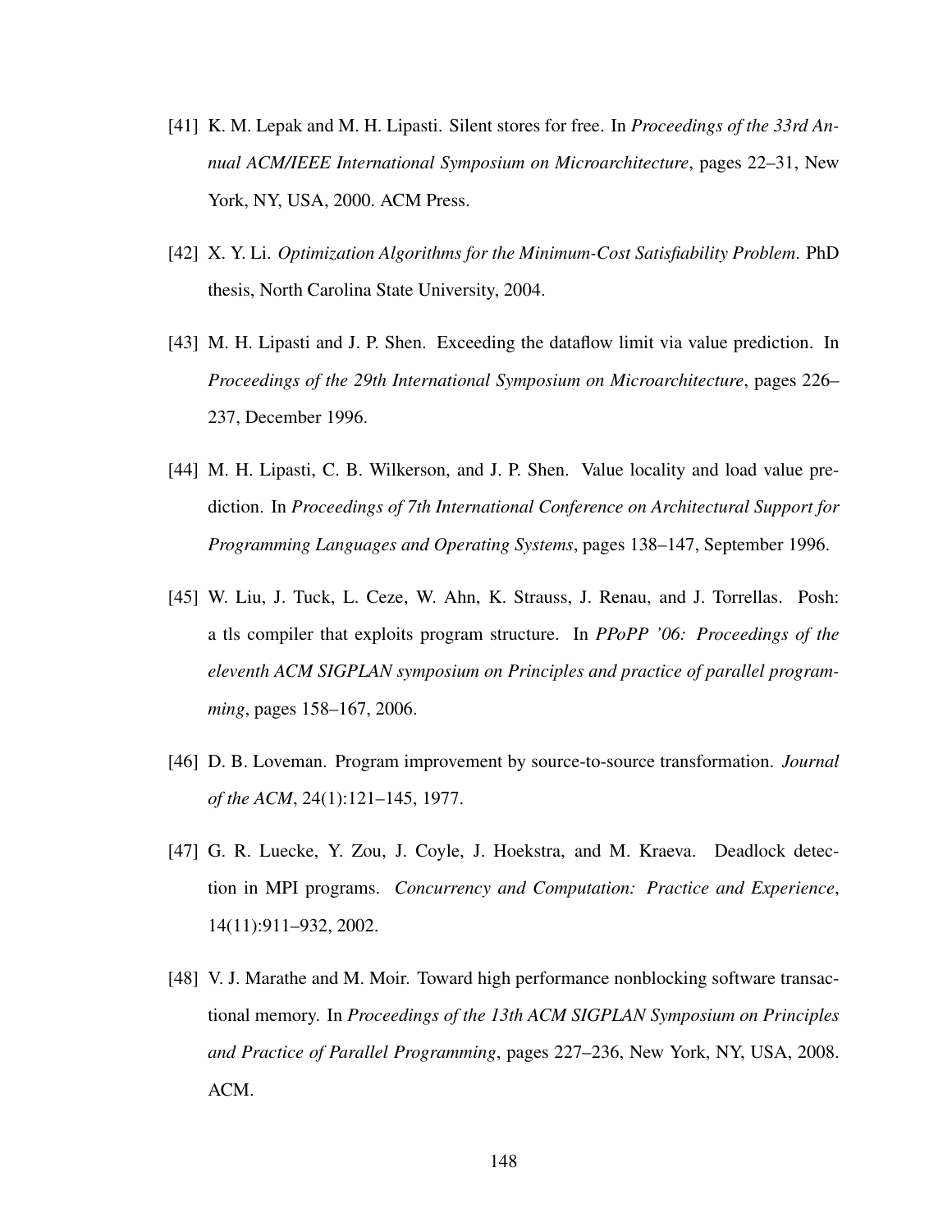[41] K. M. Lepak and M. H. Lipasti. Silent stores for free. In *Proceedings of the 33rd Annual ACM/IEEE International Symposium on Microarchitecture*, pages 22–31, New York, NY, USA, 2000. ACM Press.

[42] X. Y. Li. *Optimization Algorithms for the Minimum-Cost Satisfiability Problem*. PhD thesis, North Carolina State University, 2004.

[43] M. H. Lipasti and J. P. Shen. Exceeding the dataflow limit via value prediction. In *Proceedings of the 29th International Symposium on Microarchitecture*, pages 226–237, December 1996.

[44] M. H. Lipasti, C. B. Wilkerson, and J. P. Shen. Value locality and load value prediction. In *Proceedings of 7th International Conference on Architectural Support for Programming Languages and Operating Systems*, pages 138–147, September 1996.

[45] W. Liu, J. Tuck, L. Ceze, W. Ahn, K. Strauss, J. Renau, and J. Torrellas. Posh: a tls compiler that exploits program structure. In *PPoPP '06: Proceedings of the eleventh ACM SIGPLAN symposium on Principles and practice of parallel programming*, pages 158–167, 2006.

[46] D. B. Loveman. Program improvement by source-to-source transformation. *Journal of the ACM*, 24(1):121–145, 1977.

[47] G. R. Luecke, Y. Zou, J. Coyle, J. Hoekstra, and M. Kraeva. Deadlock detection in MPI programs. *Concurrency and Computation: Practice and Experience*, 14(11):911–932, 2002.

[48] V. J. Marathe and M. Moir. Toward high performance nonblocking software transactional memory. In *Proceedings of the 13th ACM SIGPLAN Symposium on Principles and Practice of Parallel Programming*, pages 227–236, New York, NY, USA, 2008. ACM.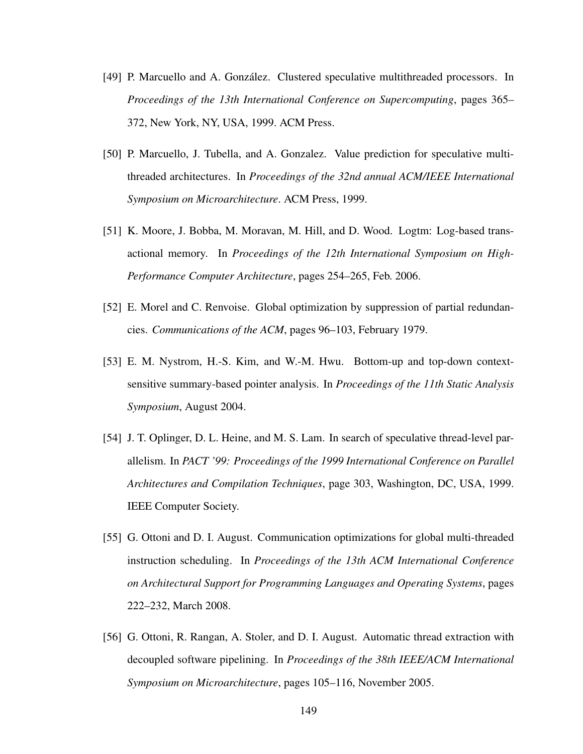[49] P. Marcuello and A. González. Clustered speculative multithreaded processors. In *Proceedings of the 13th International Conference on Supercomputing*, pages 365–372, New York, NY, USA, 1999. ACM Press.

[50] P. Marcuello, J. Tubella, and A. Gonzalez. Value prediction for speculative multithreaded architectures. In *Proceedings of the 32nd annual ACM/IEEE International Symposium on Microarchitecture*. ACM Press, 1999.

[51] K. Moore, J. Bobba, M. Moravan, M. Hill, and D. Wood. Logtm: Log-based transactional memory. In *Proceedings of the 12th International Symposium on High-Performance Computer Architecture*, pages 254–265, Feb. 2006.

[52] E. Morel and C. Renvoise. Global optimization by suppression of partial redundancies. *Communications of the ACM*, pages 96–103, February 1979.

[53] E. M. Nystrom, H.-S. Kim, and W.-M. Hwu. Bottom-up and top-down context-sensitive summary-based pointer analysis. In *Proceedings of the 11th Static Analysis Symposium*, August 2004.

[54] J. T. Oplinger, D. L. Heine, and M. S. Lam. In search of speculative thread-level parallelism. In *PACT '99: Proceedings of the 1999 International Conference on Parallel Architectures and Compilation Techniques*, page 303, Washington, DC, USA, 1999. IEEE Computer Society.

[55] G. Ottoni and D. I. August. Communication optimizations for global multi-threaded instruction scheduling. In *Proceedings of the 13th ACM International Conference on Architectural Support for Programming Languages and Operating Systems*, pages 222–232, March 2008.

[56] G. Ottoni, R. Rangan, A. Stoler, and D. I. August. Automatic thread extraction with decoupled software pipelining. In *Proceedings of the 38th IEEE/ACM International Symposium on Microarchitecture*, pages 105–116, November 2005.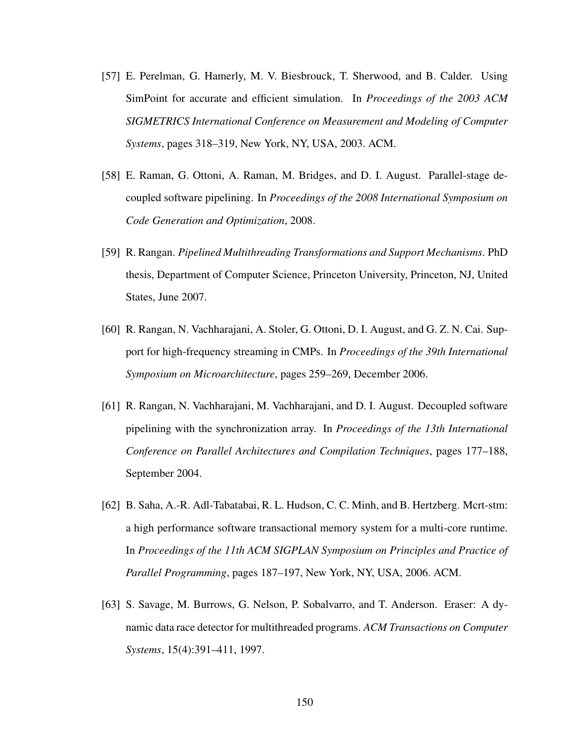[57] E. Perelman, G. Hamerly, M. V. Biesbrouck, T. Sherwood, and B. Calder. Using SimPoint for accurate and efficient simulation. In *Proceedings of the 2003 ACM SIGMETRICS International Conference on Measurement and Modeling of Computer Systems*, pages 318–319, New York, NY, USA, 2003. ACM.

[58] E. Raman, G. Ottoni, A. Raman, M. Bridges, and D. I. August. Parallel-stage decoupled software pipelining. In *Proceedings of the 2008 International Symposium on Code Generation and Optimization*, 2008.

[59] R. Rangan. *Pipelined Multithreading Transformations and Support Mechanisms*. PhD thesis, Department of Computer Science, Princeton University, Princeton, NJ, United States, June 2007.

[60] R. Rangan, N. Vachharajani, A. Stoler, G. Ottoni, D. I. August, and G. Z. N. Cai. Support for high-frequency streaming in CMPs. In *Proceedings of the 39th International Symposium on Microarchitecture*, pages 259–269, December 2006.

[61] R. Rangan, N. Vachharajani, M. Vachharajani, and D. I. August. Decoupled software pipelining with the synchronization array. In *Proceedings of the 13th International Conference on Parallel Architectures and Compilation Techniques*, pages 177–188, September 2004.

[62] B. Saha, A.-R. Adl-Tabatabai, R. L. Hudson, C. C. Minh, and B. Hertzberg. Mcrt-stm: a high performance software transactional memory system for a multi-core runtime. In *Proceedings of the 11th ACM SIGPLAN Symposium on Principles and Practice of Parallel Programming*, pages 187–197, New York, NY, USA, 2006. ACM.

[63] S. Savage, M. Burrows, G. Nelson, P. Sobalvarro, and T. Anderson. Eraser: A dynamic data race detector for multithreaded programs. *ACM Transactions on Computer Systems*, 15(4):391–411, 1997.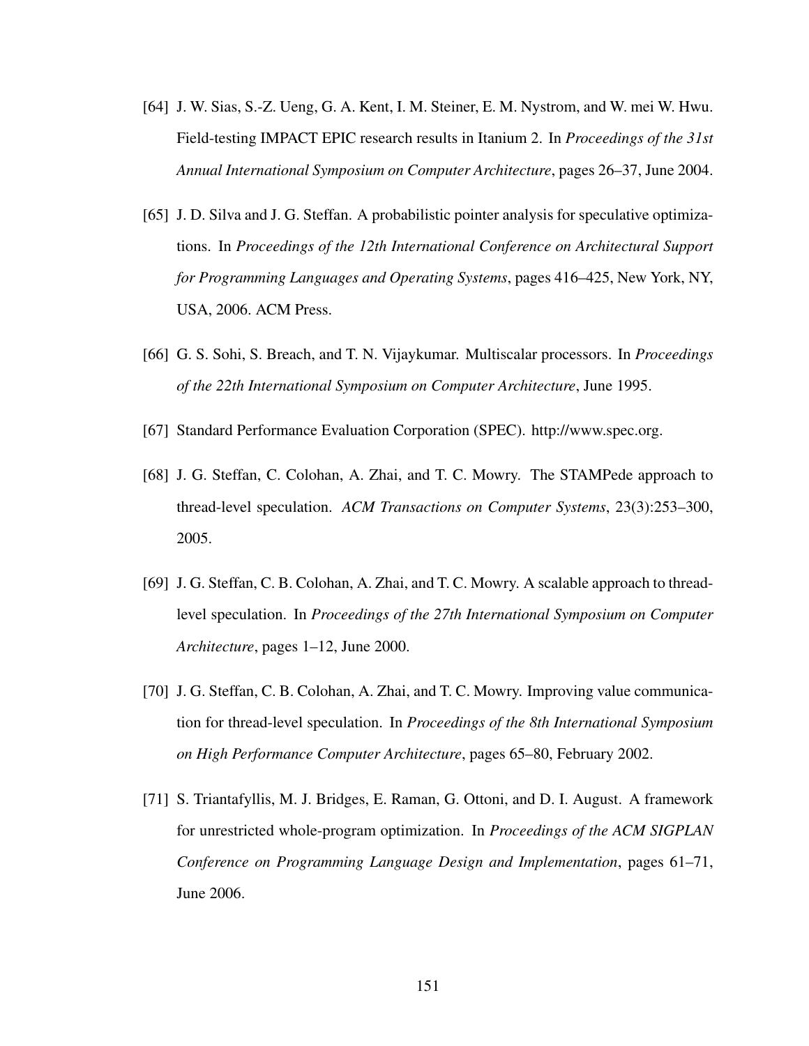[64] J. W. Sias, S.-Z. Ueng, G. A. Kent, I. M. Steiner, E. M. Nystrom, and W. mei W. Hwu. Field-testing IMPACT EPIC research results in Itanium 2. In *Proceedings of the 31st Annual International Symposium on Computer Architecture*, pages 26–37, June 2004.

[65] J. D. Silva and J. G. Steffan. A probabilistic pointer analysis for speculative optimizations. In *Proceedings of the 12th International Conference on Architectural Support for Programming Languages and Operating Systems*, pages 416–425, New York, NY, USA, 2006. ACM Press.

[66] G. S. Sohi, S. Breach, and T. N. Vijaykumar. Multiscalar processors. In *Proceedings of the 22th International Symposium on Computer Architecture*, June 1995.

[67] Standard Performance Evaluation Corporation (SPEC). http://www.spec.org.

[68] J. G. Steffan, C. Colohan, A. Zhai, and T. C. Mowry. The STAMPede approach to thread-level speculation. *ACM Transactions on Computer Systems*, 23(3):253–300, 2005.

[69] J. G. Steffan, C. B. Colohan, A. Zhai, and T. C. Mowry. A scalable approach to thread-level speculation. In *Proceedings of the 27th International Symposium on Computer Architecture*, pages 1–12, June 2000.

[70] J. G. Steffan, C. B. Colohan, A. Zhai, and T. C. Mowry. Improving value communication for thread-level speculation. In *Proceedings of the 8th International Symposium on High Performance Computer Architecture*, pages 65–80, February 2002.

[71] S. Triantafyllis, M. J. Bridges, E. Raman, G. Ottoni, and D. I. August. A framework for unrestricted whole-program optimization. In *Proceedings of the ACM SIGPLAN Conference on Programming Language Design and Implementation*, pages 61–71, June 2006.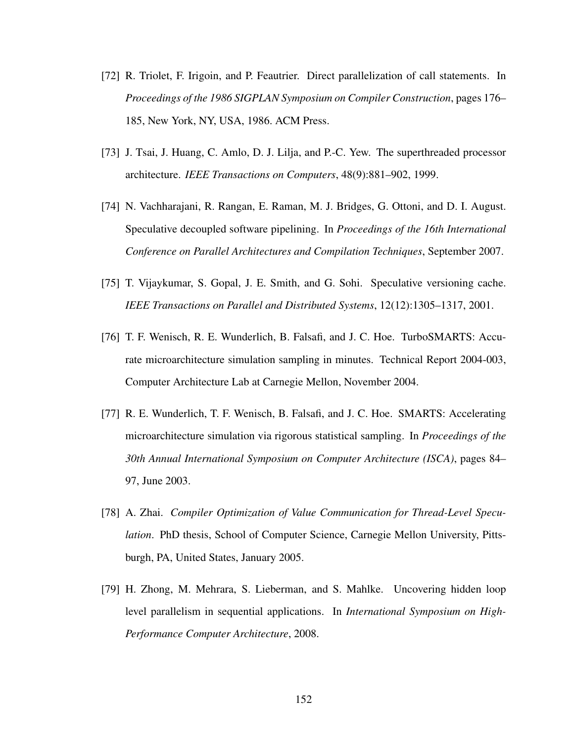[72] R. Triolet, F. Irigoin, and P. Feautrier. Direct parallelization of call statements. In *Proceedings of the 1986 SIGPLAN Symposium on Compiler Construction*, pages 176–185, New York, NY, USA, 1986. ACM Press.

[73] J. Tsai, J. Huang, C. Amlo, D. J. Lilja, and P.-C. Yew. The superthreaded processor architecture. *IEEE Transactions on Computers*, 48(9):881–902, 1999.

[74] N. Vachharajani, R. Rangan, E. Raman, M. J. Bridges, G. Ottoni, and D. I. August. Speculative decoupled software pipelining. In *Proceedings of the 16th International Conference on Parallel Architectures and Compilation Techniques*, September 2007.

[75] T. Vijaykumar, S. Gopal, J. E. Smith, and G. Sohi. Speculative versioning cache. *IEEE Transactions on Parallel and Distributed Systems*, 12(12):1305–1317, 2001.

[76] T. F. Wenisch, R. E. Wunderlich, B. Falsafi, and J. C. Hoe. TurboSMARTS: Accurate microarchitecture simulation sampling in minutes. Technical Report 2004-003, Computer Architecture Lab at Carnegie Mellon, November 2004.

[77] R. E. Wunderlich, T. F. Wenisch, B. Falsafi, and J. C. Hoe. SMARTS: Accelerating microarchitecture simulation via rigorous statistical sampling. In *Proceedings of the 30th Annual International Symposium on Computer Architecture (ISCA)*, pages 84–97, June 2003.

[78] A. Zhai. *Compiler Optimization of Value Communication for Thread-Level Speculation*. PhD thesis, School of Computer Science, Carnegie Mellon University, Pittsburgh, PA, United States, January 2005.

[79] H. Zhong, M. Mehrara, S. Lieberman, and S. Mahlke. Uncovering hidden loop level parallelism in sequential applications. In *International Symposium on High-Performance Computer Architecture*, 2008.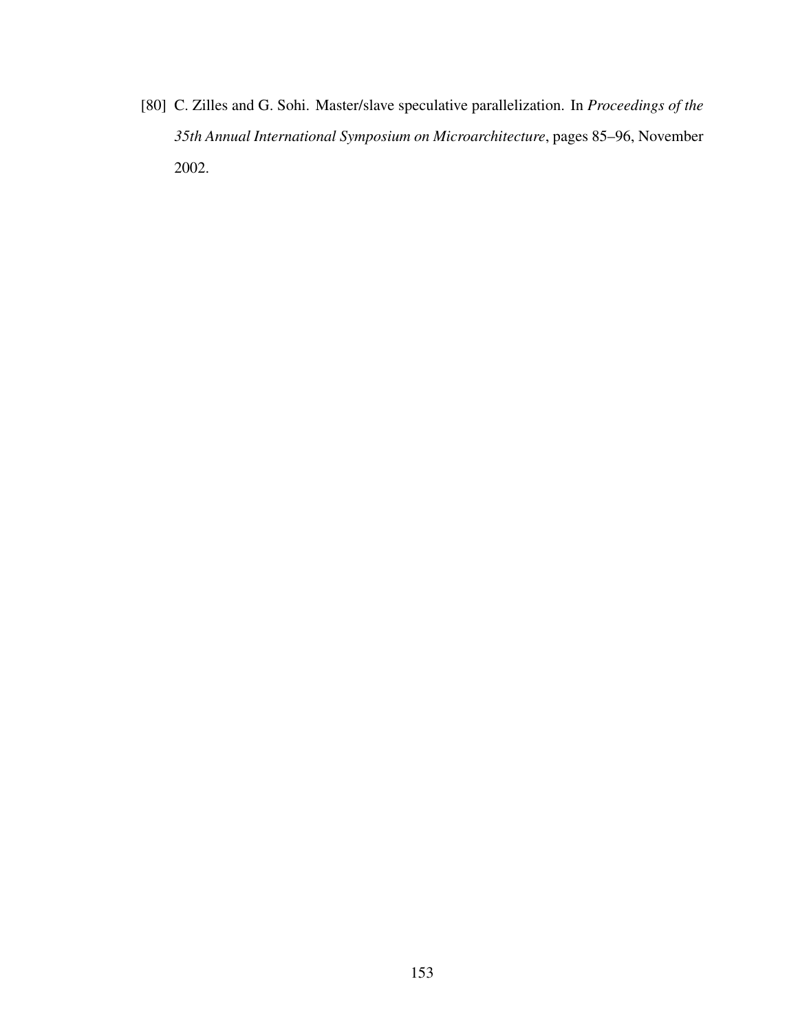[80] C. Zilles and G. Sohi. Master/slave speculative parallelization. In *Proceedings of the 35th Annual International Symposium on Microarchitecture*, pages 85–96, November 2002.